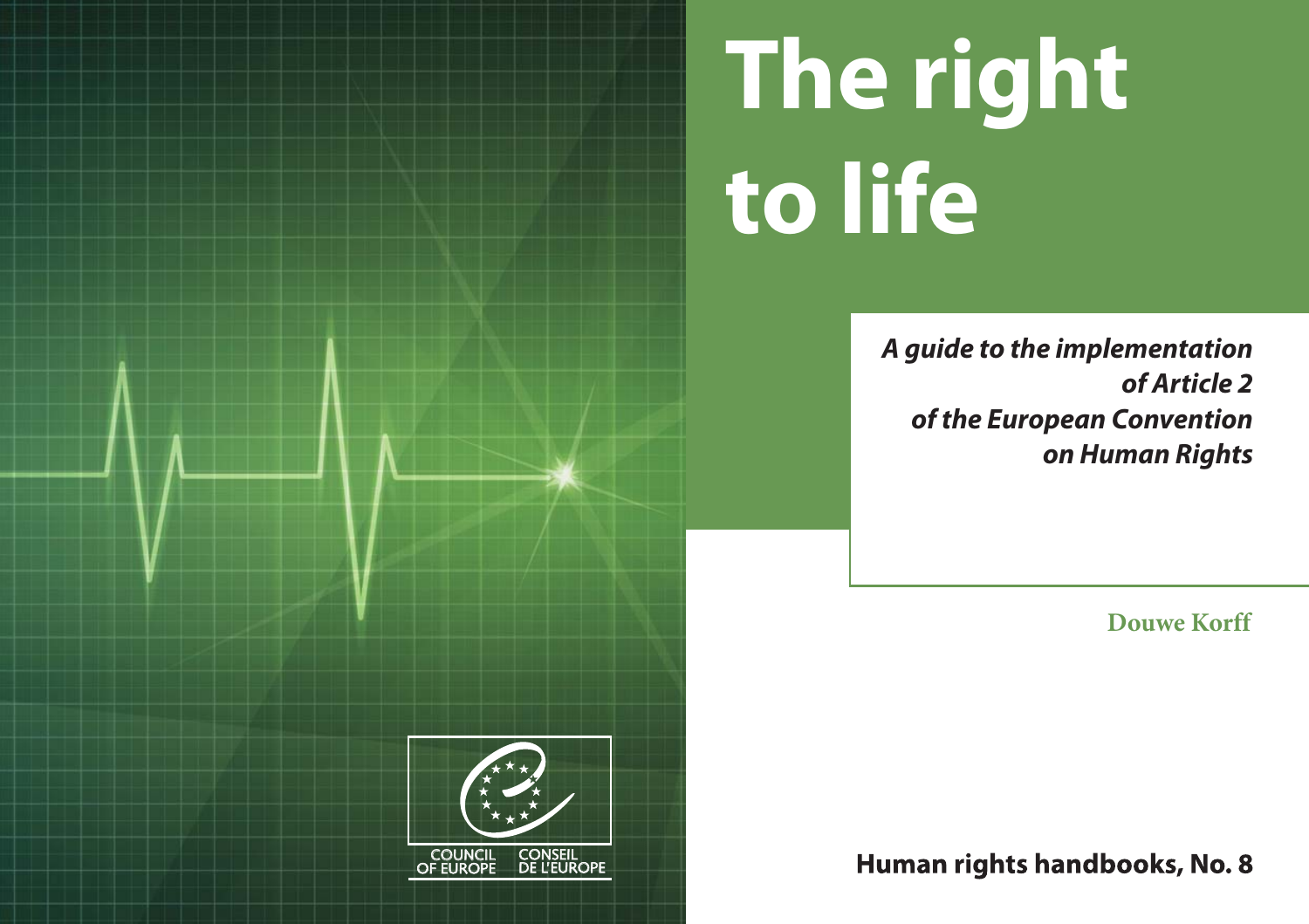# The right to life

***A guide to the implementation of Article 2 of the European Convention on Human Rights***

**Douwe Korff**

COUNCIL OF EUROPE CONSEIL DE L'EUROPE

**Human rights handbooks, No. 8**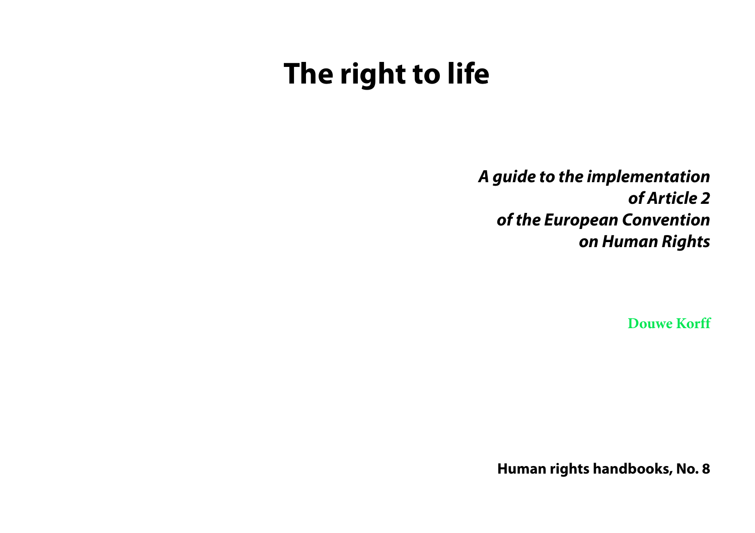# The right to life

***A guide to the implementation of Article 2 of the European Convention on Human Rights***

**Douwe Korff**

**Human rights handbooks, No. 8**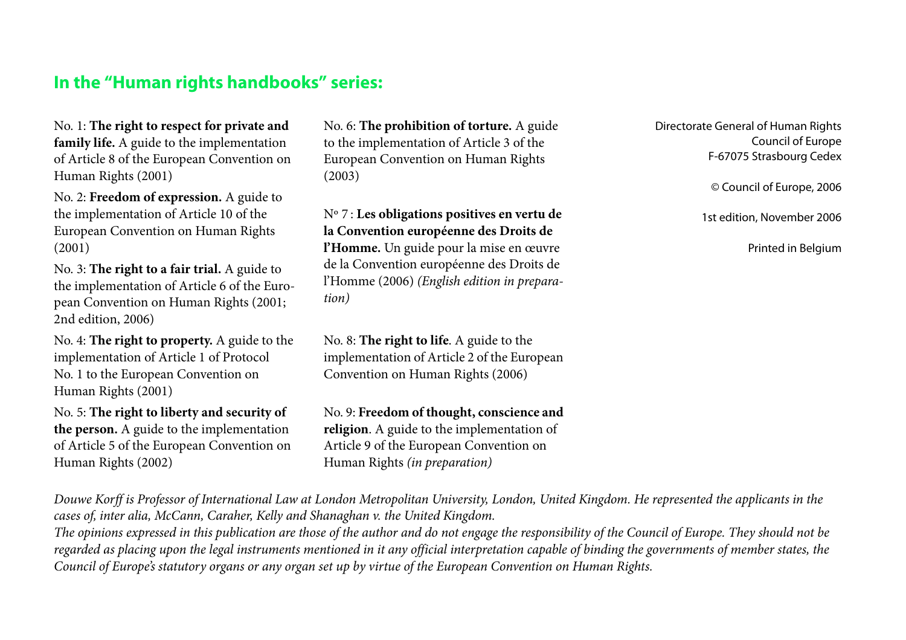## In the "Human rights handbooks" series:

No. 1: **The right to respect for private and family life.** A guide to the implementation of Article 8 of the European Convention on Human Rights (2001)

No. 2: **Freedom of expression.** A guide to the implementation of Article 10 of the European Convention on Human Rights (2001)

No. 3: **The right to a fair trial.** A guide to the implementation of Article 6 of the European Convention on Human Rights (2001; 2nd edition, 2006)

No. 4: **The right to property.** A guide to the implementation of Article 1 of Protocol No. 1 to the European Convention on Human Rights (2001)

No. 5: **The right to liberty and security of the person.** A guide to the implementation of Article 5 of the European Convention on Human Rights (2002)

No. 6: **The prohibition of torture.** A guide to the implementation of Article 3 of the European Convention on Human Rights (2003)

Nº 7 : **Les obligations positives en vertu de la Convention européenne des Droits de l'Homme.** Un guide pour la mise en œuvre de la Convention européenne des Droits de l'Homme (2006) *(English edition in preparation)*

No. 8: **The right to life**. A guide to the implementation of Article 2 of the European Convention on Human Rights (2006)

No. 9: **Freedom of thought, conscience and religion**. A guide to the implementation of Article 9 of the European Convention on Human Rights *(in preparation)*

Directorate General of Human Rights
Council of Europe
F-67075 Strasbourg Cedex

© Council of Europe, 2006

1st edition, November 2006

Printed in Belgium

*Douwe Korff is Professor of International Law at London Metropolitan University, London, United Kingdom. He represented the applicants in the cases of, inter alia, McCann, Caraher, Kelly and Shanaghan v. the United Kingdom.*

*The opinions expressed in this publication are those of the author and do not engage the responsibility of the Council of Europe. They should not be regarded as placing upon the legal instruments mentioned in it any official interpretation capable of binding the governments of member states, the Council of Europe's statutory organs or any organ set up by virtue of the European Convention on Human Rights.*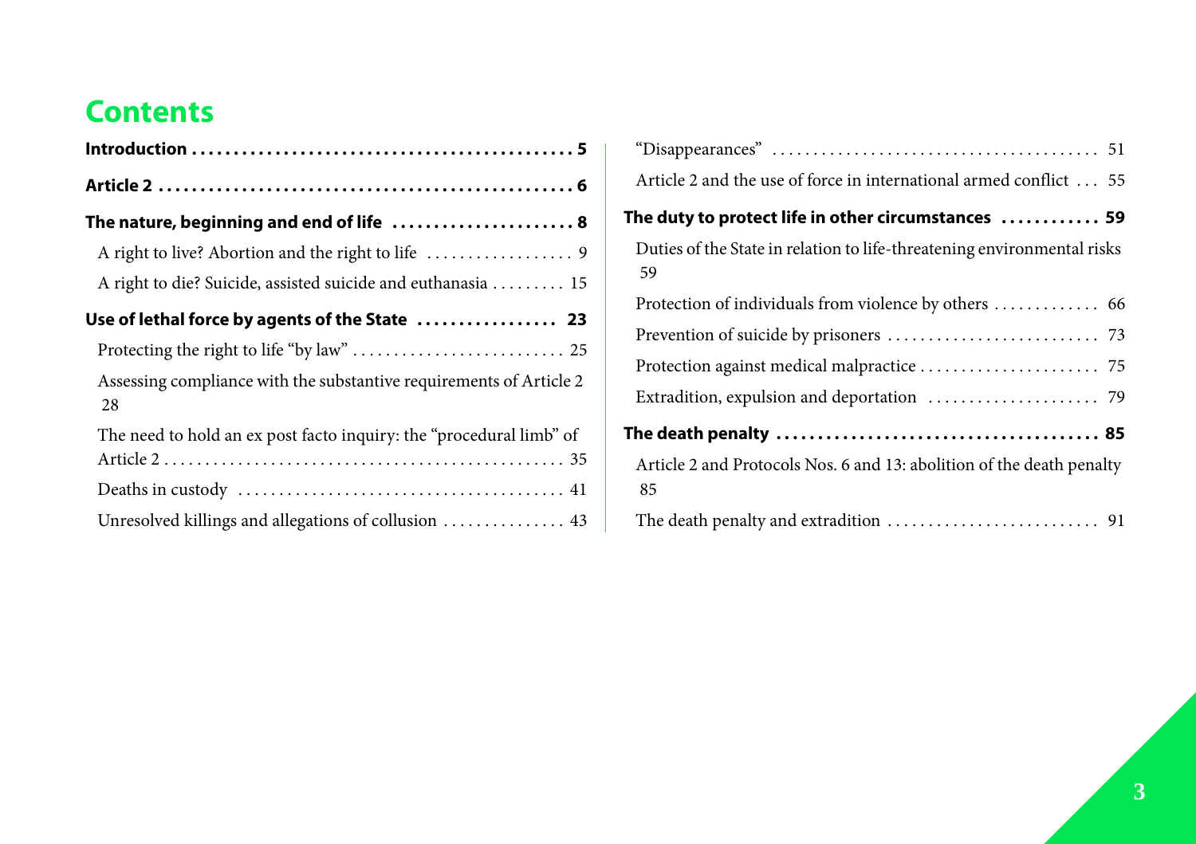# Contents

**Introduction** .......... 5

**Article 2** .......... 6

**The nature, beginning and end of life** .......... 8

- A right to live? Abortion and the right to life .......... 9
- A right to die? Suicide, assisted suicide and euthanasia .......... 15

**Use of lethal force by agents of the State** .......... 23

- Protecting the right to life "by law" .......... 25
- Assessing compliance with the substantive requirements of Article 2 .......... 28
- The need to hold an ex post facto inquiry: the "procedural limb" of Article 2 .......... 35
- Deaths in custody .......... 41
- Unresolved killings and allegations of collusion .......... 43
- "Disappearances" .......... 51
- Article 2 and the use of force in international armed conflict .......... 55

**The duty to protect life in other circumstances** .......... 59

- Duties of the State in relation to life-threatening environmental risks .......... 59
- Protection of individuals from violence by others .......... 66
- Prevention of suicide by prisoners .......... 73
- Protection against medical malpractice .......... 75
- Extradition, expulsion and deportation .......... 79

**The death penalty** .......... 85

- Article 2 and Protocols Nos. 6 and 13: abolition of the death penalty .......... 85
- The death penalty and extradition .......... 91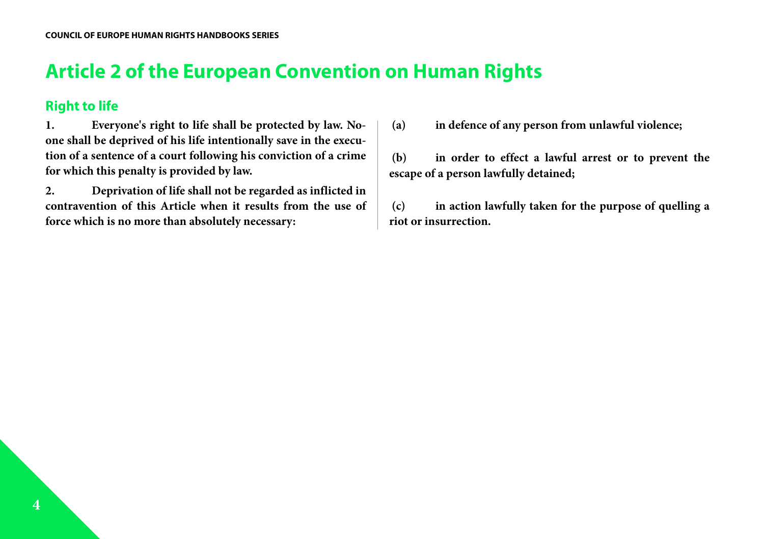# Article 2 of the European Convention on Human Rights

## Right to life

**1. Everyone's right to life shall be protected by law. No-one shall be deprived of his life intentionally save in the execution of a sentence of a court following his conviction of a crime for which this penalty is provided by law.**

**2. Deprivation of life shall not be regarded as inflicted in contravention of this Article when it results from the use of force which is no more than absolutely necessary:**

**(a) in defence of any person from unlawful violence;**

**(b) in order to effect a lawful arrest or to prevent the escape of a person lawfully detained;**

**(c) in action lawfully taken for the purpose of quelling a riot or insurrection.**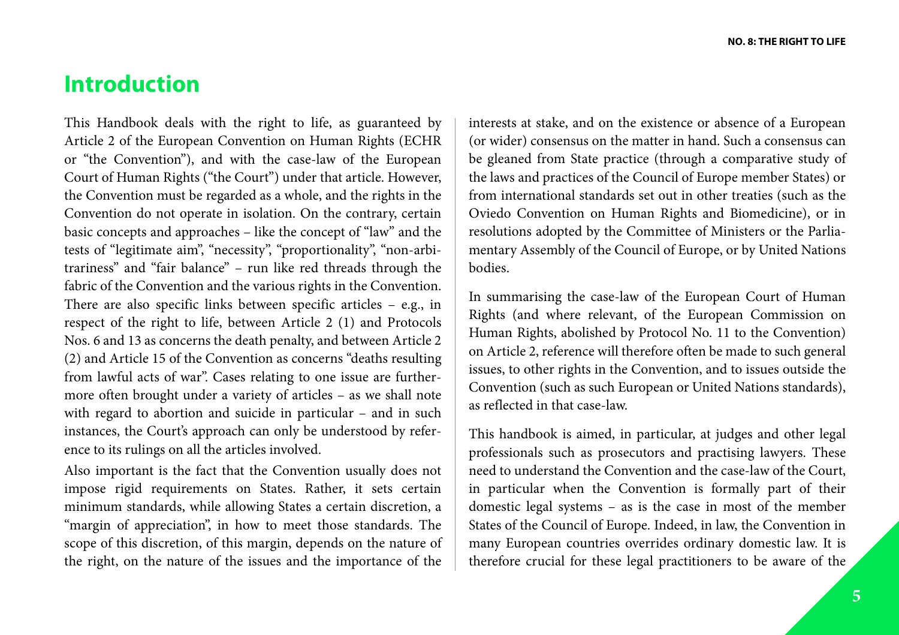# Introduction

This Handbook deals with the right to life, as guaranteed by Article 2 of the European Convention on Human Rights (ECHR or "the Convention"), and with the case-law of the European Court of Human Rights ("the Court") under that article. However, the Convention must be regarded as a whole, and the rights in the Convention do not operate in isolation. On the contrary, certain basic concepts and approaches – like the concept of "law" and the tests of "legitimate aim", "necessity", "proportionality", "non-arbitrariness" and "fair balance" – run like red threads through the fabric of the Convention and the various rights in the Convention. There are also specific links between specific articles – e.g., in respect of the right to life, between Article 2 (1) and Protocols Nos. 6 and 13 as concerns the death penalty, and between Article 2 (2) and Article 15 of the Convention as concerns "deaths resulting from lawful acts of war". Cases relating to one issue are furthermore often brought under a variety of articles – as we shall note with regard to abortion and suicide in particular – and in such instances, the Court's approach can only be understood by reference to its rulings on all the articles involved.

Also important is the fact that the Convention usually does not impose rigid requirements on States. Rather, it sets certain minimum standards, while allowing States a certain discretion, a "margin of appreciation", in how to meet those standards. The scope of this discretion, of this margin, depends on the nature of the right, on the nature of the issues and the importance of the interests at stake, and on the existence or absence of a European (or wider) consensus on the matter in hand. Such a consensus can be gleaned from State practice (through a comparative study of the laws and practices of the Council of Europe member States) or from international standards set out in other treaties (such as the Oviedo Convention on Human Rights and Biomedicine), or in resolutions adopted by the Committee of Ministers or the Parliamentary Assembly of the Council of Europe, or by United Nations bodies.

In summarising the case-law of the European Court of Human Rights (and where relevant, of the European Commission on Human Rights, abolished by Protocol No. 11 to the Convention) on Article 2, reference will therefore often be made to such general issues, to other rights in the Convention, and to issues outside the Convention (such as such European or United Nations standards), as reflected in that case-law.

This handbook is aimed, in particular, at judges and other legal professionals such as prosecutors and practising lawyers. These need to understand the Convention and the case-law of the Court, in particular when the Convention is formally part of their domestic legal systems – as is the case in most of the member States of the Council of Europe. Indeed, in law, the Convention in many European countries overrides ordinary domestic law. It is therefore crucial for these legal practitioners to be aware of the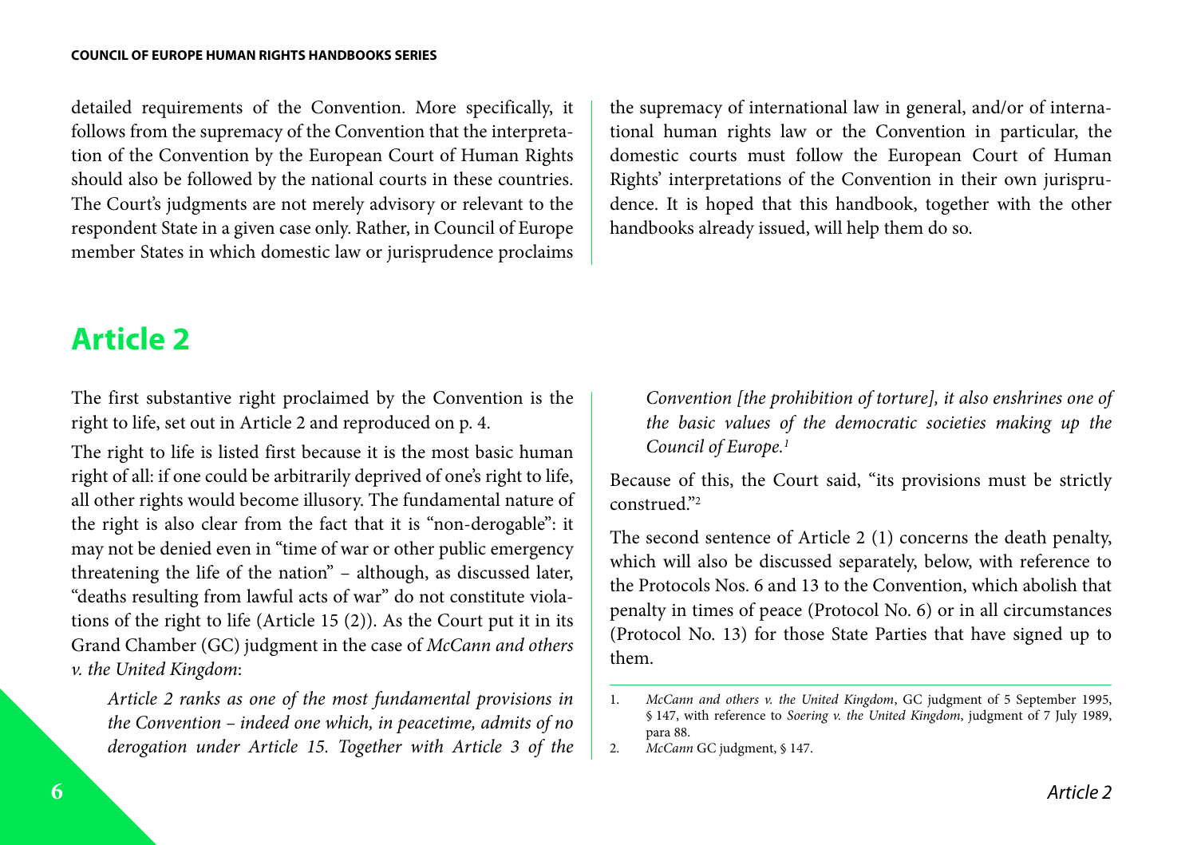detailed requirements of the Convention. More specifically, it follows from the supremacy of the Convention that the interpretation of the Convention by the European Court of Human Rights should also be followed by the national courts in these countries. The Court's judgments are not merely advisory or relevant to the respondent State in a given case only. Rather, in Council of Europe member States in which domestic law or jurisprudence proclaims the supremacy of international law in general, and/or of international human rights law or the Convention in particular, the domestic courts must follow the European Court of Human Rights' interpretations of the Convention in their own jurisprudence. It is hoped that this handbook, together with the other handbooks already issued, will help them do so.

# Article 2

The first substantive right proclaimed by the Convention is the right to life, set out in Article 2 and reproduced on p. 4.

The right to life is listed first because it is the most basic human right of all: if one could be arbitrarily deprived of one's right to life, all other rights would become illusory. The fundamental nature of the right is also clear from the fact that it is "non-derogable": it may not be denied even in "time of war or other public emergency threatening the life of the nation" – although, as discussed later, "deaths resulting from lawful acts of war" do not constitute violations of the right to life (Article 15 (2)). As the Court put it in its Grand Chamber (GC) judgment in the case of *McCann and others v. the United Kingdom*:

> *Article 2 ranks as one of the most fundamental provisions in the Convention – indeed one which, in peacetime, admits of no derogation under Article 15. Together with Article 3 of the Convention [the prohibition of torture], it also enshrines one of the basic values of the democratic societies making up the Council of Europe.*[1]

Because of this, the Court said, "its provisions must be strictly construed."[2]

The second sentence of Article 2 (1) concerns the death penalty, which will also be discussed separately, below, with reference to the Protocols Nos. 6 and 13 to the Convention, which abolish that penalty in times of peace (Protocol No. 6) or in all circumstances (Protocol No. 13) for those State Parties that have signed up to them.

---

1. *McCann and others v. the United Kingdom*, GC judgment of 5 September 1995, § 147, with reference to *Soering v. the United Kingdom*, judgment of 7 July 1989, para 88.
2. *McCann* GC judgment, § 147.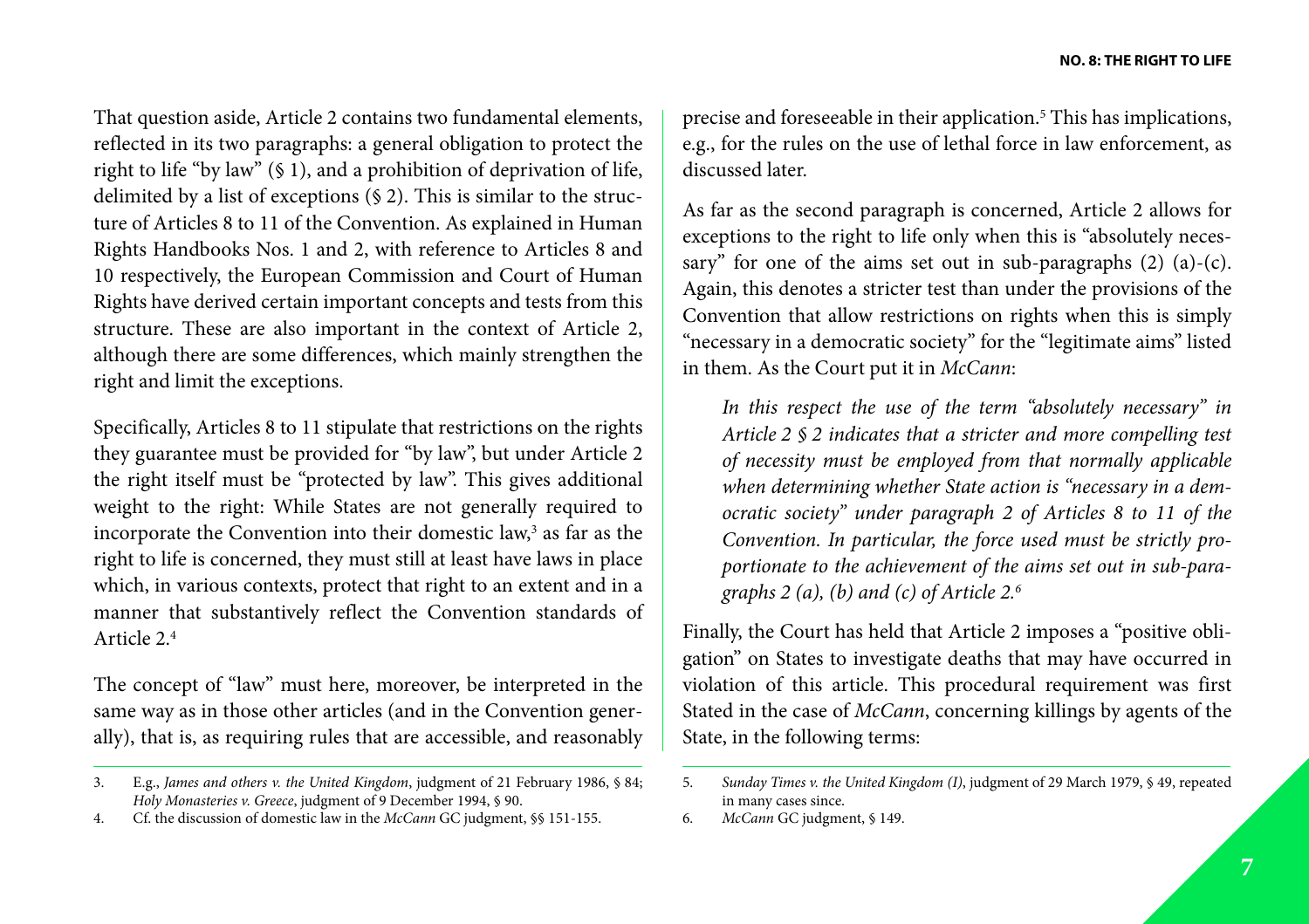That question aside, Article 2 contains two fundamental elements, reflected in its two paragraphs: a general obligation to protect the right to life "by law" (§ 1), and a prohibition of deprivation of life, delimited by a list of exceptions (§ 2). This is similar to the structure of Articles 8 to 11 of the Convention. As explained in Human Rights Handbooks Nos. 1 and 2, with reference to Articles 8 and 10 respectively, the European Commission and Court of Human Rights have derived certain important concepts and tests from this structure. These are also important in the context of Article 2, although there are some differences, which mainly strengthen the right and limit the exceptions.

Specifically, Articles 8 to 11 stipulate that restrictions on the rights they guarantee must be provided for "by law", but under Article 2 the right itself must be "protected by law". This gives additional weight to the right: While States are not generally required to incorporate the Convention into their domestic law,[3] as far as the right to life is concerned, they must still at least have laws in place which, in various contexts, protect that right to an extent and in a manner that substantively reflect the Convention standards of Article 2.[4]

The concept of "law" must here, moreover, be interpreted in the same way as in those other articles (and in the Convention generally), that is, as requiring rules that are accessible, and reasonably precise and foreseeable in their application.[5] This has implications, e.g., for the rules on the use of lethal force in law enforcement, as discussed later.

As far as the second paragraph is concerned, Article 2 allows for exceptions to the right to life only when this is "absolutely necessary" for one of the aims set out in sub-paragraphs (2) (a)-(c). Again, this denotes a stricter test than under the provisions of the Convention that allow restrictions on rights when this is simply "necessary in a democratic society" for the "legitimate aims" listed in them. As the Court put it in *McCann*:

> *In this respect the use of the term "absolutely necessary" in Article 2 § 2 indicates that a stricter and more compelling test of necessity must be employed from that normally applicable when determining whether State action is "necessary in a democratic society" under paragraph 2 of Articles 8 to 11 of the Convention. In particular, the force used must be strictly proportionate to the achievement of the aims set out in sub-paragraphs 2 (a), (b) and (c) of Article 2.*[6]

Finally, the Court has held that Article 2 imposes a "positive obligation" on States to investigate deaths that may have occurred in violation of this article. This procedural requirement was first Stated in the case of *McCann*, concerning killings by agents of the State, in the following terms:

---

3. E.g., *James and others v. the United Kingdom*, judgment of 21 February 1986, § 84; *Holy Monasteries v. Greece*, judgment of 9 December 1994, § 90.
4. Cf. the discussion of domestic law in the *McCann* GC judgment, §§ 151-155.
5. *Sunday Times v. the United Kingdom (I)*, judgment of 29 March 1979, § 49, repeated in many cases since.
6. *McCann* GC judgment, § 149.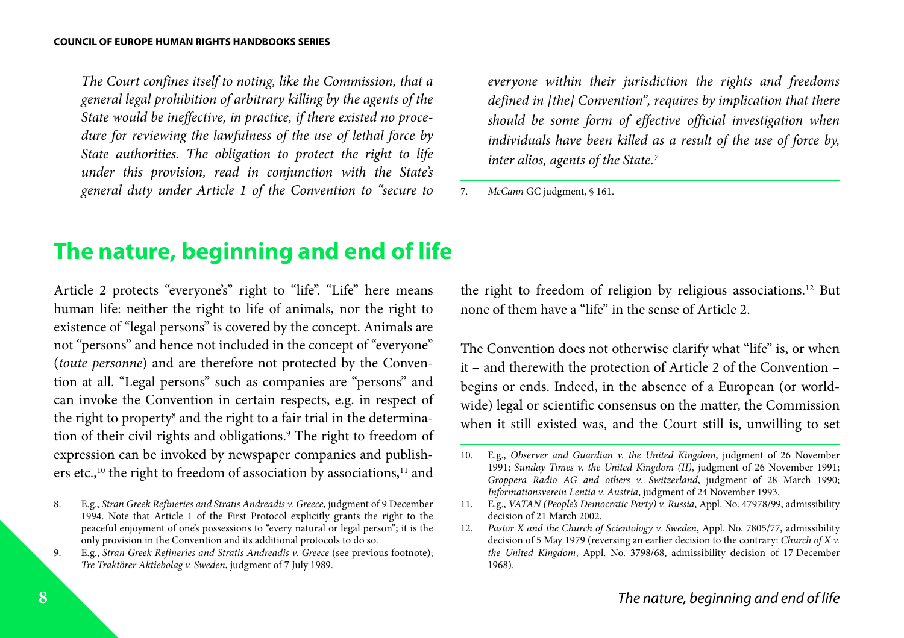*The Court confines itself to noting, like the Commission, that a general legal prohibition of arbitrary killing by the agents of the State would be ineffective, in practice, if there existed no procedure for reviewing the lawfulness of the use of lethal force by State authorities. The obligation to protect the right to life under this provision, read in conjunction with the State's general duty under Article 1 of the Convention to "secure to everyone within their jurisdiction the rights and freedoms defined in [the] Convention", requires by implication that there should be some form of effective official investigation when individuals have been killed as a result of the use of force by, inter alios, agents of the State.*[7]

7. *McCann* GC judgment, § 161.

## The nature, beginning and end of life

Article 2 protects "everyone's" right to "life". "Life" here means human life: neither the right to life of animals, nor the right to existence of "legal persons" is covered by the concept. Animals are not "persons" and hence not included in the concept of "everyone" (*toute personne*) and are therefore not protected by the Convention at all. "Legal persons" such as companies are "persons" and can invoke the Convention in certain respects, e.g. in respect of the right to property[8] and the right to a fair trial in the determination of their civil rights and obligations.[9] The right to freedom of expression can be invoked by newspaper companies and publishers etc.,[10] the right to freedom of association by associations,[11] and the right to freedom of religion by religious associations.[12] But none of them have a "life" in the sense of Article 2.

The Convention does not otherwise clarify what "life" is, or when it – and therewith the protection of Article 2 of the Convention – begins or ends. Indeed, in the absence of a European (or worldwide) legal or scientific consensus on the matter, the Commission when it still existed was, and the Court still is, unwilling to set

8. E.g., *Stran Greek Refineries and Stratis Andreadis v. Greece*, judgment of 9 December 1994. Note that Article 1 of the First Protocol explicitly grants the right to the peaceful enjoyment of one's possessions to "every natural or legal person"; it is the only provision in the Convention and its additional protocols to do so.

9. E.g., *Stran Greek Refineries and Stratis Andreadis v. Greece* (see previous footnote); *Tre Traktörer Aktiebolag v. Sweden*, judgment of 7 July 1989.

10. E.g., *Observer and Guardian v. the United Kingdom*, judgment of 26 November 1991; *Sunday Times v. the United Kingdom (II)*, judgment of 26 November 1991; *Groppera Radio AG and others v. Switzerland*, judgment of 28 March 1990; *Informationsverein Lentia v. Austria*, judgment of 24 November 1993.

11. E.g., *VATAN (People's Democratic Party) v. Russia*, Appl. No. 47978/99, admissibility decision of 21 March 2002.

12. *Pastor X and the Church of Scientology v. Sweden*, Appl. No. 7805/77, admissibility decision of 5 May 1979 (reversing an earlier decision to the contrary: *Church of X v. the United Kingdom*, Appl. No. 3798/68, admissibility decision of 17 December 1968).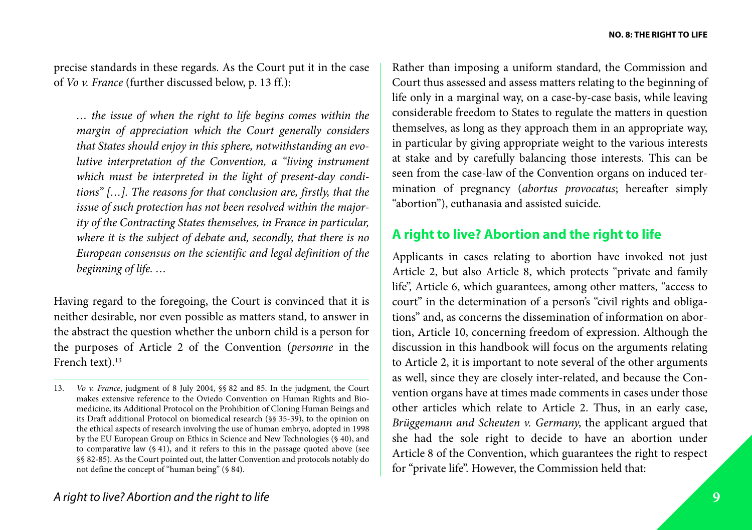precise standards in these regards. As the Court put it in the case of *Vo v. France* (further discussed below, p. 13 ff.):

> *… the issue of when the right to life begins comes within the margin of appreciation which the Court generally considers that States should enjoy in this sphere, notwithstanding an evolutive interpretation of the Convention, a "living instrument which must be interpreted in the light of present-day conditions" […]. The reasons for that conclusion are, firstly, that the issue of such protection has not been resolved within the majority of the Contracting States themselves, in France in particular, where it is the subject of debate and, secondly, that there is no European consensus on the scientific and legal definition of the beginning of life. …*

Having regard to the foregoing, the Court is convinced that it is neither desirable, nor even possible as matters stand, to answer in the abstract the question whether the unborn child is a person for the purposes of Article 2 of the Convention (*personne* in the French text).[13]

13. *Vo v. France*, judgment of 8 July 2004, §§ 82 and 85. In the judgment, the Court makes extensive reference to the Oviedo Convention on Human Rights and Biomedicine, its Additional Protocol on the Prohibition of Cloning Human Beings and its Draft additional Protocol on biomedical research (§§ 35-39), to the opinion on the ethical aspects of research involving the use of human embryo, adopted in 1998 by the EU European Group on Ethics in Science and New Technologies (§ 40), and to comparative law (§ 41), and it refers to this in the passage quoted above (see §§ 82-85). As the Court pointed out, the latter Convention and protocols notably do not define the concept of "human being" (§ 84).

Rather than imposing a uniform standard, the Commission and Court thus assessed and assess matters relating to the beginning of life only in a marginal way, on a case-by-case basis, while leaving considerable freedom to States to regulate the matters in question themselves, as long as they approach them in an appropriate way, in particular by giving appropriate weight to the various interests at stake and by carefully balancing those interests. This can be seen from the case-law of the Convention organs on induced termination of pregnancy (*abortus provocatus*; hereafter simply "abortion"), euthanasia and assisted suicide.

## A right to live? Abortion and the right to life

Applicants in cases relating to abortion have invoked not just Article 2, but also Article 8, which protects "private and family life", Article 6, which guarantees, among other matters, "access to court" in the determination of a person's "civil rights and obligations" and, as concerns the dissemination of information on abortion, Article 10, concerning freedom of expression. Although the discussion in this handbook will focus on the arguments relating to Article 2, it is important to note several of the other arguments as well, since they are closely inter-related, and because the Convention organs have at times made comments in cases under those other articles which relate to Article 2. Thus, in an early case, *Brüggemann and Scheuten v. Germany*, the applicant argued that she had the sole right to decide to have an abortion under Article 8 of the Convention, which guarantees the right to respect for "private life". However, the Commission held that: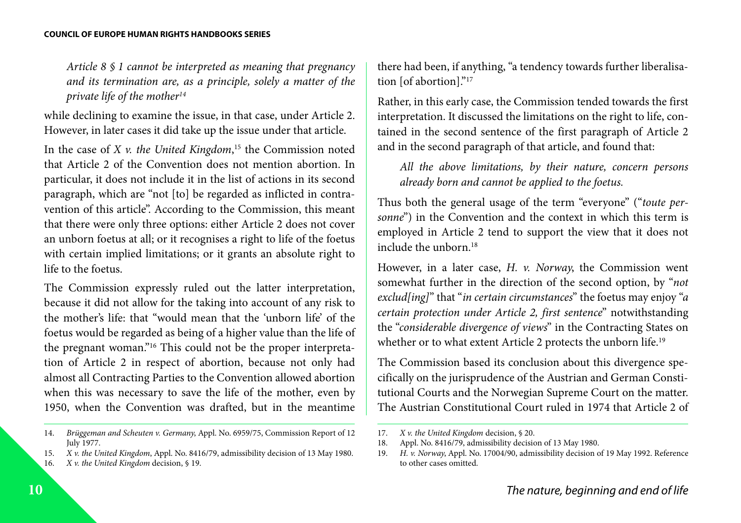> *Article 8 § 1 cannot be interpreted as meaning that pregnancy and its termination are, as a principle, solely a matter of the private life of the mother*[14]

while declining to examine the issue, in that case, under Article 2. However, in later cases it did take up the issue under that article.

In the case of *X v. the United Kingdom*,[15] the Commission noted that Article 2 of the Convention does not mention abortion. In particular, it does not include it in the list of actions in its second paragraph, which are "not [to] be regarded as inflicted in contravention of this article". According to the Commission, this meant that there were only three options: either Article 2 does not cover an unborn foetus at all; or it recognises a right to life of the foetus with certain implied limitations; or it grants an absolute right to life to the foetus.

The Commission expressly ruled out the latter interpretation, because it did not allow for the taking into account of any risk to the mother's life: that "would mean that the 'unborn life' of the foetus would be regarded as being of a higher value than the life of the pregnant woman."[16] This could not be the proper interpretation of Article 2 in respect of abortion, because not only had almost all Contracting Parties to the Convention allowed abortion when this was necessary to save the life of the mother, even by 1950, when the Convention was drafted, but in the meantime there had been, if anything, "a tendency towards further liberalisation [of abortion]."[17]

Rather, in this early case, the Commission tended towards the first interpretation. It discussed the limitations on the right to life, contained in the second sentence of the first paragraph of Article 2 and in the second paragraph of that article, and found that:

> *All the above limitations, by their nature, concern persons already born and cannot be applied to the foetus.*

Thus both the general usage of the term "everyone" ("*toute personne*") in the Convention and the context in which this term is employed in Article 2 tend to support the view that it does not include the unborn.[18]

However, in a later case, *H. v. Norway*, the Commission went somewhat further in the direction of the second option, by "*not exclud[ing]*" that "*in certain circumstances*" the foetus may enjoy "*a certain protection under Article 2, first sentence*" notwithstanding the "*considerable divergence of views*" in the Contracting States on whether or to what extent Article 2 protects the unborn life.[19]

The Commission based its conclusion about this divergence specifically on the jurisprudence of the Austrian and German Constitutional Courts and the Norwegian Supreme Court on the matter. The Austrian Constitutional Court ruled in 1974 that Article 2 of

---

14. *Brüggeman and Scheuten v. Germany*, Appl. No. 6959/75, Commission Report of 12 July 1977.
15. *X v. the United Kingdom*, Appl. No. 8416/79, admissibility decision of 13 May 1980.
16. *X v. the United Kingdom* decision, § 19.
17. *X v. the United Kingdom* decision, § 20.
18. Appl. No. 8416/79, admissibility decision of 13 May 1980.
19. *H. v. Norway*, Appl. No. 17004/90, admissibility decision of 19 May 1992. Reference to other cases omitted.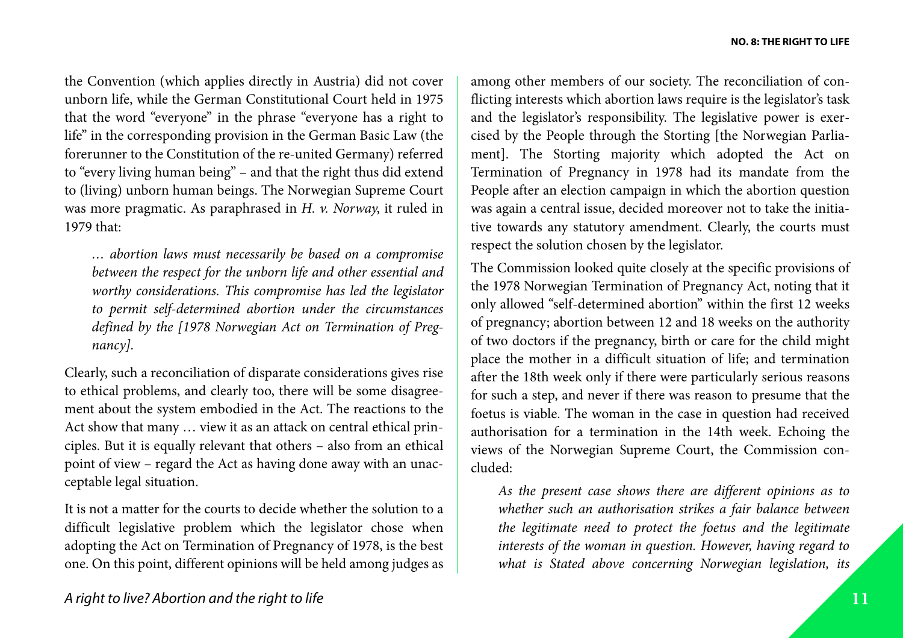the Convention (which applies directly in Austria) did not cover unborn life, while the German Constitutional Court held in 1975 that the word "everyone" in the phrase "everyone has a right to life" in the corresponding provision in the German Basic Law (the forerunner to the Constitution of the re-united Germany) referred to "every living human being" – and that the right thus did extend to (living) unborn human beings. The Norwegian Supreme Court was more pragmatic. As paraphrased in *H. v. Norway*, it ruled in 1979 that:

> *… abortion laws must necessarily be based on a compromise between the respect for the unborn life and other essential and worthy considerations. This compromise has led the legislator to permit self-determined abortion under the circumstances defined by the [1978 Norwegian Act on Termination of Pregnancy].*

Clearly, such a reconciliation of disparate considerations gives rise to ethical problems, and clearly too, there will be some disagreement about the system embodied in the Act. The reactions to the Act show that many … view it as an attack on central ethical principles. But it is equally relevant that others – also from an ethical point of view – regard the Act as having done away with an unacceptable legal situation.

It is not a matter for the courts to decide whether the solution to a difficult legislative problem which the legislator chose when adopting the Act on Termination of Pregnancy of 1978, is the best one. On this point, different opinions will be held among judges as among other members of our society. The reconciliation of conflicting interests which abortion laws require is the legislator's task and the legislator's responsibility. The legislative power is exercised by the People through the Storting [the Norwegian Parliament]. The Storting majority which adopted the Act on Termination of Pregnancy in 1978 had its mandate from the People after an election campaign in which the abortion question was again a central issue, decided moreover not to take the initiative towards any statutory amendment. Clearly, the courts must respect the solution chosen by the legislator.

The Commission looked quite closely at the specific provisions of the 1978 Norwegian Termination of Pregnancy Act, noting that it only allowed "self-determined abortion" within the first 12 weeks of pregnancy; abortion between 12 and 18 weeks on the authority of two doctors if the pregnancy, birth or care for the child might place the mother in a difficult situation of life; and termination after the 18th week only if there were particularly serious reasons for such a step, and never if there was reason to presume that the foetus is viable. The woman in the case in question had received authorisation for a termination in the 14th week. Echoing the views of the Norwegian Supreme Court, the Commission concluded:

> *As the present case shows there are different opinions as to whether such an authorisation strikes a fair balance between the legitimate need to protect the foetus and the legitimate interests of the woman in question. However, having regard to what is Stated above concerning Norwegian legislation, its*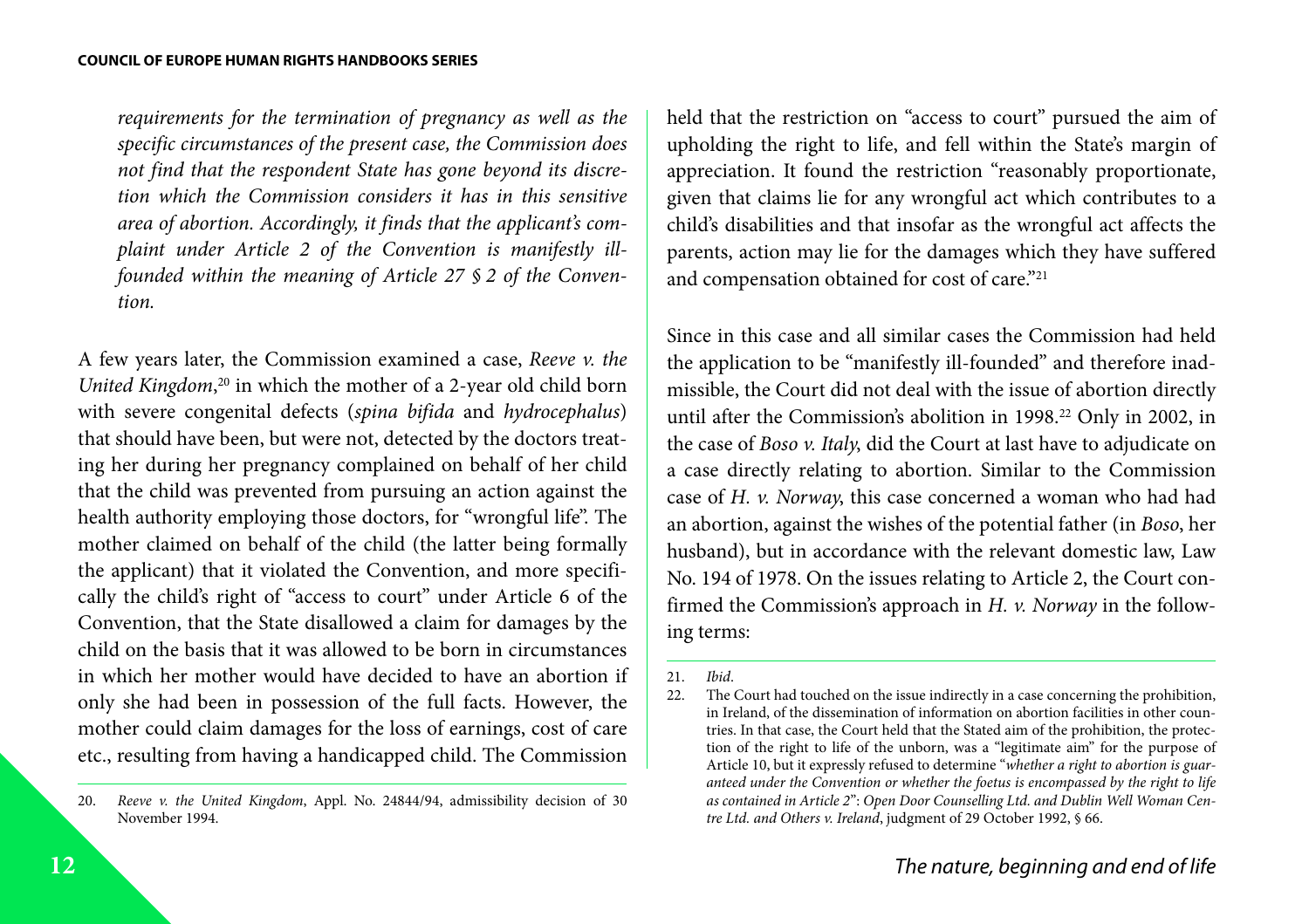*requirements for the termination of pregnancy as well as the specific circumstances of the present case, the Commission does not find that the respondent State has gone beyond its discretion which the Commission considers it has in this sensitive area of abortion. Accordingly, it finds that the applicant's complaint under Article 2 of the Convention is manifestly ill-founded within the meaning of Article 27 § 2 of the Convention.*

A few years later, the Commission examined a case, *Reeve v. the United Kingdom*,[20] in which the mother of a 2-year old child born with severe congenital defects (*spina bifida* and *hydrocephalus*) that should have been, but were not, detected by the doctors treating her during her pregnancy complained on behalf of her child that the child was prevented from pursuing an action against the health authority employing those doctors, for "wrongful life". The mother claimed on behalf of the child (the latter being formally the applicant) that it violated the Convention, and more specifically the child's right of "access to court" under Article 6 of the Convention, that the State disallowed a claim for damages by the child on the basis that it was allowed to be born in circumstances in which her mother would have decided to have an abortion if only she had been in possession of the full facts. However, the mother could claim damages for the loss of earnings, cost of care etc., resulting from having a handicapped child. The Commission held that the restriction on "access to court" pursued the aim of upholding the right to life, and fell within the State's margin of appreciation. It found the restriction "reasonably proportionate, given that claims lie for any wrongful act which contributes to a child's disabilities and that insofar as the wrongful act affects the parents, action may lie for the damages which they have suffered and compensation obtained for cost of care."[21]

Since in this case and all similar cases the Commission had held the application to be "manifestly ill-founded" and therefore inadmissible, the Court did not deal with the issue of abortion directly until after the Commission's abolition in 1998.[22] Only in 2002, in the case of *Boso v. Italy*, did the Court at last have to adjudicate on a case directly relating to abortion. Similar to the Commission case of *H. v. Norway*, this case concerned a woman who had had an abortion, against the wishes of the potential father (in *Boso*, her husband), but in accordance with the relevant domestic law, Law No. 194 of 1978. On the issues relating to Article 2, the Court confirmed the Commission's approach in *H. v. Norway* in the following terms:

---

20. *Reeve v. the United Kingdom*, Appl. No. 24844/94, admissibility decision of 30 November 1994.

21. *Ibid.*

22. The Court had touched on the issue indirectly in a case concerning the prohibition, in Ireland, of the dissemination of information on abortion facilities in other countries. In that case, the Court held that the Stated aim of the prohibition, the protection of the right to life of the unborn, was a "legitimate aim" for the purpose of Article 10, but it expressly refused to determine "*whether a right to abortion is guaranteed under the Convention or whether the foetus is encompassed by the right to life as contained in Article 2*": *Open Door Counselling Ltd. and Dublin Well Woman Centre Ltd. and Others v. Ireland*, judgment of 29 October 1992, § 66.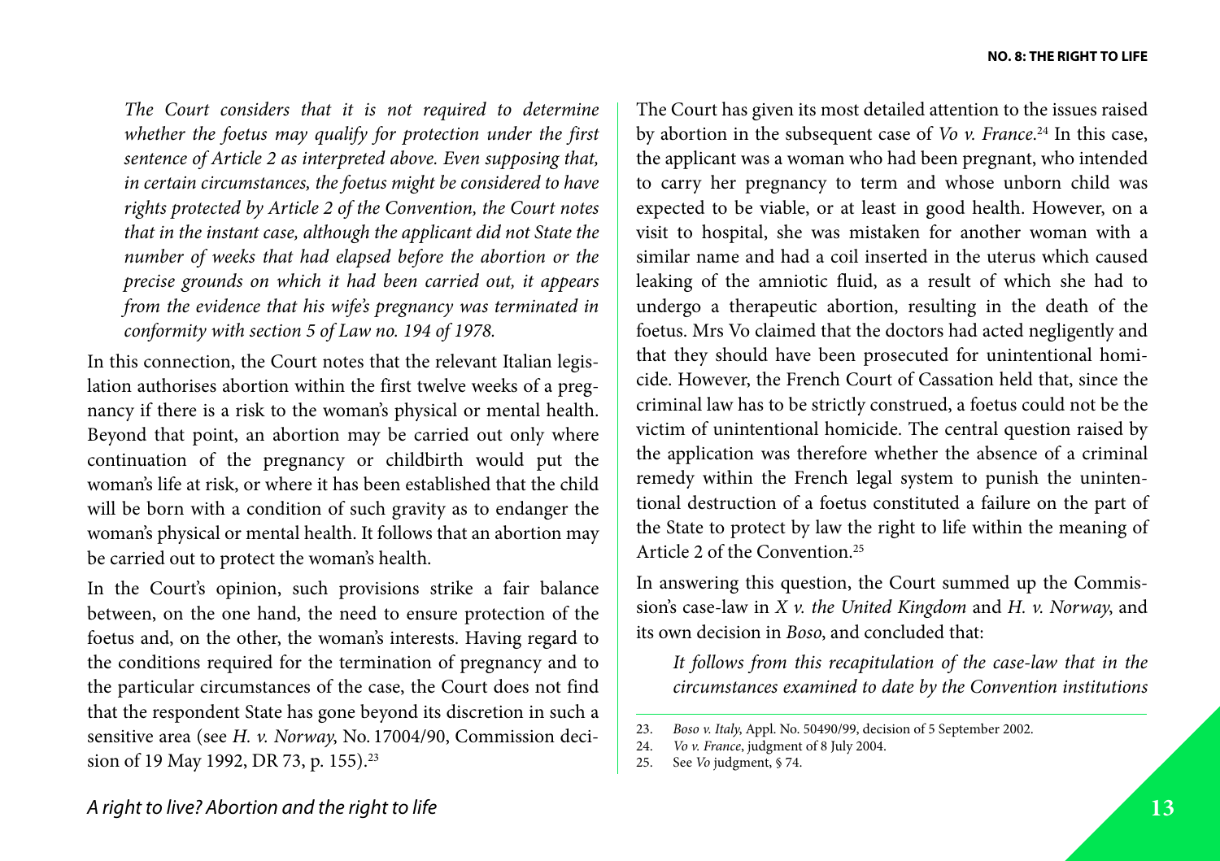*The Court considers that it is not required to determine whether the foetus may qualify for protection under the first sentence of Article 2 as interpreted above. Even supposing that, in certain circumstances, the foetus might be considered to have rights protected by Article 2 of the Convention, the Court notes that in the instant case, although the applicant did not State the number of weeks that had elapsed before the abortion or the precise grounds on which it had been carried out, it appears from the evidence that his wife's pregnancy was terminated in conformity with section 5 of Law no. 194 of 1978.*

In this connection, the Court notes that the relevant Italian legislation authorises abortion within the first twelve weeks of a pregnancy if there is a risk to the woman's physical or mental health. Beyond that point, an abortion may be carried out only where continuation of the pregnancy or childbirth would put the woman's life at risk, or where it has been established that the child will be born with a condition of such gravity as to endanger the woman's physical or mental health. It follows that an abortion may be carried out to protect the woman's health.

In the Court's opinion, such provisions strike a fair balance between, on the one hand, the need to ensure protection of the foetus and, on the other, the woman's interests. Having regard to the conditions required for the termination of pregnancy and to the particular circumstances of the case, the Court does not find that the respondent State has gone beyond its discretion in such a sensitive area (see *H. v. Norway*, No. 17004/90, Commission decision of 19 May 1992, DR 73, p. 155).[23]

The Court has given its most detailed attention to the issues raised by abortion in the subsequent case of *Vo v. France*.[24] In this case, the applicant was a woman who had been pregnant, who intended to carry her pregnancy to term and whose unborn child was expected to be viable, or at least in good health. However, on a visit to hospital, she was mistaken for another woman with a similar name and had a coil inserted in the uterus which caused leaking of the amniotic fluid, as a result of which she had to undergo a therapeutic abortion, resulting in the death of the foetus. Mrs Vo claimed that the doctors had acted negligently and that they should have been prosecuted for unintentional homicide. However, the French Court of Cassation held that, since the criminal law has to be strictly construed, a foetus could not be the victim of unintentional homicide. The central question raised by the application was therefore whether the absence of a criminal remedy within the French legal system to punish the unintentional destruction of a foetus constituted a failure on the part of the State to protect by law the right to life within the meaning of Article 2 of the Convention.[25]

In answering this question, the Court summed up the Commission's case-law in *X v. the United Kingdom* and *H. v. Norway*, and its own decision in *Boso*, and concluded that:

*It follows from this recapitulation of the case-law that in the circumstances examined to date by the Convention institutions*

---

23. *Boso v. Italy*, Appl. No. 50490/99, decision of 5 September 2002.
24. *Vo v. France*, judgment of 8 July 2004.
25. See *Vo* judgment, § 74.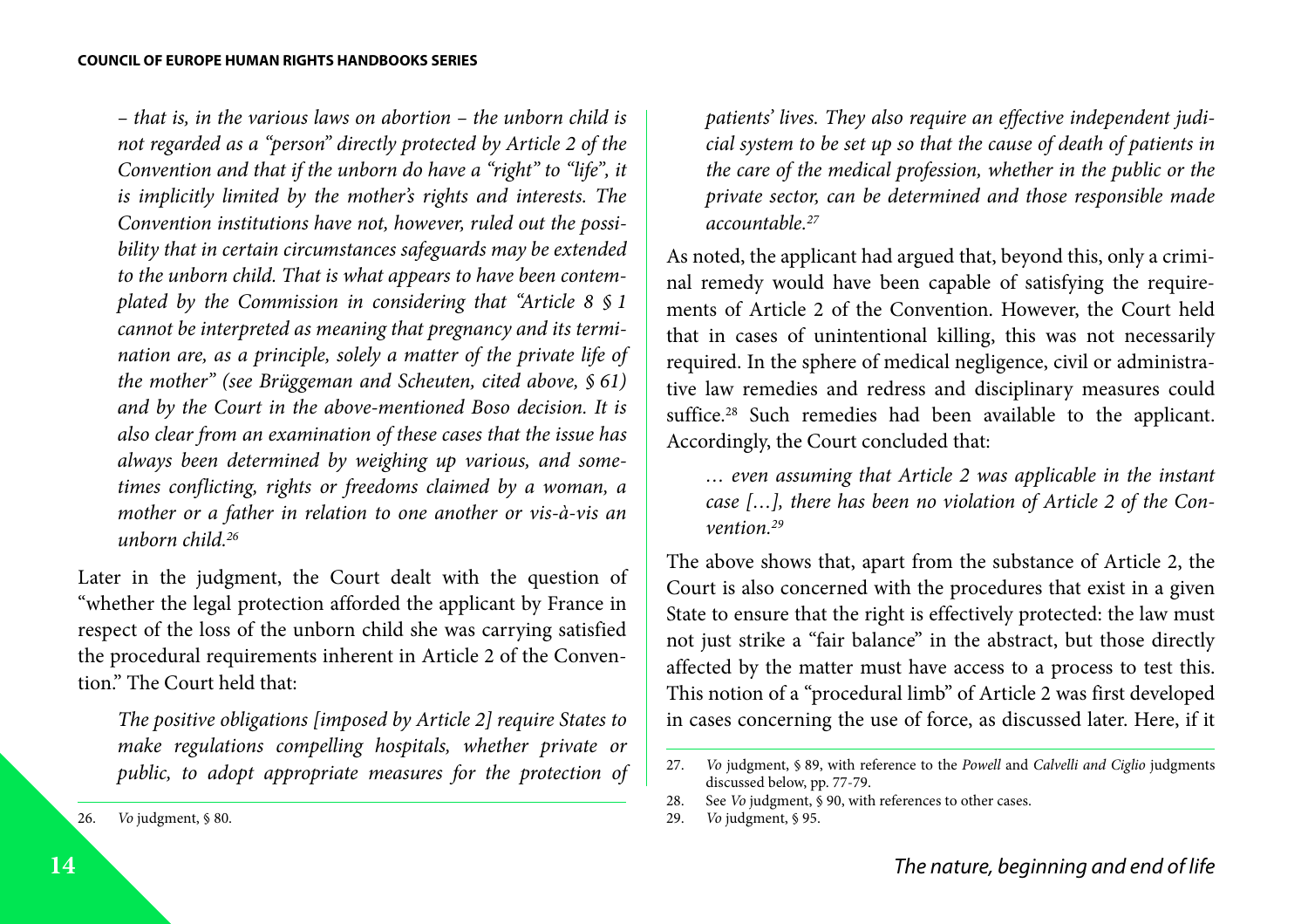*– that is, in the various laws on abortion – the unborn child is not regarded as a "person" directly protected by Article 2 of the Convention and that if the unborn do have a "right" to "life", it is implicitly limited by the mother's rights and interests. The Convention institutions have not, however, ruled out the possibility that in certain circumstances safeguards may be extended to the unborn child. That is what appears to have been contemplated by the Commission in considering that "Article 8 § 1 cannot be interpreted as meaning that pregnancy and its termination are, as a principle, solely a matter of the private life of the mother" (see Brüggeman and Scheuten, cited above, § 61) and by the Court in the above-mentioned Boso decision. It is also clear from an examination of these cases that the issue has always been determined by weighing up various, and sometimes conflicting, rights or freedoms claimed by a woman, a mother or a father in relation to one another or vis-à-vis an unborn child.*[26]

Later in the judgment, the Court dealt with the question of "whether the legal protection afforded the applicant by France in respect of the loss of the unborn child she was carrying satisfied the procedural requirements inherent in Article 2 of the Convention." The Court held that:

> *The positive obligations [imposed by Article 2] require States to make regulations compelling hospitals, whether private or public, to adopt appropriate measures for the protection of patients' lives. They also require an effective independent judicial system to be set up so that the cause of death of patients in the care of the medical profession, whether in the public or the private sector, can be determined and those responsible made accountable.*[27]

As noted, the applicant had argued that, beyond this, only a criminal remedy would have been capable of satisfying the requirements of Article 2 of the Convention. However, the Court held that in cases of unintentional killing, this was not necessarily required. In the sphere of medical negligence, civil or administrative law remedies and redress and disciplinary measures could suffice.[28] Such remedies had been available to the applicant. Accordingly, the Court concluded that:

> *… even assuming that Article 2 was applicable in the instant case […], there has been no violation of Article 2 of the Convention.*[29]

The above shows that, apart from the substance of Article 2, the Court is also concerned with the procedures that exist in a given State to ensure that the right is effectively protected: the law must not just strike a "fair balance" in the abstract, but those directly affected by the matter must have access to a process to test this. This notion of a "procedural limb" of Article 2 was first developed in cases concerning the use of force, as discussed later. Here, if it

---

26. *Vo* judgment, § 80.

27. *Vo* judgment, § 89, with reference to the *Powell* and *Calvelli and Ciglio* judgments discussed below, pp. 77-79.

28. See *Vo* judgment, § 90, with references to other cases.

29. *Vo* judgment, § 95.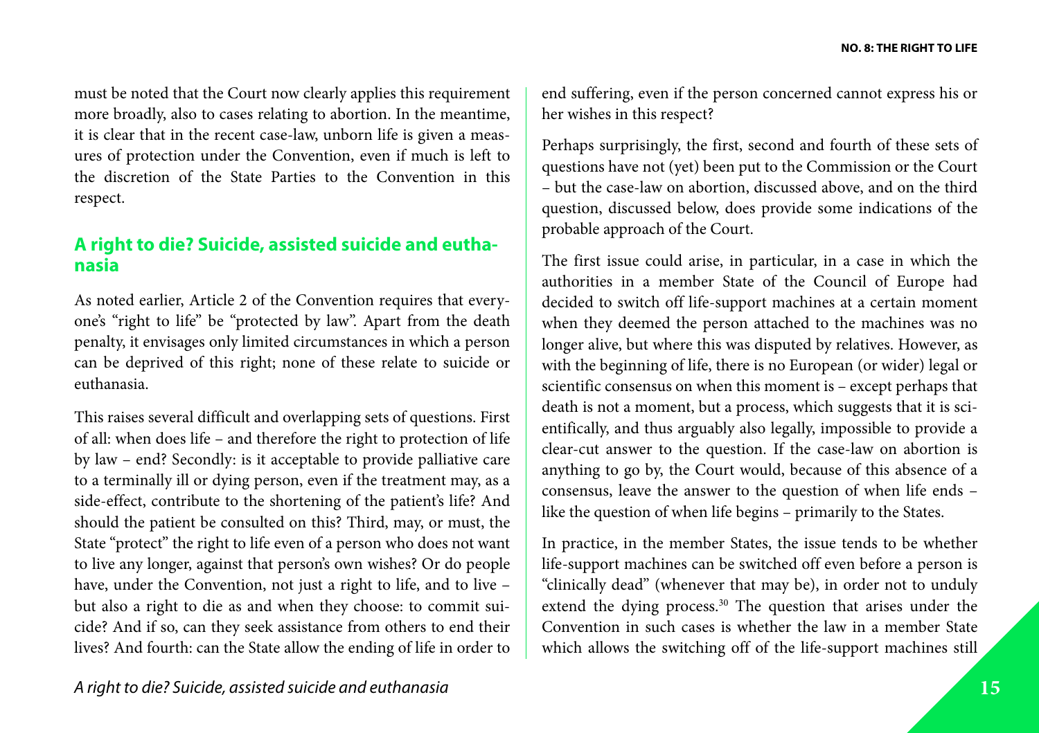must be noted that the Court now clearly applies this requirement more broadly, also to cases relating to abortion. In the meantime, it is clear that in the recent case-law, unborn life is given a measures of protection under the Convention, even if much is left to the discretion of the State Parties to the Convention in this respect.

## A right to die? Suicide, assisted suicide and euthanasia

As noted earlier, Article 2 of the Convention requires that everyone's "right to life" be "protected by law". Apart from the death penalty, it envisages only limited circumstances in which a person can be deprived of this right; none of these relate to suicide or euthanasia.

This raises several difficult and overlapping sets of questions. First of all: when does life – and therefore the right to protection of life by law – end? Secondly: is it acceptable to provide palliative care to a terminally ill or dying person, even if the treatment may, as a side-effect, contribute to the shortening of the patient's life? And should the patient be consulted on this? Third, may, or must, the State "protect" the right to life even of a person who does not want to live any longer, against that person's own wishes? Or do people have, under the Convention, not just a right to life, and to live – but also a right to die as and when they choose: to commit suicide? And if so, can they seek assistance from others to end their lives? And fourth: can the State allow the ending of life in order to end suffering, even if the person concerned cannot express his or her wishes in this respect?

Perhaps surprisingly, the first, second and fourth of these sets of questions have not (yet) been put to the Commission or the Court – but the case-law on abortion, discussed above, and on the third question, discussed below, does provide some indications of the probable approach of the Court.

The first issue could arise, in particular, in a case in which the authorities in a member State of the Council of Europe had decided to switch off life-support machines at a certain moment when they deemed the person attached to the machines was no longer alive, but where this was disputed by relatives. However, as with the beginning of life, there is no European (or wider) legal or scientific consensus on when this moment is – except perhaps that death is not a moment, but a process, which suggests that it is scientifically, and thus arguably also legally, impossible to provide a clear-cut answer to the question. If the case-law on abortion is anything to go by, the Court would, because of this absence of a consensus, leave the answer to the question of when life ends – like the question of when life begins – primarily to the States.

In practice, in the member States, the issue tends to be whether life-support machines can be switched off even before a person is "clinically dead" (whenever that may be), in order not to unduly extend the dying process.[30] The question that arises under the Convention in such cases is whether the law in a member State which allows the switching off of the life-support machines still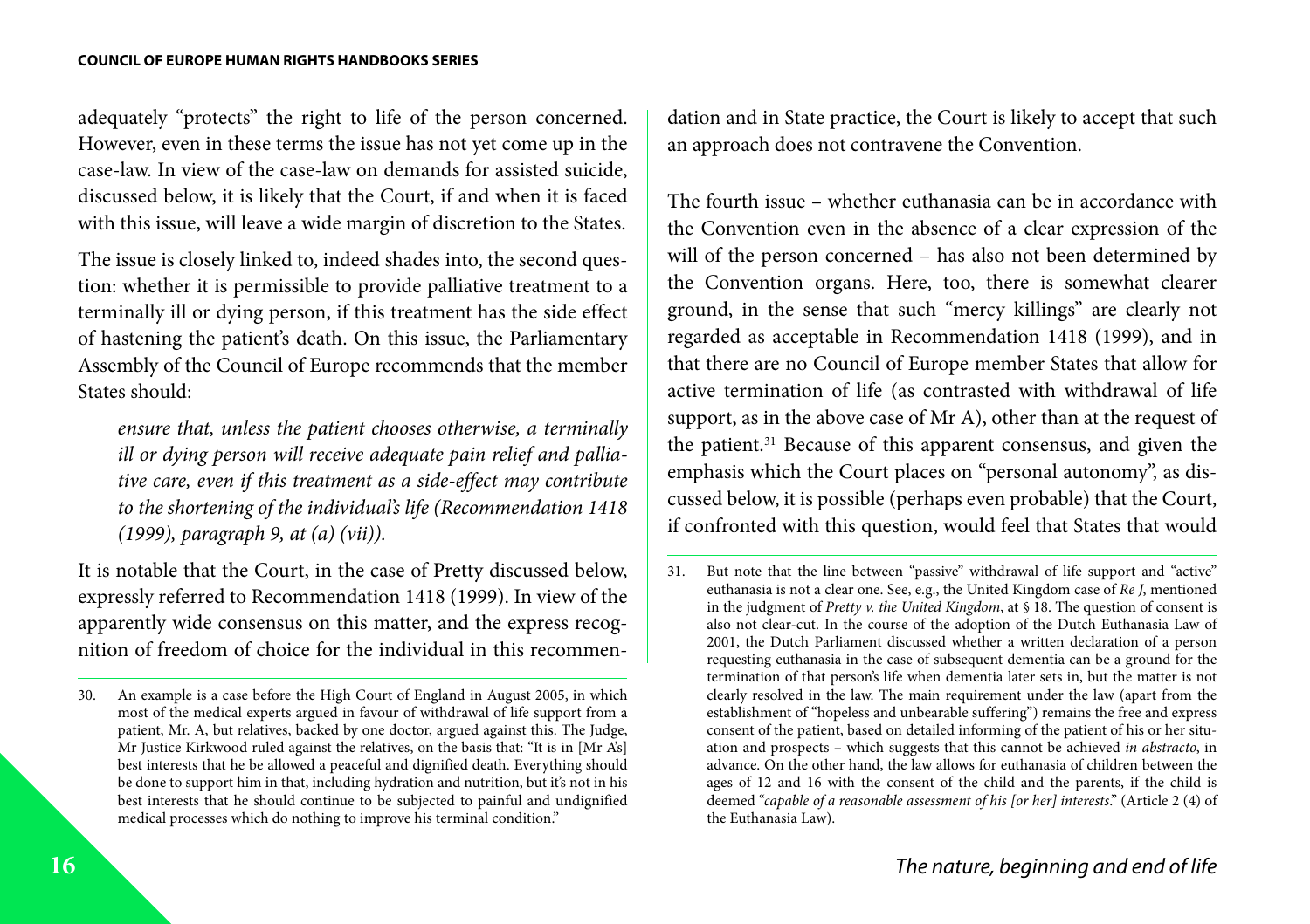adequately "protects" the right to life of the person concerned. However, even in these terms the issue has not yet come up in the case-law. In view of the case-law on demands for assisted suicide, discussed below, it is likely that the Court, if and when it is faced with this issue, will leave a wide margin of discretion to the States.

The issue is closely linked to, indeed shades into, the second question: whether it is permissible to provide palliative treatment to a terminally ill or dying person, if this treatment has the side effect of hastening the patient's death. On this issue, the Parliamentary Assembly of the Council of Europe recommends that the member States should:

> *ensure that, unless the patient chooses otherwise, a terminally ill or dying person will receive adequate pain relief and palliative care, even if this treatment as a side-effect may contribute to the shortening of the individual's life (Recommendation 1418 (1999), paragraph 9, at (a) (vii)).*

It is notable that the Court, in the case of Pretty discussed below, expressly referred to Recommendation 1418 (1999). In view of the apparently wide consensus on this matter, and the express recognition of freedom of choice for the individual in this recommendation and in State practice, the Court is likely to accept that such an approach does not contravene the Convention.

The fourth issue – whether euthanasia can be in accordance with the Convention even in the absence of a clear expression of the will of the person concerned – has also not been determined by the Convention organs. Here, too, there is somewhat clearer ground, in the sense that such "mercy killings" are clearly not regarded as acceptable in Recommendation 1418 (1999), and in that there are no Council of Europe member States that allow for active termination of life (as contrasted with withdrawal of life support, as in the above case of Mr A), other than at the request of the patient.[31] Because of this apparent consensus, and given the emphasis which the Court places on "personal autonomy", as discussed below, it is possible (perhaps even probable) that the Court, if confronted with this question, would feel that States that would

---

30. An example is a case before the High Court of England in August 2005, in which most of the medical experts argued in favour of withdrawal of life support from a patient, Mr. A, but relatives, backed by one doctor, argued against this. The Judge, Mr Justice Kirkwood ruled against the relatives, on the basis that: "It is in [Mr A's] best interests that he be allowed a peaceful and dignified death. Everything should be done to support him in that, including hydration and nutrition, but it's not in his best interests that he should continue to be subjected to painful and undignified medical processes which do nothing to improve his terminal condition."

31. But note that the line between "passive" withdrawal of life support and "active" euthanasia is not a clear one. See, e.g., the United Kingdom case of *Re J*, mentioned in the judgment of *Pretty v. the United Kingdom*, at § 18. The question of consent is also not clear-cut. In the course of the adoption of the Dutch Euthanasia Law of 2001, the Dutch Parliament discussed whether a written declaration of a person requesting euthanasia in the case of subsequent dementia can be a ground for the termination of that person's life when dementia later sets in, but the matter is not clearly resolved in the law. The main requirement under the law (apart from the establishment of "hopeless and unbearable suffering") remains the free and express consent of the patient, based on detailed informing of the patient of his or her situation and prospects – which suggests that this cannot be achieved *in abstracto*, in advance. On the other hand, the law allows for euthanasia of children between the ages of 12 and 16 with the consent of the child and the parents, if the child is deemed "*capable of a reasonable assessment of his [or her] interests*." (Article 2 (4) of the Euthanasia Law).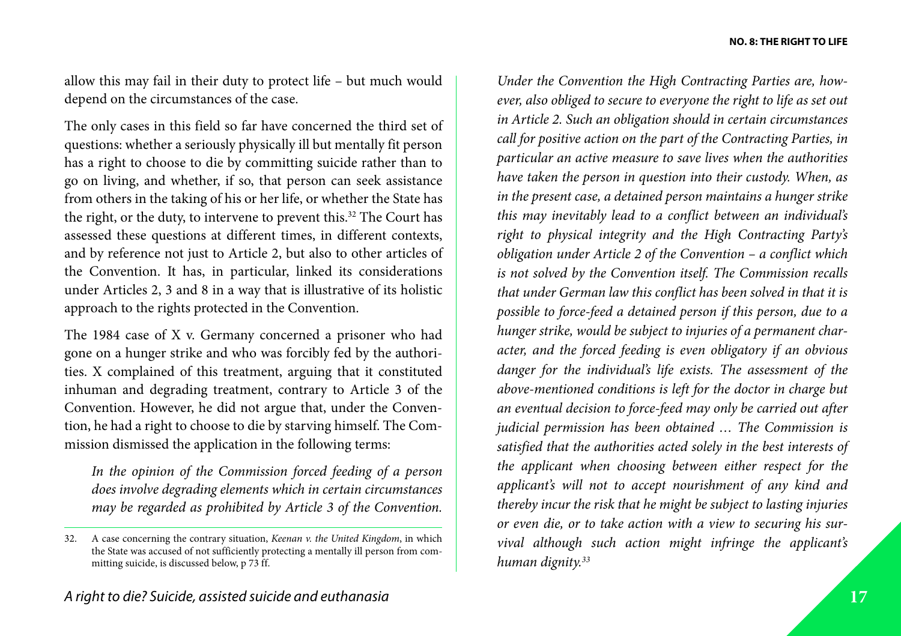allow this may fail in their duty to protect life – but much would depend on the circumstances of the case.

The only cases in this field so far have concerned the third set of questions: whether a seriously physically ill but mentally fit person has a right to choose to die by committing suicide rather than to go on living, and whether, if so, that person can seek assistance from others in the taking of his or her life, or whether the State has the right, or the duty, to intervene to prevent this.[32] The Court has assessed these questions at different times, in different contexts, and by reference not just to Article 2, but also to other articles of the Convention. It has, in particular, linked its considerations under Articles 2, 3 and 8 in a way that is illustrative of its holistic approach to the rights protected in the Convention.

The 1984 case of X v. Germany concerned a prisoner who had gone on a hunger strike and who was forcibly fed by the authorities. X complained of this treatment, arguing that it constituted inhuman and degrading treatment, contrary to Article 3 of the Convention. However, he did not argue that, under the Convention, he had a right to choose to die by starving himself. The Commission dismissed the application in the following terms:

> *In the opinion of the Commission forced feeding of a person does involve degrading elements which in certain circumstances may be regarded as prohibited by Article 3 of the Convention. Under the Convention the High Contracting Parties are, however, also obliged to secure to everyone the right to life as set out in Article 2. Such an obligation should in certain circumstances call for positive action on the part of the Contracting Parties, in particular an active measure to save lives when the authorities have taken the person in question into their custody. When, as in the present case, a detained person maintains a hunger strike this may inevitably lead to a conflict between an individual's right to physical integrity and the High Contracting Party's obligation under Article 2 of the Convention – a conflict which is not solved by the Convention itself. The Commission recalls that under German law this conflict has been solved in that it is possible to force-feed a detained person if this person, due to a hunger strike, would be subject to injuries of a permanent character, and the forced feeding is even obligatory if an obvious danger for the individual's life exists. The assessment of the above-mentioned conditions is left for the doctor in charge but an eventual decision to force-feed may only be carried out after judicial permission has been obtained … The Commission is satisfied that the authorities acted solely in the best interests of the applicant when choosing between either respect for the applicant's will not to accept nourishment of any kind and thereby incur the risk that he might be subject to lasting injuries or even die, or to take action with a view to securing his survival although such action might infringe the applicant's human dignity.*[33]

32. A case concerning the contrary situation, *Keenan v. the United Kingdom*, in which the State was accused of not sufficiently protecting a mentally ill person from committing suicide, is discussed below, p 73 ff.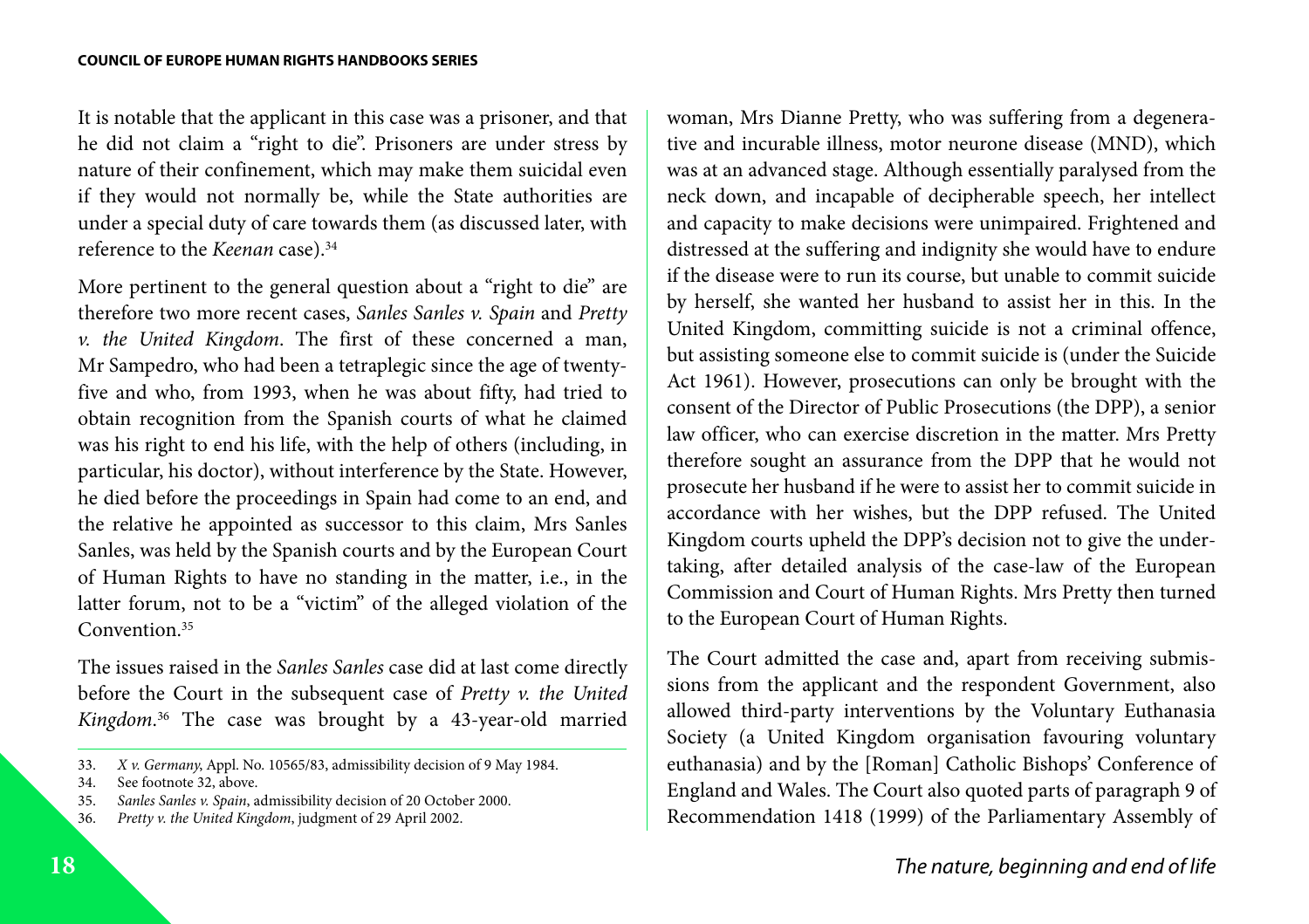It is notable that the applicant in this case was a prisoner, and that he did not claim a "right to die". Prisoners are under stress by nature of their confinement, which may make them suicidal even if they would not normally be, while the State authorities are under a special duty of care towards them (as discussed later, with reference to the *Keenan* case).[34]

More pertinent to the general question about a "right to die" are therefore two more recent cases, *Sanles Sanles v. Spain* and *Pretty v. the United Kingdom*. The first of these concerned a man, Mr Sampedro, who had been a tetraplegic since the age of twenty-five and who, from 1993, when he was about fifty, had tried to obtain recognition from the Spanish courts of what he claimed was his right to end his life, with the help of others (including, in particular, his doctor), without interference by the State. However, he died before the proceedings in Spain had come to an end, and the relative he appointed as successor to this claim, Mrs Sanles Sanles, was held by the Spanish courts and by the European Court of Human Rights to have no standing in the matter, i.e., in the latter forum, not to be a "victim" of the alleged violation of the Convention.[35]

The issues raised in the *Sanles Sanles* case did at last come directly before the Court in the subsequent case of *Pretty v. the United Kingdom*.[36] The case was brought by a 43-year-old married woman, Mrs Dianne Pretty, who was suffering from a degenerative and incurable illness, motor neurone disease (MND), which was at an advanced stage. Although essentially paralysed from the neck down, and incapable of decipherable speech, her intellect and capacity to make decisions were unimpaired. Frightened and distressed at the suffering and indignity she would have to endure if the disease were to run its course, but unable to commit suicide by herself, she wanted her husband to assist her in this. In the United Kingdom, committing suicide is not a criminal offence, but assisting someone else to commit suicide is (under the Suicide Act 1961). However, prosecutions can only be brought with the consent of the Director of Public Prosecutions (the DPP), a senior law officer, who can exercise discretion in the matter. Mrs Pretty therefore sought an assurance from the DPP that he would not prosecute her husband if he were to assist her to commit suicide in accordance with her wishes, but the DPP refused. The United Kingdom courts upheld the DPP's decision not to give the undertaking, after detailed analysis of the case-law of the European Commission and Court of Human Rights. Mrs Pretty then turned to the European Court of Human Rights.

The Court admitted the case and, apart from receiving submissions from the applicant and the respondent Government, also allowed third-party interventions by the Voluntary Euthanasia Society (a United Kingdom organisation favouring voluntary euthanasia) and by the [Roman] Catholic Bishops' Conference of England and Wales. The Court also quoted parts of paragraph 9 of Recommendation 1418 (1999) of the Parliamentary Assembly of

33. *X v. Germany*, Appl. No. 10565/83, admissibility decision of 9 May 1984.
34. See footnote 32, above.
35. *Sanles Sanles v. Spain*, admissibility decision of 20 October 2000.
36. *Pretty v. the United Kingdom*, judgment of 29 April 2002.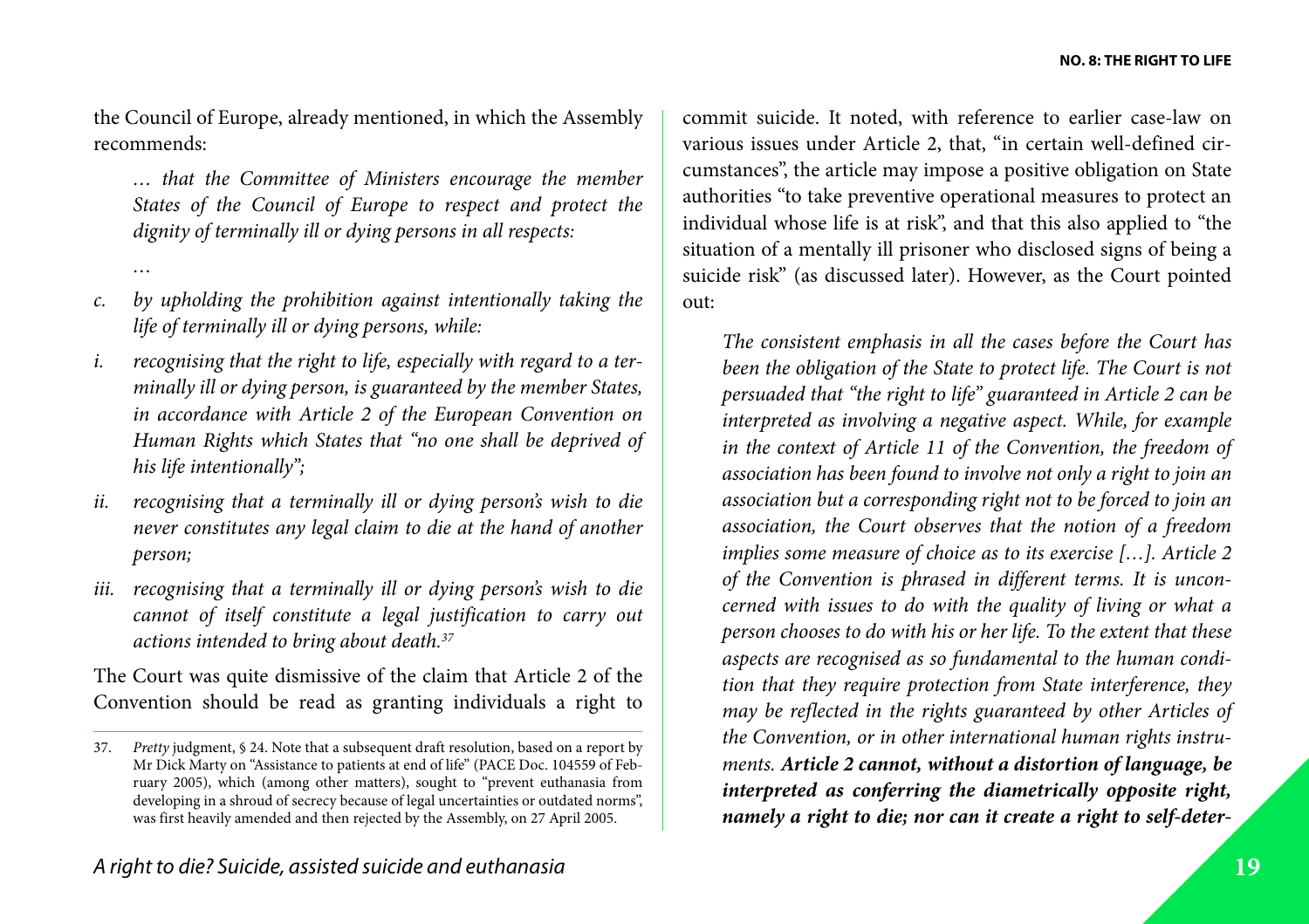the Council of Europe, already mentioned, in which the Assembly recommends:

> *… that the Committee of Ministers encourage the member States of the Council of Europe to respect and protect the dignity of terminally ill or dying persons in all respects:*
>
> *…*
>
> *c. by upholding the prohibition against intentionally taking the life of terminally ill or dying persons, while:*
>
> *i. recognising that the right to life, especially with regard to a terminally ill or dying person, is guaranteed by the member States, in accordance with Article 2 of the European Convention on Human Rights which States that "no one shall be deprived of his life intentionally";*
>
> *ii. recognising that a terminally ill or dying person's wish to die never constitutes any legal claim to die at the hand of another person;*
>
> *iii. recognising that a terminally ill or dying person's wish to die cannot of itself constitute a legal justification to carry out actions intended to bring about death.*[37]

The Court was quite dismissive of the claim that Article 2 of the Convention should be read as granting individuals a right to commit suicide. It noted, with reference to earlier case-law on various issues under Article 2, that, "in certain well-defined circumstances", the article may impose a positive obligation on State authorities "to take preventive operational measures to protect an individual whose life is at risk", and that this also applied to "the situation of a mentally ill prisoner who disclosed signs of being a suicide risk" (as discussed later). However, as the Court pointed out:

> *The consistent emphasis in all the cases before the Court has been the obligation of the State to protect life. The Court is not persuaded that "the right to life" guaranteed in Article 2 can be interpreted as involving a negative aspect. While, for example in the context of Article 11 of the Convention, the freedom of association has been found to involve not only a right to join an association but a corresponding right not to be forced to join an association, the Court observes that the notion of a freedom implies some measure of choice as to its exercise […]. Article 2 of the Convention is phrased in different terms. It is unconcerned with issues to do with the quality of living or what a person chooses to do with his or her life. To the extent that these aspects are recognised as so fundamental to the human condition that they require protection from State interference, they may be reflected in the rights guaranteed by other Articles of the Convention, or in other international human rights instruments.* ***Article 2 cannot, without a distortion of language, be interpreted as conferring the diametrically opposite right, namely a right to die; nor can it create a right to self-deter-***

---

37. *Pretty* judgment, § 24. Note that a subsequent draft resolution, based on a report by Mr Dick Marty on "Assistance to patients at end of life" (PACE Doc. 104559 of February 2005), which (among other matters), sought to "prevent euthanasia from developing in a shroud of secrecy because of legal uncertainties or outdated norms", was first heavily amended and then rejected by the Assembly, on 27 April 2005.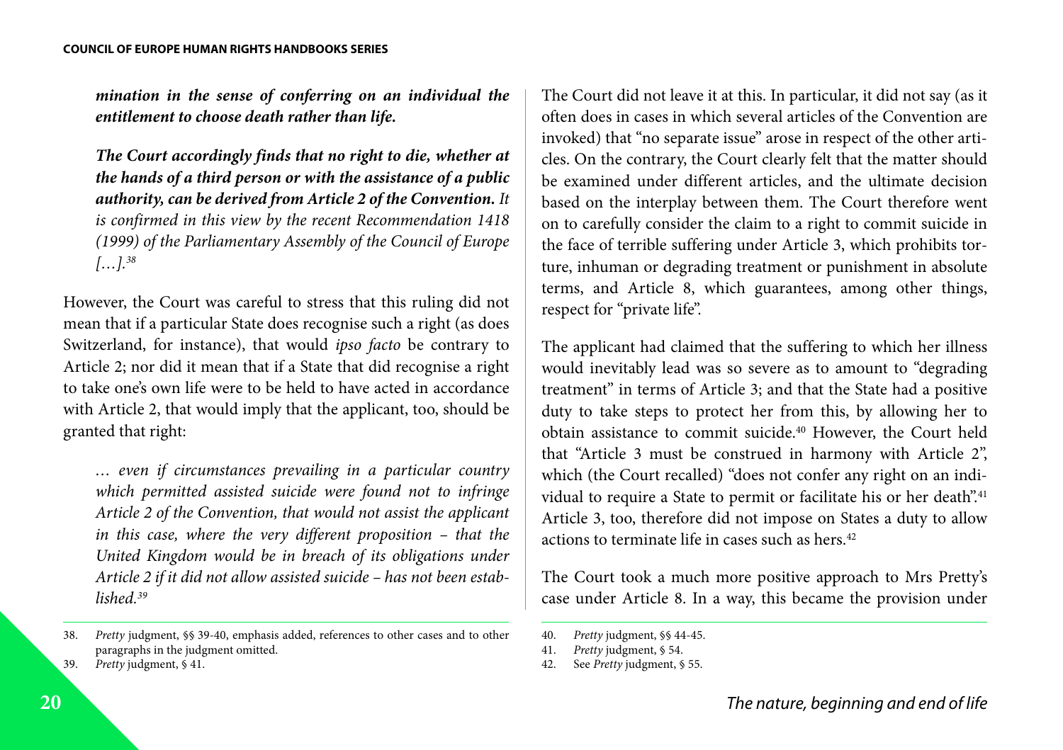***mination in the sense of conferring on an individual the entitlement to choose death rather than life.***

> ***The Court accordingly finds that no right to die, whether at the hands of a third person or with the assistance of a public authority, can be derived from Article 2 of the Convention.*** *It is confirmed in this view by the recent Recommendation 1418 (1999) of the Parliamentary Assembly of the Council of Europe […].*[38]

However, the Court was careful to stress that this ruling did not mean that if a particular State does recognise such a right (as does Switzerland, for instance), that would *ipso facto* be contrary to Article 2; nor did it mean that if a State that did recognise a right to take one's own life were to be held to have acted in accordance with Article 2, that would imply that the applicant, too, should be granted that right:

> *… even if circumstances prevailing in a particular country which permitted assisted suicide were found not to infringe Article 2 of the Convention, that would not assist the applicant in this case, where the very different proposition – that the United Kingdom would be in breach of its obligations under Article 2 if it did not allow assisted suicide – has not been established.*[39]

The Court did not leave it at this. In particular, it did not say (as it often does in cases in which several articles of the Convention are invoked) that "no separate issue" arose in respect of the other articles. On the contrary, the Court clearly felt that the matter should be examined under different articles, and the ultimate decision based on the interplay between them. The Court therefore went on to carefully consider the claim to a right to commit suicide in the face of terrible suffering under Article 3, which prohibits torture, inhuman or degrading treatment or punishment in absolute terms, and Article 8, which guarantees, among other things, respect for "private life".

The applicant had claimed that the suffering to which her illness would inevitably lead was so severe as to amount to "degrading treatment" in terms of Article 3; and that the State had a positive duty to take steps to protect her from this, by allowing her to obtain assistance to commit suicide.[40] However, the Court held that "Article 3 must be construed in harmony with Article 2", which (the Court recalled) "does not confer any right on an individual to require a State to permit or facilitate his or her death".[41] Article 3, too, therefore did not impose on States a duty to allow actions to terminate life in cases such as hers.[42]

The Court took a much more positive approach to Mrs Pretty's case under Article 8. In a way, this became the provision under

---

38. *Pretty* judgment, §§ 39-40, emphasis added, references to other cases and to other paragraphs in the judgment omitted.
39. *Pretty* judgment, § 41.
40. *Pretty* judgment, §§ 44-45.
41. *Pretty* judgment, § 54.
42. See *Pretty* judgment, § 55.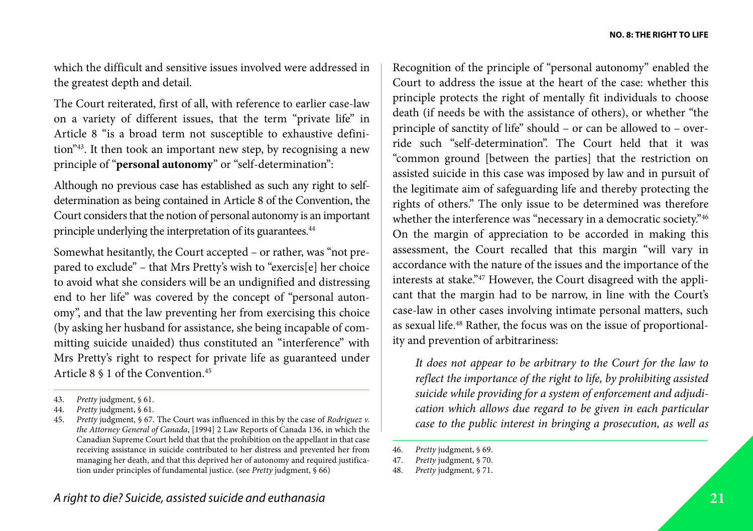which the difficult and sensitive issues involved were addressed in the greatest depth and detail.

The Court reiterated, first of all, with reference to earlier case-law on a variety of different issues, that the term "private life" in Article 8 "is a broad term not susceptible to exhaustive definition"[43]. It then took an important new step, by recognising a new principle of "**personal autonomy**" or "self-determination":

Although no previous case has established as such any right to self-determination as being contained in Article 8 of the Convention, the Court considers that the notion of personal autonomy is an important principle underlying the interpretation of its guarantees.[44]

Somewhat hesitantly, the Court accepted – or rather, was "not prepared to exclude" – that Mrs Pretty's wish to "exercis[e] her choice to avoid what she considers will be an undignified and distressing end to her life" was covered by the concept of "personal autonomy", and that the law preventing her from exercising this choice (by asking her husband for assistance, she being incapable of committing suicide unaided) thus constituted an "interference" with Mrs Pretty's right to respect for private life as guaranteed under Article 8 § 1 of the Convention.[45]

Recognition of the principle of "personal autonomy" enabled the Court to address the issue at the heart of the case: whether this principle protects the right of mentally fit individuals to choose death (if needs be with the assistance of others), or whether "the principle of sanctity of life" should – or can be allowed to – override such "self-determination". The Court held that it was "common ground [between the parties] that the restriction on assisted suicide in this case was imposed by law and in pursuit of the legitimate aim of safeguarding life and thereby protecting the rights of others." The only issue to be determined was therefore whether the interference was "necessary in a democratic society."[46] On the margin of appreciation to be accorded in making this assessment, the Court recalled that this margin "will vary in accordance with the nature of the issues and the importance of the interests at stake."[47] However, the Court disagreed with the applicant that the margin had to be narrow, in line with the Court's case-law in other cases involving intimate personal matters, such as sexual life.[48] Rather, the focus was on the issue of proportionality and prevention of arbitrariness:

> *It does not appear to be arbitrary to the Court for the law to reflect the importance of the right to life, by prohibiting assisted suicide while providing for a system of enforcement and adjudication which allows due regard to be given in each particular case to the public interest in bringing a prosecution, as well as*

---

43. *Pretty* judgment, § 61.
44. *Pretty* judgment, § 61.
45. *Pretty* judgment, § 67. The Court was influenced in this by the case of *Rodriguez v. the Attorney General of Canada*, [1994] 2 Law Reports of Canada 136, in which the Canadian Supreme Court held that that the prohibition on the appellant in that case receiving assistance in suicide contributed to her distress and prevented her from managing her death, and that this deprived her of autonomy and required justification under principles of fundamental justice. (see *Pretty* judgment, § 66)
46. *Pretty* judgment, § 69.
47. *Pretty* judgment, § 70.
48. *Pretty* judgment, § 71.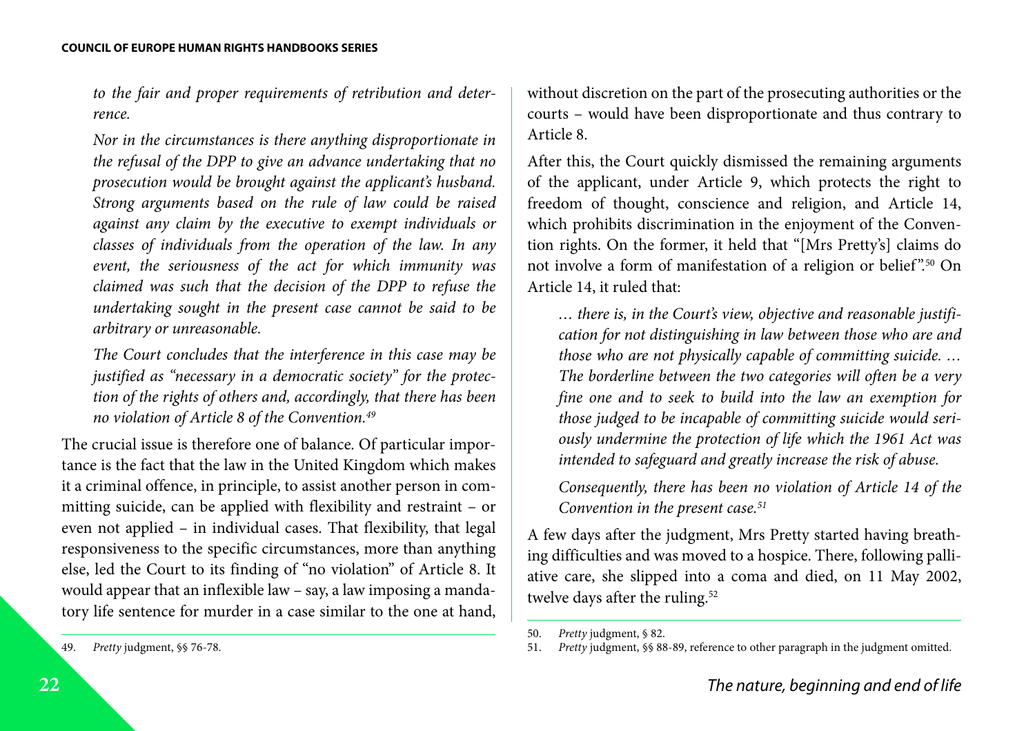*to the fair and proper requirements of retribution and deterrence.*

> *Nor in the circumstances is there anything disproportionate in the refusal of the DPP to give an advance undertaking that no prosecution would be brought against the applicant's husband. Strong arguments based on the rule of law could be raised against any claim by the executive to exempt individuals or classes of individuals from the operation of the law. In any event, the seriousness of the act for which immunity was claimed was such that the decision of the DPP to refuse the undertaking sought in the present case cannot be said to be arbitrary or unreasonable.*
>
> *The Court concludes that the interference in this case may be justified as "necessary in a democratic society" for the protection of the rights of others and, accordingly, that there has been no violation of Article 8 of the Convention.*[49]

The crucial issue is therefore one of balance. Of particular importance is the fact that the law in the United Kingdom which makes it a criminal offence, in principle, to assist another person in committing suicide, can be applied with flexibility and restraint – or even not applied – in individual cases. That flexibility, that legal responsiveness to the specific circumstances, more than anything else, led the Court to its finding of "no violation" of Article 8. It would appear that an inflexible law – say, a law imposing a mandatory life sentence for murder in a case similar to the one at hand, without discretion on the part of the prosecuting authorities or the courts – would have been disproportionate and thus contrary to Article 8.

After this, the Court quickly dismissed the remaining arguments of the applicant, under Article 9, which protects the right to freedom of thought, conscience and religion, and Article 14, which prohibits discrimination in the enjoyment of the Convention rights. On the former, it held that "[Mrs Pretty's] claims do not involve a form of manifestation of a religion or belief".[50] On Article 14, it ruled that:

> *… there is, in the Court's view, objective and reasonable justification for not distinguishing in law between those who are and those who are not physically capable of committing suicide. … The borderline between the two categories will often be a very fine one and to seek to build into the law an exemption for those judged to be incapable of committing suicide would seriously undermine the protection of life which the 1961 Act was intended to safeguard and greatly increase the risk of abuse.*
>
> *Consequently, there has been no violation of Article 14 of the Convention in the present case.*[51]

A few days after the judgment, Mrs Pretty started having breathing difficulties and was moved to a hospice. There, following palliative care, she slipped into a coma and died, on 11 May 2002, twelve days after the ruling.[52]

---

49. *Pretty* judgment, §§ 76-78.
50. *Pretty* judgment, § 82.
51. *Pretty* judgment, §§ 88-89, reference to other paragraph in the judgment omitted.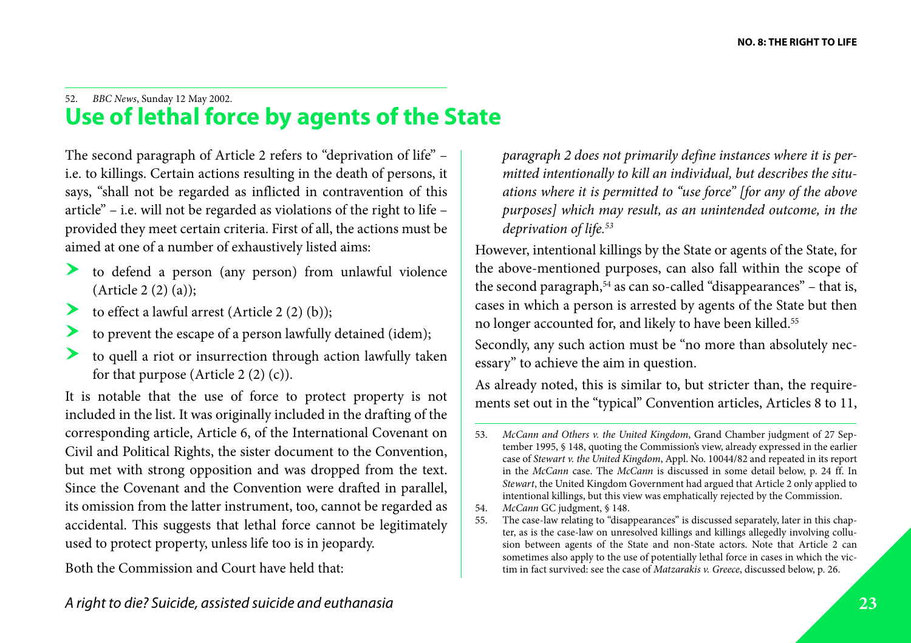52. *BBC News*, Sunday 12 May 2002.

## Use of lethal force by agents of the State

The second paragraph of Article 2 refers to "deprivation of life" – i.e. to killings. Certain actions resulting in the death of persons, it says, "shall not be regarded as inflicted in contravention of this article" – i.e. will not be regarded as violations of the right to life – provided they meet certain criteria. First of all, the actions must be aimed at one of a number of exhaustively listed aims:

- to defend a person (any person) from unlawful violence (Article 2 (2) (a));
- to effect a lawful arrest (Article 2 (2) (b));
- to prevent the escape of a person lawfully detained (idem);
- to quell a riot or insurrection through action lawfully taken for that purpose (Article 2 (2) (c)).

It is notable that the use of force to protect property is not included in the list. It was originally included in the drafting of the corresponding article, Article 6, of the International Covenant on Civil and Political Rights, the sister document to the Convention, but met with strong opposition and was dropped from the text. Since the Covenant and the Convention were drafted in parallel, its omission from the latter instrument, too, cannot be regarded as accidental. This suggests that lethal force cannot be legitimately used to protect property, unless life too is in jeopardy.

Both the Commission and Court have held that:

> *paragraph 2 does not primarily define instances where it is permitted intentionally to kill an individual, but describes the situations where it is permitted to "use force" [for any of the above purposes] which may result, as an unintended outcome, in the deprivation of life.*[53]

However, intentional killings by the State or agents of the State, for the above-mentioned purposes, can also fall within the scope of the second paragraph,[54] as can so-called "disappearances" – that is, cases in which a person is arrested by agents of the State but then no longer accounted for, and likely to have been killed.[55]

Secondly, any such action must be "no more than absolutely necessary" to achieve the aim in question.

As already noted, this is similar to, but stricter than, the requirements set out in the "typical" Convention articles, Articles 8 to 11,

---

53. *McCann and Others v. the United Kingdom*, Grand Chamber judgment of 27 September 1995, § 148, quoting the Commission's view, already expressed in the earlier case of *Stewart v. the United Kingdom*, Appl. No. 10044/82 and repeated in its report in the *McCann* case. The *McCann* is discussed in some detail below, p. 24 ff. In *Stewart*, the United Kingdom Government had argued that Article 2 only applied to intentional killings, but this view was emphatically rejected by the Commission.

54. *McCann* GC judgment, § 148.

55. The case-law relating to "disappearances" is discussed separately, later in this chapter, as is the case-law on unresolved killings and killings allegedly involving collusion between agents of the State and non-State actors. Note that Article 2 can sometimes also apply to the use of potentially lethal force in cases in which the victim in fact survived: see the case of *Matzarakis v. Greece*, discussed below, p. 26.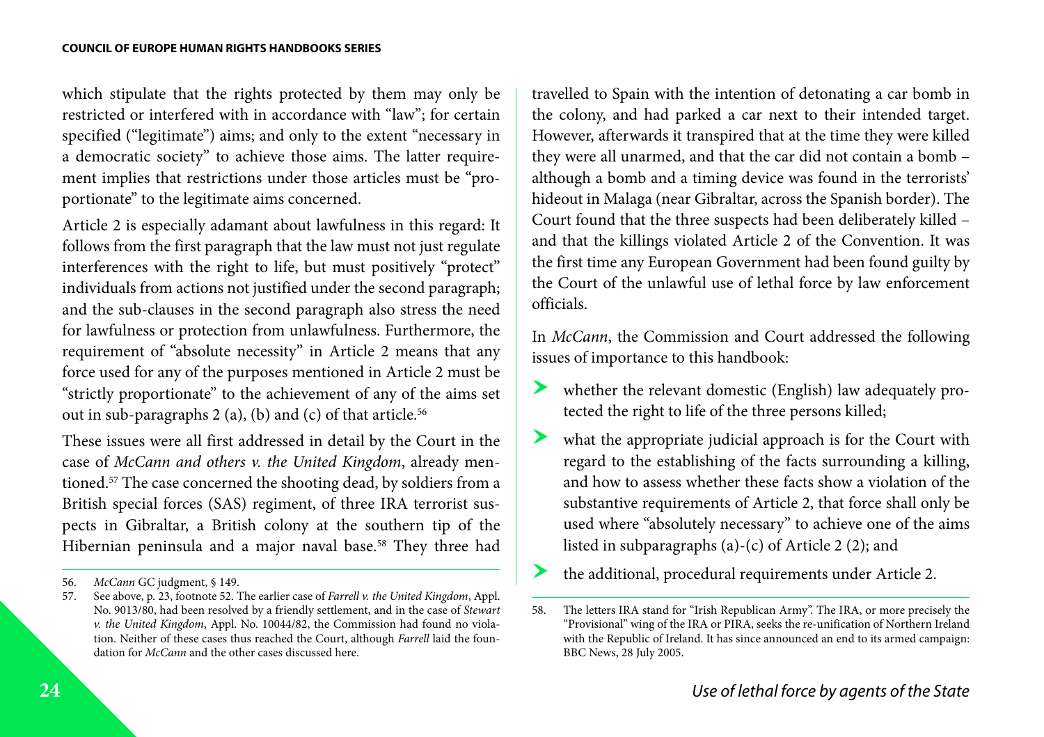which stipulate that the rights protected by them may only be restricted or interfered with in accordance with "law"; for certain specified ("legitimate") aims; and only to the extent "necessary in a democratic society" to achieve those aims. The latter requirement implies that restrictions under those articles must be "proportionate" to the legitimate aims concerned.

Article 2 is especially adamant about lawfulness in this regard: It follows from the first paragraph that the law must not just regulate interferences with the right to life, but must positively "protect" individuals from actions not justified under the second paragraph; and the sub-clauses in the second paragraph also stress the need for lawfulness or protection from unlawfulness. Furthermore, the requirement of "absolute necessity" in Article 2 means that any force used for any of the purposes mentioned in Article 2 must be "strictly proportionate" to the achievement of any of the aims set out in sub-paragraphs 2 (a), (b) and (c) of that article.[56]

These issues were all first addressed in detail by the Court in the case of *McCann and others v. the United Kingdom*, already mentioned.[57] The case concerned the shooting dead, by soldiers from a British special forces (SAS) regiment, of three IRA terrorist suspects in Gibraltar, a British colony at the southern tip of the Hibernian peninsula and a major naval base.[58] They three had travelled to Spain with the intention of detonating a car bomb in the colony, and had parked a car next to their intended target. However, afterwards it transpired that at the time they were killed they were all unarmed, and that the car did not contain a bomb – although a bomb and a timing device was found in the terrorists' hideout in Malaga (near Gibraltar, across the Spanish border). The Court found that the three suspects had been deliberately killed – and that the killings violated Article 2 of the Convention. It was the first time any European Government had been found guilty by the Court of the unlawful use of lethal force by law enforcement officials.

In *McCann*, the Commission and Court addressed the following issues of importance to this handbook:

- whether the relevant domestic (English) law adequately protected the right to life of the three persons killed;
- what the appropriate judicial approach is for the Court with regard to the establishing of the facts surrounding a killing, and how to assess whether these facts show a violation of the substantive requirements of Article 2, that force shall only be used where "absolutely necessary" to achieve one of the aims listed in subparagraphs (a)-(c) of Article 2 (2); and
- the additional, procedural requirements under Article 2.

---

56. *McCann* GC judgment, § 149.

57. See above, p. 23, footnote 52. The earlier case of *Farrell v. the United Kingdom*, Appl. No. 9013/80, had been resolved by a friendly settlement, and in the case of *Stewart v. the United Kingdom*, Appl. No. 10044/82, the Commission had found no violation. Neither of these cases thus reached the Court, although *Farrell* laid the foundation for *McCann* and the other cases discussed here.

58. The letters IRA stand for "Irish Republican Army". The IRA, or more precisely the "Provisional" wing of the IRA or PIRA, seeks the re-unification of Northern Ireland with the Republic of Ireland. It has since announced an end to its armed campaign: BBC News, 28 July 2005.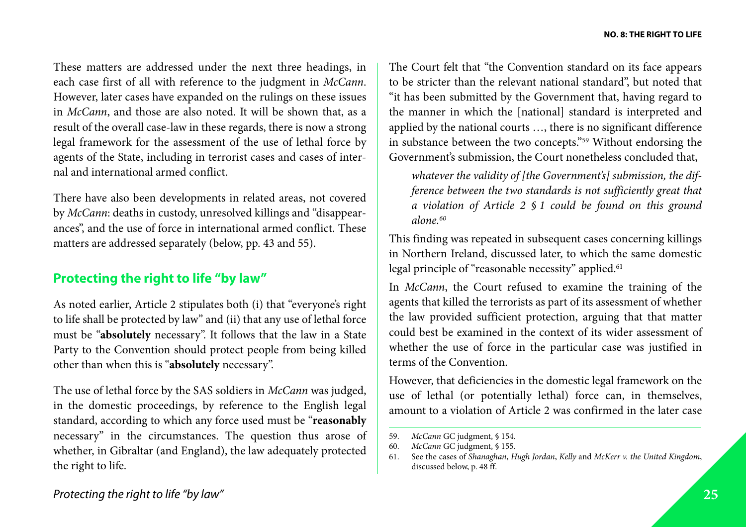These matters are addressed under the next three headings, in each case first of all with reference to the judgment in *McCann*. However, later cases have expanded on the rulings on these issues in *McCann*, and those are also noted. It will be shown that, as a result of the overall case-law in these regards, there is now a strong legal framework for the assessment of the use of lethal force by agents of the State, including in terrorist cases and cases of internal and international armed conflict.

There have also been developments in related areas, not covered by *McCann*: deaths in custody, unresolved killings and "disappearances", and the use of force in international armed conflict. These matters are addressed separately (below, pp. 43 and 55).

## Protecting the right to life "by law"

As noted earlier, Article 2 stipulates both (i) that "everyone's right to life shall be protected by law" and (ii) that any use of lethal force must be "**absolutely** necessary". It follows that the law in a State Party to the Convention should protect people from being killed other than when this is "**absolutely** necessary".

The use of lethal force by the SAS soldiers in *McCann* was judged, in the domestic proceedings, by reference to the English legal standard, according to which any force used must be "**reasonably** necessary" in the circumstances. The question thus arose of whether, in Gibraltar (and England), the law adequately protected the right to life.

The Court felt that "the Convention standard on its face appears to be stricter than the relevant national standard", but noted that "it has been submitted by the Government that, having regard to the manner in which the [national] standard is interpreted and applied by the national courts …, there is no significant difference in substance between the two concepts."[59] Without endorsing the Government's submission, the Court nonetheless concluded that,

> *whatever the validity of [the Government's] submission, the difference between the two standards is not sufficiently great that a violation of Article 2 § 1 could be found on this ground alone.*[60]

This finding was repeated in subsequent cases concerning killings in Northern Ireland, discussed later, to which the same domestic legal principle of "reasonable necessity" applied.[61]

In *McCann*, the Court refused to examine the training of the agents that killed the terrorists as part of its assessment of whether the law provided sufficient protection, arguing that that matter could best be examined in the context of its wider assessment of whether the use of force in the particular case was justified in terms of the Convention.

However, that deficiencies in the domestic legal framework on the use of lethal (or potentially lethal) force can, in themselves, amount to a violation of Article 2 was confirmed in the later case

59. *McCann* GC judgment, § 154.
60. *McCann* GC judgment, § 155.
61. See the cases of *Shanaghan*, *Hugh Jordan*, *Kelly* and *McKerr v. the United Kingdom*, discussed below, p. 48 ff.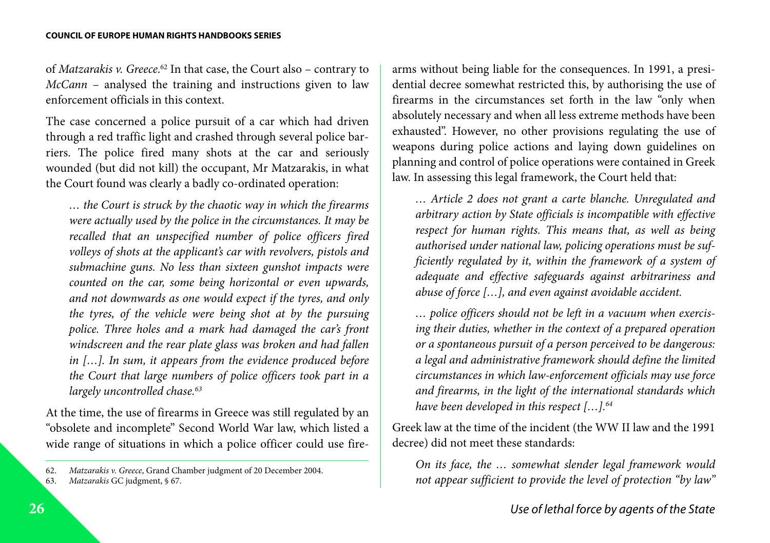of *Matzarakis v. Greece*.[62] In that case, the Court also – contrary to *McCann* – analysed the training and instructions given to law enforcement officials in this context.

The case concerned a police pursuit of a car which had driven through a red traffic light and crashed through several police barriers. The police fired many shots at the car and seriously wounded (but did not kill) the occupant, Mr Matzarakis, in what the Court found was clearly a badly co-ordinated operation:

> *… the Court is struck by the chaotic way in which the firearms were actually used by the police in the circumstances. It may be recalled that an unspecified number of police officers fired volleys of shots at the applicant's car with revolvers, pistols and submachine guns. No less than sixteen gunshot impacts were counted on the car, some being horizontal or even upwards, and not downwards as one would expect if the tyres, and only the tyres, of the vehicle were being shot at by the pursuing police. Three holes and a mark had damaged the car's front windscreen and the rear plate glass was broken and had fallen in […]. In sum, it appears from the evidence produced before the Court that large numbers of police officers took part in a largely uncontrolled chase.*[63]

At the time, the use of firearms in Greece was still regulated by an "obsolete and incomplete" Second World War law, which listed a wide range of situations in which a police officer could use firearms without being liable for the consequences. In 1991, a presidential decree somewhat restricted this, by authorising the use of firearms in the circumstances set forth in the law "only when absolutely necessary and when all less extreme methods have been exhausted". However, no other provisions regulating the use of weapons during police actions and laying down guidelines on planning and control of police operations were contained in Greek law. In assessing this legal framework, the Court held that:

> *… Article 2 does not grant a carte blanche. Unregulated and arbitrary action by State officials is incompatible with effective respect for human rights. This means that, as well as being authorised under national law, policing operations must be sufficiently regulated by it, within the framework of a system of adequate and effective safeguards against arbitrariness and abuse of force […], and even against avoidable accident.*
>
> *… police officers should not be left in a vacuum when exercising their duties, whether in the context of a prepared operation or a spontaneous pursuit of a person perceived to be dangerous: a legal and administrative framework should define the limited circumstances in which law-enforcement officials may use force and firearms, in the light of the international standards which have been developed in this respect […].*[64]

Greek law at the time of the incident (the WW II law and the 1991 decree) did not meet these standards:

> *On its face, the … somewhat slender legal framework would not appear sufficient to provide the level of protection "by law"*

62. *Matzarakis v. Greece*, Grand Chamber judgment of 20 December 2004.
63. *Matzarakis* GC judgment, § 67.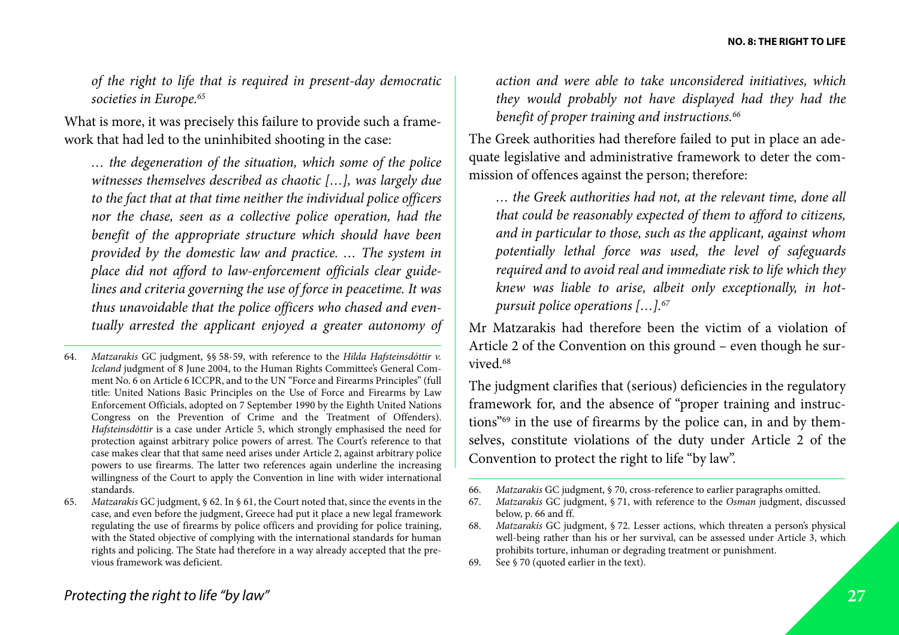> *of the right to life that is required in present-day democratic societies in Europe.*[65]

What is more, it was precisely this failure to provide such a framework that had led to the uninhibited shooting in the case:

> *… the degeneration of the situation, which some of the police witnesses themselves described as chaotic […], was largely due to the fact that at that time neither the individual police officers nor the chase, seen as a collective police operation, had the benefit of the appropriate structure which should have been provided by the domestic law and practice. … The system in place did not afford to law-enforcement officials clear guidelines and criteria governing the use of force in peacetime. It was thus unavoidable that the police officers who chased and eventually arrested the applicant enjoyed a greater autonomy of action and were able to take unconsidered initiatives, which they would probably not have displayed had they had the benefit of proper training and instructions.*[66]

The Greek authorities had therefore failed to put in place an adequate legislative and administrative framework to deter the commission of offences against the person; therefore:

> *… the Greek authorities had not, at the relevant time, done all that could be reasonably expected of them to afford to citizens, and in particular to those, such as the applicant, against whom potentially lethal force was used, the level of safeguards required and to avoid real and immediate risk to life which they knew was liable to arise, albeit only exceptionally, in hot-pursuit police operations […].*[67]

Mr Matzarakis had therefore been the victim of a violation of Article 2 of the Convention on this ground – even though he survived.[68]

The judgment clarifies that (serious) deficiencies in the regulatory framework for, and the absence of "proper training and instructions"[69] in the use of firearms by the police can, in and by themselves, constitute violations of the duty under Article 2 of the Convention to protect the right to life "by law".

---

64. *Matzarakis* GC judgment, §§ 58-59, with reference to the *Hilda Hafsteinsdóttir v. Iceland* judgment of 8 June 2004, to the Human Rights Committee's General Comment No. 6 on Article 6 ICCPR, and to the UN "Force and Firearms Principles" (full title: United Nations Basic Principles on the Use of Force and Firearms by Law Enforcement Officials, adopted on 7 September 1990 by the Eighth United Nations Congress on the Prevention of Crime and the Treatment of Offenders). *Hafsteinsdóttir* is a case under Article 5, which strongly emphasised the need for protection against arbitrary police powers of arrest. The Court's reference to that case makes clear that that same need arises under Article 2, against arbitrary police powers to use firearms. The latter two references again underline the increasing willingness of the Court to apply the Convention in line with wider international standards.

65. *Matzarakis* GC judgment, § 62. In § 61, the Court noted that, since the events in the case, and even before the judgment, Greece had put it place a new legal framework regulating the use of firearms by police officers and providing for police training, with the Stated objective of complying with the international standards for human rights and policing. The State had therefore in a way already accepted that the previous framework was deficient.

66. *Matzarakis* GC judgment, § 70, cross-reference to earlier paragraphs omitted.

67. *Matzarakis* GC judgment, § 71, with reference to the *Osman* judgment, discussed below, p. 66 and ff.

68. *Matzarakis* GC judgment, § 72. Lesser actions, which threaten a person's physical well-being rather than his or her survival, can be assessed under Article 3, which prohibits torture, inhuman or degrading treatment or punishment.

69. See § 70 (quoted earlier in the text).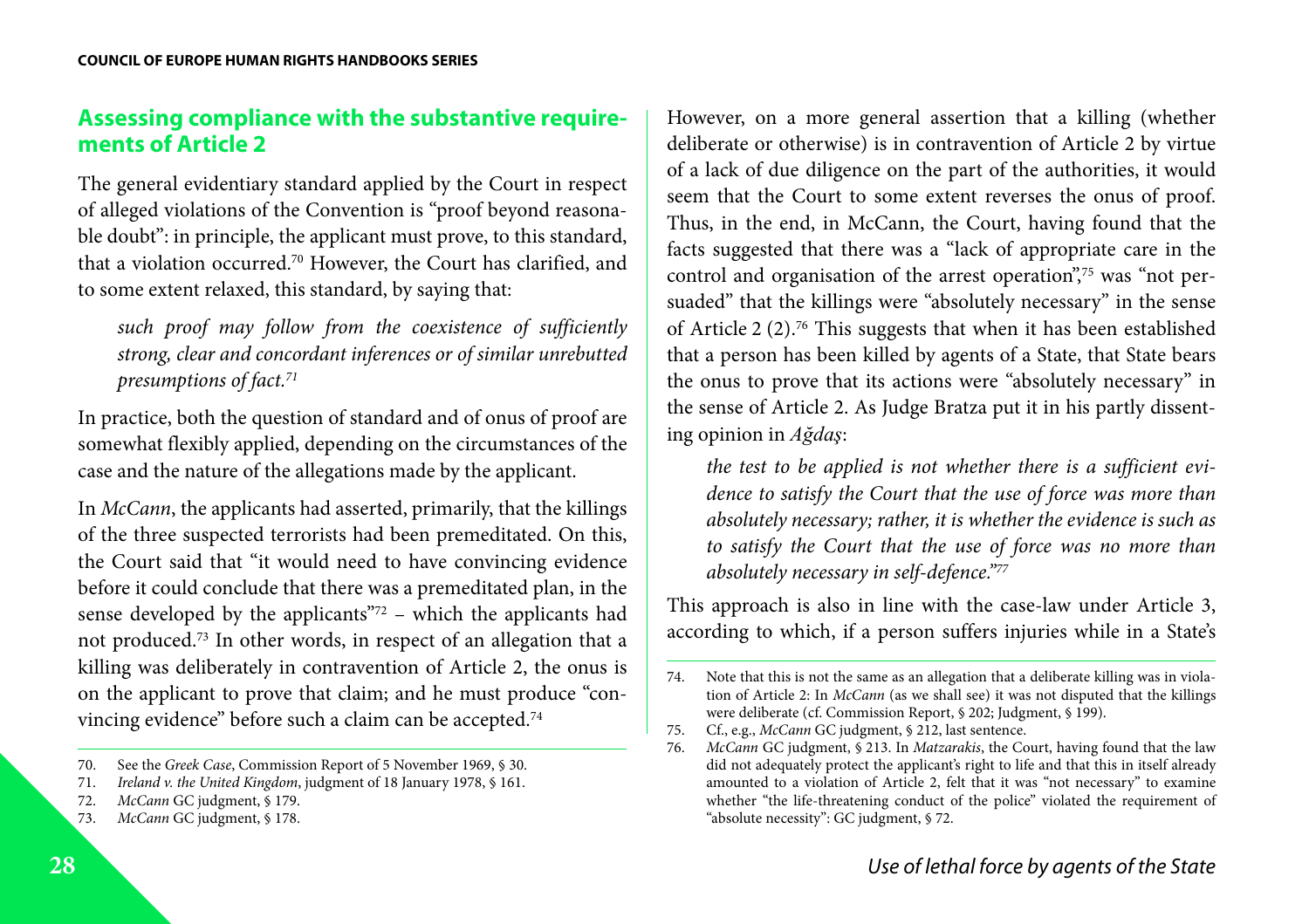## Assessing compliance with the substantive requirements of Article 2

The general evidentiary standard applied by the Court in respect of alleged violations of the Convention is "proof beyond reasonable doubt": in principle, the applicant must prove, to this standard, that a violation occurred.[70] However, the Court has clarified, and to some extent relaxed, this standard, by saying that:

> *such proof may follow from the coexistence of sufficiently strong, clear and concordant inferences or of similar unrebutted presumptions of fact.*[71]

In practice, both the question of standard and of onus of proof are somewhat flexibly applied, depending on the circumstances of the case and the nature of the allegations made by the applicant.

In *McCann*, the applicants had asserted, primarily, that the killings of the three suspected terrorists had been premeditated. On this, the Court said that "it would need to have convincing evidence before it could conclude that there was a premeditated plan, in the sense developed by the applicants"[72] – which the applicants had not produced.[73] In other words, in respect of an allegation that a killing was deliberately in contravention of Article 2, the onus is on the applicant to prove that claim; and he must produce "convincing evidence" before such a claim can be accepted.[74]

However, on a more general assertion that a killing (whether deliberate or otherwise) is in contravention of Article 2 by virtue of a lack of due diligence on the part of the authorities, it would seem that the Court to some extent reverses the onus of proof. Thus, in the end, in McCann, the Court, having found that the facts suggested that there was a "lack of appropriate care in the control and organisation of the arrest operation",[75] was "not persuaded" that the killings were "absolutely necessary" in the sense of Article 2 (2).[76] This suggests that when it has been established that a person has been killed by agents of a State, that State bears the onus to prove that its actions were "absolutely necessary" in the sense of Article 2. As Judge Bratza put it in his partly dissenting opinion in *Ağdaş*:

> *the test to be applied is not whether there is a sufficient evidence to satisfy the Court that the use of force was more than absolutely necessary; rather, it is whether the evidence is such as to satisfy the Court that the use of force was no more than absolutely necessary in self-defence."*[77]

This approach is also in line with the case-law under Article 3, according to which, if a person suffers injuries while in a State's

---

70. See the *Greek Case*, Commission Report of 5 November 1969, § 30.
71. *Ireland v. the United Kingdom*, judgment of 18 January 1978, § 161.
72. *McCann* GC judgment, § 179.
73. *McCann* GC judgment, § 178.
74. Note that this is not the same as an allegation that a deliberate killing was in violation of Article 2: In *McCann* (as we shall see) it was not disputed that the killings were deliberate (cf. Commission Report, § 202; Judgment, § 199).
75. Cf., e.g., *McCann* GC judgment, § 212, last sentence.
76. *McCann* GC judgment, § 213. In *Matzarakis*, the Court, having found that the law did not adequately protect the applicant's right to life and that this in itself already amounted to a violation of Article 2, felt that it was "not necessary" to examine whether "the life-threatening conduct of the police" violated the requirement of "absolute necessity": GC judgment, § 72.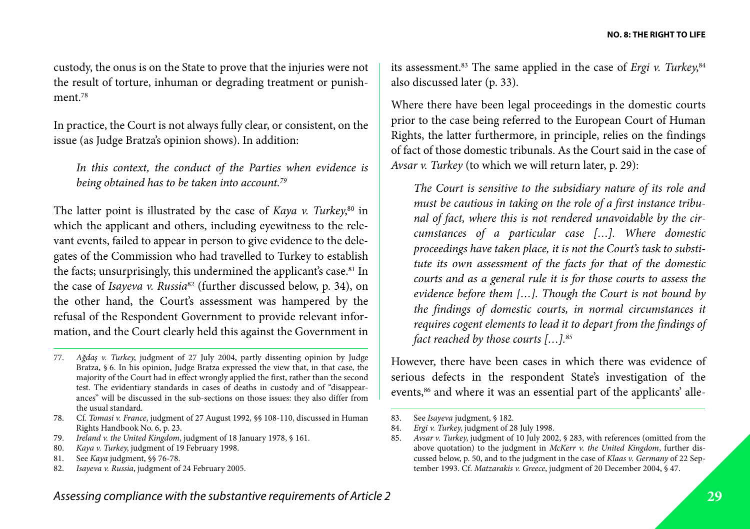custody, the onus is on the State to prove that the injuries were not the result of torture, inhuman or degrading treatment or punishment.[78]

In practice, the Court is not always fully clear, or consistent, on the issue (as Judge Bratza's opinion shows). In addition:

> *In this context, the conduct of the Parties when evidence is being obtained has to be taken into account.*[79]

The latter point is illustrated by the case of *Kaya v. Turkey*,[80] in which the applicant and others, including eyewitness to the relevant events, failed to appear in person to give evidence to the delegates of the Commission who had travelled to Turkey to establish the facts; unsurprisingly, this undermined the applicant's case.[81] In the case of *Isayeva v. Russia*[82] (further discussed below, p. 34), on the other hand, the Court's assessment was hampered by the refusal of the Respondent Government to provide relevant information, and the Court clearly held this against the Government in its assessment.[83] The same applied in the case of *Ergi v. Turkey*,[84] also discussed later (p. 33).

Where there have been legal proceedings in the domestic courts prior to the case being referred to the European Court of Human Rights, the latter furthermore, in principle, relies on the findings of fact of those domestic tribunals. As the Court said in the case of *Avsar v. Turkey* (to which we will return later, p. 29):

> *The Court is sensitive to the subsidiary nature of its role and must be cautious in taking on the role of a first instance tribunal of fact, where this is not rendered unavoidable by the circumstances of a particular case […]. Where domestic proceedings have taken place, it is not the Court's task to substitute its own assessment of the facts for that of the domestic courts and as a general rule it is for those courts to assess the evidence before them […]. Though the Court is not bound by the findings of domestic courts, in normal circumstances it requires cogent elements to lead it to depart from the findings of fact reached by those courts […].*[85]

However, there have been cases in which there was evidence of serious defects in the respondent State's investigation of the events,[86] and where it was an essential part of the applicants' alle-

---

77. *Ağdaş v. Turkey*, judgment of 27 July 2004, partly dissenting opinion by Judge Bratza, § 6. In his opinion, Judge Bratza expressed the view that, in that case, the majority of the Court had in effect wrongly applied the first, rather than the second test. The evidentiary standards in cases of deaths in custody and of "disappearances" will be discussed in the sub-sections on those issues: they also differ from the usual standard.
78. Cf. *Tomasi v. France*, judgment of 27 August 1992, §§ 108-110, discussed in Human Rights Handbook No. 6, p. 23.
79. *Ireland v. the United Kingdom*, judgment of 18 January 1978, § 161.
80. *Kaya v. Turkey*, judgment of 19 February 1998.
81. See *Kaya* judgment, §§ 76-78.
82. *Isayeva v. Russia*, judgment of 24 February 2005.
83. See *Isayeva* judgment, § 182.
84. *Ergi v. Turkey*, judgment of 28 July 1998.
85. *Avsar v. Turkey*, judgment of 10 July 2002, § 283, with references (omitted from the above quotation) to the judgment in *McKerr v. the United Kingdom*, further discussed below, p. 50, and to the judgment in the case of *Klaas v. Germany* of 22 September 1993. Cf. *Matzarakis v. Greece*, judgment of 20 December 2004, § 47.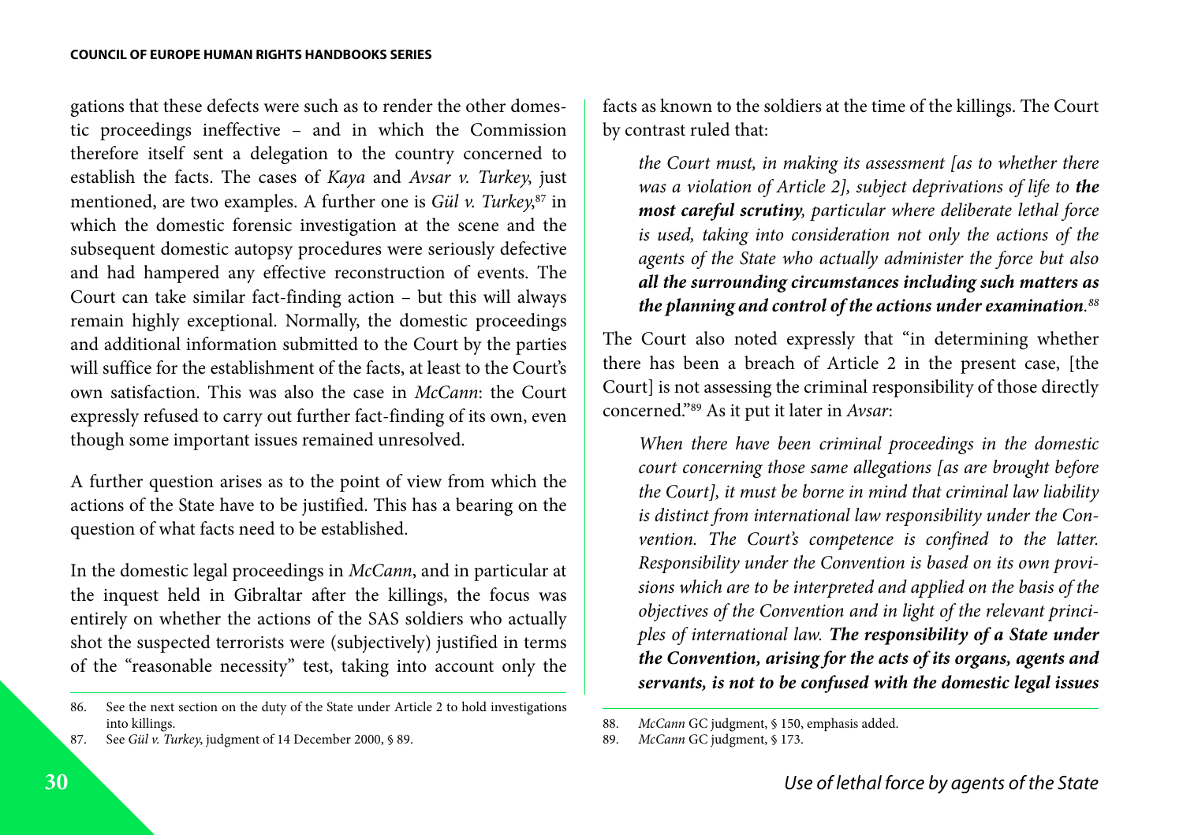gations that these defects were such as to render the other domestic proceedings ineffective – and in which the Commission therefore itself sent a delegation to the country concerned to establish the facts. The cases of *Kaya* and *Avsar v. Turkey*, just mentioned, are two examples. A further one is *Gül v. Turkey*,[87] in which the domestic forensic investigation at the scene and the subsequent domestic autopsy procedures were seriously defective and had hampered any effective reconstruction of events. The Court can take similar fact-finding action – but this will always remain highly exceptional. Normally, the domestic proceedings and additional information submitted to the Court by the parties will suffice for the establishment of the facts, at least to the Court's own satisfaction. This was also the case in *McCann*: the Court expressly refused to carry out further fact-finding of its own, even though some important issues remained unresolved.

A further question arises as to the point of view from which the actions of the State have to be justified. This has a bearing on the question of what facts need to be established.

In the domestic legal proceedings in *McCann*, and in particular at the inquest held in Gibraltar after the killings, the focus was entirely on whether the actions of the SAS soldiers who actually shot the suspected terrorists were (subjectively) justified in terms of the "reasonable necessity" test, taking into account only the facts as known to the soldiers at the time of the killings. The Court by contrast ruled that:

> *the Court must, in making its assessment [as to whether there was a violation of Article 2], subject deprivations of life to **the most careful scrutiny**, particular where deliberate lethal force is used, taking into consideration not only the actions of the agents of the State who actually administer the force but also **all the surrounding circumstances including such matters as the planning and control of the actions under examination**.*[88]

The Court also noted expressly that "in determining whether there has been a breach of Article 2 in the present case, [the Court] is not assessing the criminal responsibility of those directly concerned."[89] As it put it later in *Avsar*:

> *When there have been criminal proceedings in the domestic court concerning those same allegations [as are brought before the Court], it must be borne in mind that criminal law liability is distinct from international law responsibility under the Convention. The Court's competence is confined to the latter. Responsibility under the Convention is based on its own provisions which are to be interpreted and applied on the basis of the objectives of the Convention and in light of the relevant principles of international law. **The responsibility of a State under the Convention, arising for the acts of its organs, agents and servants, is not to be confused with the domestic legal issues***

86. See the next section on the duty of the State under Article 2 to hold investigations into killings.
87. See *Gül v. Turkey*, judgment of 14 December 2000, § 89.
88. *McCann* GC judgment, § 150, emphasis added.
89. *McCann* GC judgment, § 173.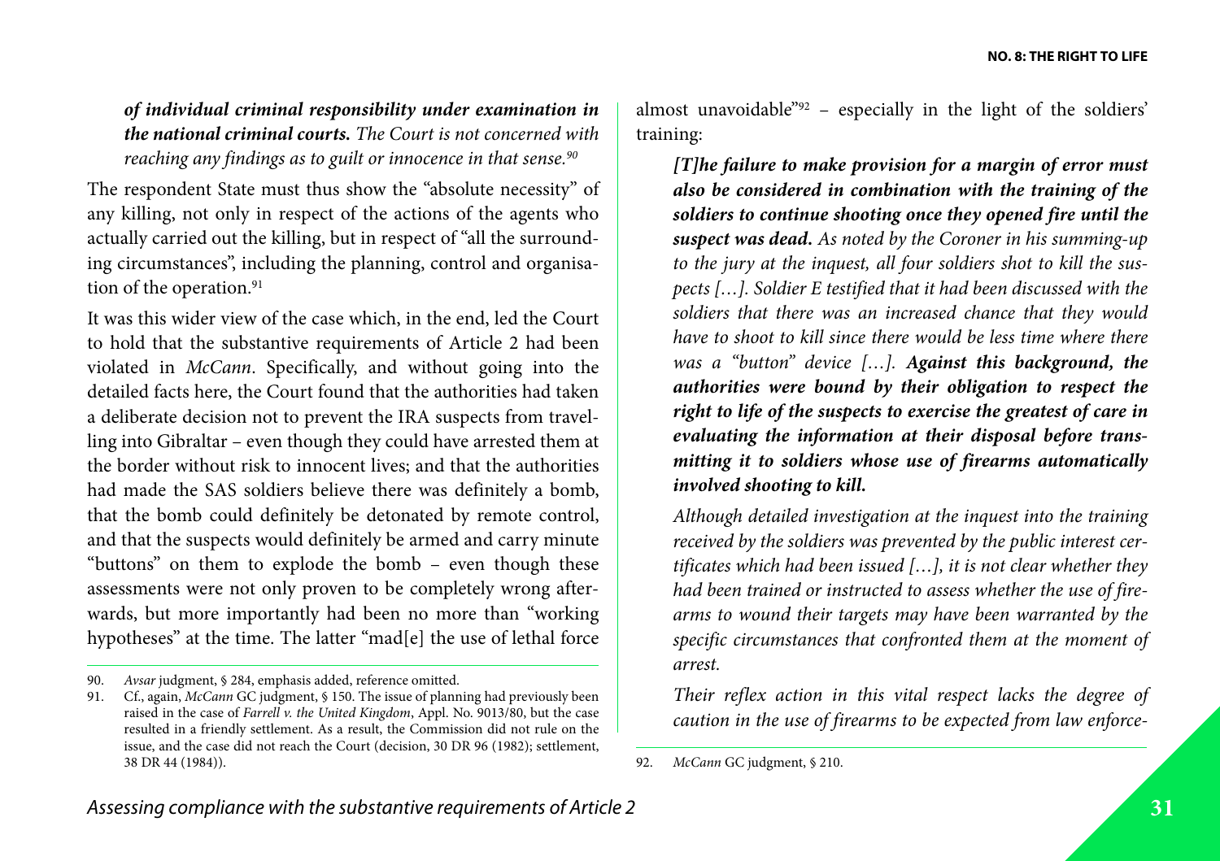***of individual criminal responsibility under examination in the national criminal courts.** The Court is not concerned with reaching any findings as to guilt or innocence in that sense.*[90]

The respondent State must thus show the "absolute necessity" of any killing, not only in respect of the actions of the agents who actually carried out the killing, but in respect of "all the surrounding circumstances", including the planning, control and organisation of the operation.[91]

It was this wider view of the case which, in the end, led the Court to hold that the substantive requirements of Article 2 had been violated in *McCann*. Specifically, and without going into the detailed facts here, the Court found that the authorities had taken a deliberate decision not to prevent the IRA suspects from travelling into Gibraltar – even though they could have arrested them at the border without risk to innocent lives; and that the authorities had made the SAS soldiers believe there was definitely a bomb, that the bomb could definitely be detonated by remote control, and that the suspects would definitely be armed and carry minute "buttons" on them to explode the bomb – even though these assessments were not only proven to be completely wrong afterwards, but more importantly had been no more than "working hypotheses" at the time. The latter "mad[e] the use of lethal force almost unavoidable"[92] – especially in the light of the soldiers' training:

> ***[T]he failure to make provision for a margin of error must also be considered in combination with the training of the soldiers to continue shooting once they opened fire until the suspect was dead.** As noted by the Coroner in his summing-up to the jury at the inquest, all four soldiers shot to kill the suspects […]. Soldier E testified that it had been discussed with the soldiers that there was an increased chance that they would have to shoot to kill since there would be less time where there was a "button" device […]. **Against this background, the authorities were bound by their obligation to respect the right to life of the suspects to exercise the greatest of care in evaluating the information at their disposal before transmitting it to soldiers whose use of firearms automatically involved shooting to kill.***
>
> *Although detailed investigation at the inquest into the training received by the soldiers was prevented by the public interest certificates which had been issued […], it is not clear whether they had been trained or instructed to assess whether the use of firearms to wound their targets may have been warranted by the specific circumstances that confronted them at the moment of arrest.*
>
> *Their reflex action in this vital respect lacks the degree of caution in the use of firearms to be expected from law enforce-*

---

90. *Avsar* judgment, § 284, emphasis added, reference omitted.

91. Cf., again, *McCann* GC judgment, § 150. The issue of planning had previously been raised in the case of *Farrell v. the United Kingdom*, Appl. No. 9013/80, but the case resulted in a friendly settlement. As a result, the Commission did not rule on the issue, and the case did not reach the Court (decision, 30 DR 96 (1982); settlement, 38 DR 44 (1984)).

92. *McCann* GC judgment, § 210.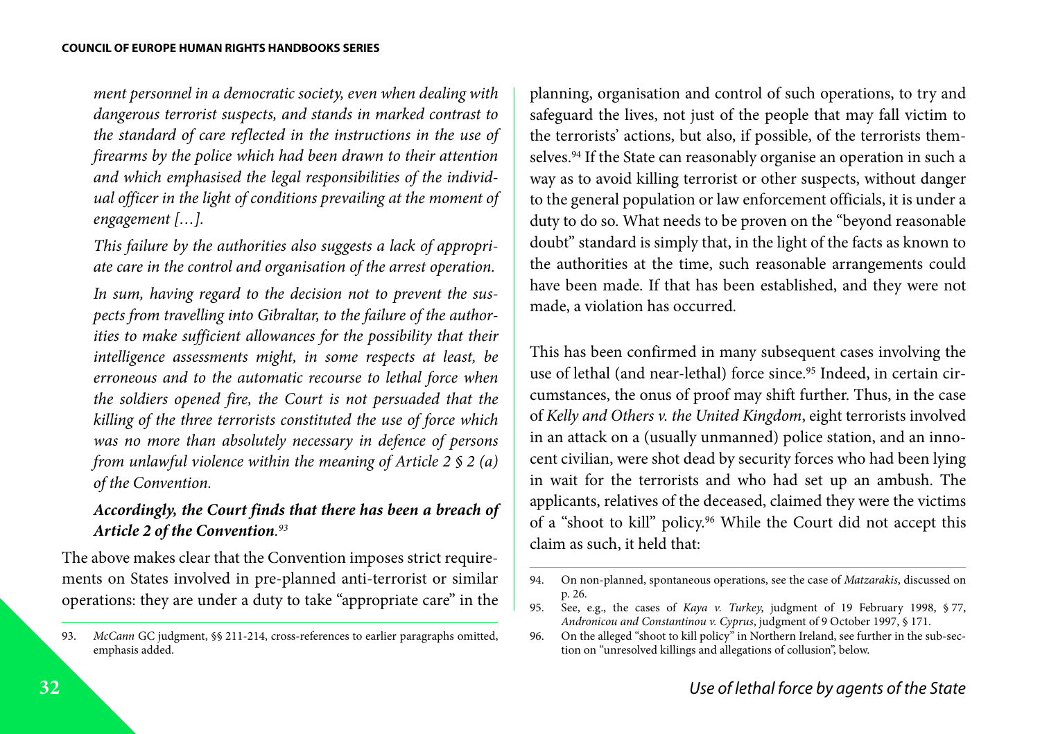*ment personnel in a democratic society, even when dealing with dangerous terrorist suspects, and stands in marked contrast to the standard of care reflected in the instructions in the use of firearms by the police which had been drawn to their attention and which emphasised the legal responsibilities of the individual officer in the light of conditions prevailing at the moment of engagement […].*

*This failure by the authorities also suggests a lack of appropriate care in the control and organisation of the arrest operation.*

*In sum, having regard to the decision not to prevent the suspects from travelling into Gibraltar, to the failure of the authorities to make sufficient allowances for the possibility that their intelligence assessments might, in some respects at least, be erroneous and to the automatic recourse to lethal force when the soldiers opened fire, the Court is not persuaded that the killing of the three terrorists constituted the use of force which was no more than absolutely necessary in defence of persons from unlawful violence within the meaning of Article 2 § 2 (a) of the Convention.*

***Accordingly, the Court finds that there has been a breach of Article 2 of the Convention**.*[93]

The above makes clear that the Convention imposes strict requirements on States involved in pre-planned anti-terrorist or similar operations: they are under a duty to take "appropriate care" in the planning, organisation and control of such operations, to try and safeguard the lives, not just of the people that may fall victim to the terrorists' actions, but also, if possible, of the terrorists themselves.[94] If the State can reasonably organise an operation in such a way as to avoid killing terrorist or other suspects, without danger to the general population or law enforcement officials, it is under a duty to do so. What needs to be proven on the "beyond reasonable doubt" standard is simply that, in the light of the facts as known to the authorities at the time, such reasonable arrangements could have been made. If that has been established, and they were not made, a violation has occurred.

This has been confirmed in many subsequent cases involving the use of lethal (and near-lethal) force since.[95] Indeed, in certain circumstances, the onus of proof may shift further. Thus, in the case of *Kelly and Others v. the United Kingdom*, eight terrorists involved in an attack on a (usually unmanned) police station, and an innocent civilian, were shot dead by security forces who had been lying in wait for the terrorists and who had set up an ambush. The applicants, relatives of the deceased, claimed they were the victims of a "shoot to kill" policy.[96] While the Court did not accept this claim as such, it held that:

93. *McCann* GC judgment, §§ 211-214, cross-references to earlier paragraphs omitted, emphasis added.

94. On non-planned, spontaneous operations, see the case of *Matzarakis*, discussed on p. 26.

95. See, e.g., the cases of *Kaya v. Turkey*, judgment of 19 February 1998, § 77, *Andronicou and Constantinou v. Cyprus*, judgment of 9 October 1997, § 171.

96. On the alleged "shoot to kill policy" in Northern Ireland, see further in the sub-section on "unresolved killings and allegations of collusion", below.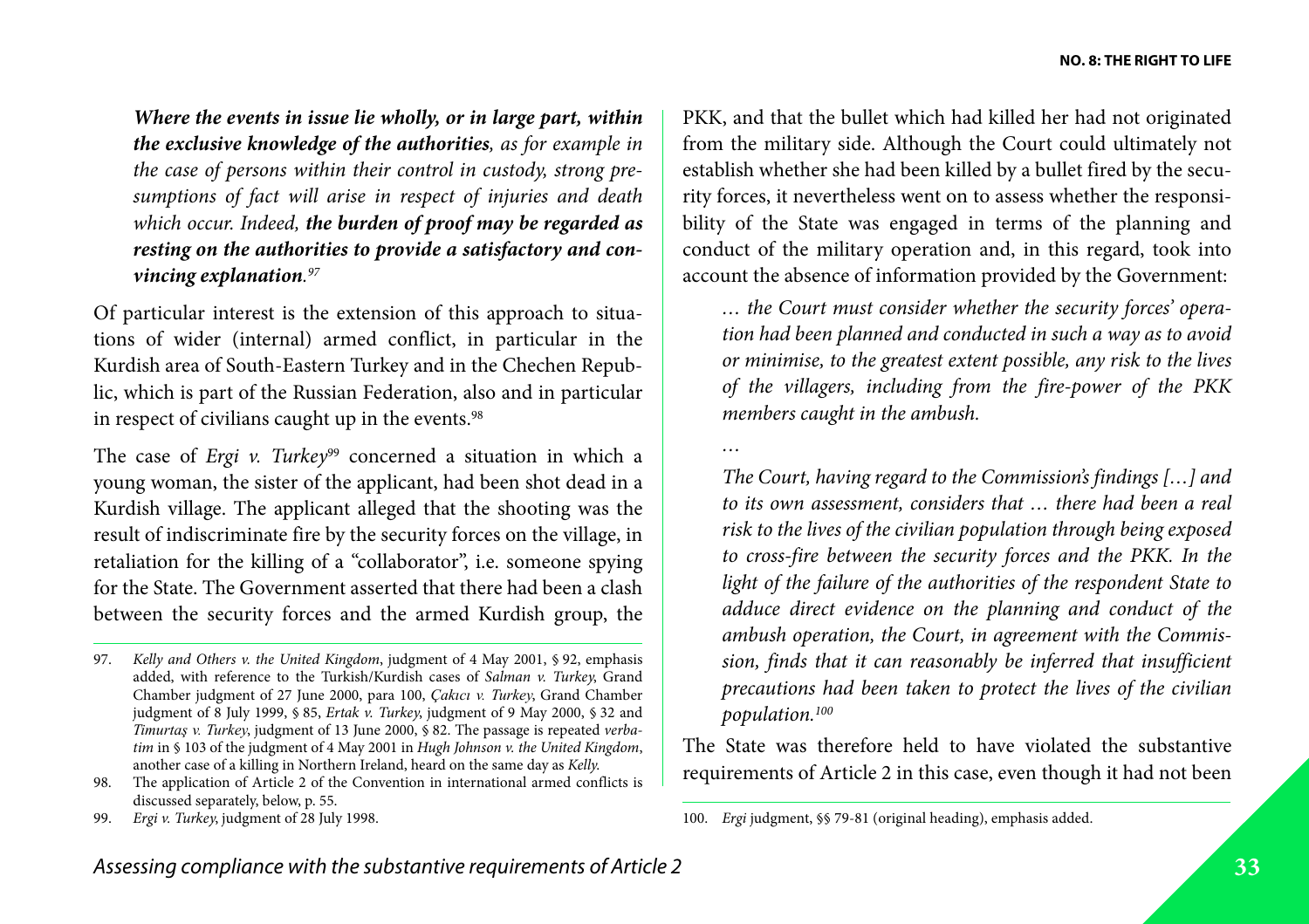***Where the events in issue lie wholly, or in large part, within the exclusive knowledge of the authorities**, as for example in the case of persons within their control in custody, strong presumptions of fact will arise in respect of injuries and death which occur. Indeed, **the burden of proof may be regarded as resting on the authorities to provide a satisfactory and convincing explanation**.*[97]

Of particular interest is the extension of this approach to situations of wider (internal) armed conflict, in particular in the Kurdish area of South-Eastern Turkey and in the Chechen Republic, which is part of the Russian Federation, also and in particular in respect of civilians caught up in the events.[98]

The case of *Ergi v. Turkey*[99] concerned a situation in which a young woman, the sister of the applicant, had been shot dead in a Kurdish village. The applicant alleged that the shooting was the result of indiscriminate fire by the security forces on the village, in retaliation for the killing of a "collaborator", i.e. someone spying for the State. The Government asserted that there had been a clash between the security forces and the armed Kurdish group, the PKK, and that the bullet which had killed her had not originated from the military side. Although the Court could ultimately not establish whether she had been killed by a bullet fired by the security forces, it nevertheless went on to assess whether the responsibility of the State was engaged in terms of the planning and conduct of the military operation and, in this regard, took into account the absence of information provided by the Government:

> *… the Court must consider whether the security forces' operation had been planned and conducted in such a way as to avoid or minimise, to the greatest extent possible, any risk to the lives of the villagers, including from the fire-power of the PKK members caught in the ambush.*
>
> *…*
>
> *The Court, having regard to the Commission's findings […] and to its own assessment, considers that … there had been a real risk to the lives of the civilian population through being exposed to cross-fire between the security forces and the PKK. In the light of the failure of the authorities of the respondent State to adduce direct evidence on the planning and conduct of the ambush operation, the Court, in agreement with the Commission, finds that it can reasonably be inferred that insufficient precautions had been taken to protect the lives of the civilian population.*[100]

The State was therefore held to have violated the substantive requirements of Article 2 in this case, even though it had not been

---

97. *Kelly and Others v. the United Kingdom*, judgment of 4 May 2001, § 92, emphasis added, with reference to the Turkish/Kurdish cases of *Salman v. Turkey*, Grand Chamber judgment of 27 June 2000, para 100, *Çakıcı v. Turkey*, Grand Chamber judgment of 8 July 1999, § 85, *Ertak v. Turkey*, judgment of 9 May 2000, § 32 and *Timurtaş v. Turkey*, judgment of 13 June 2000, § 82. The passage is repeated *verbatim* in § 103 of the judgment of 4 May 2001 in *Hugh Johnson v. the United Kingdom*, another case of a killing in Northern Ireland, heard on the same day as *Kelly*.

98. The application of Article 2 of the Convention in international armed conflicts is discussed separately, below, p. 55.

99. *Ergi v. Turkey*, judgment of 28 July 1998.

100. *Ergi* judgment, §§ 79-81 (original heading), emphasis added.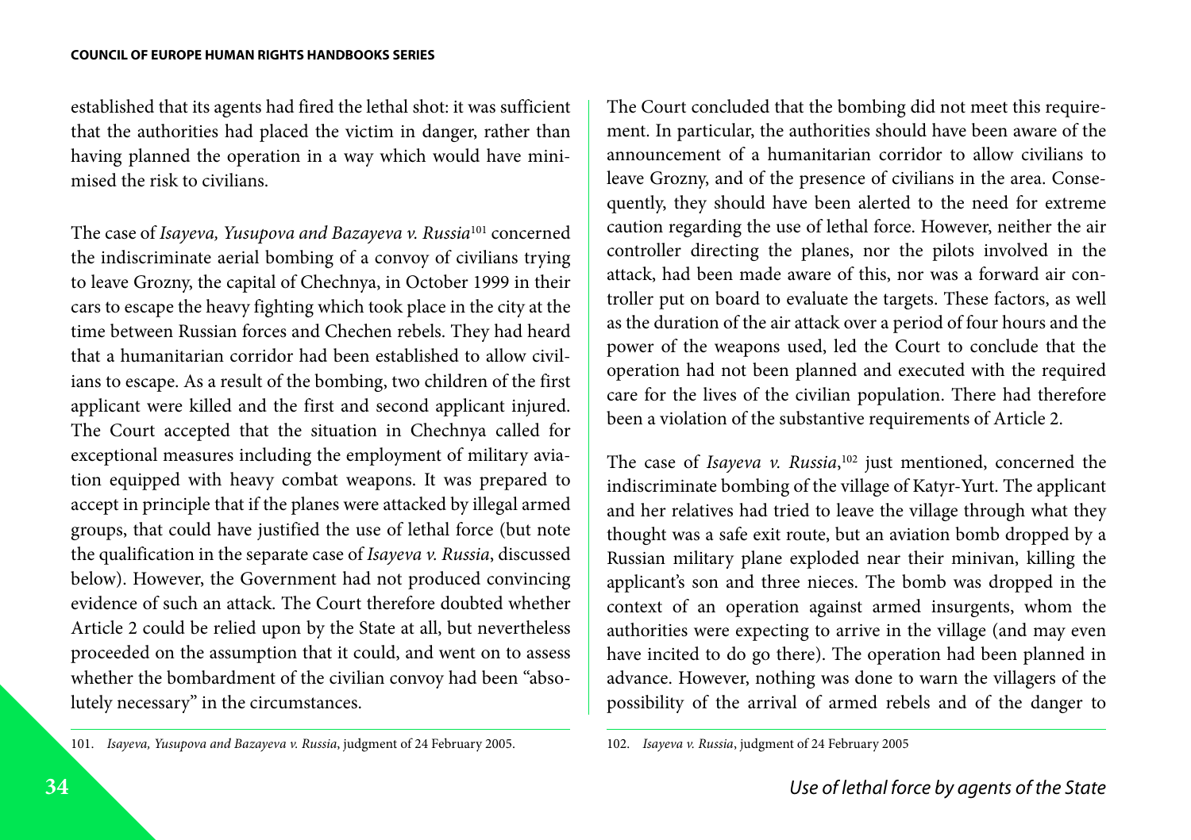established that its agents had fired the lethal shot: it was sufficient that the authorities had placed the victim in danger, rather than having planned the operation in a way which would have minimised the risk to civilians.

The case of *Isayeva, Yusupova and Bazayeva v. Russia*[101] concerned the indiscriminate aerial bombing of a convoy of civilians trying to leave Grozny, the capital of Chechnya, in October 1999 in their cars to escape the heavy fighting which took place in the city at the time between Russian forces and Chechen rebels. They had heard that a humanitarian corridor had been established to allow civilians to escape. As a result of the bombing, two children of the first applicant were killed and the first and second applicant injured. The Court accepted that the situation in Chechnya called for exceptional measures including the employment of military aviation equipped with heavy combat weapons. It was prepared to accept in principle that if the planes were attacked by illegal armed groups, that could have justified the use of lethal force (but note the qualification in the separate case of *Isayeva v. Russia*, discussed below). However, the Government had not produced convincing evidence of such an attack. The Court therefore doubted whether Article 2 could be relied upon by the State at all, but nevertheless proceeded on the assumption that it could, and went on to assess whether the bombardment of the civilian convoy had been "absolutely necessary" in the circumstances.

The Court concluded that the bombing did not meet this requirement. In particular, the authorities should have been aware of the announcement of a humanitarian corridor to allow civilians to leave Grozny, and of the presence of civilians in the area. Consequently, they should have been alerted to the need for extreme caution regarding the use of lethal force. However, neither the air controller directing the planes, nor the pilots involved in the attack, had been made aware of this, nor was a forward air controller put on board to evaluate the targets. These factors, as well as the duration of the air attack over a period of four hours and the power of the weapons used, led the Court to conclude that the operation had not been planned and executed with the required care for the lives of the civilian population. There had therefore been a violation of the substantive requirements of Article 2.

The case of *Isayeva v. Russia*,[102] just mentioned, concerned the indiscriminate bombing of the village of Katyr-Yurt. The applicant and her relatives had tried to leave the village through what they thought was a safe exit route, but an aviation bomb dropped by a Russian military plane exploded near their minivan, killing the applicant's son and three nieces. The bomb was dropped in the context of an operation against armed insurgents, whom the authorities were expecting to arrive in the village (and may even have incited to do go there). The operation had been planned in advance. However, nothing was done to warn the villagers of the possibility of the arrival of armed rebels and of the danger to

101. *Isayeva, Yusupova and Bazayeva v. Russia*, judgment of 24 February 2005.

102. *Isayeva v. Russia*, judgment of 24 February 2005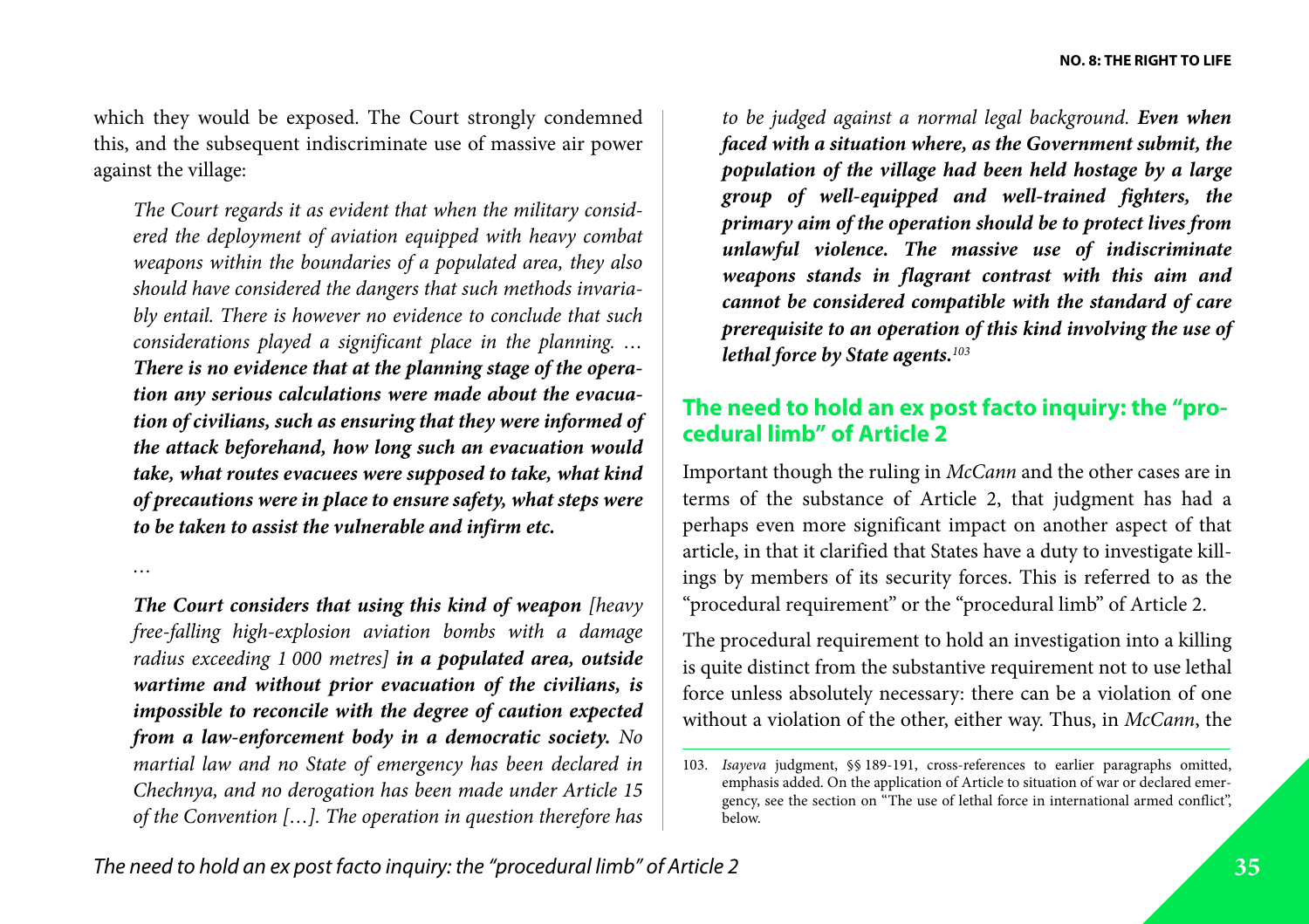which they would be exposed. The Court strongly condemned this, and the subsequent indiscriminate use of massive air power against the village:

> *The Court regards it as evident that when the military considered the deployment of aviation equipped with heavy combat weapons within the boundaries of a populated area, they also should have considered the dangers that such methods invariably entail. There is however no evidence to conclude that such considerations played a significant place in the planning. …* ***There is no evidence that at the planning stage of the operation any serious calculations were made about the evacuation of civilians, such as ensuring that they were informed of the attack beforehand, how long such an evacuation would take, what routes evacuees were supposed to take, what kind of precautions were in place to ensure safety, what steps were to be taken to assist the vulnerable and infirm etc.***
>
> …
>
> ***The Court considers that using this kind of weapon*** *[heavy free-falling high-explosion aviation bombs with a damage radius exceeding 1 000 metres]* ***in a populated area, outside wartime and without prior evacuation of the civilians, is impossible to reconcile with the degree of caution expected from a law-enforcement body in a democratic society.*** *No martial law and no State of emergency has been declared in Chechnya, and no derogation has been made under Article 15 of the Convention […]. The operation in question therefore has to be judged against a normal legal background.* ***Even when faced with a situation where, as the Government submit, the population of the village had been held hostage by a large group of well-equipped and well-trained fighters, the primary aim of the operation should be to protect lives from unlawful violence. The massive use of indiscriminate weapons stands in flagrant contrast with this aim and cannot be considered compatible with the standard of care prerequisite to an operation of this kind involving the use of lethal force by State agents.***[103]

## The need to hold an ex post facto inquiry: the "procedural limb" of Article 2

Important though the ruling in *McCann* and the other cases are in terms of the substance of Article 2, that judgment has had a perhaps even more significant impact on another aspect of that article, in that it clarified that States have a duty to investigate killings by members of its security forces. This is referred to as the "procedural requirement" or the "procedural limb" of Article 2.

The procedural requirement to hold an investigation into a killing is quite distinct from the substantive requirement not to use lethal force unless absolutely necessary: there can be a violation of one without a violation of the other, either way. Thus, in *McCann*, the

103. *Isayeva* judgment, §§ 189-191, cross-references to earlier paragraphs omitted, emphasis added. On the application of Article to situation of war or declared emergency, see the section on "The use of lethal force in international armed conflict", below.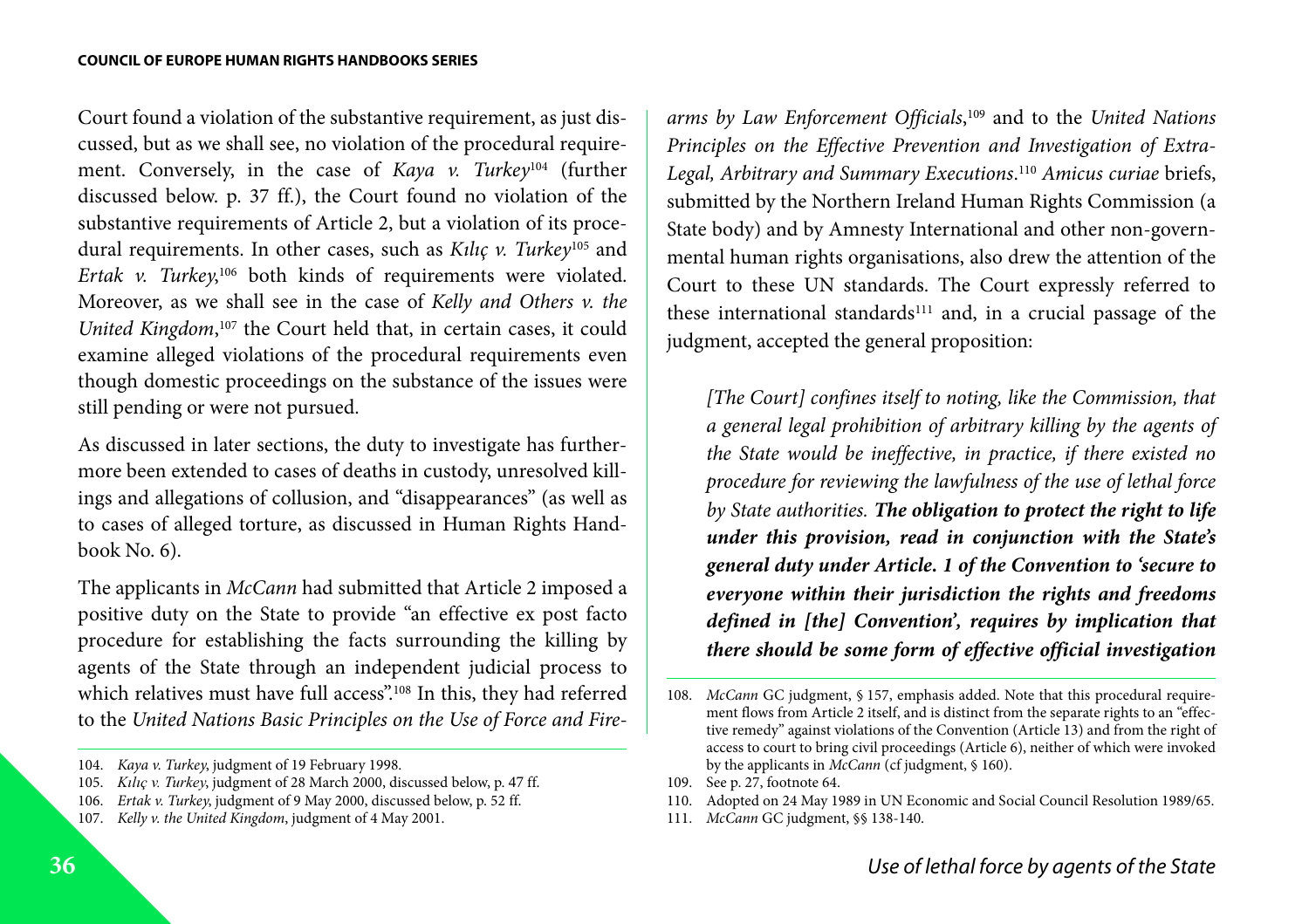Court found a violation of the substantive requirement, as just discussed, but as we shall see, no violation of the procedural requirement. Conversely, in the case of *Kaya v. Turkey*[104] (further discussed below. p. 37 ff.), the Court found no violation of the substantive requirements of Article 2, but a violation of its procedural requirements. In other cases, such as *Kılıç v. Turkey*[105] and *Ertak v. Turkey*,[106] both kinds of requirements were violated. Moreover, as we shall see in the case of *Kelly and Others v. the United Kingdom*,[107] the Court held that, in certain cases, it could examine alleged violations of the procedural requirements even though domestic proceedings on the substance of the issues were still pending or were not pursued.

As discussed in later sections, the duty to investigate has furthermore been extended to cases of deaths in custody, unresolved killings and allegations of collusion, and "disappearances" (as well as to cases of alleged torture, as discussed in Human Rights Handbook No. 6).

The applicants in *McCann* had submitted that Article 2 imposed a positive duty on the State to provide "an effective ex post facto procedure for establishing the facts surrounding the killing by agents of the State through an independent judicial process to which relatives must have full access".[108] In this, they had referred to the *United Nations Basic Principles on the Use of Force and Firearms by Law Enforcement Officials*,[109] and to the *United Nations Principles on the Effective Prevention and Investigation of Extra-Legal, Arbitrary and Summary Executions*.[110] *Amicus curiae* briefs, submitted by the Northern Ireland Human Rights Commission (a State body) and by Amnesty International and other non-governmental human rights organisations, also drew the attention of the Court to these UN standards. The Court expressly referred to these international standards[111] and, in a crucial passage of the judgment, accepted the general proposition:

> *[The Court] confines itself to noting, like the Commission, that a general legal prohibition of arbitrary killing by the agents of the State would be ineffective, in practice, if there existed no procedure for reviewing the lawfulness of the use of lethal force by State authorities.* ***The obligation to protect the right to life under this provision, read in conjunction with the State's general duty under Article. 1 of the Convention to 'secure to everyone within their jurisdiction the rights and freedoms defined in [the] Convention', requires by implication that there should be some form of effective official investigation***

---

104. *Kaya v. Turkey*, judgment of 19 February 1998.
105. *Kılıç v. Turkey*, judgment of 28 March 2000, discussed below, p. 47 ff.
106. *Ertak v. Turkey*, judgment of 9 May 2000, discussed below, p. 52 ff.
107. *Kelly v. the United Kingdom*, judgment of 4 May 2001.
108. *McCann* GC judgment, § 157, emphasis added. Note that this procedural requirement flows from Article 2 itself, and is distinct from the separate rights to an "effective remedy" against violations of the Convention (Article 13) and from the right of access to court to bring civil proceedings (Article 6), neither of which were invoked by the applicants in *McCann* (cf judgment, § 160).
109. See p. 27, footnote 64.
110. Adopted on 24 May 1989 in UN Economic and Social Council Resolution 1989/65.
111. *McCann* GC judgment, §§ 138-140.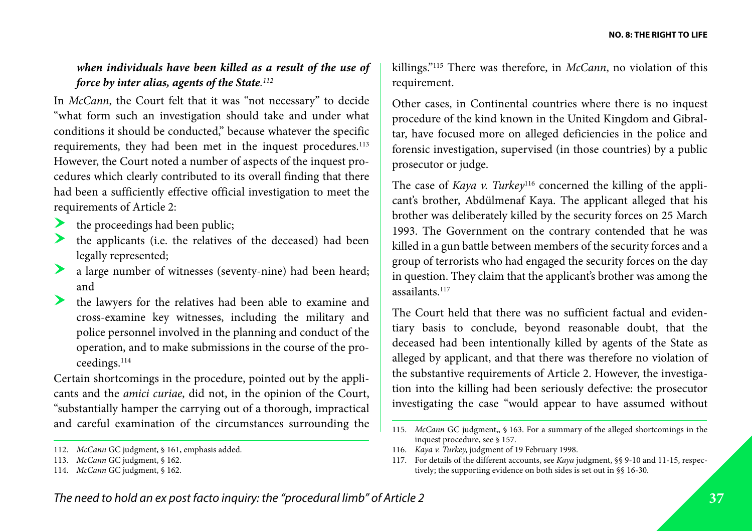***when individuals have been killed as a result of the use of force by inter alias, agents of the State.***[112]

In *McCann*, the Court felt that it was "not necessary" to decide "what form such an investigation should take and under what conditions it should be conducted," because whatever the specific requirements, they had been met in the inquest procedures.[113] However, the Court noted a number of aspects of the inquest procedures which clearly contributed to its overall finding that there had been a sufficiently effective official investigation to meet the requirements of Article 2:

- the proceedings had been public;
- the applicants (i.e. the relatives of the deceased) had been legally represented;
- a large number of witnesses (seventy-nine) had been heard; and
- the lawyers for the relatives had been able to examine and cross-examine key witnesses, including the military and police personnel involved in the planning and conduct of the operation, and to make submissions in the course of the proceedings.[114]

Certain shortcomings in the procedure, pointed out by the applicants and the *amici curiae*, did not, in the opinion of the Court, "substantially hamper the carrying out of a thorough, impractical and careful examination of the circumstances surrounding the killings."[115] There was therefore, in *McCann*, no violation of this requirement.

Other cases, in Continental countries where there is no inquest procedure of the kind known in the United Kingdom and Gibraltar, have focused more on alleged deficiencies in the police and forensic investigation, supervised (in those countries) by a public prosecutor or judge.

The case of *Kaya v. Turkey*[116] concerned the killing of the applicant's brother, Abdülmenaf Kaya. The applicant alleged that his brother was deliberately killed by the security forces on 25 March 1993. The Government on the contrary contended that he was killed in a gun battle between members of the security forces and a group of terrorists who had engaged the security forces on the day in question. They claim that the applicant's brother was among the assailants.[117]

The Court held that there was no sufficient factual and evidentiary basis to conclude, beyond reasonable doubt, that the deceased had been intentionally killed by agents of the State as alleged by applicant, and that there was therefore no violation of the substantive requirements of Article 2. However, the investigation into the killing had been seriously defective: the prosecutor investigating the case "would appear to have assumed without

---

112. *McCann* GC judgment, § 161, emphasis added.

113. *McCann* GC judgment, § 162.

114. *McCann* GC judgment, § 162.

115. *McCann* GC judgment,, § 163. For a summary of the alleged shortcomings in the inquest procedure, see § 157.

116. *Kaya v. Turkey*, judgment of 19 February 1998.

117. For details of the different accounts, see *Kaya* judgment, §§ 9-10 and 11-15, respectively; the supporting evidence on both sides is set out in §§ 16-30.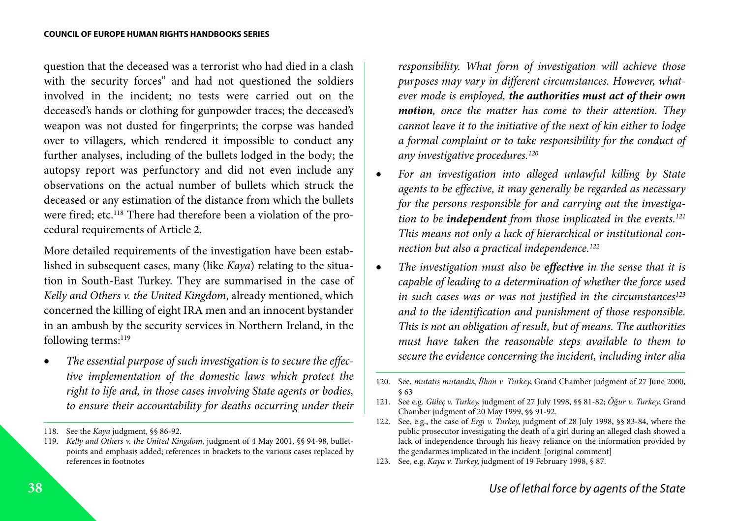question that the deceased was a terrorist who had died in a clash with the security forces" and had not questioned the soldiers involved in the incident; no tests were carried out on the deceased's hands or clothing for gunpowder traces; the deceased's weapon was not dusted for fingerprints; the corpse was handed over to villagers, which rendered it impossible to conduct any further analyses, including of the bullets lodged in the body; the autopsy report was perfunctory and did not even include any observations on the actual number of bullets which struck the deceased or any estimation of the distance from which the bullets were fired; etc.[118] There had therefore been a violation of the procedural requirements of Article 2.

More detailed requirements of the investigation have been established in subsequent cases, many (like *Kaya*) relating to the situation in South-East Turkey. They are summarised in the case of *Kelly and Others v. the United Kingdom*, already mentioned, which concerned the killing of eight IRA men and an innocent bystander in an ambush by the security services in Northern Ireland, in the following terms:[119]

- *The essential purpose of such investigation is to secure the effective implementation of the domestic laws which protect the right to life and, in those cases involving State agents or bodies, to ensure their accountability for deaths occurring under their responsibility. What form of investigation will achieve those purposes may vary in different circumstances. However, whatever mode is employed,* ***the authorities must act of their own motion****, once the matter has come to their attention. They cannot leave it to the initiative of the next of kin either to lodge a formal complaint or to take responsibility for the conduct of any investigative procedures.*[120]
- *For an investigation into alleged unlawful killing by State agents to be effective, it may generally be regarded as necessary for the persons responsible for and carrying out the investigation to be* ***independent*** *from those implicated in the events.*[121] *This means not only a lack of hierarchical or institutional connection but also a practical independence.*[122]
- *The investigation must also be* ***effective*** *in the sense that it is capable of leading to a determination of whether the force used in such cases was or was not justified in the circumstances*[123] *and to the identification and punishment of those responsible. This is not an obligation of result, but of means. The authorities must have taken the reasonable steps available to them to secure the evidence concerning the incident, including inter alia*

118. See the *Kaya* judgment, §§ 86-92.

119. *Kelly and Others v. the United Kingdom*, judgment of 4 May 2001, §§ 94-98, bullet-points and emphasis added; references in brackets to the various cases replaced by references in footnotes

120. See, *mutatis mutandis*, *İlhan v. Turkey*, Grand Chamber judgment of 27 June 2000, § 63

121. See e.g. *Güleç v. Turkey*, judgment of 27 July 1998, §§ 81-82; *Öğur v. Turkey*, Grand Chamber judgment of 20 May 1999, §§ 91-92.

122. See, e.g., the case of *Ergı v. Turkey*, judgment of 28 July 1998, §§ 83-84, where the public prosecutor investigating the death of a girl during an alleged clash showed a lack of independence through his heavy reliance on the information provided by the gendarmes implicated in the incident. [original comment]

123. See, e.g. *Kaya v. Turkey*, judgment of 19 February 1998, § 87.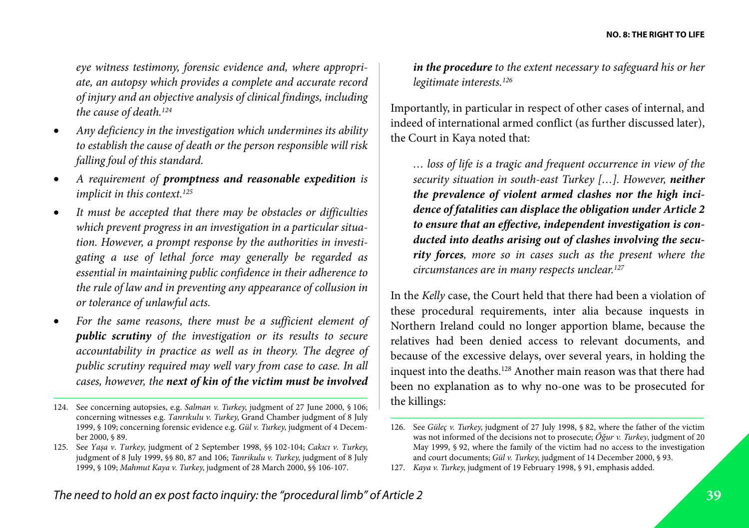*eye witness testimony, forensic evidence and, where appropriate, an autopsy which provides a complete and accurate record of injury and an objective analysis of clinical findings, including the cause of death.*[124]

- *Any deficiency in the investigation which undermines its ability to establish the cause of death or the person responsible will risk falling foul of this standard.*
- *A requirement of **promptness and reasonable expedition** is implicit in this context.*[125]
- *It must be accepted that there may be obstacles or difficulties which prevent progress in an investigation in a particular situation. However, a prompt response by the authorities in investigating a use of lethal force may generally be regarded as essential in maintaining public confidence in their adherence to the rule of law and in preventing any appearance of collusion in or tolerance of unlawful acts.*
- *For the same reasons, there must be a sufficient element of **public scrutiny** of the investigation or its results to secure accountability in practice as well as in theory. The degree of public scrutiny required may well vary from case to case. In all cases, however, the **next of kin of the victim must be involved in the procedure** to the extent necessary to safeguard his or her legitimate interests.*[126]

Importantly, in particular in respect of other cases of internal, and indeed of international armed conflict (as further discussed later), the Court in Kaya noted that:

> *… loss of life is a tragic and frequent occurrence in view of the security situation in south-east Turkey […]. However, **neither the prevalence of violent armed clashes nor the high incidence of fatalities can displace the obligation under Article 2 to ensure that an effective, independent investigation is conducted into deaths arising out of clashes involving the security forces**, more so in cases such as the present where the circumstances are in many respects unclear.*[127]

In the *Kelly* case, the Court held that there had been a violation of these procedural requirements, inter alia because inquests in Northern Ireland could no longer apportion blame, because the relatives had been denied access to relevant documents, and because of the excessive delays, over several years, in holding the inquest into the deaths.[128] Another main reason was that there had been no explanation as to why no-one was to be prosecuted for the killings:

---

124. See concerning autopsies, e.g. *Salman v. Turkey*, judgment of 27 June 2000, § 106; concerning witnesses e.g. *Tanrıkulu v. Turkey*, Grand Chamber judgment of 8 July 1999, § 109; concerning forensic evidence e.g. *Gül v. Turkey*, judgment of 4 December 2000, § 89.

125. See *Yaşa v. Turkey*, judgment of 2 September 1998, §§ 102-104; *Cakıcı v. Turkey*, judgment of 8 July 1999, §§ 80, 87 and 106; *Tanrikulu v. Turkey*, judgment of 8 July 1999, § 109; *Mahmut Kaya v. Turkey*, judgment of 28 March 2000, §§ 106-107.

126. See *Güleç v. Turkey*, judgment of 27 July 1998, § 82, where the father of the victim was not informed of the decisions not to prosecute; *Öğur v. Turkey*, judgment of 20 May 1999, § 92, where the family of the victim had no access to the investigation and court documents; *Gül v. Turkey*, judgment of 14 December 2000, § 93.

127. *Kaya v. Turkey*, judgment of 19 February 1998, § 91, emphasis added.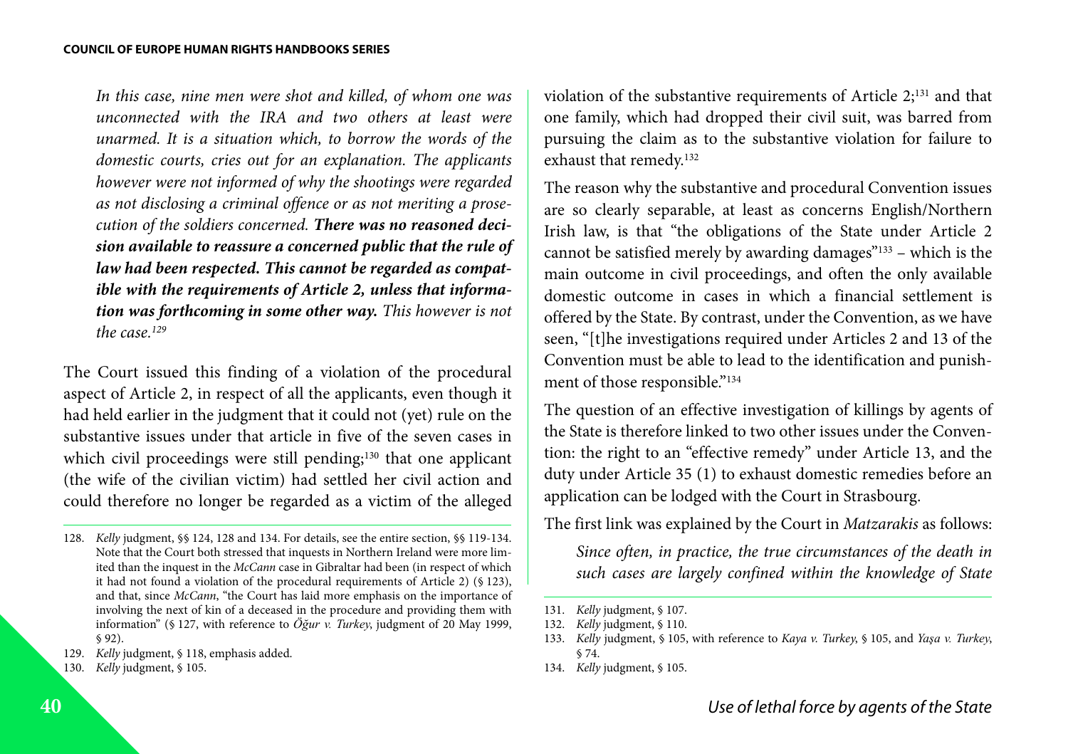> *In this case, nine men were shot and killed, of whom one was unconnected with the IRA and two others at least were unarmed. It is a situation which, to borrow the words of the domestic courts, cries out for an explanation. The applicants however were not informed of why the shootings were regarded as not disclosing a criminal offence or as not meriting a prosecution of the soldiers concerned.* ***There was no reasoned decision available to reassure a concerned public that the rule of law had been respected. This cannot be regarded as compatible with the requirements of Article 2, unless that information was forthcoming in some other way.*** *This however is not the case.*[129]

The Court issued this finding of a violation of the procedural aspect of Article 2, in respect of all the applicants, even though it had held earlier in the judgment that it could not (yet) rule on the substantive issues under that article in five of the seven cases in which civil proceedings were still pending;[130] that one applicant (the wife of the civilian victim) had settled her civil action and could therefore no longer be regarded as a victim of the alleged violation of the substantive requirements of Article 2;[131] and that one family, which had dropped their civil suit, was barred from pursuing the claim as to the substantive violation for failure to exhaust that remedy.[132]

The reason why the substantive and procedural Convention issues are so clearly separable, at least as concerns English/Northern Irish law, is that "the obligations of the State under Article 2 cannot be satisfied merely by awarding damages"[133] – which is the main outcome in civil proceedings, and often the only available domestic outcome in cases in which a financial settlement is offered by the State. By contrast, under the Convention, as we have seen, "[t]he investigations required under Articles 2 and 13 of the Convention must be able to lead to the identification and punishment of those responsible."[134]

The question of an effective investigation of killings by agents of the State is therefore linked to two other issues under the Convention: the right to an "effective remedy" under Article 13, and the duty under Article 35 (1) to exhaust domestic remedies before an application can be lodged with the Court in Strasbourg.

The first link was explained by the Court in *Matzarakis* as follows:

> *Since often, in practice, the true circumstances of the death in such cases are largely confined within the knowledge of State*

---

128. *Kelly* judgment, §§ 124, 128 and 134. For details, see the entire section, §§ 119-134. Note that the Court both stressed that inquests in Northern Ireland were more limited than the inquest in the *McCann* case in Gibraltar had been (in respect of which it had not found a violation of the procedural requirements of Article 2) (§ 123), and that, since *McCann*, "the Court has laid more emphasis on the importance of involving the next of kin of a deceased in the procedure and providing them with information" (§ 127, with reference to *Oğur v. Turkey*, judgment of 20 May 1999, § 92).

129. *Kelly* judgment, § 118, emphasis added.

130. *Kelly* judgment, § 105.

131. *Kelly* judgment, § 107.

132. *Kelly* judgment, § 110.

133. *Kelly* judgment, § 105, with reference to *Kaya v. Turkey*, § 105, and *Yaşa v. Turkey*, § 74.

134. *Kelly* judgment, § 105.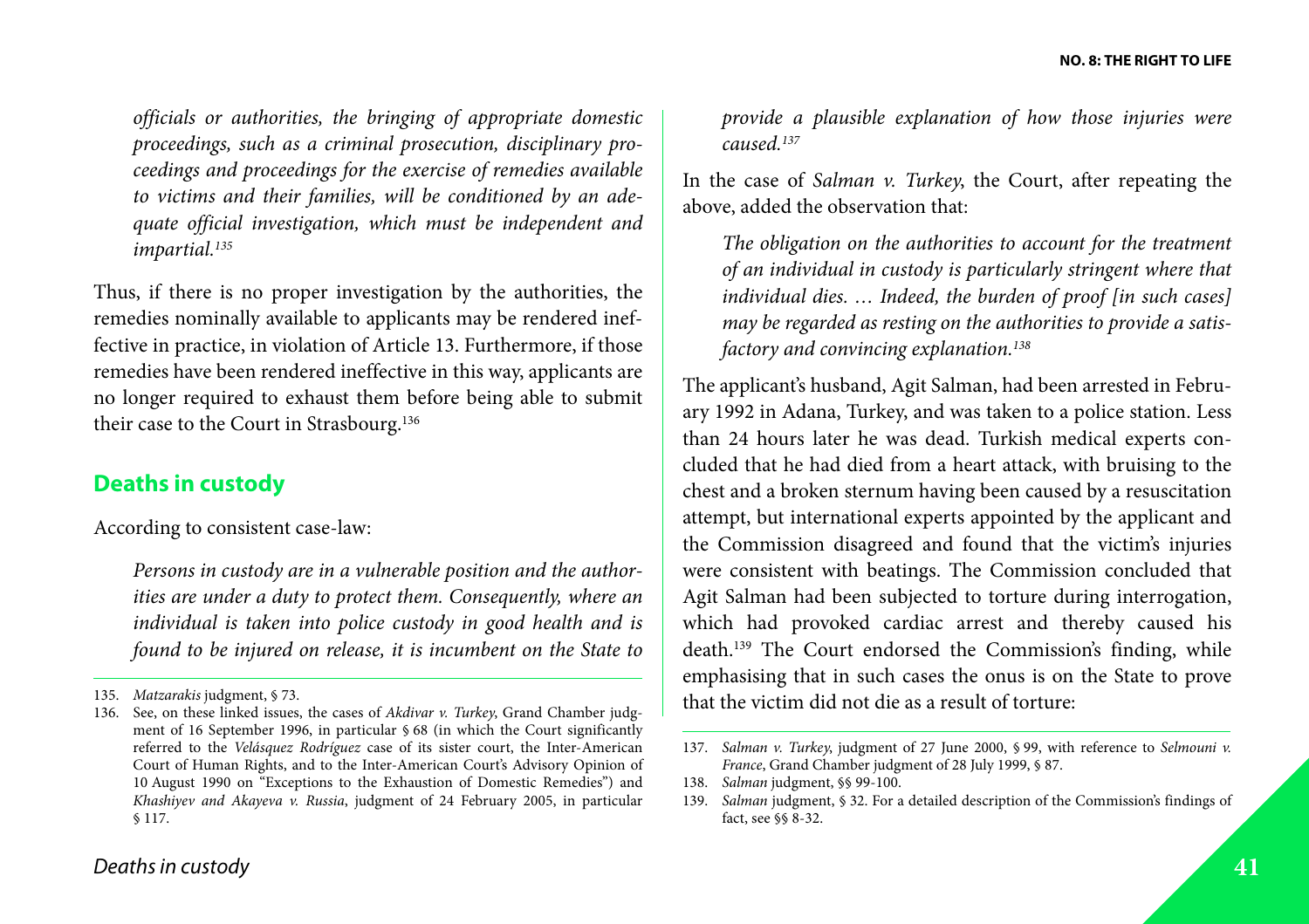*officials or authorities, the bringing of appropriate domestic proceedings, such as a criminal prosecution, disciplinary proceedings and proceedings for the exercise of remedies available to victims and their families, will be conditioned by an adequate official investigation, which must be independent and impartial.*[135]

Thus, if there is no proper investigation by the authorities, the remedies nominally available to applicants may be rendered ineffective in practice, in violation of Article 13. Furthermore, if those remedies have been rendered ineffective in this way, applicants are no longer required to exhaust them before being able to submit their case to the Court in Strasbourg.[136]

## Deaths in custody

According to consistent case-law:

> *Persons in custody are in a vulnerable position and the authorities are under a duty to protect them. Consequently, where an individual is taken into police custody in good health and is found to be injured on release, it is incumbent on the State to provide a plausible explanation of how those injuries were caused.*[137]

In the case of *Salman v. Turkey*, the Court, after repeating the above, added the observation that:

> *The obligation on the authorities to account for the treatment of an individual in custody is particularly stringent where that individual dies. … Indeed, the burden of proof [in such cases] may be regarded as resting on the authorities to provide a satisfactory and convincing explanation.*[138]

The applicant's husband, Agit Salman, had been arrested in February 1992 in Adana, Turkey, and was taken to a police station. Less than 24 hours later he was dead. Turkish medical experts concluded that he had died from a heart attack, with bruising to the chest and a broken sternum having been caused by a resuscitation attempt, but international experts appointed by the applicant and the Commission disagreed and found that the victim's injuries were consistent with beatings. The Commission concluded that Agit Salman had been subjected to torture during interrogation, which had provoked cardiac arrest and thereby caused his death.[139] The Court endorsed the Commission's finding, while emphasising that in such cases the onus is on the State to prove that the victim did not die as a result of torture:

---

135. *Matzarakis* judgment, § 73.

136. See, on these linked issues, the cases of *Akdivar v. Turkey*, Grand Chamber judgment of 16 September 1996, in particular § 68 (in which the Court significantly referred to the *Velásquez Rodríguez* case of its sister court, the Inter-American Court of Human Rights, and to the Inter-American Court's Advisory Opinion of 10 August 1990 on "Exceptions to the Exhaustion of Domestic Remedies") and *Khashiyev and Akayeva v. Russia*, judgment of 24 February 2005, in particular § 117.

137. *Salman v. Turkey*, judgment of 27 June 2000, § 99, with reference to *Selmouni v. France*, Grand Chamber judgment of 28 July 1999, § 87.

138. *Salman* judgment, §§ 99-100.

139. *Salman* judgment, § 32. For a detailed description of the Commission's findings of fact, see §§ 8-32.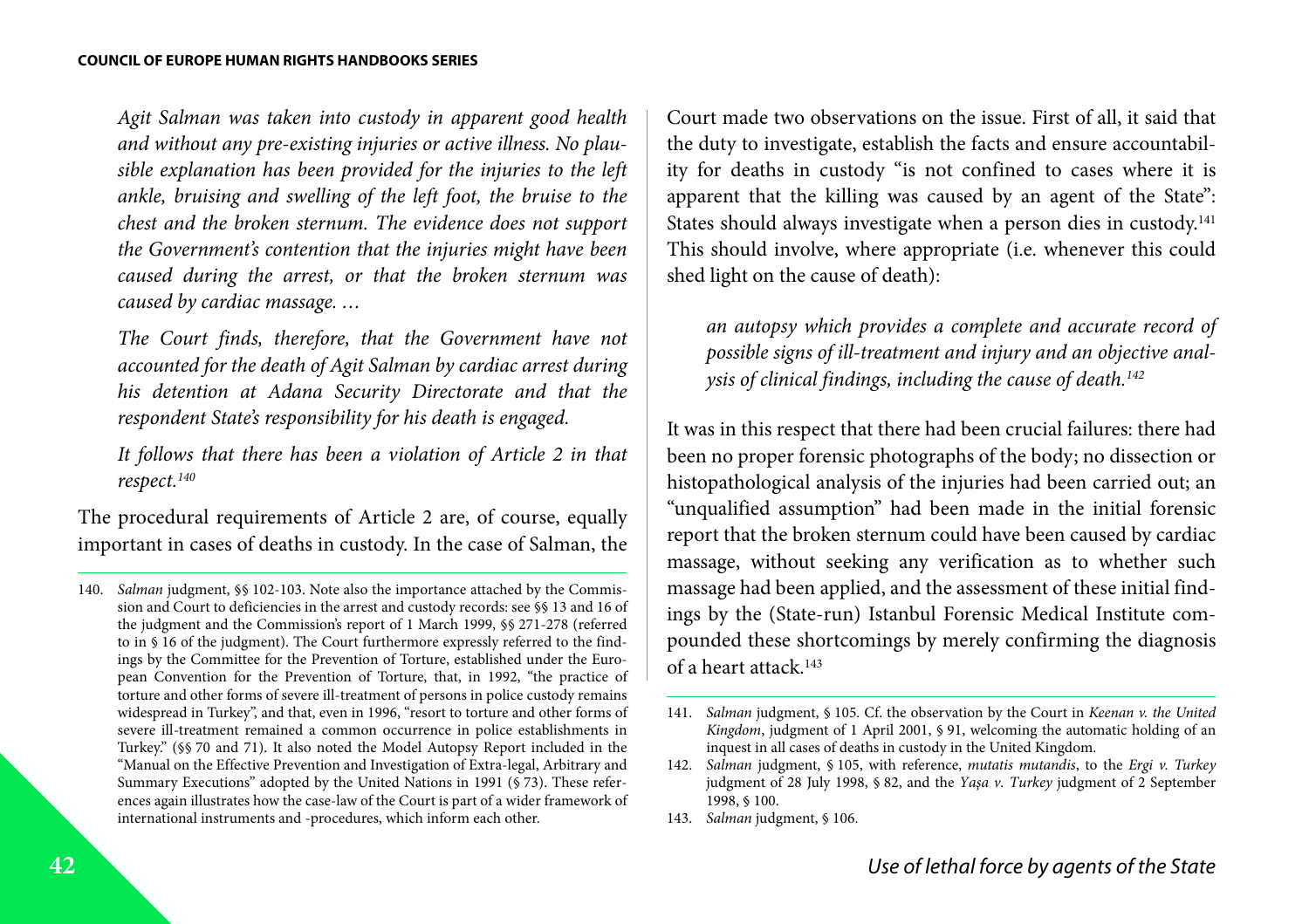> *Agit Salman was taken into custody in apparent good health and without any pre-existing injuries or active illness. No plausible explanation has been provided for the injuries to the left ankle, bruising and swelling of the left foot, the bruise to the chest and the broken sternum. The evidence does not support the Government's contention that the injuries might have been caused during the arrest, or that the broken sternum was caused by cardiac massage. …*
>
> *The Court finds, therefore, that the Government have not accounted for the death of Agit Salman by cardiac arrest during his detention at Adana Security Directorate and that the respondent State's responsibility for his death is engaged.*
>
> *It follows that there has been a violation of Article 2 in that respect.*[140]

The procedural requirements of Article 2 are, of course, equally important in cases of deaths in custody. In the case of Salman, the Court made two observations on the issue. First of all, it said that the duty to investigate, establish the facts and ensure accountability for deaths in custody "is not confined to cases where it is apparent that the killing was caused by an agent of the State": States should always investigate when a person dies in custody.[141] This should involve, where appropriate (i.e. whenever this could shed light on the cause of death):

> *an autopsy which provides a complete and accurate record of possible signs of ill-treatment and injury and an objective analysis of clinical findings, including the cause of death.*[142]

It was in this respect that there had been crucial failures: there had been no proper forensic photographs of the body; no dissection or histopathological analysis of the injuries had been carried out; an "unqualified assumption" had been made in the initial forensic report that the broken sternum could have been caused by cardiac massage, without seeking any verification as to whether such massage had been applied, and the assessment of these initial findings by the (State-run) Istanbul Forensic Medical Institute compounded these shortcomings by merely confirming the diagnosis of a heart attack.[143]

---

140. *Salman* judgment, §§ 102-103. Note also the importance attached by the Commission and Court to deficiencies in the arrest and custody records: see §§ 13 and 16 of the judgment and the Commission's report of 1 March 1999, §§ 271-278 (referred to in § 16 of the judgment). The Court furthermore expressly referred to the findings by the Committee for the Prevention of Torture, established under the European Convention for the Prevention of Torture, that, in 1992, "the practice of torture and other forms of severe ill-treatment of persons in police custody remains widespread in Turkey", and that, even in 1996, "resort to torture and other forms of severe ill-treatment remained a common occurrence in police establishments in Turkey." (§§ 70 and 71). It also noted the Model Autopsy Report included in the "Manual on the Effective Prevention and Investigation of Extra-legal, Arbitrary and Summary Executions" adopted by the United Nations in 1991 (§ 73). These references again illustrates how the case-law of the Court is part of a wider framework of international instruments and -procedures, which inform each other.

141. *Salman* judgment, § 105. Cf. the observation by the Court in *Keenan v. the United Kingdom*, judgment of 1 April 2001, § 91, welcoming the automatic holding of an inquest in all cases of deaths in custody in the United Kingdom.

142. *Salman* judgment, § 105, with reference, *mutatis mutandis*, to the *Ergi v. Turkey* judgment of 28 July 1998, § 82, and the *Yaşa v. Turkey* judgment of 2 September 1998, § 100.

143. *Salman* judgment, § 106.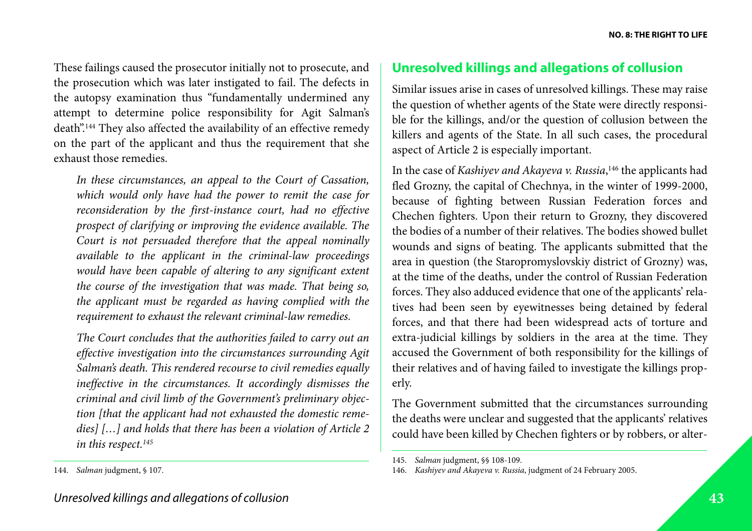These failings caused the prosecutor initially not to prosecute, and the prosecution which was later instigated to fail. The defects in the autopsy examination thus "fundamentally undermined any attempt to determine police responsibility for Agit Salman's death".[144] They also affected the availability of an effective remedy on the part of the applicant and thus the requirement that she exhaust those remedies.

> *In these circumstances, an appeal to the Court of Cassation, which would only have had the power to remit the case for reconsideration by the first-instance court, had no effective prospect of clarifying or improving the evidence available. The Court is not persuaded therefore that the appeal nominally available to the applicant in the criminal-law proceedings would have been capable of altering to any significant extent the course of the investigation that was made. That being so, the applicant must be regarded as having complied with the requirement to exhaust the relevant criminal-law remedies.*
>
> *The Court concludes that the authorities failed to carry out an effective investigation into the circumstances surrounding Agit Salman's death. This rendered recourse to civil remedies equally ineffective in the circumstances. It accordingly dismisses the criminal and civil limb of the Government's preliminary objection [that the applicant had not exhausted the domestic remedies] […] and holds that there has been a violation of Article 2 in this respect.*[145]

## Unresolved killings and allegations of collusion

Similar issues arise in cases of unresolved killings. These may raise the question of whether agents of the State were directly responsible for the killings, and/or the question of collusion between the killers and agents of the State. In all such cases, the procedural aspect of Article 2 is especially important.

In the case of *Kashiyev and Akayeva v. Russia*,[146] the applicants had fled Grozny, the capital of Chechnya, in the winter of 1999-2000, because of fighting between Russian Federation forces and Chechen fighters. Upon their return to Grozny, they discovered the bodies of a number of their relatives. The bodies showed bullet wounds and signs of beating. The applicants submitted that the area in question (the Staropromyslovskiy district of Grozny) was, at the time of the deaths, under the control of Russian Federation forces. They also adduced evidence that one of the applicants' relatives had been seen by eyewitnesses being detained by federal forces, and that there had been widespread acts of torture and extra-judicial killings by soldiers in the area at the time. They accused the Government of both responsibility for the killings of their relatives and of having failed to investigate the killings properly.

The Government submitted that the circumstances surrounding the deaths were unclear and suggested that the applicants' relatives could have been killed by Chechen fighters or by robbers, or alter-

144. *Salman* judgment, § 107.

145. *Salman* judgment, §§ 108-109.

146. *Kashiyev and Akayeva v. Russia*, judgment of 24 February 2005.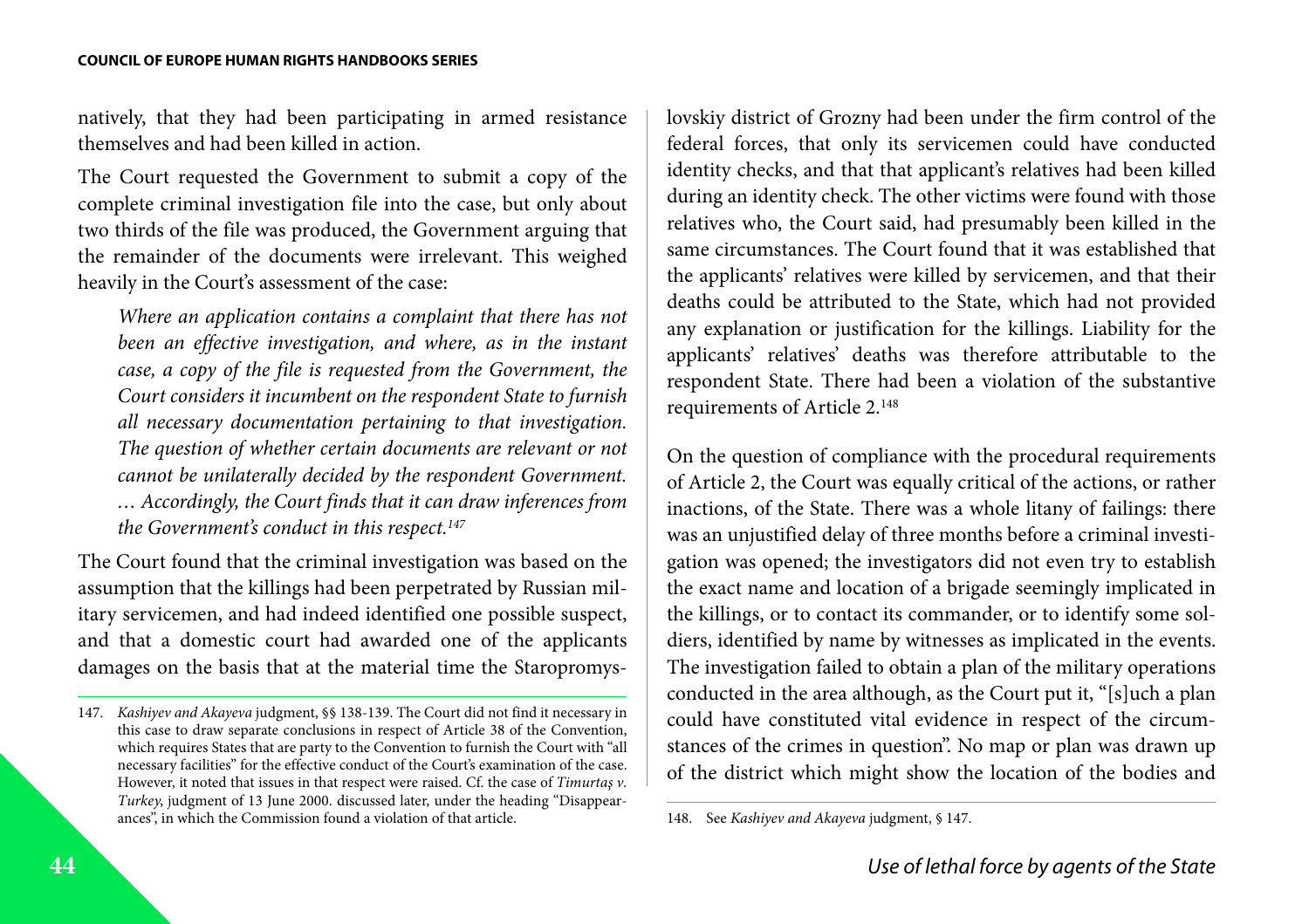natively, that they had been participating in armed resistance themselves and had been killed in action.

The Court requested the Government to submit a copy of the complete criminal investigation file into the case, but only about two thirds of the file was produced, the Government arguing that the remainder of the documents were irrelevant. This weighed heavily in the Court's assessment of the case:

> *Where an application contains a complaint that there has not been an effective investigation, and where, as in the instant case, a copy of the file is requested from the Government, the Court considers it incumbent on the respondent State to furnish all necessary documentation pertaining to that investigation. The question of whether certain documents are relevant or not cannot be unilaterally decided by the respondent Government. … Accordingly, the Court finds that it can draw inferences from the Government's conduct in this respect.*[147]

The Court found that the criminal investigation was based on the assumption that the killings had been perpetrated by Russian military servicemen, and had indeed identified one possible suspect, and that a domestic court had awarded one of the applicants damages on the basis that at the material time the Staropromyslovskiy district of Grozny had been under the firm control of the federal forces, that only its servicemen could have conducted identity checks, and that that applicant's relatives had been killed during an identity check. The other victims were found with those relatives who, the Court said, had presumably been killed in the same circumstances. The Court found that it was established that the applicants' relatives were killed by servicemen, and that their deaths could be attributed to the State, which had not provided any explanation or justification for the killings. Liability for the applicants' relatives' deaths was therefore attributable to the respondent State. There had been a violation of the substantive requirements of Article 2.[148]

On the question of compliance with the procedural requirements of Article 2, the Court was equally critical of the actions, or rather inactions, of the State. There was a whole litany of failings: there was an unjustified delay of three months before a criminal investigation was opened; the investigators did not even try to establish the exact name and location of a brigade seemingly implicated in the killings, or to contact its commander, or to identify some soldiers, identified by name by witnesses as implicated in the events. The investigation failed to obtain a plan of the military operations conducted in the area although, as the Court put it, "[s]uch a plan could have constituted vital evidence in respect of the circumstances of the crimes in question". No map or plan was drawn up of the district which might show the location of the bodies and

---

147. *Kashiyev and Akayeva* judgment, §§ 138-139. The Court did not find it necessary in this case to draw separate conclusions in respect of Article 38 of the Convention, which requires States that are party to the Convention to furnish the Court with "all necessary facilities" for the effective conduct of the Court's examination of the case. However, it noted that issues in that respect were raised. Cf. the case of *Timurtaş v. Turkey*, judgment of 13 June 2000. discussed later, under the heading "Disappearances", in which the Commission found a violation of that article.

148. See *Kashiyev and Akayeva* judgment, § 147.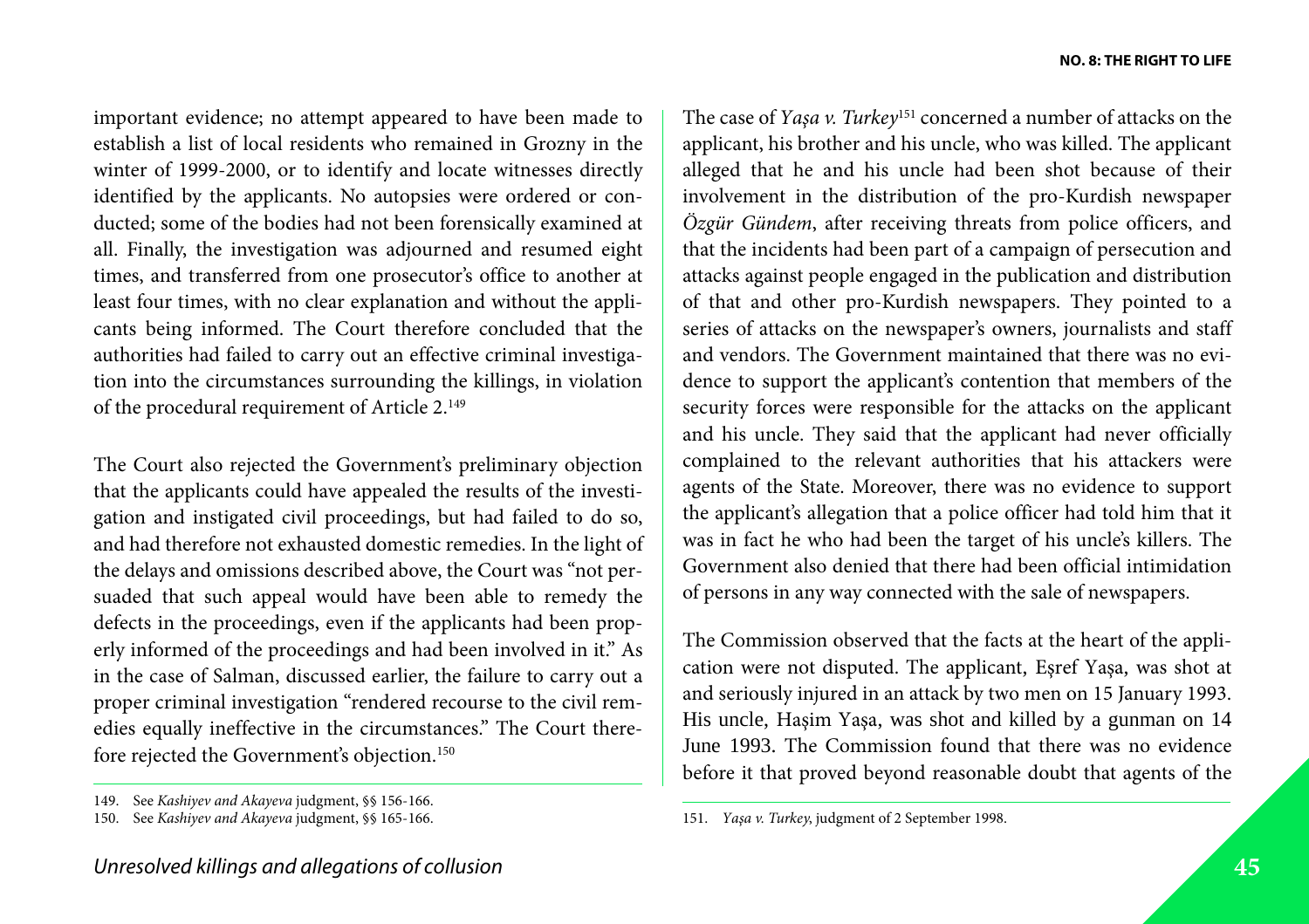important evidence; no attempt appeared to have been made to establish a list of local residents who remained in Grozny in the winter of 1999-2000, or to identify and locate witnesses directly identified by the applicants. No autopsies were ordered or conducted; some of the bodies had not been forensically examined at all. Finally, the investigation was adjourned and resumed eight times, and transferred from one prosecutor's office to another at least four times, with no clear explanation and without the applicants being informed. The Court therefore concluded that the authorities had failed to carry out an effective criminal investigation into the circumstances surrounding the killings, in violation of the procedural requirement of Article 2.[149]

The Court also rejected the Government's preliminary objection that the applicants could have appealed the results of the investigation and instigated civil proceedings, but had failed to do so, and had therefore not exhausted domestic remedies. In the light of the delays and omissions described above, the Court was "not persuaded that such appeal would have been able to remedy the defects in the proceedings, even if the applicants had been properly informed of the proceedings and had been involved in it." As in the case of Salman, discussed earlier, the failure to carry out a proper criminal investigation "rendered recourse to the civil remedies equally ineffective in the circumstances." The Court therefore rejected the Government's objection.[150]

149. See *Kashiyev and Akayeva* judgment, §§ 156-166.

150. See *Kashiyev and Akayeva* judgment, §§ 165-166.

The case of *Yaşa v. Turkey*[151] concerned a number of attacks on the applicant, his brother and his uncle, who was killed. The applicant alleged that he and his uncle had been shot because of their involvement in the distribution of the pro-Kurdish newspaper *Özgür Gündem*, after receiving threats from police officers, and that the incidents had been part of a campaign of persecution and attacks against people engaged in the publication and distribution of that and other pro-Kurdish newspapers. They pointed to a series of attacks on the newspaper's owners, journalists and staff and vendors. The Government maintained that there was no evidence to support the applicant's contention that members of the security forces were responsible for the attacks on the applicant and his uncle. They said that the applicant had never officially complained to the relevant authorities that his attackers were agents of the State. Moreover, there was no evidence to support the applicant's allegation that a police officer had told him that it was in fact he who had been the target of his uncle's killers. The Government also denied that there had been official intimidation of persons in any way connected with the sale of newspapers.

The Commission observed that the facts at the heart of the application were not disputed. The applicant, Eşref Yaşa, was shot at and seriously injured in an attack by two men on 15 January 1993. His uncle, Haşim Yaşa, was shot and killed by a gunman on 14 June 1993. The Commission found that there was no evidence before it that proved beyond reasonable doubt that agents of the

151. *Yaşa v. Turkey*, judgment of 2 September 1998.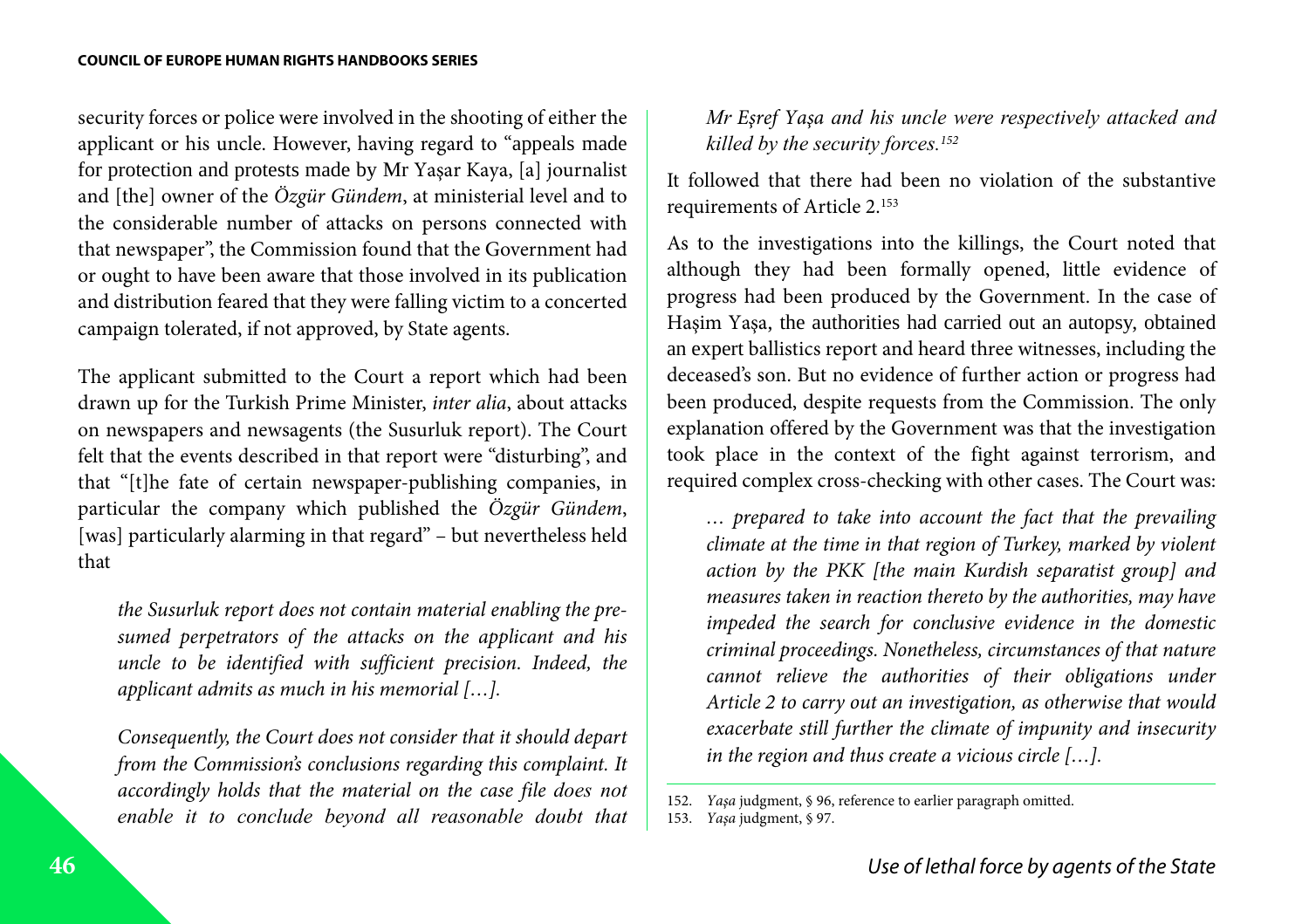security forces or police were involved in the shooting of either the applicant or his uncle. However, having regard to "appeals made for protection and protests made by Mr Yaşar Kaya, [a] journalist and [the] owner of the *Özgür Gündem*, at ministerial level and to the considerable number of attacks on persons connected with that newspaper", the Commission found that the Government had or ought to have been aware that those involved in its publication and distribution feared that they were falling victim to a concerted campaign tolerated, if not approved, by State agents.

The applicant submitted to the Court a report which had been drawn up for the Turkish Prime Minister, *inter alia*, about attacks on newspapers and newsagents (the Susurluk report). The Court felt that the events described in that report were "disturbing", and that "[t]he fate of certain newspaper-publishing companies, in particular the company which published the *Özgür Gündem*, [was] particularly alarming in that regard" – but nevertheless held that

> *the Susurluk report does not contain material enabling the presumed perpetrators of the attacks on the applicant and his uncle to be identified with sufficient precision. Indeed, the applicant admits as much in his memorial […].*
>
> *Consequently, the Court does not consider that it should depart from the Commission's conclusions regarding this complaint. It accordingly holds that the material on the case file does not enable it to conclude beyond all reasonable doubt that Mr Eşref Yaşa and his uncle were respectively attacked and killed by the security forces.*[152]

It followed that there had been no violation of the substantive requirements of Article 2.[153]

As to the investigations into the killings, the Court noted that although they had been formally opened, little evidence of progress had been produced by the Government. In the case of Haşim Yaşa, the authorities had carried out an autopsy, obtained an expert ballistics report and heard three witnesses, including the deceased's son. But no evidence of further action or progress had been produced, despite requests from the Commission. The only explanation offered by the Government was that the investigation took place in the context of the fight against terrorism, and required complex cross-checking with other cases. The Court was:

> *… prepared to take into account the fact that the prevailing climate at the time in that region of Turkey, marked by violent action by the PKK [the main Kurdish separatist group] and measures taken in reaction thereto by the authorities, may have impeded the search for conclusive evidence in the domestic criminal proceedings. Nonetheless, circumstances of that nature cannot relieve the authorities of their obligations under Article 2 to carry out an investigation, as otherwise that would exacerbate still further the climate of impunity and insecurity in the region and thus create a vicious circle […].*

---

152. *Yaşa* judgment, § 96, reference to earlier paragraph omitted.
153. *Yaşa* judgment, § 97.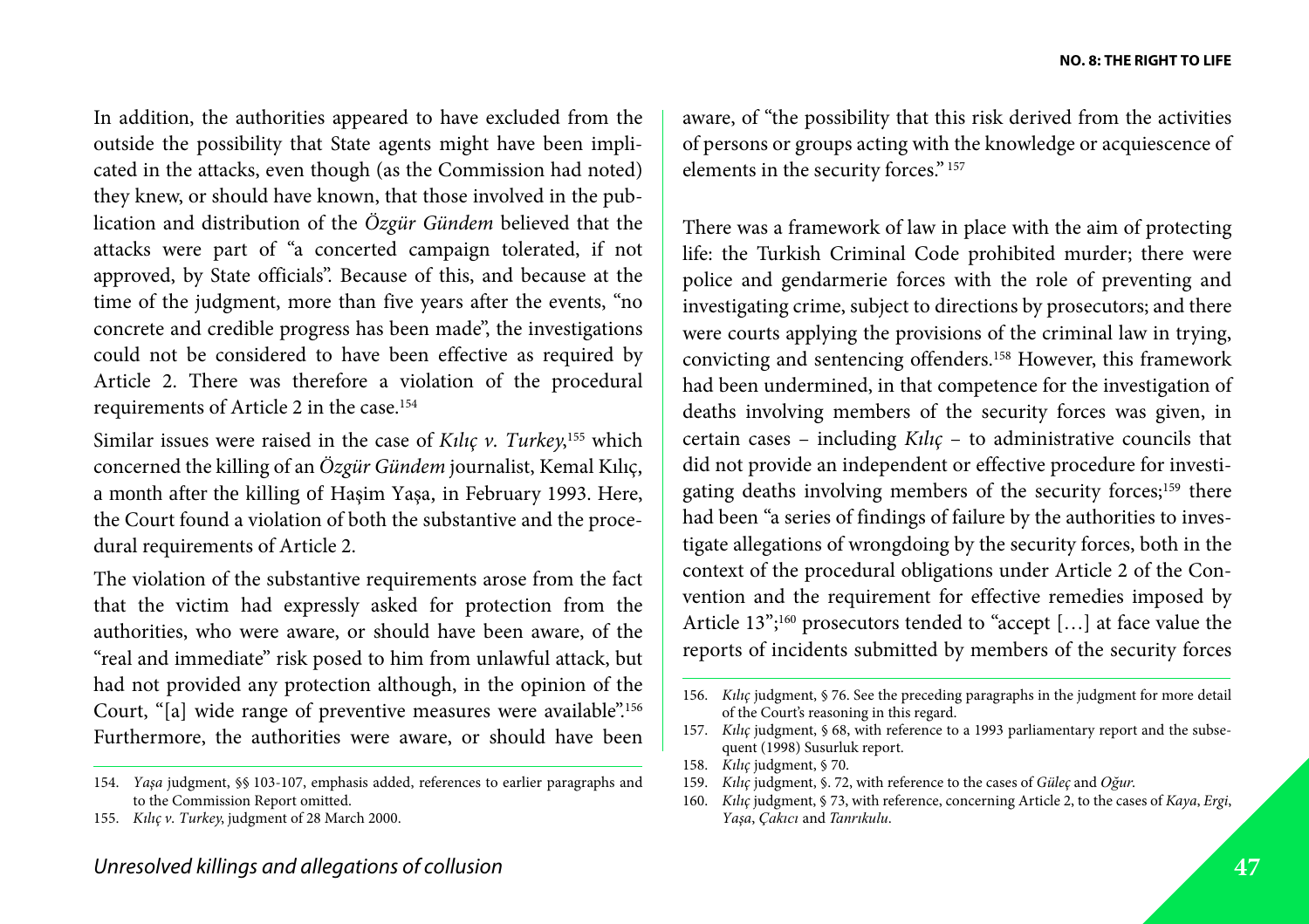In addition, the authorities appeared to have excluded from the outside the possibility that State agents might have been implicated in the attacks, even though (as the Commission had noted) they knew, or should have known, that those involved in the publication and distribution of the *Özgür Gündem* believed that the attacks were part of "a concerted campaign tolerated, if not approved, by State officials". Because of this, and because at the time of the judgment, more than five years after the events, "no concrete and credible progress has been made", the investigations could not be considered to have been effective as required by Article 2. There was therefore a violation of the procedural requirements of Article 2 in the case.[154]

Similar issues were raised in the case of *Kılıç v. Turkey*,[155] which concerned the killing of an *Özgür Gündem* journalist, Kemal Kılıç, a month after the killing of Haşim Yaşa, in February 1993. Here, the Court found a violation of both the substantive and the procedural requirements of Article 2.

The violation of the substantive requirements arose from the fact that the victim had expressly asked for protection from the authorities, who were aware, or should have been aware, of the "real and immediate" risk posed to him from unlawful attack, but had not provided any protection although, in the opinion of the Court, "[a] wide range of preventive measures were available".[156] Furthermore, the authorities were aware, or should have been aware, of "the possibility that this risk derived from the activities of persons or groups acting with the knowledge or acquiescence of elements in the security forces." [157]

There was a framework of law in place with the aim of protecting life: the Turkish Criminal Code prohibited murder; there were police and gendarmerie forces with the role of preventing and investigating crime, subject to directions by prosecutors; and there were courts applying the provisions of the criminal law in trying, convicting and sentencing offenders.[158] However, this framework had been undermined, in that competence for the investigation of deaths involving members of the security forces was given, in certain cases – including *Kılıç* – to administrative councils that did not provide an independent or effective procedure for investigating deaths involving members of the security forces;[159] there had been "a series of findings of failure by the authorities to investigate allegations of wrongdoing by the security forces, both in the context of the procedural obligations under Article 2 of the Convention and the requirement for effective remedies imposed by Article 13";[160] prosecutors tended to "accept […] at face value the reports of incidents submitted by members of the security forces

---

154. *Yaşa* judgment, §§ 103-107, emphasis added, references to earlier paragraphs and to the Commission Report omitted.

155. *Kılıç v. Turkey*, judgment of 28 March 2000.

156. *Kılıç* judgment, § 76. See the preceding paragraphs in the judgment for more detail of the Court's reasoning in this regard.

157. *Kılıç* judgment, § 68, with reference to a 1993 parliamentary report and the subsequent (1998) Susurluk report.

158. *Kılıç* judgment, § 70.

159. *Kılıç* judgment, §. 72, with reference to the cases of *Güleç* and *Oğur*.

160. *Kılıç* judgment, § 73, with reference, concerning Article 2, to the cases of *Kaya*, *Ergi*, *Yaşa*, *Çakıcı* and *Tanrıkulu*.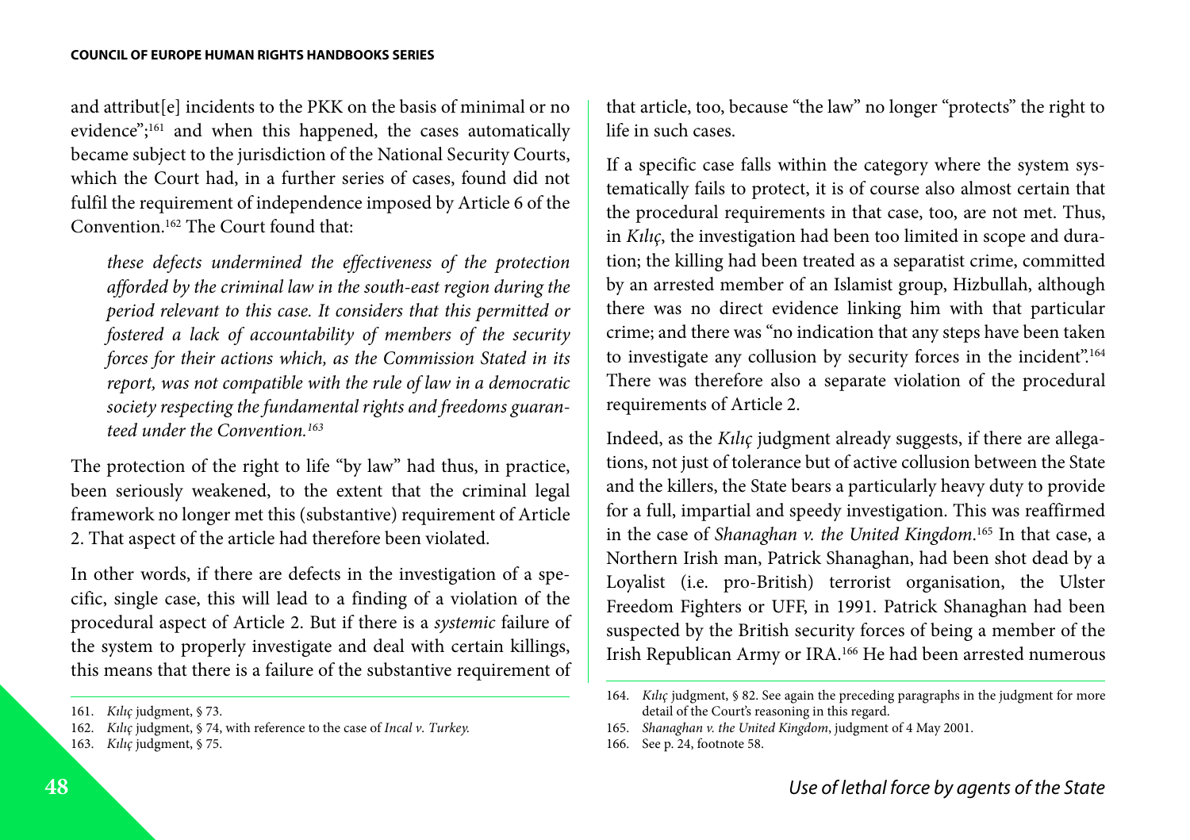and attribut[e] incidents to the PKK on the basis of minimal or no evidence";[161] and when this happened, the cases automatically became subject to the jurisdiction of the National Security Courts, which the Court had, in a further series of cases, found did not fulfil the requirement of independence imposed by Article 6 of the Convention.[162] The Court found that:

> *these defects undermined the effectiveness of the protection afforded by the criminal law in the south-east region during the period relevant to this case. It considers that this permitted or fostered a lack of accountability of members of the security forces for their actions which, as the Commission Stated in its report, was not compatible with the rule of law in a democratic society respecting the fundamental rights and freedoms guaranteed under the Convention.*[163]

The protection of the right to life "by law" had thus, in practice, been seriously weakened, to the extent that the criminal legal framework no longer met this (substantive) requirement of Article 2. That aspect of the article had therefore been violated.

In other words, if there are defects in the investigation of a specific, single case, this will lead to a finding of a violation of the procedural aspect of Article 2. But if there is a *systemic* failure of the system to properly investigate and deal with certain killings, this means that there is a failure of the substantive requirement of that article, too, because "the law" no longer "protects" the right to life in such cases.

If a specific case falls within the category where the system systematically fails to protect, it is of course also almost certain that the procedural requirements in that case, too, are not met. Thus, in *Kılıç*, the investigation had been too limited in scope and duration; the killing had been treated as a separatist crime, committed by an arrested member of an Islamist group, Hizbullah, although there was no direct evidence linking him with that particular crime; and there was "no indication that any steps have been taken to investigate any collusion by security forces in the incident".[164] There was therefore also a separate violation of the procedural requirements of Article 2.

Indeed, as the *Kılıç* judgment already suggests, if there are allegations, not just of tolerance but of active collusion between the State and the killers, the State bears a particularly heavy duty to provide for a full, impartial and speedy investigation. This was reaffirmed in the case of *Shanaghan v. the United Kingdom*.[165] In that case, a Northern Irish man, Patrick Shanaghan, had been shot dead by a Loyalist (i.e. pro-British) terrorist organisation, the Ulster Freedom Fighters or UFF, in 1991. Patrick Shanaghan had been suspected by the British security forces of being a member of the Irish Republican Army or IRA.[166] He had been arrested numerous

---

161. *Kılıç* judgment, § 73.
162. *Kılıç* judgment, § 74, with reference to the case of *Incal v. Turkey.*
163. *Kılıç* judgment, § 75.
164. *Kılıç* judgment, § 82. See again the preceding paragraphs in the judgment for more detail of the Court's reasoning in this regard.
165. *Shanaghan v. the United Kingdom*, judgment of 4 May 2001.
166. See p. 24, footnote 58.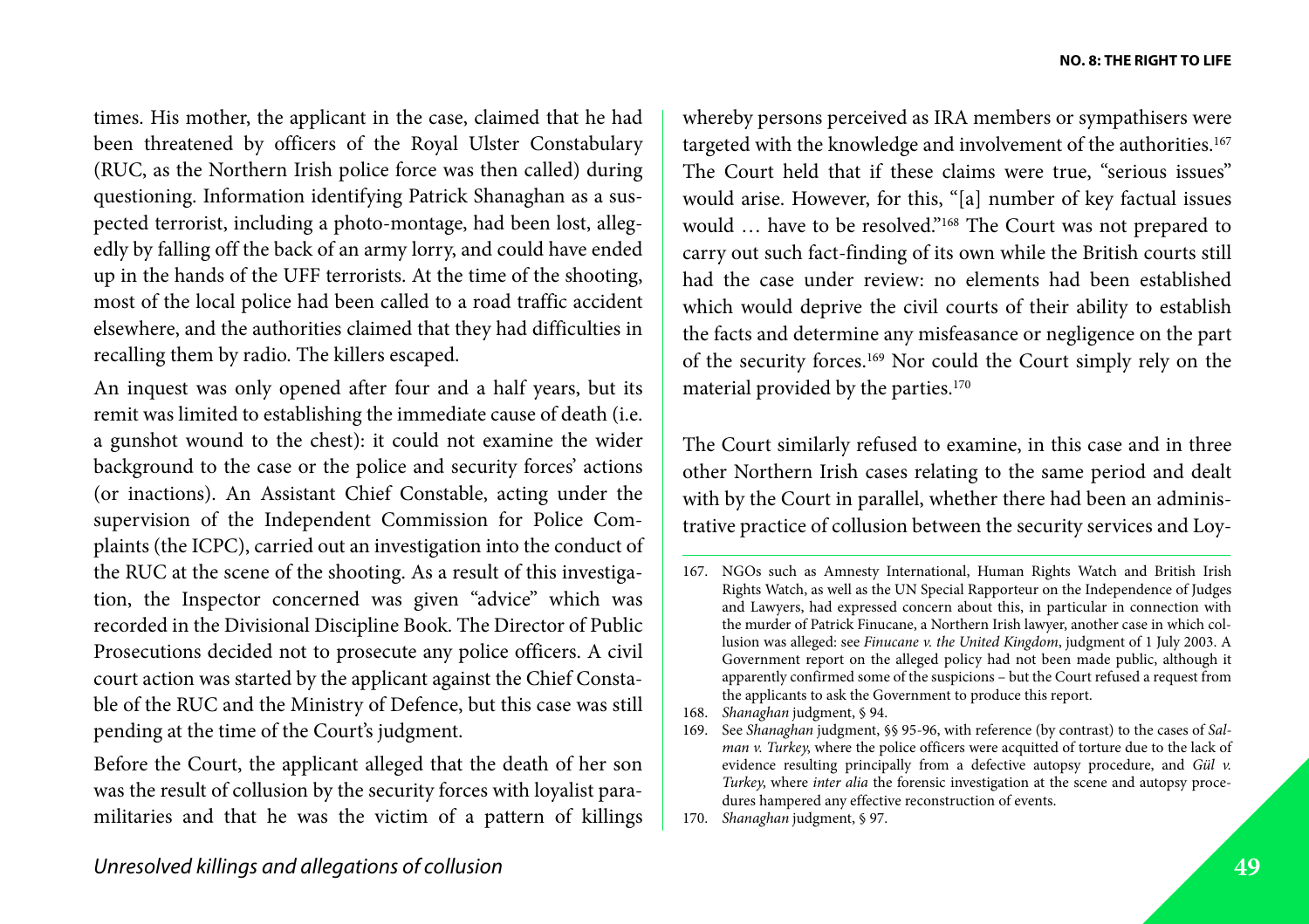times. His mother, the applicant in the case, claimed that he had been threatened by officers of the Royal Ulster Constabulary (RUC, as the Northern Irish police force was then called) during questioning. Information identifying Patrick Shanaghan as a suspected terrorist, including a photo-montage, had been lost, allegedly by falling off the back of an army lorry, and could have ended up in the hands of the UFF terrorists. At the time of the shooting, most of the local police had been called to a road traffic accident elsewhere, and the authorities claimed that they had difficulties in recalling them by radio. The killers escaped.

An inquest was only opened after four and a half years, but its remit was limited to establishing the immediate cause of death (i.e. a gunshot wound to the chest): it could not examine the wider background to the case or the police and security forces' actions (or inactions). An Assistant Chief Constable, acting under the supervision of the Independent Commission for Police Complaints (the ICPC), carried out an investigation into the conduct of the RUC at the scene of the shooting. As a result of this investigation, the Inspector concerned was given "advice" which was recorded in the Divisional Discipline Book. The Director of Public Prosecutions decided not to prosecute any police officers. A civil court action was started by the applicant against the Chief Constable of the RUC and the Ministry of Defence, but this case was still pending at the time of the Court's judgment.

Before the Court, the applicant alleged that the death of her son was the result of collusion by the security forces with loyalist paramilitaries and that he was the victim of a pattern of killings whereby persons perceived as IRA members or sympathisers were targeted with the knowledge and involvement of the authorities.[167] The Court held that if these claims were true, "serious issues" would arise. However, for this, "[a] number of key factual issues would … have to be resolved."[168] The Court was not prepared to carry out such fact-finding of its own while the British courts still had the case under review: no elements had been established which would deprive the civil courts of their ability to establish the facts and determine any misfeasance or negligence on the part of the security forces.[169] Nor could the Court simply rely on the material provided by the parties.[170]

The Court similarly refused to examine, in this case and in three other Northern Irish cases relating to the same period and dealt with by the Court in parallel, whether there had been an administrative practice of collusion between the security services and Loy-

167. NGOs such as Amnesty International, Human Rights Watch and British Irish Rights Watch, as well as the UN Special Rapporteur on the Independence of Judges and Lawyers, had expressed concern about this, in particular in connection with the murder of Patrick Finucane, a Northern Irish lawyer, another case in which collusion was alleged: see *Finucane v. the United Kingdom*, judgment of 1 July 2003. A Government report on the alleged policy had not been made public, although it apparently confirmed some of the suspicions – but the Court refused a request from the applicants to ask the Government to produce this report.

168. *Shanaghan* judgment, § 94.

169. See *Shanaghan* judgment, §§ 95-96, with reference (by contrast) to the cases of *Salman v. Turkey*, where the police officers were acquitted of torture due to the lack of evidence resulting principally from a defective autopsy procedure, and *Gül v. Turkey*, where *inter alia* the forensic investigation at the scene and autopsy procedures hampered any effective reconstruction of events.

170. *Shanaghan* judgment, § 97.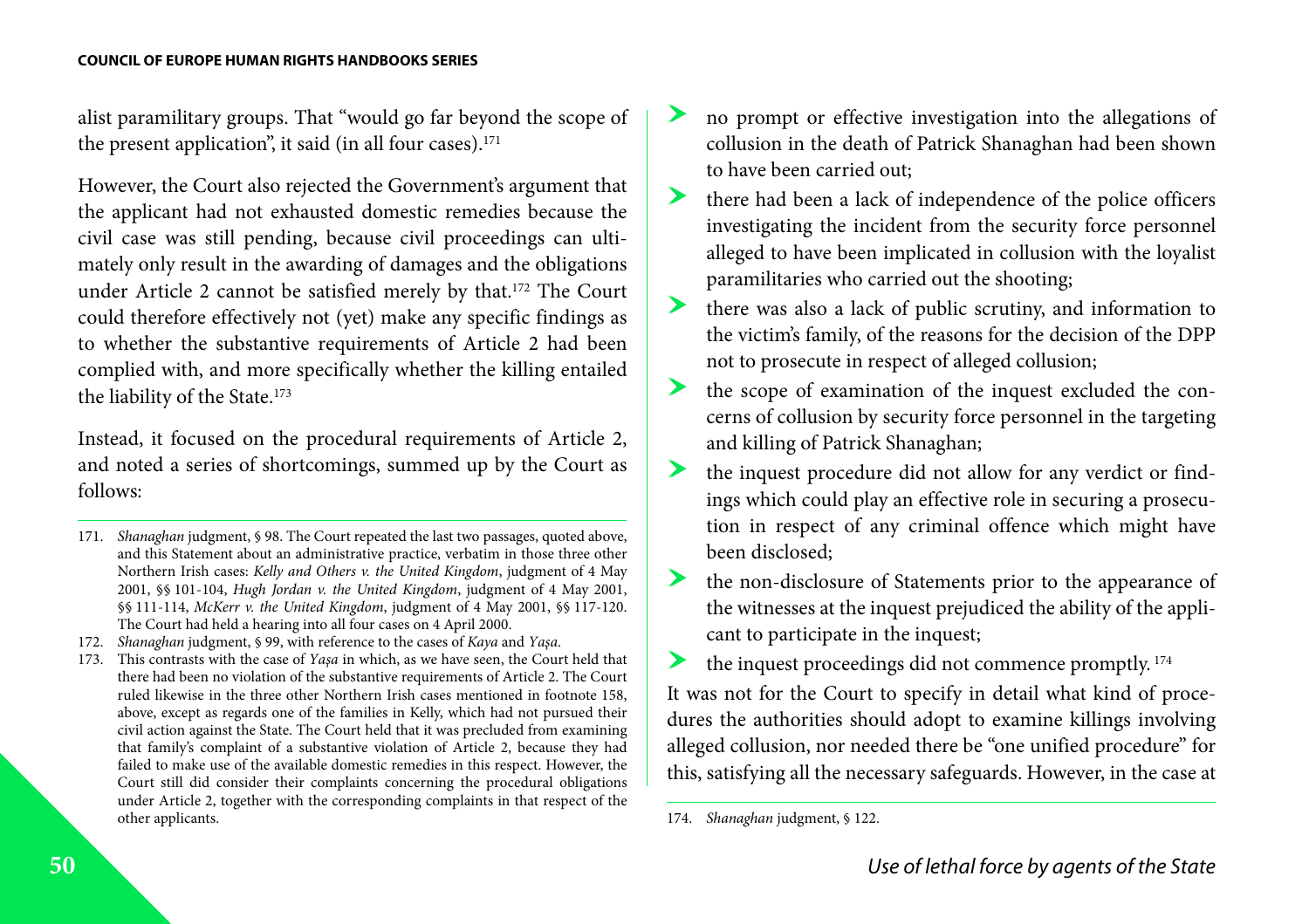alist paramilitary groups. That "would go far beyond the scope of the present application", it said (in all four cases).[171]

However, the Court also rejected the Government's argument that the applicant had not exhausted domestic remedies because the civil case was still pending, because civil proceedings can ultimately only result in the awarding of damages and the obligations under Article 2 cannot be satisfied merely by that.[172] The Court could therefore effectively not (yet) make any specific findings as to whether the substantive requirements of Article 2 had been complied with, and more specifically whether the killing entailed the liability of the State.[173]

Instead, it focused on the procedural requirements of Article 2, and noted a series of shortcomings, summed up by the Court as follows:

- no prompt or effective investigation into the allegations of collusion in the death of Patrick Shanaghan had been shown to have been carried out;
- there had been a lack of independence of the police officers investigating the incident from the security force personnel alleged to have been implicated in collusion with the loyalist paramilitaries who carried out the shooting;
- there was also a lack of public scrutiny, and information to the victim's family, of the reasons for the decision of the DPP not to prosecute in respect of alleged collusion;
- the scope of examination of the inquest excluded the concerns of collusion by security force personnel in the targeting and killing of Patrick Shanaghan;
- the inquest procedure did not allow for any verdict or findings which could play an effective role in securing a prosecution in respect of any criminal offence which might have been disclosed;
- the non-disclosure of Statements prior to the appearance of the witnesses at the inquest prejudiced the ability of the applicant to participate in the inquest;
- the inquest proceedings did not commence promptly.[174]

It was not for the Court to specify in detail what kind of procedures the authorities should adopt to examine killings involving alleged collusion, nor needed there be "one unified procedure" for this, satisfying all the necessary safeguards. However, in the case at

---

171. *Shanaghan* judgment, § 98. The Court repeated the last two passages, quoted above, and this Statement about an administrative practice, verbatim in those three other Northern Irish cases: *Kelly and Others v. the United Kingdom*, judgment of 4 May 2001, §§ 101-104, *Hugh Jordan v. the United Kingdom*, judgment of 4 May 2001, §§ 111-114, *McKerr v. the United Kingdom*, judgment of 4 May 2001, §§ 117-120. The Court had held a hearing into all four cases on 4 April 2000.

172. *Shanaghan* judgment, § 99, with reference to the cases of *Kaya* and *Yaşa*.

173. This contrasts with the case of *Yaşa* in which, as we have seen, the Court held that there had been no violation of the substantive requirements of Article 2. The Court ruled likewise in the three other Northern Irish cases mentioned in footnote 158, above, except as regards one of the families in Kelly, which had not pursued their civil action against the State. The Court held that it was precluded from examining that family's complaint of a substantive violation of Article 2, because they had failed to make use of the available domestic remedies in this respect. However, the Court still did consider their complaints concerning the procedural obligations under Article 2, together with the corresponding complaints in that respect of the other applicants.

174. *Shanaghan* judgment, § 122.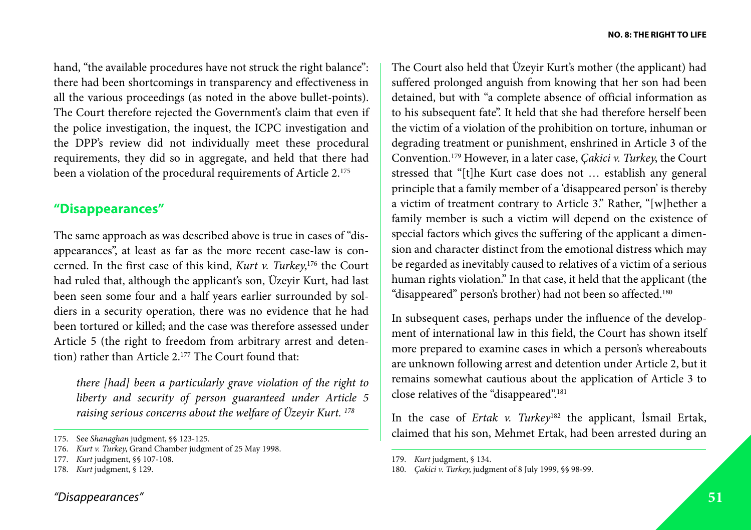hand, "the available procedures have not struck the right balance": there had been shortcomings in transparency and effectiveness in all the various proceedings (as noted in the above bullet-points). The Court therefore rejected the Government's claim that even if the police investigation, the inquest, the ICPC investigation and the DPP's review did not individually meet these procedural requirements, they did so in aggregate, and held that there had been a violation of the procedural requirements of Article 2.[175]

## "Disappearances"

The same approach as was described above is true in cases of "disappearances", at least as far as the more recent case-law is concerned. In the first case of this kind, *Kurt v. Turkey*,[176] the Court had ruled that, although the applicant's son, Üzeyir Kurt, had last been seen some four and a half years earlier surrounded by soldiers in a security operation, there was no evidence that he had been tortured or killed; and the case was therefore assessed under Article 5 (the right to freedom from arbitrary arrest and detention) rather than Article 2.[177] The Court found that:

> *there [had] been a particularly grave violation of the right to liberty and security of person guaranteed under Article 5 raising serious concerns about the welfare of Üzeyir Kurt.* [178]

The Court also held that Üzeyir Kurt's mother (the applicant) had suffered prolonged anguish from knowing that her son had been detained, but with "a complete absence of official information as to his subsequent fate". It held that she had therefore herself been the victim of a violation of the prohibition on torture, inhuman or degrading treatment or punishment, enshrined in Article 3 of the Convention.[179] However, in a later case, *Çakici v. Turkey*, the Court stressed that "[t]he Kurt case does not … establish any general principle that a family member of a 'disappeared person' is thereby a victim of treatment contrary to Article 3." Rather, "[w]hether a family member is such a victim will depend on the existence of special factors which gives the suffering of the applicant a dimension and character distinct from the emotional distress which may be regarded as inevitably caused to relatives of a victim of a serious human rights violation." In that case, it held that the applicant (the "disappeared" person's brother) had not been so affected.[180]

In subsequent cases, perhaps under the influence of the development of international law in this field, the Court has shown itself more prepared to examine cases in which a person's whereabouts are unknown following arrest and detention under Article 2, but it remains somewhat cautious about the application of Article 3 to close relatives of the "disappeared".[181]

In the case of *Ertak v. Turkey*[182] the applicant, İsmail Ertak, claimed that his son, Mehmet Ertak, had been arrested during an

---

175. See *Shanaghan* judgment, §§ 123-125.
176. *Kurt v. Turkey*, Grand Chamber judgment of 25 May 1998.
177. *Kurt* judgment, §§ 107-108.
178. *Kurt* judgment, § 129.
179. *Kurt* judgment, § 134.
180. *Çakici v. Turkey*, judgment of 8 July 1999, §§ 98-99.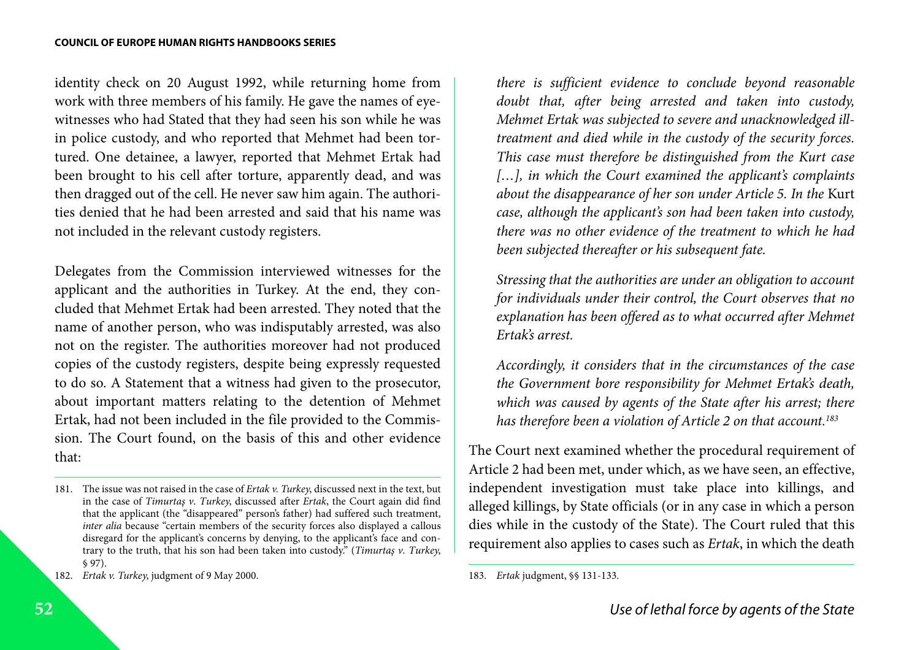identity check on 20 August 1992, while returning home from work with three members of his family. He gave the names of eyewitnesses who had Stated that they had seen his son while he was in police custody, and who reported that Mehmet had been tortured. One detainee, a lawyer, reported that Mehmet Ertak had been brought to his cell after torture, apparently dead, and was then dragged out of the cell. He never saw him again. The authorities denied that he had been arrested and said that his name was not included in the relevant custody registers.

Delegates from the Commission interviewed witnesses for the applicant and the authorities in Turkey. At the end, they concluded that Mehmet Ertak had been arrested. They noted that the name of another person, who was indisputably arrested, was also not on the register. The authorities moreover had not produced copies of the custody registers, despite being expressly requested to do so. A Statement that a witness had given to the prosecutor, about important matters relating to the detention of Mehmet Ertak, had not been included in the file provided to the Commission. The Court found, on the basis of this and other evidence that:

> *there is sufficient evidence to conclude beyond reasonable doubt that, after being arrested and taken into custody, Mehmet Ertak was subjected to severe and unacknowledged ill-treatment and died while in the custody of the security forces. This case must therefore be distinguished from the Kurt case […], in which the Court examined the applicant's complaints about the disappearance of her son under Article 5. In the* Kurt *case, although the applicant's son had been taken into custody, there was no other evidence of the treatment to which he had been subjected thereafter or his subsequent fate.*
>
> *Stressing that the authorities are under an obligation to account for individuals under their control, the Court observes that no explanation has been offered as to what occurred after Mehmet Ertak's arrest.*
>
> *Accordingly, it considers that in the circumstances of the case the Government bore responsibility for Mehmet Ertak's death, which was caused by agents of the State after his arrest; there has therefore been a violation of Article 2 on that account.*[183]

The Court next examined whether the procedural requirement of Article 2 had been met, under which, as we have seen, an effective, independent investigation must take place into killings, and alleged killings, by State officials (or in any case in which a person dies while in the custody of the State). The Court ruled that this requirement also applies to cases such as *Ertak*, in which the death

---

181. The issue was not raised in the case of *Ertak v. Turkey*, discussed next in the text, but in the case of *Timurtaş v. Turkey*, discussed after *Ertak*, the Court again did find that the applicant (the "disappeared" person's father) had suffered such treatment, *inter alia* because "certain members of the security forces also displayed a callous disregard for the applicant's concerns by denying, to the applicant's face and contrary to the truth, that his son had been taken into custody." (*Timurtaş v. Turkey*, § 97).

182. *Ertak v. Turkey*, judgment of 9 May 2000.

183. *Ertak* judgment, §§ 131-133.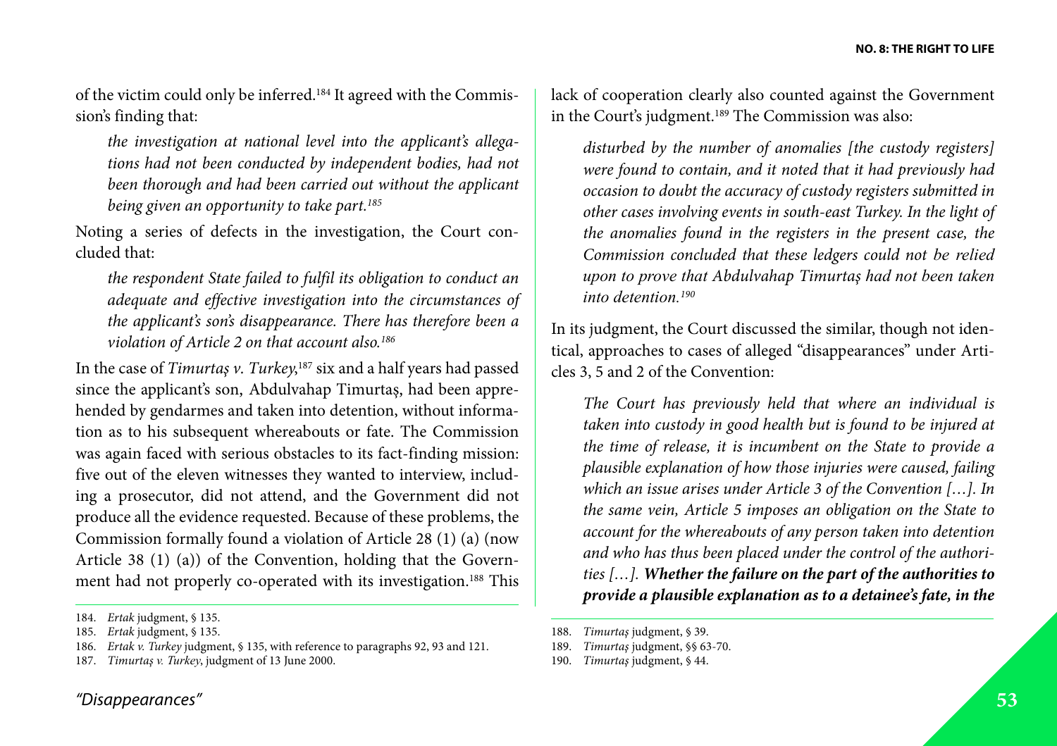of the victim could only be inferred.[184] It agreed with the Commission's finding that:

> *the investigation at national level into the applicant's allegations had not been conducted by independent bodies, had not been thorough and had been carried out without the applicant being given an opportunity to take part.[185]*

Noting a series of defects in the investigation, the Court concluded that:

> *the respondent State failed to fulfil its obligation to conduct an adequate and effective investigation into the circumstances of the applicant's son's disappearance. There has therefore been a violation of Article 2 on that account also.[186]*

In the case of *Timurtaş v. Turkey*,[187] six and a half years had passed since the applicant's son, Abdulvahap Timurtaş, had been apprehended by gendarmes and taken into detention, without information as to his subsequent whereabouts or fate. The Commission was again faced with serious obstacles to its fact-finding mission: five out of the eleven witnesses they wanted to interview, including a prosecutor, did not attend, and the Government did not produce all the evidence requested. Because of these problems, the Commission formally found a violation of Article 28 (1) (a) (now Article 38 (1) (a)) of the Convention, holding that the Government had not properly co-operated with its investigation.[188] This lack of cooperation clearly also counted against the Government in the Court's judgment.[189] The Commission was also:

> *disturbed by the number of anomalies [the custody registers] were found to contain, and it noted that it had previously had occasion to doubt the accuracy of custody registers submitted in other cases involving events in south-east Turkey. In the light of the anomalies found in the registers in the present case, the Commission concluded that these ledgers could not be relied upon to prove that Abdulvahap Timurtaş had not been taken into detention.[190]*

In its judgment, the Court discussed the similar, though not identical, approaches to cases of alleged "disappearances" under Articles 3, 5 and 2 of the Convention:

> *The Court has previously held that where an individual is taken into custody in good health but is found to be injured at the time of release, it is incumbent on the State to provide a plausible explanation of how those injuries were caused, failing which an issue arises under Article 3 of the Convention […]. In the same vein, Article 5 imposes an obligation on the State to account for the whereabouts of any person taken into detention and who has thus been placed under the control of the authorities […]. **Whether the failure on the part of the authorities to provide a plausible explanation as to a detainee's fate, in the***

---

184. *Ertak* judgment, § 135.
185. *Ertak* judgment, § 135.
186. *Ertak v. Turkey* judgment, § 135, with reference to paragraphs 92, 93 and 121.
187. *Timurtaş v. Turkey*, judgment of 13 June 2000.
188. *Timurtaş* judgment, § 39.
189. *Timurtaş* judgment, §§ 63-70.
190. *Timurtaş* judgment, § 44.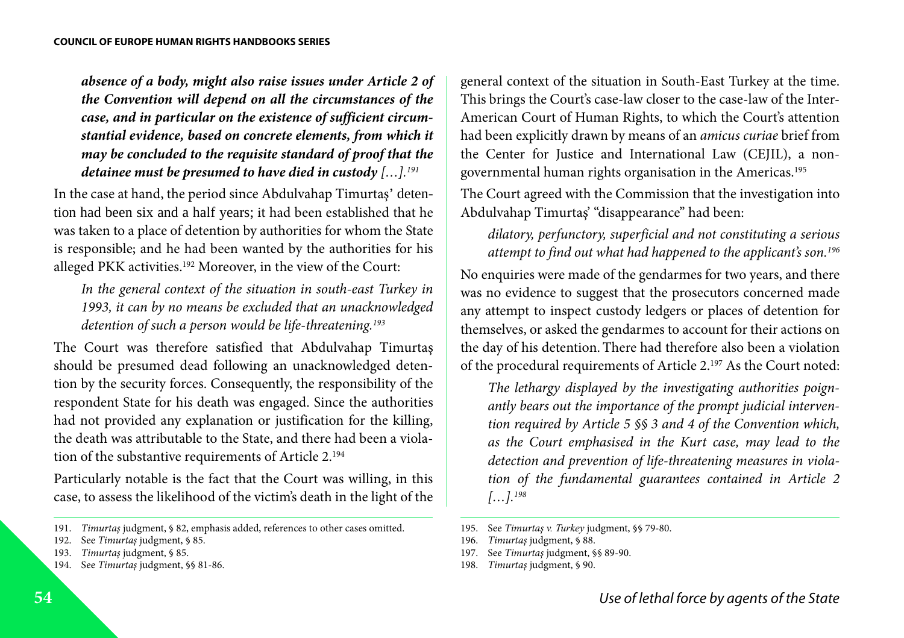***absence of a body, might also raise issues under Article 2 of the Convention will depend on all the circumstances of the case, and in particular on the existence of sufficient circumstantial evidence, based on concrete elements, from which it may be concluded to the requisite standard of proof that the detainee must be presumed to have died in custody** […].*[191]

In the case at hand, the period since Abdulvahap Timurtaş' detention had been six and a half years; it had been established that he was taken to a place of detention by authorities for whom the State is responsible; and he had been wanted by the authorities for his alleged PKK activities.[192] Moreover, in the view of the Court:

> *In the general context of the situation in south-east Turkey in 1993, it can by no means be excluded that an unacknowledged detention of such a person would be life-threatening.*[193]

The Court was therefore satisfied that Abdulvahap Timurtaş should be presumed dead following an unacknowledged detention by the security forces. Consequently, the responsibility of the respondent State for his death was engaged. Since the authorities had not provided any explanation or justification for the killing, the death was attributable to the State, and there had been a violation of the substantive requirements of Article 2.[194]

Particularly notable is the fact that the Court was willing, in this case, to assess the likelihood of the victim's death in the light of the general context of the situation in South-East Turkey at the time. This brings the Court's case-law closer to the case-law of the Inter-American Court of Human Rights, to which the Court's attention had been explicitly drawn by means of an *amicus curiae* brief from the Center for Justice and International Law (CEJIL), a non-governmental human rights organisation in the Americas.[195]

The Court agreed with the Commission that the investigation into Abdulvahap Timurtaş' "disappearance" had been:

> *dilatory, perfunctory, superficial and not constituting a serious attempt to find out what had happened to the applicant's son.*[196]

No enquiries were made of the gendarmes for two years, and there was no evidence to suggest that the prosecutors concerned made any attempt to inspect custody ledgers or places of detention for themselves, or asked the gendarmes to account for their actions on the day of his detention. There had therefore also been a violation of the procedural requirements of Article 2.[197] As the Court noted:

> *The lethargy displayed by the investigating authorities poignantly bears out the importance of the prompt judicial intervention required by Article 5 §§ 3 and 4 of the Convention which, as the Court emphasised in the Kurt case, may lead to the detection and prevention of life-threatening measures in violation of the fundamental guarantees contained in Article 2 […].*[198]

---

191. *Timurtaş* judgment, § 82, emphasis added, references to other cases omitted.
192. See *Timurtaş* judgment, § 85.
193. *Timurtaş* judgment, § 85.
194. See *Timurtaş* judgment, §§ 81-86.
195. See *Timurtaş v. Turkey* judgment, §§ 79-80.
196. *Timurtaş* judgment, § 88.
197. See *Timurtaş* judgment, §§ 89-90.
198. *Timurtaş* judgment, § 90.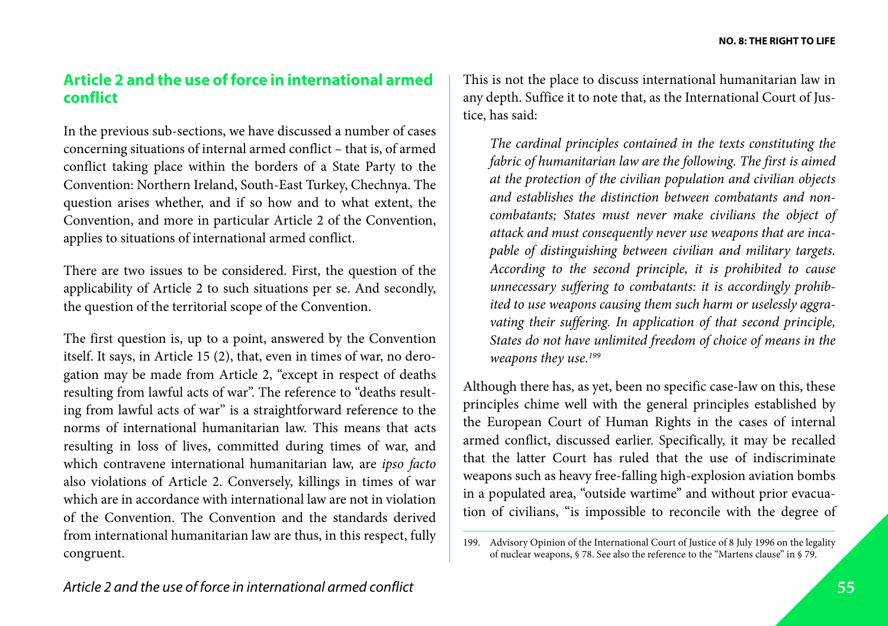## Article 2 and the use of force in international armed conflict

In the previous sub-sections, we have discussed a number of cases concerning situations of internal armed conflict – that is, of armed conflict taking place within the borders of a State Party to the Convention: Northern Ireland, South-East Turkey, Chechnya. The question arises whether, and if so how and to what extent, the Convention, and more in particular Article 2 of the Convention, applies to situations of international armed conflict.

There are two issues to be considered. First, the question of the applicability of Article 2 to such situations per se. And secondly, the question of the territorial scope of the Convention.

The first question is, up to a point, answered by the Convention itself. It says, in Article 15 (2), that, even in times of war, no derogation may be made from Article 2, "except in respect of deaths resulting from lawful acts of war". The reference to "deaths resulting from lawful acts of war" is a straightforward reference to the norms of international humanitarian law. This means that acts resulting in loss of lives, committed during times of war, and which contravene international humanitarian law, are *ipso facto* also violations of Article 2. Conversely, killings in times of war which are in accordance with international law are not in violation of the Convention. The Convention and the standards derived from international humanitarian law are thus, in this respect, fully congruent.

This is not the place to discuss international humanitarian law in any depth. Suffice it to note that, as the International Court of Justice, has said:

> *The cardinal principles contained in the texts constituting the fabric of humanitarian law are the following. The first is aimed at the protection of the civilian population and civilian objects and establishes the distinction between combatants and non-combatants; States must never make civilians the object of attack and must consequently never use weapons that are incapable of distinguishing between civilian and military targets. According to the second principle, it is prohibited to cause unnecessary suffering to combatants: it is accordingly prohibited to use weapons causing them such harm or uselessly aggravating their suffering. In application of that second principle, States do not have unlimited freedom of choice of means in the weapons they use.*[199]

Although there has, as yet, been no specific case-law on this, these principles chime well with the general principles established by the European Court of Human Rights in the cases of internal armed conflict, discussed earlier. Specifically, it may be recalled that the latter Court has ruled that the use of indiscriminate weapons such as heavy free-falling high-explosion aviation bombs in a populated area, "outside wartime" and without prior evacuation of civilians, "is impossible to reconcile with the degree of

199. Advisory Opinion of the International Court of Justice of 8 July 1996 on the legality of nuclear weapons, § 78. See also the reference to the "Martens clause" in § 79.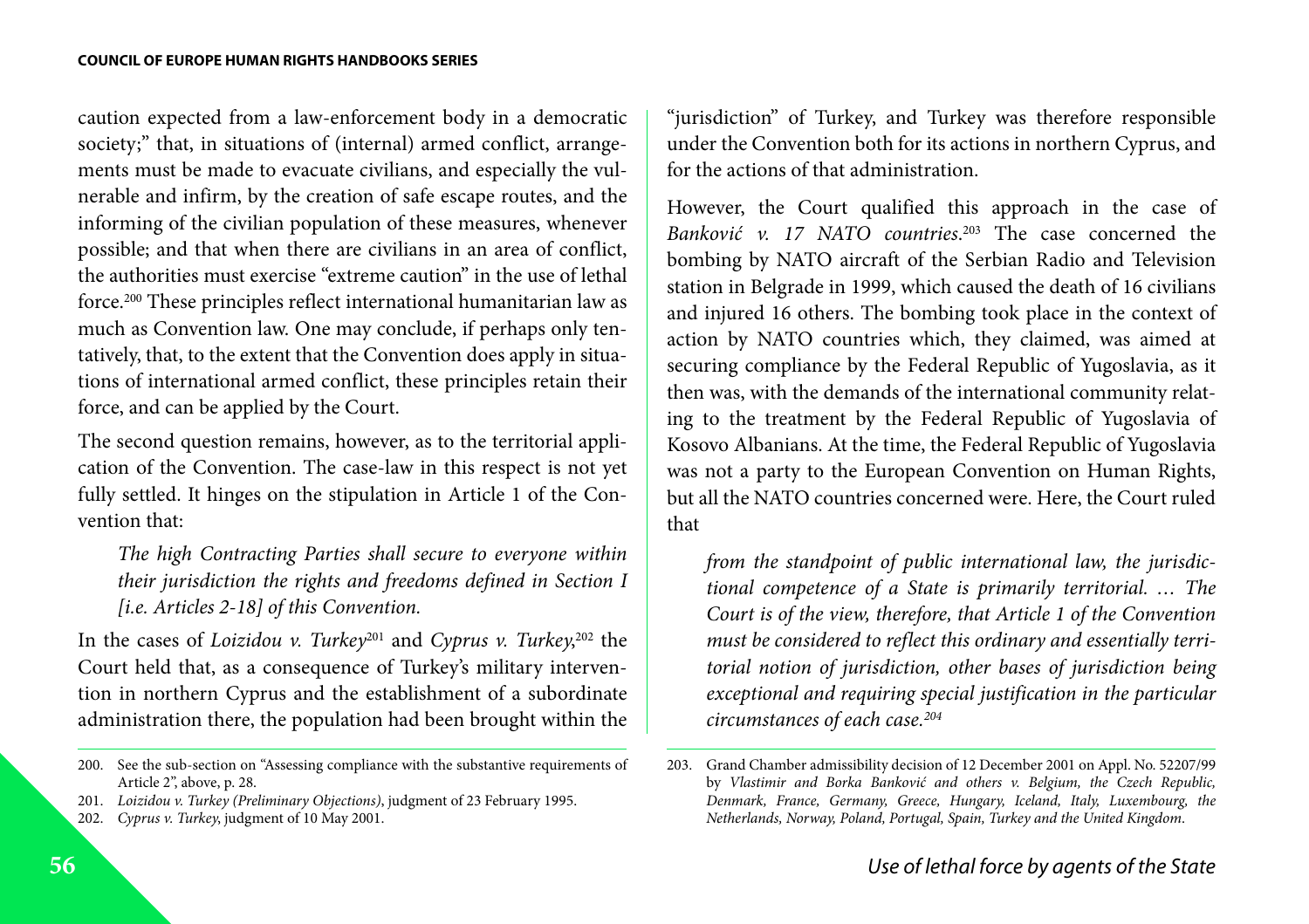caution expected from a law-enforcement body in a democratic society;" that, in situations of (internal) armed conflict, arrangements must be made to evacuate civilians, and especially the vulnerable and infirm, by the creation of safe escape routes, and the informing of the civilian population of these measures, whenever possible; and that when there are civilians in an area of conflict, the authorities must exercise "extreme caution" in the use of lethal force.[200] These principles reflect international humanitarian law as much as Convention law. One may conclude, if perhaps only tentatively, that, to the extent that the Convention does apply in situations of international armed conflict, these principles retain their force, and can be applied by the Court.

The second question remains, however, as to the territorial application of the Convention. The case-law in this respect is not yet fully settled. It hinges on the stipulation in Article 1 of the Convention that:

> *The high Contracting Parties shall secure to everyone within their jurisdiction the rights and freedoms defined in Section I [i.e. Articles 2-18] of this Convention.*

In the cases of *Loizidou v. Turkey*[201] and *Cyprus v. Turkey*,[202] the Court held that, as a consequence of Turkey's military intervention in northern Cyprus and the establishment of a subordinate administration there, the population had been brought within the "jurisdiction" of Turkey, and Turkey was therefore responsible under the Convention both for its actions in northern Cyprus, and for the actions of that administration.

However, the Court qualified this approach in the case of *Banković v. 17 NATO countries*.[203] The case concerned the bombing by NATO aircraft of the Serbian Radio and Television station in Belgrade in 1999, which caused the death of 16 civilians and injured 16 others. The bombing took place in the context of action by NATO countries which, they claimed, was aimed at securing compliance by the Federal Republic of Yugoslavia, as it then was, with the demands of the international community relating to the treatment by the Federal Republic of Yugoslavia of Kosovo Albanians. At the time, the Federal Republic of Yugoslavia was not a party to the European Convention on Human Rights, but all the NATO countries concerned were. Here, the Court ruled that

> *from the standpoint of public international law, the jurisdictional competence of a State is primarily territorial. … The Court is of the view, therefore, that Article 1 of the Convention must be considered to reflect this ordinary and essentially territorial notion of jurisdiction, other bases of jurisdiction being exceptional and requiring special justification in the particular circumstances of each case.*[204]

---

200. See the sub-section on "Assessing compliance with the substantive requirements of Article 2", above, p. 28.

201. *Loizidou v. Turkey (Preliminary Objections)*, judgment of 23 February 1995.

202. *Cyprus v. Turkey*, judgment of 10 May 2001.

203. Grand Chamber admissibility decision of 12 December 2001 on Appl. No. 52207/99 by *Vlastimir and Borka Banković and others v. Belgium, the Czech Republic, Denmark, France, Germany, Greece, Hungary, Iceland, Italy, Luxembourg, the Netherlands, Norway, Poland, Portugal, Spain, Turkey and the United Kingdom*.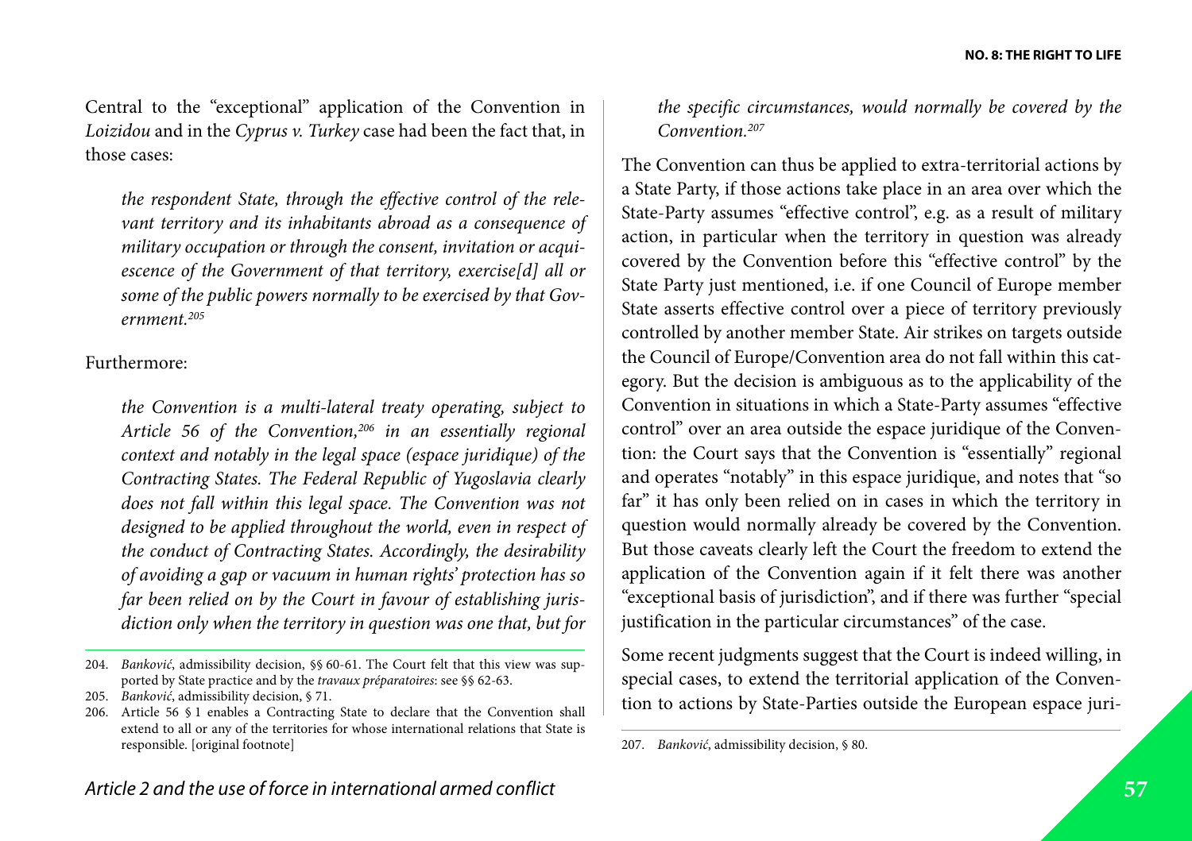Central to the "exceptional" application of the Convention in *Loizidou* and in the *Cyprus v. Turkey* case had been the fact that, in those cases:

> *the respondent State, through the effective control of the relevant territory and its inhabitants abroad as a consequence of military occupation or through the consent, invitation or acquiescence of the Government of that territory, exercise[d] all or some of the public powers normally to be exercised by that Government.*[205]

Furthermore:

> *the Convention is a multi-lateral treaty operating, subject to Article 56 of the Convention,*[206] *in an essentially regional context and notably in the legal space (espace juridique) of the Contracting States. The Federal Republic of Yugoslavia clearly does not fall within this legal space. The Convention was not designed to be applied throughout the world, even in respect of the conduct of Contracting States. Accordingly, the desirability of avoiding a gap or vacuum in human rights' protection has so far been relied on by the Court in favour of establishing jurisdiction only when the territory in question was one that, but for the specific circumstances, would normally be covered by the Convention.*[207]

The Convention can thus be applied to extra-territorial actions by a State Party, if those actions take place in an area over which the State-Party assumes "effective control", e.g. as a result of military action, in particular when the territory in question was already covered by the Convention before this "effective control" by the State Party just mentioned, i.e. if one Council of Europe member State asserts effective control over a piece of territory previously controlled by another member State. Air strikes on targets outside the Council of Europe/Convention area do not fall within this category. But the decision is ambiguous as to the applicability of the Convention in situations in which a State-Party assumes "effective control" over an area outside the espace juridique of the Convention: the Court says that the Convention is "essentially" regional and operates "notably" in this espace juridique, and notes that "so far" it has only been relied on in cases in which the territory in question would normally already be covered by the Convention. But those caveats clearly left the Court the freedom to extend the application of the Convention again if it felt there was another "exceptional basis of jurisdiction", and if there was further "special justification in the particular circumstances" of the case.

Some recent judgments suggest that the Court is indeed willing, in special cases, to extend the territorial application of the Convention to actions by State-Parties outside the European espace juri-

---

204. *Banković*, admissibility decision, §§ 60-61. The Court felt that this view was supported by State practice and by the *travaux préparatoires*: see §§ 62-63.

205. *Banković*, admissibility decision, § 71.

206. Article 56 § 1 enables a Contracting State to declare that the Convention shall extend to all or any of the territories for whose international relations that State is responsible. [original footnote]

207. *Banković*, admissibility decision, § 80.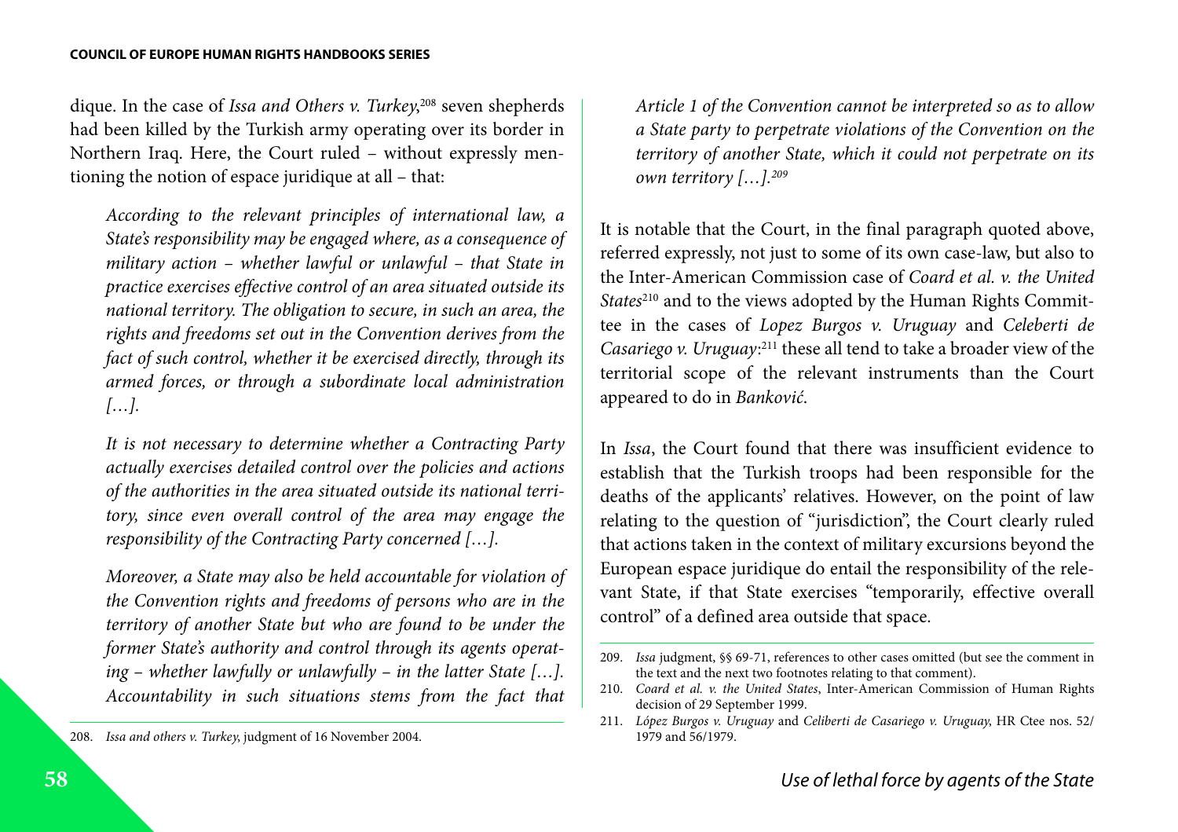dique. In the case of *Issa and Others v. Turkey*,[208] seven shepherds had been killed by the Turkish army operating over its border in Northern Iraq. Here, the Court ruled – without expressly mentioning the notion of espace juridique at all – that:

> *According to the relevant principles of international law, a State's responsibility may be engaged where, as a consequence of military action – whether lawful or unlawful – that State in practice exercises effective control of an area situated outside its national territory. The obligation to secure, in such an area, the rights and freedoms set out in the Convention derives from the fact of such control, whether it be exercised directly, through its armed forces, or through a subordinate local administration […].*
>
> *It is not necessary to determine whether a Contracting Party actually exercises detailed control over the policies and actions of the authorities in the area situated outside its national territory, since even overall control of the area may engage the responsibility of the Contracting Party concerned […].*
>
> *Moreover, a State may also be held accountable for violation of the Convention rights and freedoms of persons who are in the territory of another State but who are found to be under the former State's authority and control through its agents operating – whether lawfully or unlawfully – in the latter State […]. Accountability in such situations stems from the fact that Article 1 of the Convention cannot be interpreted so as to allow a State party to perpetrate violations of the Convention on the territory of another State, which it could not perpetrate on its own territory […].*[209]

It is notable that the Court, in the final paragraph quoted above, referred expressly, not just to some of its own case-law, but also to the Inter-American Commission case of *Coard et al. v. the United States*[210] and to the views adopted by the Human Rights Committee in the cases of *Lopez Burgos v. Uruguay* and *Celeberti de Casariego v. Uruguay*:[211] these all tend to take a broader view of the territorial scope of the relevant instruments than the Court appeared to do in *Banković*.

In *Issa*, the Court found that there was insufficient evidence to establish that the Turkish troops had been responsible for the deaths of the applicants' relatives. However, on the point of law relating to the question of "jurisdiction", the Court clearly ruled that actions taken in the context of military excursions beyond the European espace juridique do entail the responsibility of the relevant State, if that State exercises "temporarily, effective overall control" of a defined area outside that space.

---

208. *Issa and others v. Turkey*, judgment of 16 November 2004.

209. *Issa* judgment, §§ 69-71, references to other cases omitted (but see the comment in the text and the next two footnotes relating to that comment).

210. *Coard et al. v. the United States*, Inter-American Commission of Human Rights decision of 29 September 1999.

211. *López Burgos v. Uruguay* and *Celiberti de Casariego v. Uruguay*, HR Ctee nos. 52/1979 and 56/1979.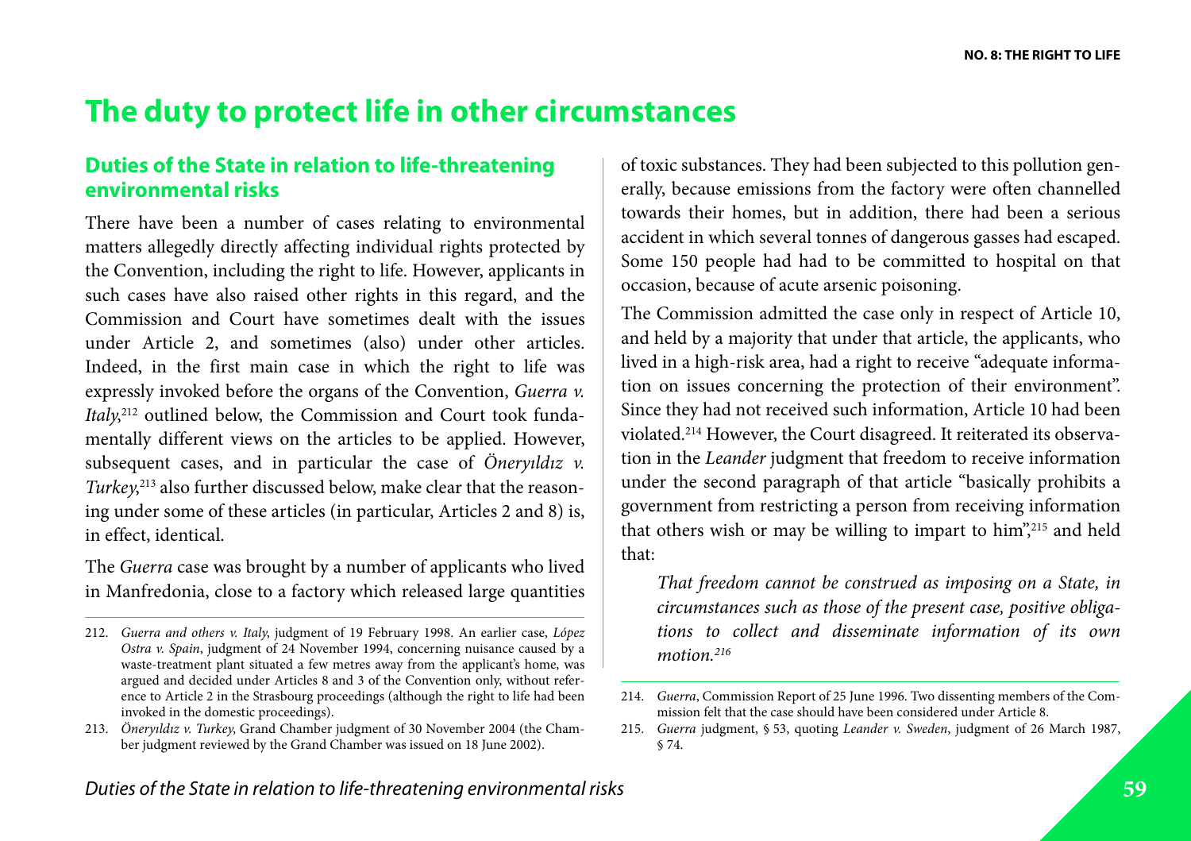# The duty to protect life in other circumstances

## Duties of the State in relation to life-threatening environmental risks

There have been a number of cases relating to environmental matters allegedly directly affecting individual rights protected by the Convention, including the right to life. However, applicants in such cases have also raised other rights in this regard, and the Commission and Court have sometimes dealt with the issues under Article 2, and sometimes (also) under other articles. Indeed, in the first main case in which the right to life was expressly invoked before the organs of the Convention, *Guerra v. Italy*,[212] outlined below, the Commission and Court took fundamentally different views on the articles to be applied. However, subsequent cases, and in particular the case of *Öneryıldız v. Turkey*,[213] also further discussed below, make clear that the reasoning under some of these articles (in particular, Articles 2 and 8) is, in effect, identical.

The *Guerra* case was brought by a number of applicants who lived in Manfredonia, close to a factory which released large quantities of toxic substances. They had been subjected to this pollution generally, because emissions from the factory were often channelled towards their homes, but in addition, there had been a serious accident in which several tonnes of dangerous gasses had escaped. Some 150 people had had to be committed to hospital on that occasion, because of acute arsenic poisoning.

The Commission admitted the case only in respect of Article 10, and held by a majority that under that article, the applicants, who lived in a high-risk area, had a right to receive "adequate information on issues concerning the protection of their environment". Since they had not received such information, Article 10 had been violated.[214] However, the Court disagreed. It reiterated its observation in the *Leander* judgment that freedom to receive information under the second paragraph of that article "basically prohibits a government from restricting a person from receiving information that others wish or may be willing to impart to him",[215] and held that:

> *That freedom cannot be construed as imposing on a State, in circumstances such as those of the present case, positive obligations to collect and disseminate information of its own motion.[216]*

---

212. *Guerra and others v. Italy*, judgment of 19 February 1998. An earlier case, *López Ostra v. Spain*, judgment of 24 November 1994, concerning nuisance caused by a waste-treatment plant situated a few metres away from the applicant's home, was argued and decided under Articles 8 and 3 of the Convention only, without reference to Article 2 in the Strasbourg proceedings (although the right to life had been invoked in the domestic proceedings).

213. *Öneryıldız v. Turkey*, Grand Chamber judgment of 30 November 2004 (the Chamber judgment reviewed by the Grand Chamber was issued on 18 June 2002).

214. *Guerra*, Commission Report of 25 June 1996. Two dissenting members of the Commission felt that the case should have been considered under Article 8.

215. *Guerra* judgment, § 53, quoting *Leander v. Sweden*, judgment of 26 March 1987, § 74.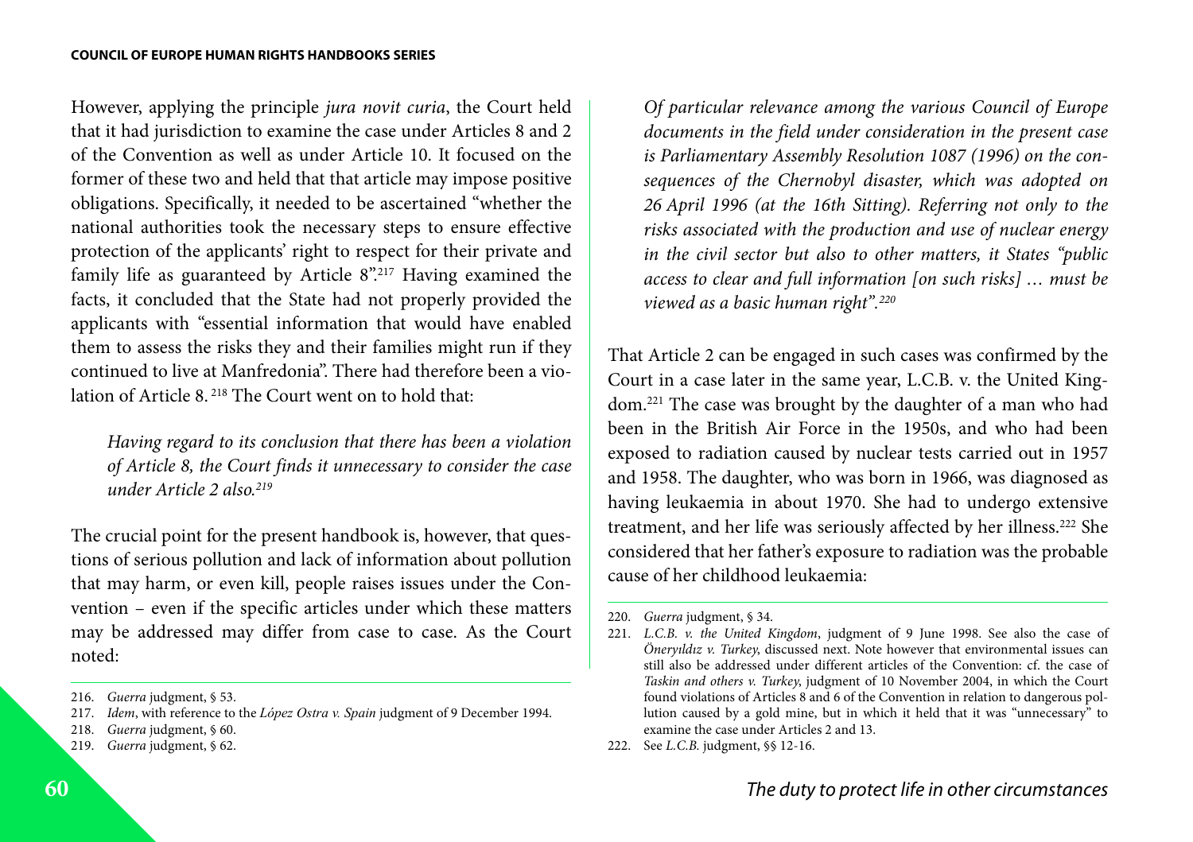However, applying the principle *jura novit curia*, the Court held that it had jurisdiction to examine the case under Articles 8 and 2 of the Convention as well as under Article 10. It focused on the former of these two and held that that article may impose positive obligations. Specifically, it needed to be ascertained "whether the national authorities took the necessary steps to ensure effective protection of the applicants' right to respect for their private and family life as guaranteed by Article 8".[217] Having examined the facts, it concluded that the State had not properly provided the applicants with "essential information that would have enabled them to assess the risks they and their families might run if they continued to live at Manfredonia". There had therefore been a violation of Article 8.[218] The Court went on to hold that:

> *Having regard to its conclusion that there has been a violation of Article 8, the Court finds it unnecessary to consider the case under Article 2 also.*[219]

The crucial point for the present handbook is, however, that questions of serious pollution and lack of information about pollution that may harm, or even kill, people raises issues under the Convention – even if the specific articles under which these matters may be addressed may differ from case to case. As the Court noted:

> *Of particular relevance among the various Council of Europe documents in the field under consideration in the present case is Parliamentary Assembly Resolution 1087 (1996) on the consequences of the Chernobyl disaster, which was adopted on 26 April 1996 (at the 16th Sitting). Referring not only to the risks associated with the production and use of nuclear energy in the civil sector but also to other matters, it States "public access to clear and full information [on such risks] … must be viewed as a basic human right".*[220]

That Article 2 can be engaged in such cases was confirmed by the Court in a case later in the same year, L.C.B. v. the United Kingdom.[221] The case was brought by the daughter of a man who had been in the British Air Force in the 1950s, and who had been exposed to radiation caused by nuclear tests carried out in 1957 and 1958. The daughter, who was born in 1966, was diagnosed as having leukaemia in about 1970. She had to undergo extensive treatment, and her life was seriously affected by her illness.[222] She considered that her father's exposure to radiation was the probable cause of her childhood leukaemia:

---

216. *Guerra* judgment, § 53.
217. *Idem*, with reference to the *López Ostra v. Spain* judgment of 9 December 1994.
218. *Guerra* judgment, § 60.
219. *Guerra* judgment, § 62.
220. *Guerra* judgment, § 34.
221. *L.C.B. v. the United Kingdom*, judgment of 9 June 1998. See also the case of *Öneryıldız v. Turkey*, discussed next. Note however that environmental issues can still also be addressed under different articles of the Convention: cf. the case of *Taskin and others v. Turkey*, judgment of 10 November 2004, in which the Court found violations of Articles 8 and 6 of the Convention in relation to dangerous pollution caused by a gold mine, but in which it held that it was "unnecessary" to examine the case under Articles 2 and 13.
222. See *L.C.B.* judgment, §§ 12-16.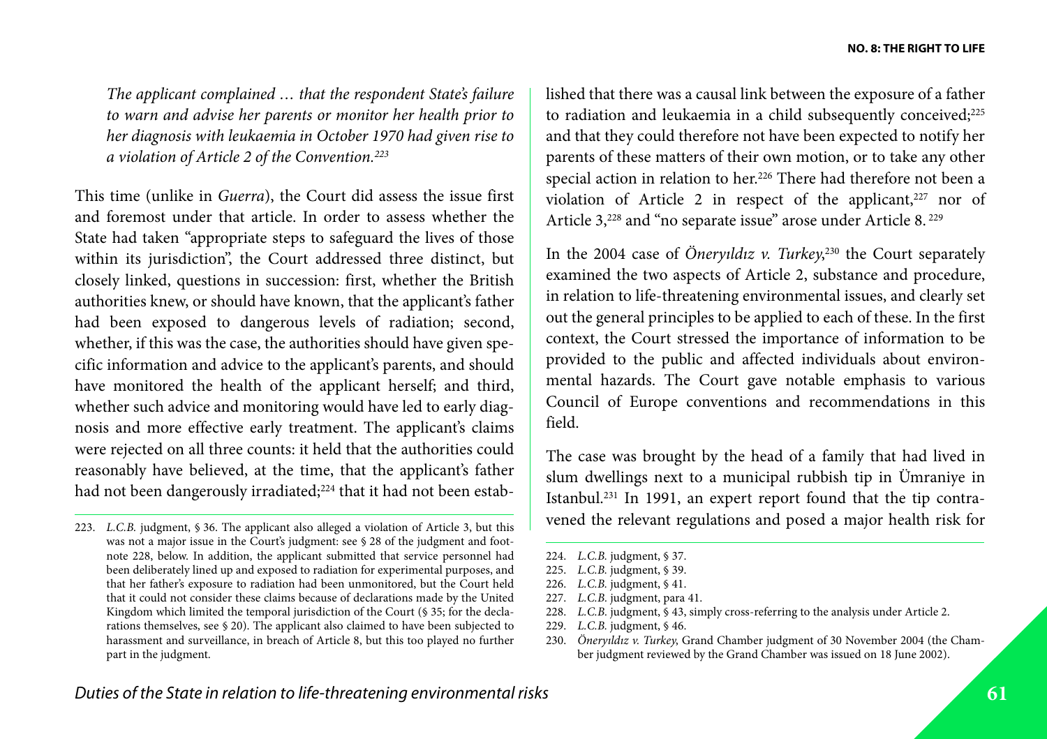*The applicant complained … that the respondent State's failure to warn and advise her parents or monitor her health prior to her diagnosis with leukaemia in October 1970 had given rise to a violation of Article 2 of the Convention.*[223]

This time (unlike in *Guerra*), the Court did assess the issue first and foremost under that article. In order to assess whether the State had taken "appropriate steps to safeguard the lives of those within its jurisdiction", the Court addressed three distinct, but closely linked, questions in succession: first, whether the British authorities knew, or should have known, that the applicant's father had been exposed to dangerous levels of radiation; second, whether, if this was the case, the authorities should have given specific information and advice to the applicant's parents, and should have monitored the health of the applicant herself; and third, whether such advice and monitoring would have led to early diagnosis and more effective early treatment. The applicant's claims were rejected on all three counts: it held that the authorities could reasonably have believed, at the time, that the applicant's father had not been dangerously irradiated;[224] that it had not been established that there was a causal link between the exposure of a father to radiation and leukaemia in a child subsequently conceived;[225] and that they could therefore not have been expected to notify her parents of these matters of their own motion, or to take any other special action in relation to her.[226] There had therefore not been a violation of Article 2 in respect of the applicant,[227] nor of Article 3,[228] and "no separate issue" arose under Article 8.[229]

In the 2004 case of *Öneryıldız v. Turkey*,[230] the Court separately examined the two aspects of Article 2, substance and procedure, in relation to life-threatening environmental issues, and clearly set out the general principles to be applied to each of these. In the first context, the Court stressed the importance of information to be provided to the public and affected individuals about environmental hazards. The Court gave notable emphasis to various Council of Europe conventions and recommendations in this field.

The case was brought by the head of a family that had lived in slum dwellings next to a municipal rubbish tip in Ümraniye in Istanbul.[231] In 1991, an expert report found that the tip contravened the relevant regulations and posed a major health risk for

---

223. *L.C.B.* judgment, § 36. The applicant also alleged a violation of Article 3, but this was not a major issue in the Court's judgment: see § 28 of the judgment and footnote 228, below. In addition, the applicant submitted that service personnel had been deliberately lined up and exposed to radiation for experimental purposes, and that her father's exposure to radiation had been unmonitored, but the Court held that it could not consider these claims because of declarations made by the United Kingdom which limited the temporal jurisdiction of the Court (§ 35; for the declarations themselves, see § 20). The applicant also claimed to have been subjected to harassment and surveillance, in breach of Article 8, but this too played no further part in the judgment.

224. *L.C.B.* judgment, § 37.

225. *L.C.B.* judgment, § 39.

226. *L.C.B.* judgment, § 41.

227. *L.C.B.* judgment, para 41.

228. *L.C.B.* judgment, § 43, simply cross-referring to the analysis under Article 2.

229. *L.C.B.* judgment, § 46.

230. *Öneryıldız v. Turkey*, Grand Chamber judgment of 30 November 2004 (the Chamber judgment reviewed by the Grand Chamber was issued on 18 June 2002).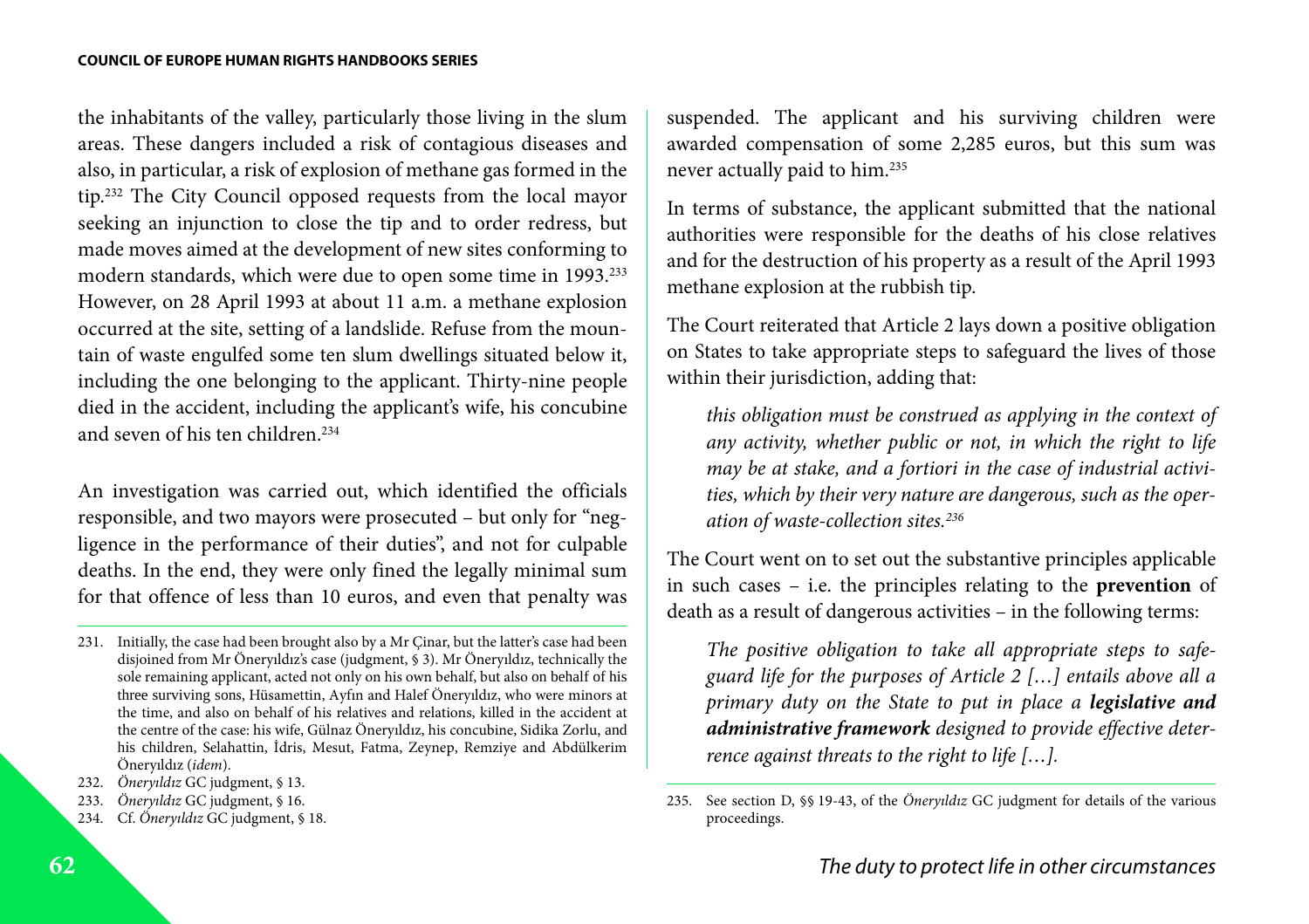the inhabitants of the valley, particularly those living in the slum areas. These dangers included a risk of contagious diseases and also, in particular, a risk of explosion of methane gas formed in the tip.[232] The City Council opposed requests from the local mayor seeking an injunction to close the tip and to order redress, but made moves aimed at the development of new sites conforming to modern standards, which were due to open some time in 1993.[233] However, on 28 April 1993 at about 11 a.m. a methane explosion occurred at the site, setting of a landslide. Refuse from the mountain of waste engulfed some ten slum dwellings situated below it, including the one belonging to the applicant. Thirty-nine people died in the accident, including the applicant's wife, his concubine and seven of his ten children.[234]

An investigation was carried out, which identified the officials responsible, and two mayors were prosecuted – but only for "negligence in the performance of their duties", and not for culpable deaths. In the end, they were only fined the legally minimal sum for that offence of less than 10 euros, and even that penalty was suspended. The applicant and his surviving children were awarded compensation of some 2,285 euros, but this sum was never actually paid to him.[235]

In terms of substance, the applicant submitted that the national authorities were responsible for the deaths of his close relatives and for the destruction of his property as a result of the April 1993 methane explosion at the rubbish tip.

The Court reiterated that Article 2 lays down a positive obligation on States to take appropriate steps to safeguard the lives of those within their jurisdiction, adding that:

> *this obligation must be construed as applying in the context of any activity, whether public or not, in which the right to life may be at stake, and a fortiori in the case of industrial activities, which by their very nature are dangerous, such as the operation of waste-collection sites.[236]*

The Court went on to set out the substantive principles applicable in such cases – i.e. the principles relating to the **prevention** of death as a result of dangerous activities – in the following terms:

> *The positive obligation to take all appropriate steps to safeguard life for the purposes of Article 2 […] entails above all a primary duty on the State to put in place a **legislative and administrative framework** designed to provide effective deterrence against threats to the right to life […].*

---

231. Initially, the case had been brought also by a Mr Çinar, but the latter's case had been disjoined from Mr Öneryıldız's case (judgment, § 3). Mr Öneryıldız, technically the sole remaining applicant, acted not only on his own behalf, but also on behalf of his three surviving sons, Hüsamettin, Ayfın and Halef Öneryıldız, who were minors at the time, and also on behalf of his relatives and relations, killed in the accident at the centre of the case: his wife, Gülnaz Öneryıldız, his concubine, Sidika Zorlu, and his children, Selahattin, İdris, Mesut, Fatma, Zeynep, Remziye and Abdülkerim Öneryıldız (*idem*).

232. *Öneryıldız* GC judgment, § 13.

233. *Öneryıldız* GC judgment, § 16.

234. Cf. *Öneryıldız* GC judgment, § 18.

235. See section D, §§ 19-43, of the *Öneryıldız* GC judgment for details of the various proceedings.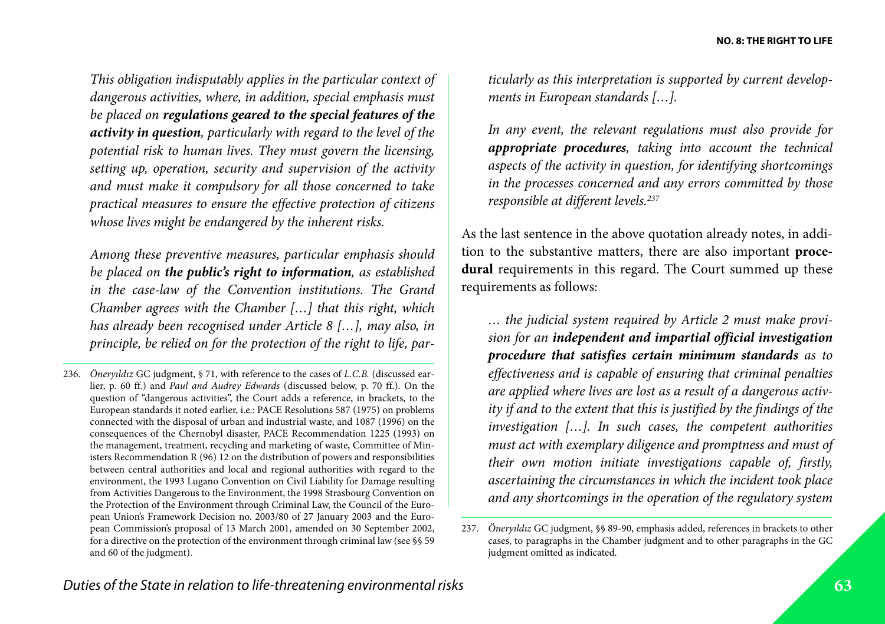*This obligation indisputably applies in the particular context of dangerous activities, where, in addition, special emphasis must be placed on **regulations geared to the special features of the activity in question**, particularly with regard to the level of the potential risk to human lives. They must govern the licensing, setting up, operation, security and supervision of the activity and must make it compulsory for all those concerned to take practical measures to ensure the effective protection of citizens whose lives might be endangered by the inherent risks.*

*Among these preventive measures, particular emphasis should be placed on **the public's right to information**, as established in the case-law of the Convention institutions. The Grand Chamber agrees with the Chamber […] that this right, which has already been recognised under Article 8 […], may also, in principle, be relied on for the protection of the right to life, particularly as this interpretation is supported by current developments in European standards […].*

*In any event, the relevant regulations must also provide for **appropriate procedures**, taking into account the technical aspects of the activity in question, for identifying shortcomings in the processes concerned and any errors committed by those responsible at different levels.*[237]

As the last sentence in the above quotation already notes, in addition to the substantive matters, there are also important **procedural** requirements in this regard. The Court summed up these requirements as follows:

*… the judicial system required by Article 2 must make provision for an **independent and impartial official investigation procedure that satisfies certain minimum standards** as to effectiveness and is capable of ensuring that criminal penalties are applied where lives are lost as a result of a dangerous activity if and to the extent that this is justified by the findings of the investigation […]. In such cases, the competent authorities must act with exemplary diligence and promptness and must of their own motion initiate investigations capable of, firstly, ascertaining the circumstances in which the incident took place and any shortcomings in the operation of the regulatory system*

---

236. *Öneryıldız* GC judgment, § 71, with reference to the cases of *L.C.B.* (discussed earlier, p. 60 ff.) and *Paul and Audrey Edwards* (discussed below, p. 70 ff.). On the question of "dangerous activities", the Court adds a reference, in brackets, to the European standards it noted earlier, i.e.: PACE Resolutions 587 (1975) on problems connected with the disposal of urban and industrial waste, and 1087 (1996) on the consequences of the Chernobyl disaster, PACE Recommendation 1225 (1993) on the management, treatment, recycling and marketing of waste, Committee of Ministers Recommendation R (96) 12 on the distribution of powers and responsibilities between central authorities and local and regional authorities with regard to the environment, the 1993 Lugano Convention on Civil Liability for Damage resulting from Activities Dangerous to the Environment, the 1998 Strasbourg Convention on the Protection of the Environment through Criminal Law, the Council of the European Union's Framework Decision no. 2003/80 of 27 January 2003 and the European Commission's proposal of 13 March 2001, amended on 30 September 2002, for a directive on the protection of the environment through criminal law (see §§ 59 and 60 of the judgment).

237. *Öneryıldız* GC judgment, §§ 89-90, emphasis added, references in brackets to other cases, to paragraphs in the Chamber judgment and to other paragraphs in the GC judgment omitted as indicated.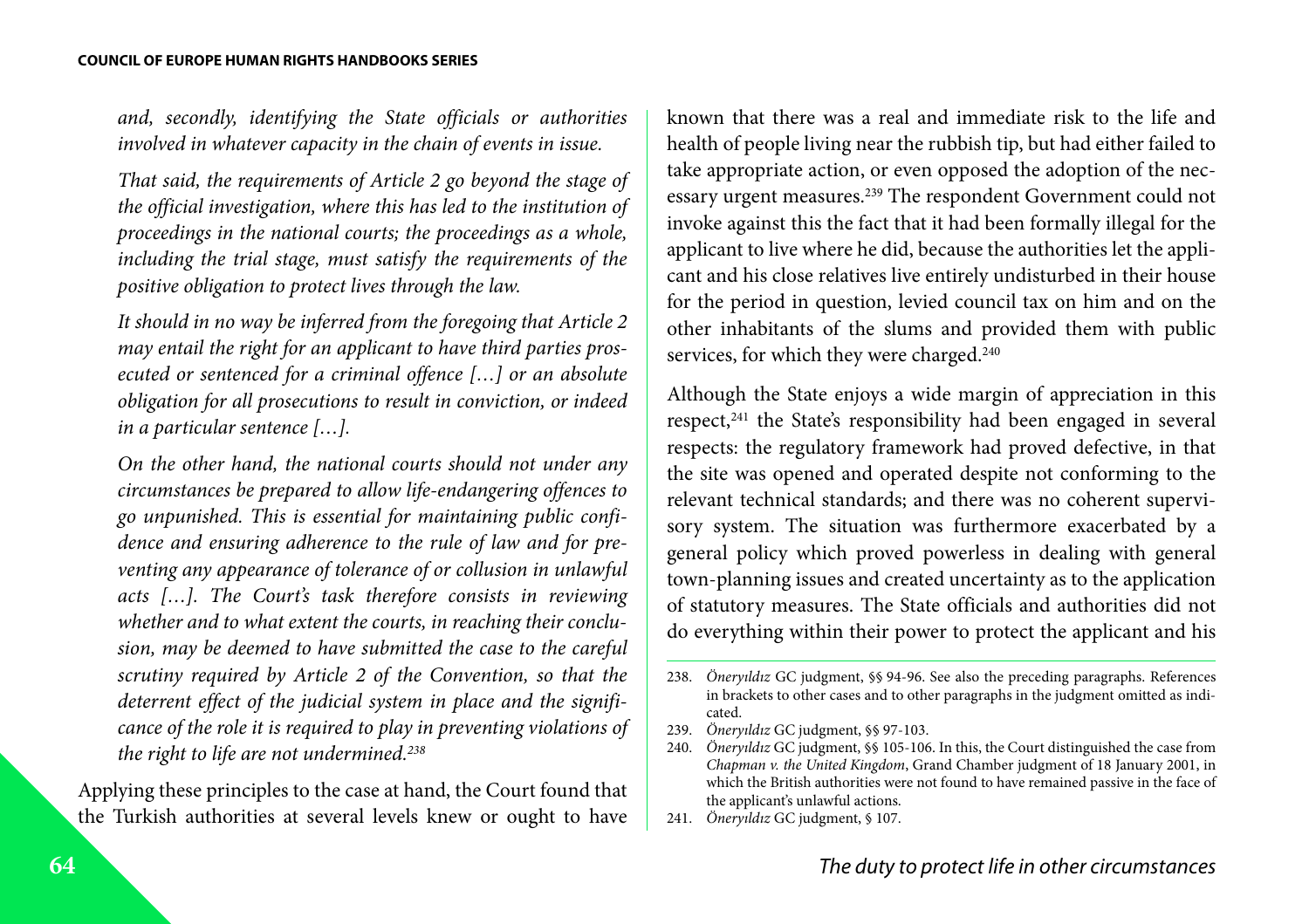*and, secondly, identifying the State officials or authorities involved in whatever capacity in the chain of events in issue.*

*That said, the requirements of Article 2 go beyond the stage of the official investigation, where this has led to the institution of proceedings in the national courts; the proceedings as a whole, including the trial stage, must satisfy the requirements of the positive obligation to protect lives through the law.*

*It should in no way be inferred from the foregoing that Article 2 may entail the right for an applicant to have third parties prosecuted or sentenced for a criminal offence […] or an absolute obligation for all prosecutions to result in conviction, or indeed in a particular sentence […].*

*On the other hand, the national courts should not under any circumstances be prepared to allow life-endangering offences to go unpunished. This is essential for maintaining public confidence and ensuring adherence to the rule of law and for preventing any appearance of tolerance of or collusion in unlawful acts […]. The Court's task therefore consists in reviewing whether and to what extent the courts, in reaching their conclusion, may be deemed to have submitted the case to the careful scrutiny required by Article 2 of the Convention, so that the deterrent effect of the judicial system in place and the significance of the role it is required to play in preventing violations of the right to life are not undermined.*[238]

Applying these principles to the case at hand, the Court found that the Turkish authorities at several levels knew or ought to have known that there was a real and immediate risk to the life and health of people living near the rubbish tip, but had either failed to take appropriate action, or even opposed the adoption of the necessary urgent measures.[239] The respondent Government could not invoke against this the fact that it had been formally illegal for the applicant to live where he did, because the authorities let the applicant and his close relatives live entirely undisturbed in their house for the period in question, levied council tax on him and on the other inhabitants of the slums and provided them with public services, for which they were charged.[240]

Although the State enjoys a wide margin of appreciation in this respect,[241] the State's responsibility had been engaged in several respects: the regulatory framework had proved defective, in that the site was opened and operated despite not conforming to the relevant technical standards; and there was no coherent supervisory system. The situation was furthermore exacerbated by a general policy which proved powerless in dealing with general town-planning issues and created uncertainty as to the application of statutory measures. The State officials and authorities did not do everything within their power to protect the applicant and his

238. *Öneryıldız* GC judgment, §§ 94-96. See also the preceding paragraphs. References in brackets to other cases and to other paragraphs in the judgment omitted as indicated.

239. *Öneryıldız* GC judgment, §§ 97-103.

240. *Öneryıldız* GC judgment, §§ 105-106. In this, the Court distinguished the case from *Chapman v. the United Kingdom*, Grand Chamber judgment of 18 January 2001, in which the British authorities were not found to have remained passive in the face of the applicant's unlawful actions.

241. *Öneryıldız* GC judgment, § 107.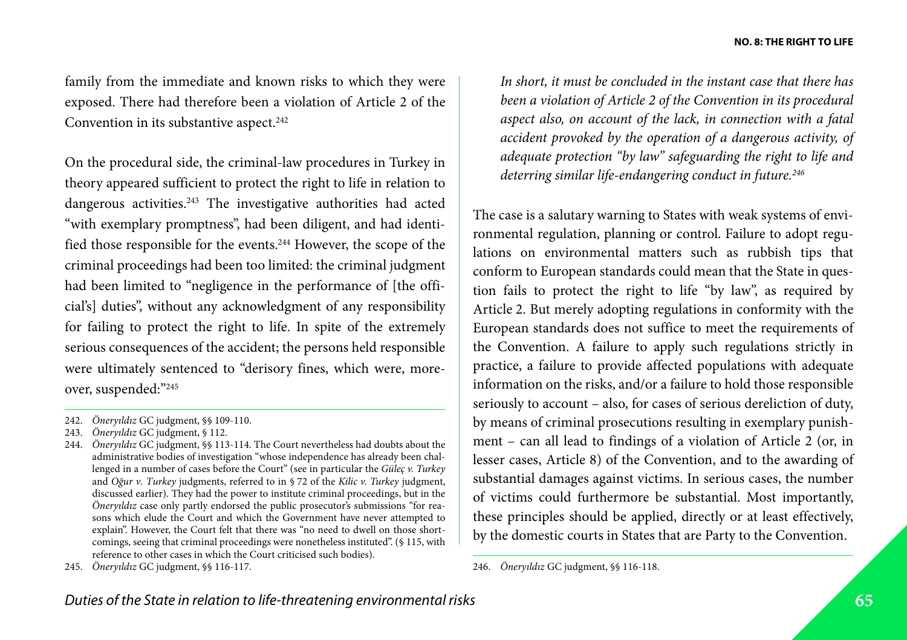family from the immediate and known risks to which they were exposed. There had therefore been a violation of Article 2 of the Convention in its substantive aspect.[242]

On the procedural side, the criminal-law procedures in Turkey in theory appeared sufficient to protect the right to life in relation to dangerous activities.[243] The investigative authorities had acted "with exemplary promptness", had been diligent, and had identified those responsible for the events.[244] However, the scope of the criminal proceedings had been too limited: the criminal judgment had been limited to "negligence in the performance of [the official's] duties", without any acknowledgment of any responsibility for failing to protect the right to life. In spite of the extremely serious consequences of the accident; the persons held responsible were ultimately sentenced to "derisory fines, which were, moreover, suspended:"[245]

> *In short, it must be concluded in the instant case that there has been a violation of Article 2 of the Convention in its procedural aspect also, on account of the lack, in connection with a fatal accident provoked by the operation of a dangerous activity, of adequate protection "by law" safeguarding the right to life and deterring similar life-endangering conduct in future.*[246]

The case is a salutary warning to States with weak systems of environmental regulation, planning or control. Failure to adopt regulations on environmental matters such as rubbish tips that conform to European standards could mean that the State in question fails to protect the right to life "by law", as required by Article 2. But merely adopting regulations in conformity with the European standards does not suffice to meet the requirements of the Convention. A failure to apply such regulations strictly in practice, a failure to provide affected populations with adequate information on the risks, and/or a failure to hold those responsible seriously to account – also, for cases of serious dereliction of duty, by means of criminal prosecutions resulting in exemplary punishment – can all lead to findings of a violation of Article 2 (or, in lesser cases, Article 8) of the Convention, and to the awarding of substantial damages against victims. In serious cases, the number of victims could furthermore be substantial. Most importantly, these principles should be applied, directly or at least effectively, by the domestic courts in States that are Party to the Convention.

---

242. *Öneryıldız* GC judgment, §§ 109-110.

243. *Öneryıldız* GC judgment, § 112.

244. *Öneryıldız* GC judgment, §§ 113-114. The Court nevertheless had doubts about the administrative bodies of investigation "whose independence has already been challenged in a number of cases before the Court" (see in particular the *Güleç v. Turkey* and *Oğur v. Turkey* judgments, referred to in § 72 of the *Kilic v. Turkey* judgment, discussed earlier). They had the power to institute criminal proceedings, but in the *Öneryıldız* case only partly endorsed the public prosecutor's submissions "for reasons which elude the Court and which the Government have never attempted to explain". However, the Court felt that there was "no need to dwell on those shortcomings, seeing that criminal proceedings were nonetheless instituted". (§ 115, with reference to other cases in which the Court criticised such bodies).

245. *Öneryıldız* GC judgment, §§ 116-117.

246. *Öneryıldız* GC judgment, §§ 116-118.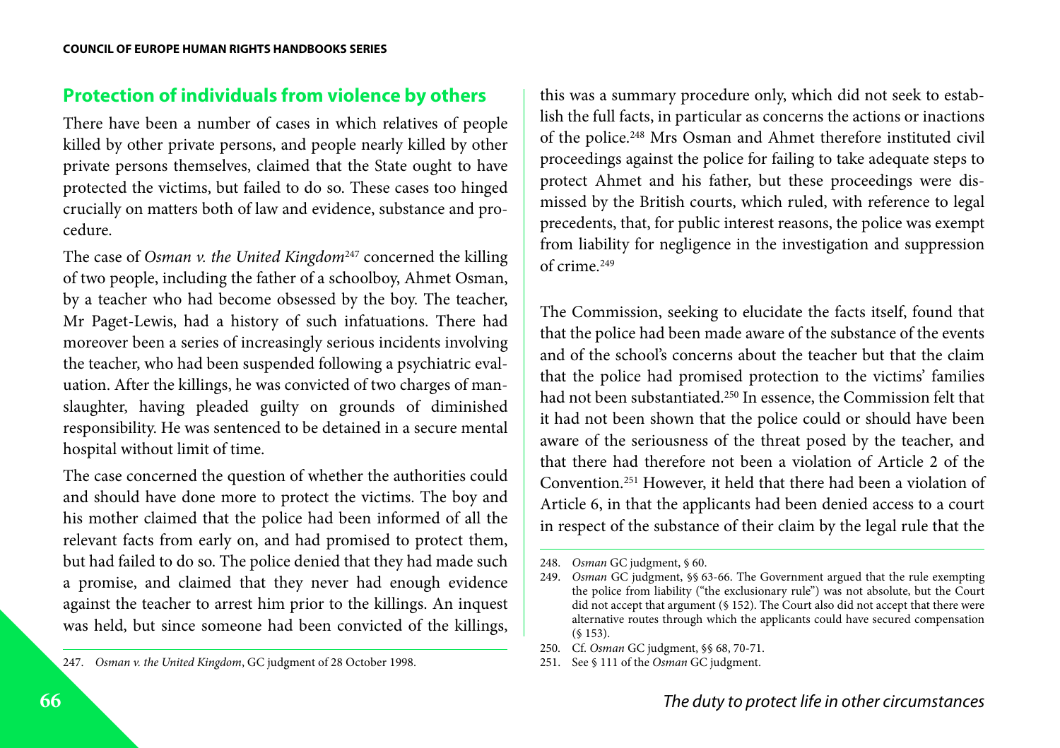## Protection of individuals from violence by others

There have been a number of cases in which relatives of people killed by other private persons, and people nearly killed by other private persons themselves, claimed that the State ought to have protected the victims, but failed to do so. These cases too hinged crucially on matters both of law and evidence, substance and procedure.

The case of *Osman v. the United Kingdom*[247] concerned the killing of two people, including the father of a schoolboy, Ahmet Osman, by a teacher who had become obsessed by the boy. The teacher, Mr Paget-Lewis, had a history of such infatuations. There had moreover been a series of increasingly serious incidents involving the teacher, who had been suspended following a psychiatric evaluation. After the killings, he was convicted of two charges of manslaughter, having pleaded guilty on grounds of diminished responsibility. He was sentenced to be detained in a secure mental hospital without limit of time.

The case concerned the question of whether the authorities could and should have done more to protect the victims. The boy and his mother claimed that the police had been informed of all the relevant facts from early on, and had promised to protect them, but had failed to do so. The police denied that they had made such a promise, and claimed that they never had enough evidence against the teacher to arrest him prior to the killings. An inquest was held, but since someone had been convicted of the killings, this was a summary procedure only, which did not seek to establish the full facts, in particular as concerns the actions or inactions of the police.[248] Mrs Osman and Ahmet therefore instituted civil proceedings against the police for failing to take adequate steps to protect Ahmet and his father, but these proceedings were dismissed by the British courts, which ruled, with reference to legal precedents, that, for public interest reasons, the police was exempt from liability for negligence in the investigation and suppression of crime.[249]

The Commission, seeking to elucidate the facts itself, found that that the police had been made aware of the substance of the events and of the school's concerns about the teacher but that the claim that the police had promised protection to the victims' families had not been substantiated.[250] In essence, the Commission felt that it had not been shown that the police could or should have been aware of the seriousness of the threat posed by the teacher, and that there had therefore not been a violation of Article 2 of the Convention.[251] However, it held that there had been a violation of Article 6, in that the applicants had been denied access to a court in respect of the substance of their claim by the legal rule that the

---

247. *Osman v. the United Kingdom*, GC judgment of 28 October 1998.

248. *Osman* GC judgment, § 60.

249. *Osman* GC judgment, §§ 63-66. The Government argued that the rule exempting the police from liability ("the exclusionary rule") was not absolute, but the Court did not accept that argument (§ 152). The Court also did not accept that there were alternative routes through which the applicants could have secured compensation (§ 153).

250. Cf. *Osman* GC judgment, §§ 68, 70-71.

251. See § 111 of the *Osman* GC judgment.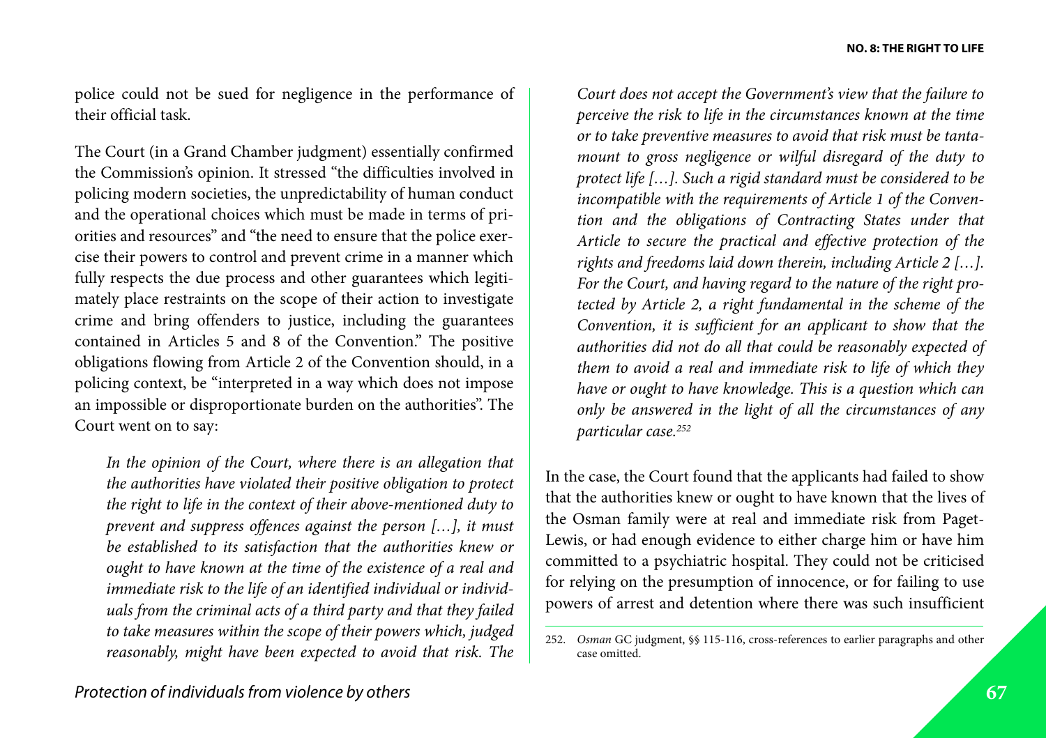police could not be sued for negligence in the performance of their official task.

The Court (in a Grand Chamber judgment) essentially confirmed the Commission's opinion. It stressed "the difficulties involved in policing modern societies, the unpredictability of human conduct and the operational choices which must be made in terms of priorities and resources" and "the need to ensure that the police exercise their powers to control and prevent crime in a manner which fully respects the due process and other guarantees which legitimately place restraints on the scope of their action to investigate crime and bring offenders to justice, including the guarantees contained in Articles 5 and 8 of the Convention." The positive obligations flowing from Article 2 of the Convention should, in a policing context, be "interpreted in a way which does not impose an impossible or disproportionate burden on the authorities". The Court went on to say:

> *In the opinion of the Court, where there is an allegation that the authorities have violated their positive obligation to protect the right to life in the context of their above-mentioned duty to prevent and suppress offences against the person […], it must be established to its satisfaction that the authorities knew or ought to have known at the time of the existence of a real and immediate risk to the life of an identified individual or individuals from the criminal acts of a third party and that they failed to take measures within the scope of their powers which, judged reasonably, might have been expected to avoid that risk. The Court does not accept the Government's view that the failure to perceive the risk to life in the circumstances known at the time or to take preventive measures to avoid that risk must be tantamount to gross negligence or wilful disregard of the duty to protect life […]. Such a rigid standard must be considered to be incompatible with the requirements of Article 1 of the Convention and the obligations of Contracting States under that Article to secure the practical and effective protection of the rights and freedoms laid down therein, including Article 2 […]. For the Court, and having regard to the nature of the right protected by Article 2, a right fundamental in the scheme of the Convention, it is sufficient for an applicant to show that the authorities did not do all that could be reasonably expected of them to avoid a real and immediate risk to life of which they have or ought to have knowledge. This is a question which can only be answered in the light of all the circumstances of any particular case.*[252]

In the case, the Court found that the applicants had failed to show that the authorities knew or ought to have known that the lives of the Osman family were at real and immediate risk from Paget-Lewis, or had enough evidence to either charge him or have him committed to a psychiatric hospital. They could not be criticised for relying on the presumption of innocence, or for failing to use powers of arrest and detention where there was such insufficient

252. *Osman* GC judgment, §§ 115-116, cross-references to earlier paragraphs and other case omitted.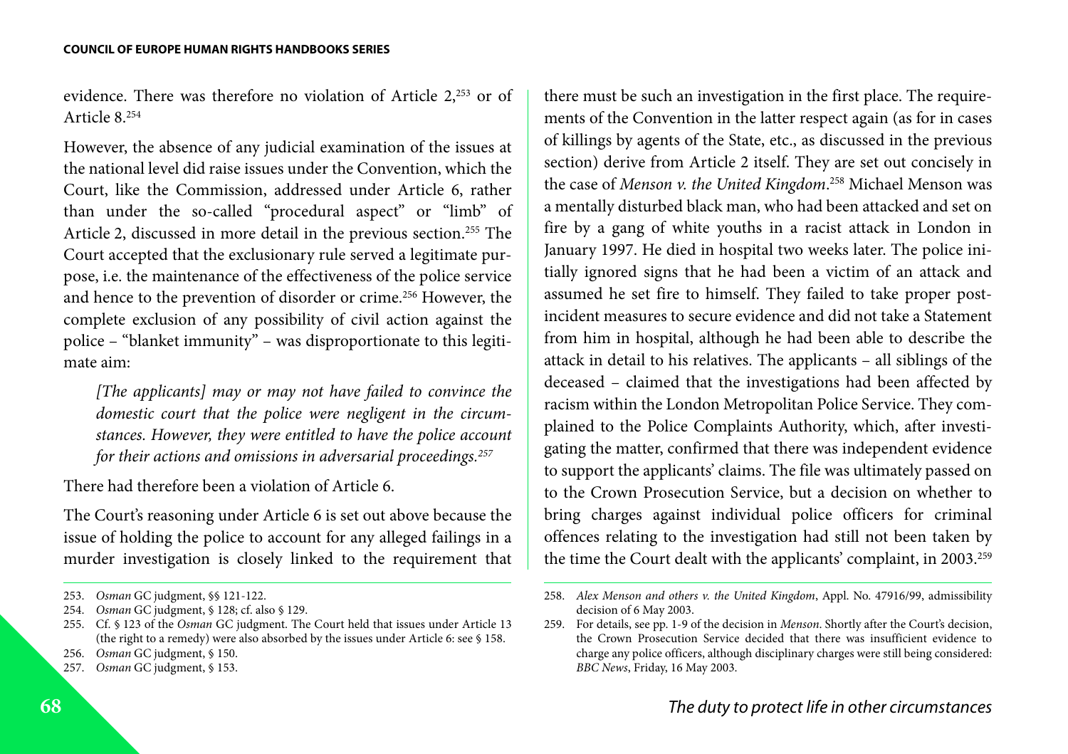evidence. There was therefore no violation of Article 2,[253] or of Article 8.[254]

However, the absence of any judicial examination of the issues at the national level did raise issues under the Convention, which the Court, like the Commission, addressed under Article 6, rather than under the so-called "procedural aspect" or "limb" of Article 2, discussed in more detail in the previous section.[255] The Court accepted that the exclusionary rule served a legitimate purpose, i.e. the maintenance of the effectiveness of the police service and hence to the prevention of disorder or crime.[256] However, the complete exclusion of any possibility of civil action against the police – "blanket immunity" – was disproportionate to this legitimate aim:

> *[The applicants] may or may not have failed to convince the domestic court that the police were negligent in the circumstances. However, they were entitled to have the police account for their actions and omissions in adversarial proceedings.*[257]

There had therefore been a violation of Article 6.

The Court's reasoning under Article 6 is set out above because the issue of holding the police to account for any alleged failings in a murder investigation is closely linked to the requirement that there must be such an investigation in the first place. The requirements of the Convention in the latter respect again (as for in cases of killings by agents of the State, etc., as discussed in the previous section) derive from Article 2 itself. They are set out concisely in the case of *Menson v. the United Kingdom*.[258] Michael Menson was a mentally disturbed black man, who had been attacked and set on fire by a gang of white youths in a racist attack in London in January 1997. He died in hospital two weeks later. The police initially ignored signs that he had been a victim of an attack and assumed he set fire to himself. They failed to take proper post-incident measures to secure evidence and did not take a Statement from him in hospital, although he had been able to describe the attack in detail to his relatives. The applicants – all siblings of the deceased – claimed that the investigations had been affected by racism within the London Metropolitan Police Service. They complained to the Police Complaints Authority, which, after investigating the matter, confirmed that there was independent evidence to support the applicants' claims. The file was ultimately passed on to the Crown Prosecution Service, but a decision on whether to bring charges against individual police officers for criminal offences relating to the investigation had still not been taken by the time the Court dealt with the applicants' complaint, in 2003.[259]

---

253. *Osman* GC judgment, §§ 121-122.
254. *Osman* GC judgment, § 128; cf. also § 129.
255. Cf. § 123 of the *Osman* GC judgment. The Court held that issues under Article 13 (the right to a remedy) were also absorbed by the issues under Article 6: see § 158.
256. *Osman* GC judgment, § 150.
257. *Osman* GC judgment, § 153.
258. *Alex Menson and others v. the United Kingdom*, Appl. No. 47916/99, admissibility decision of 6 May 2003.
259. For details, see pp. 1-9 of the decision in *Menson*. Shortly after the Court's decision, the Crown Prosecution Service decided that there was insufficient evidence to charge any police officers, although disciplinary charges were still being considered: *BBC News*, Friday, 16 May 2003.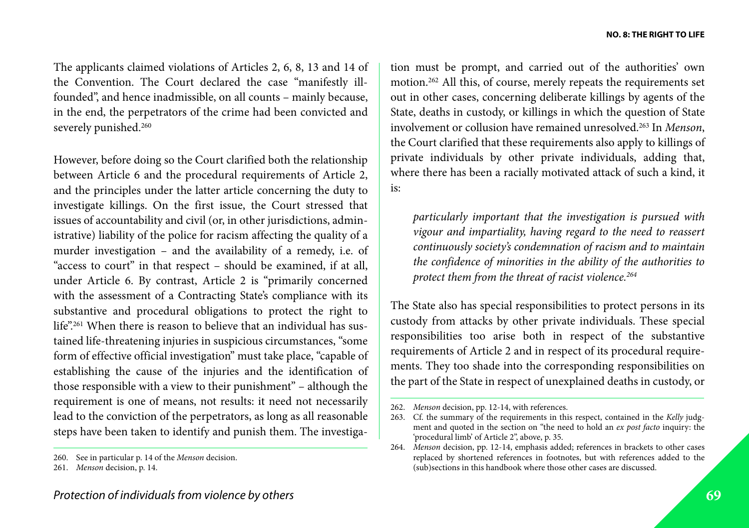The applicants claimed violations of Articles 2, 6, 8, 13 and 14 of the Convention. The Court declared the case "manifestly ill-founded", and hence inadmissible, on all counts – mainly because, in the end, the perpetrators of the crime had been convicted and severely punished.[260]

However, before doing so the Court clarified both the relationship between Article 6 and the procedural requirements of Article 2, and the principles under the latter article concerning the duty to investigate killings. On the first issue, the Court stressed that issues of accountability and civil (or, in other jurisdictions, administrative) liability of the police for racism affecting the quality of a murder investigation – and the availability of a remedy, i.e. of "access to court" in that respect – should be examined, if at all, under Article 6. By contrast, Article 2 is "primarily concerned with the assessment of a Contracting State's compliance with its substantive and procedural obligations to protect the right to life".[261] When there is reason to believe that an individual has sustained life-threatening injuries in suspicious circumstances, "some form of effective official investigation" must take place, "capable of establishing the cause of the injuries and the identification of those responsible with a view to their punishment" – although the requirement is one of means, not results: it need not necessarily lead to the conviction of the perpetrators, as long as all reasonable steps have been taken to identify and punish them. The investigation must be prompt, and carried out of the authorities' own motion.[262] All this, of course, merely repeats the requirements set out in other cases, concerning deliberate killings by agents of the State, deaths in custody, or killings in which the question of State involvement or collusion have remained unresolved.[263] In *Menson*, the Court clarified that these requirements also apply to killings of private individuals by other private individuals, adding that, where there has been a racially motivated attack of such a kind, it is:

> *particularly important that the investigation is pursued with vigour and impartiality, having regard to the need to reassert continuously society's condemnation of racism and to maintain the confidence of minorities in the ability of the authorities to protect them from the threat of racist violence.*[264]

The State also has special responsibilities to protect persons in its custody from attacks by other private individuals. These special responsibilities too arise both in respect of the substantive requirements of Article 2 and in respect of its procedural requirements. They too shade into the corresponding responsibilities on the part of the State in respect of unexplained deaths in custody, or

---

260. See in particular p. 14 of the *Menson* decision.

261. *Menson* decision, p. 14.

262. *Menson* decision, pp. 12-14, with references.

263. Cf. the summary of the requirements in this respect, contained in the *Kelly* judgment and quoted in the section on "the need to hold an *ex post facto* inquiry: the 'procedural limb' of Article 2", above, p. 35.

264. *Menson* decision, pp. 12-14, emphasis added; references in brackets to other cases replaced by shortened references in footnotes, but with references added to the (sub)sections in this handbook where those other cases are discussed.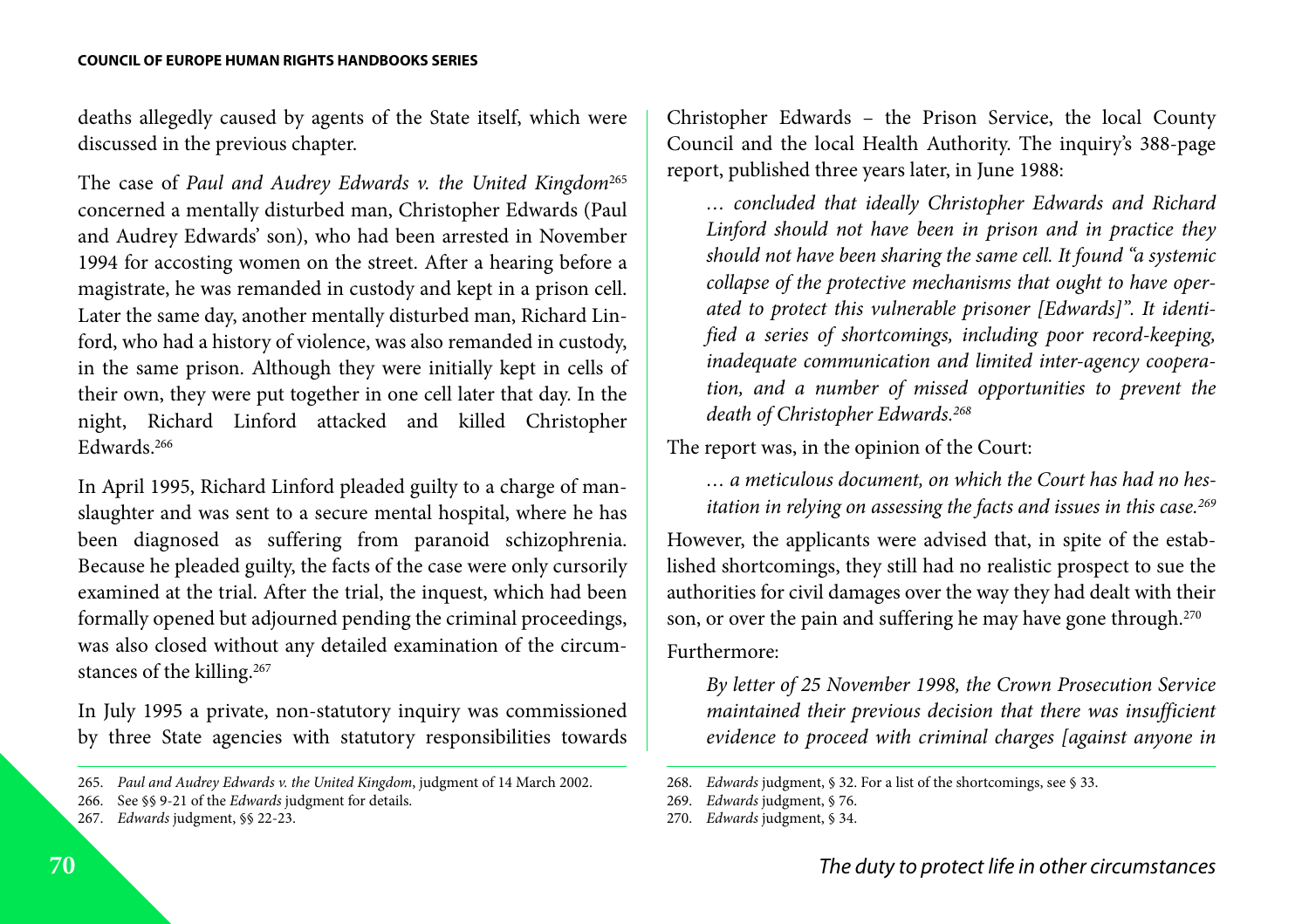deaths allegedly caused by agents of the State itself, which were discussed in the previous chapter.

The case of *Paul and Audrey Edwards v. the United Kingdom*[265] concerned a mentally disturbed man, Christopher Edwards (Paul and Audrey Edwards' son), who had been arrested in November 1994 for accosting women on the street. After a hearing before a magistrate, he was remanded in custody and kept in a prison cell. Later the same day, another mentally disturbed man, Richard Linford, who had a history of violence, was also remanded in custody, in the same prison. Although they were initially kept in cells of their own, they were put together in one cell later that day. In the night, Richard Linford attacked and killed Christopher Edwards.[266]

In April 1995, Richard Linford pleaded guilty to a charge of manslaughter and was sent to a secure mental hospital, where he has been diagnosed as suffering from paranoid schizophrenia. Because he pleaded guilty, the facts of the case were only cursorily examined at the trial. After the trial, the inquest, which had been formally opened but adjourned pending the criminal proceedings, was also closed without any detailed examination of the circumstances of the killing.[267]

In July 1995 a private, non-statutory inquiry was commissioned by three State agencies with statutory responsibilities towards Christopher Edwards – the Prison Service, the local County Council and the local Health Authority. The inquiry's 388-page report, published three years later, in June 1988:

> *… concluded that ideally Christopher Edwards and Richard Linford should not have been in prison and in practice they should not have been sharing the same cell. It found "a systemic collapse of the protective mechanisms that ought to have operated to protect this vulnerable prisoner [Edwards]". It identified a series of shortcomings, including poor record-keeping, inadequate communication and limited inter-agency cooperation, and a number of missed opportunities to prevent the death of Christopher Edwards.*[268]

The report was, in the opinion of the Court:

> *… a meticulous document, on which the Court has had no hesitation in relying on assessing the facts and issues in this case.*[269]

However, the applicants were advised that, in spite of the established shortcomings, they still had no realistic prospect to sue the authorities for civil damages over the way they had dealt with their son, or over the pain and suffering he may have gone through.[270]

Furthermore:

> *By letter of 25 November 1998, the Crown Prosecution Service maintained their previous decision that there was insufficient evidence to proceed with criminal charges [against anyone in*

---

265. *Paul and Audrey Edwards v. the United Kingdom*, judgment of 14 March 2002.
266. See §§ 9-21 of the *Edwards* judgment for details.
267. *Edwards* judgment, §§ 22-23.
268. *Edwards* judgment, § 32. For a list of the shortcomings, see § 33.
269. *Edwards* judgment, § 76.
270. *Edwards* judgment, § 34.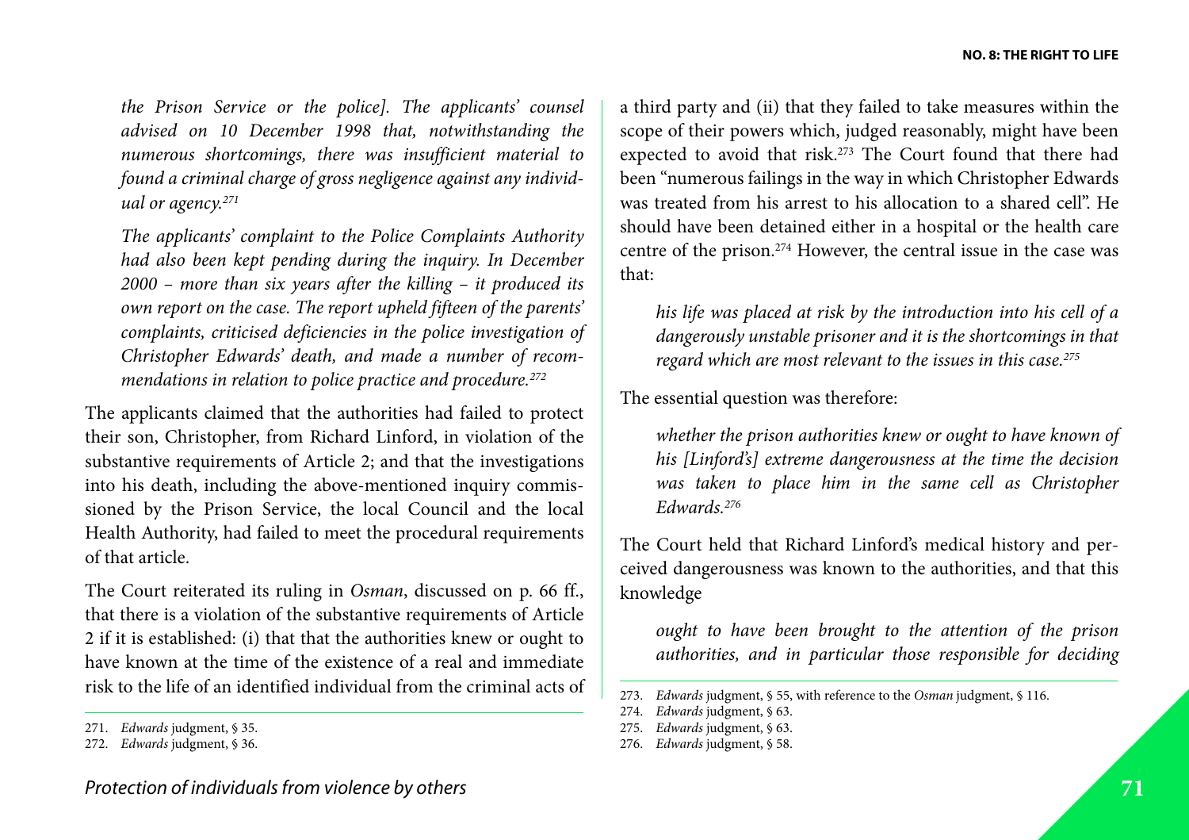*the Prison Service or the police]. The applicants' counsel advised on 10 December 1998 that, notwithstanding the numerous shortcomings, there was insufficient material to found a criminal charge of gross negligence against any individual or agency.*[271]

*The applicants' complaint to the Police Complaints Authority had also been kept pending during the inquiry. In December 2000 – more than six years after the killing – it produced its own report on the case. The report upheld fifteen of the parents' complaints, criticised deficiencies in the police investigation of Christopher Edwards' death, and made a number of recommendations in relation to police practice and procedure.*[272]

The applicants claimed that the authorities had failed to protect their son, Christopher, from Richard Linford, in violation of the substantive requirements of Article 2; and that the investigations into his death, including the above-mentioned inquiry commissioned by the Prison Service, the local Council and the local Health Authority, had failed to meet the procedural requirements of that article.

The Court reiterated its ruling in *Osman*, discussed on p. 66 ff., that there is a violation of the substantive requirements of Article 2 if it is established: (i) that that the authorities knew or ought to have known at the time of the existence of a real and immediate risk to the life of an identified individual from the criminal acts of a third party and (ii) that they failed to take measures within the scope of their powers which, judged reasonably, might have been expected to avoid that risk.[273] The Court found that there had been "numerous failings in the way in which Christopher Edwards was treated from his arrest to his allocation to a shared cell". He should have been detained either in a hospital or the health care centre of the prison.[274] However, the central issue in the case was that:

> *his life was placed at risk by the introduction into his cell of a dangerously unstable prisoner and it is the shortcomings in that regard which are most relevant to the issues in this case.*[275]

The essential question was therefore:

> *whether the prison authorities knew or ought to have known of his [Linford's] extreme dangerousness at the time the decision was taken to place him in the same cell as Christopher Edwards.*[276]

The Court held that Richard Linford's medical history and perceived dangerousness was known to the authorities, and that this knowledge

> *ought to have been brought to the attention of the prison authorities, and in particular those responsible for deciding*

---

271. *Edwards* judgment, § 35.
272. *Edwards* judgment, § 36.
273. *Edwards* judgment, § 55, with reference to the *Osman* judgment, § 116.
274. *Edwards* judgment, § 63.
275. *Edwards* judgment, § 63.
276. *Edwards* judgment, § 58.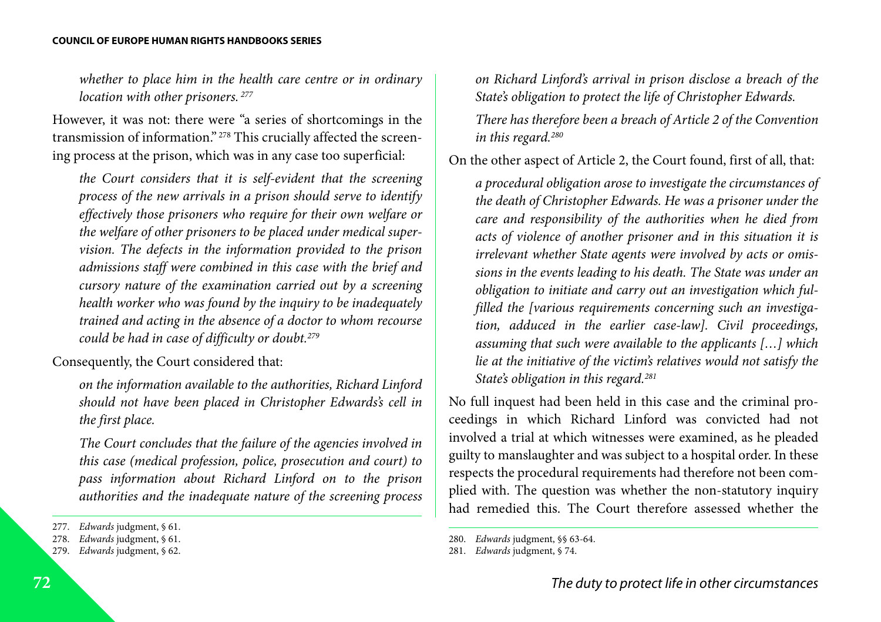> *whether to place him in the health care centre or in ordinary location with other prisoners.* [277]

However, it was not: there were "a series of shortcomings in the transmission of information." [278] This crucially affected the screening process at the prison, which was in any case too superficial:

> *the Court considers that it is self-evident that the screening process of the new arrivals in a prison should serve to identify effectively those prisoners who require for their own welfare or the welfare of other prisoners to be placed under medical supervision. The defects in the information provided to the prison admissions staff were combined in this case with the brief and cursory nature of the examination carried out by a screening health worker who was found by the inquiry to be inadequately trained and acting in the absence of a doctor to whom recourse could be had in case of difficulty or doubt.*[279]

Consequently, the Court considered that:

> *on the information available to the authorities, Richard Linford should not have been placed in Christopher Edwards's cell in the first place.*
>
> *The Court concludes that the failure of the agencies involved in this case (medical profession, police, prosecution and court) to pass information about Richard Linford on to the prison authorities and the inadequate nature of the screening process on Richard Linford's arrival in prison disclose a breach of the State's obligation to protect the life of Christopher Edwards.*
>
> *There has therefore been a breach of Article 2 of the Convention in this regard.*[280]

On the other aspect of Article 2, the Court found, first of all, that:

> *a procedural obligation arose to investigate the circumstances of the death of Christopher Edwards. He was a prisoner under the care and responsibility of the authorities when he died from acts of violence of another prisoner and in this situation it is irrelevant whether State agents were involved by acts or omissions in the events leading to his death. The State was under an obligation to initiate and carry out an investigation which fulfilled the [various requirements concerning such an investigation, adduced in the earlier case-law]. Civil proceedings, assuming that such were available to the applicants […] which lie at the initiative of the victim's relatives would not satisfy the State's obligation in this regard.*[281]

No full inquest had been held in this case and the criminal proceedings in which Richard Linford was convicted had not involved a trial at which witnesses were examined, as he pleaded guilty to manslaughter and was subject to a hospital order. In these respects the procedural requirements had therefore not been complied with. The question was whether the non-statutory inquiry had remedied this. The Court therefore assessed whether the

---

277. *Edwards* judgment, § 61.
278. *Edwards* judgment, § 61.
279. *Edwards* judgment, § 62.
280. *Edwards* judgment, §§ 63-64.
281. *Edwards* judgment, § 74.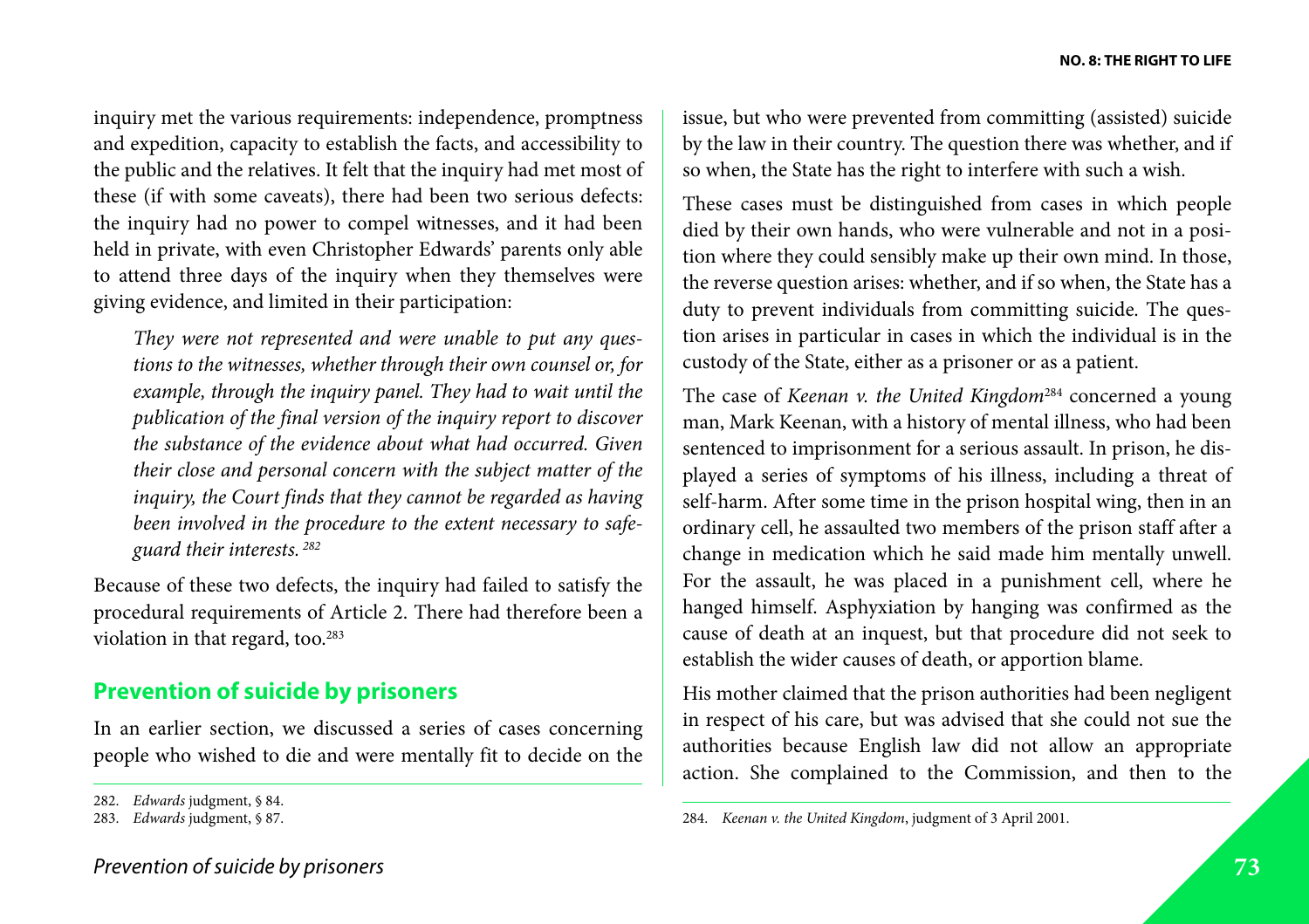inquiry met the various requirements: independence, promptness and expedition, capacity to establish the facts, and accessibility to the public and the relatives. It felt that the inquiry had met most of these (if with some caveats), there had been two serious defects: the inquiry had no power to compel witnesses, and it had been held in private, with even Christopher Edwards' parents only able to attend three days of the inquiry when they themselves were giving evidence, and limited in their participation:

> *They were not represented and were unable to put any questions to the witnesses, whether through their own counsel or, for example, through the inquiry panel. They had to wait until the publication of the final version of the inquiry report to discover the substance of the evidence about what had occurred. Given their close and personal concern with the subject matter of the inquiry, the Court finds that they cannot be regarded as having been involved in the procedure to the extent necessary to safeguard their interests.* [282]

Because of these two defects, the inquiry had failed to satisfy the procedural requirements of Article 2. There had therefore been a violation in that regard, too.[283]

## Prevention of suicide by prisoners

In an earlier section, we discussed a series of cases concerning people who wished to die and were mentally fit to decide on the issue, but who were prevented from committing (assisted) suicide by the law in their country. The question there was whether, and if so when, the State has the right to interfere with such a wish.

These cases must be distinguished from cases in which people died by their own hands, who were vulnerable and not in a position where they could sensibly make up their own mind. In those, the reverse question arises: whether, and if so when, the State has a duty to prevent individuals from committing suicide. The question arises in particular in cases in which the individual is in the custody of the State, either as a prisoner or as a patient.

The case of *Keenan v. the United Kingdom*[284] concerned a young man, Mark Keenan, with a history of mental illness, who had been sentenced to imprisonment for a serious assault. In prison, he displayed a series of symptoms of his illness, including a threat of self-harm. After some time in the prison hospital wing, then in an ordinary cell, he assaulted two members of the prison staff after a change in medication which he said made him mentally unwell. For the assault, he was placed in a punishment cell, where he hanged himself. Asphyxiation by hanging was confirmed as the cause of death at an inquest, but that procedure did not seek to establish the wider causes of death, or apportion blame.

His mother claimed that the prison authorities had been negligent in respect of his care, but was advised that she could not sue the authorities because English law did not allow an appropriate action. She complained to the Commission, and then to the

282. *Edwards* judgment, § 84.

283. *Edwards* judgment, § 87.

284. *Keenan v. the United Kingdom*, judgment of 3 April 2001.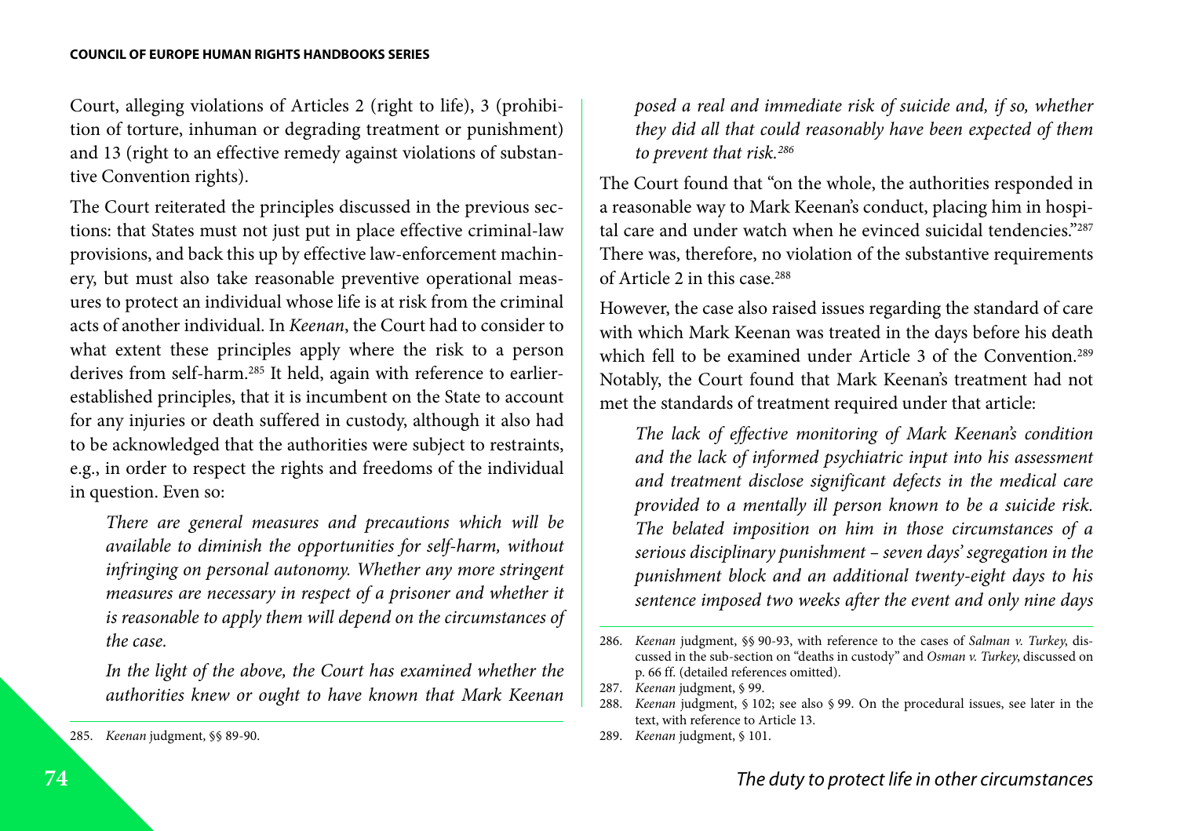Court, alleging violations of Articles 2 (right to life), 3 (prohibition of torture, inhuman or degrading treatment or punishment) and 13 (right to an effective remedy against violations of substantive Convention rights).

The Court reiterated the principles discussed in the previous sections: that States must not just put in place effective criminal-law provisions, and back this up by effective law-enforcement machinery, but must also take reasonable preventive operational measures to protect an individual whose life is at risk from the criminal acts of another individual. In *Keenan*, the Court had to consider to what extent these principles apply where the risk to a person derives from self-harm.[285] It held, again with reference to earlier-established principles, that it is incumbent on the State to account for any injuries or death suffered in custody, although it also had to be acknowledged that the authorities were subject to restraints, e.g., in order to respect the rights and freedoms of the individual in question. Even so:

> *There are general measures and precautions which will be available to diminish the opportunities for self-harm, without infringing on personal autonomy. Whether any more stringent measures are necessary in respect of a prisoner and whether it is reasonable to apply them will depend on the circumstances of the case.*
>
> *In the light of the above, the Court has examined whether the authorities knew or ought to have known that Mark Keenan posed a real and immediate risk of suicide and, if so, whether they did all that could reasonably have been expected of them to prevent that risk.*[286]

The Court found that "on the whole, the authorities responded in a reasonable way to Mark Keenan's conduct, placing him in hospital care and under watch when he evinced suicidal tendencies."[287] There was, therefore, no violation of the substantive requirements of Article 2 in this case.[288]

However, the case also raised issues regarding the standard of care with which Mark Keenan was treated in the days before his death which fell to be examined under Article 3 of the Convention.[289] Notably, the Court found that Mark Keenan's treatment had not met the standards of treatment required under that article:

> *The lack of effective monitoring of Mark Keenan's condition and the lack of informed psychiatric input into his assessment and treatment disclose significant defects in the medical care provided to a mentally ill person known to be a suicide risk. The belated imposition on him in those circumstances of a serious disciplinary punishment – seven days' segregation in the punishment block and an additional twenty-eight days to his sentence imposed two weeks after the event and only nine days*

---

285. *Keenan* judgment, §§ 89-90.

286. *Keenan* judgment, §§ 90-93, with reference to the cases of *Salman v. Turkey*, discussed in the sub-section on "deaths in custody" and *Osman v. Turkey*, discussed on p. 66 ff. (detailed references omitted).

287. *Keenan* judgment, § 99.

288. *Keenan* judgment, § 102; see also § 99. On the procedural issues, see later in the text, with reference to Article 13.

289. *Keenan* judgment, § 101.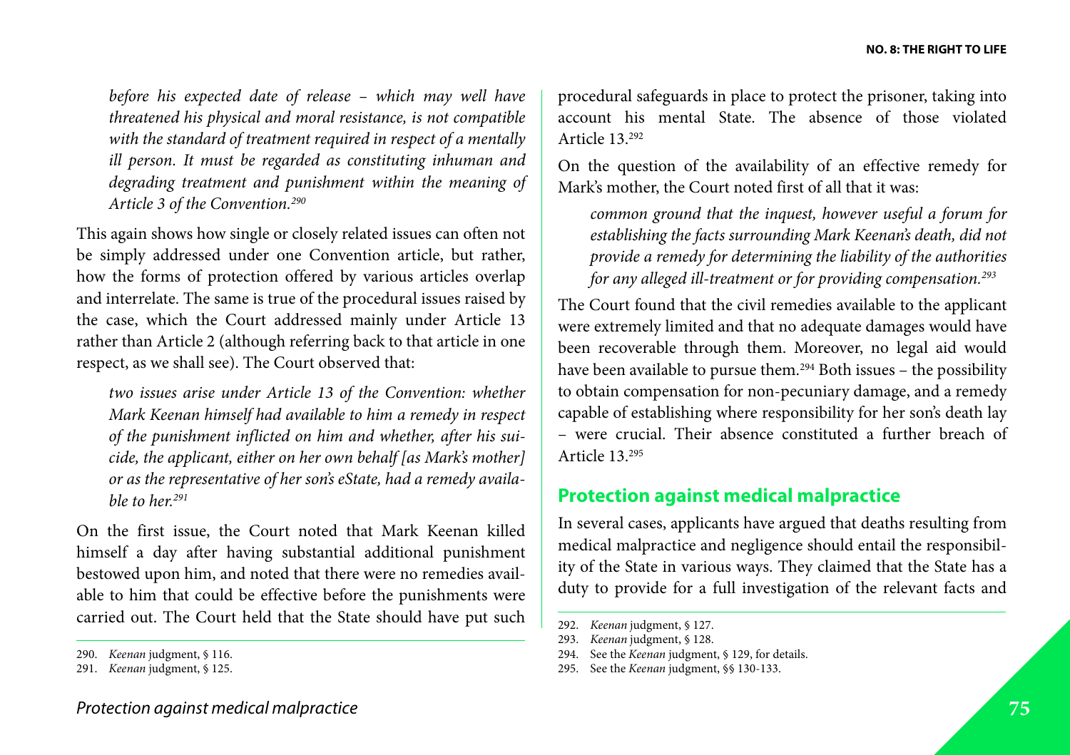> *before his expected date of release – which may well have threatened his physical and moral resistance, is not compatible with the standard of treatment required in respect of a mentally ill person. It must be regarded as constituting inhuman and degrading treatment and punishment within the meaning of Article 3 of the Convention.*[290]

This again shows how single or closely related issues can often not be simply addressed under one Convention article, but rather, how the forms of protection offered by various articles overlap and interrelate. The same is true of the procedural issues raised by the case, which the Court addressed mainly under Article 13 rather than Article 2 (although referring back to that article in one respect, as we shall see). The Court observed that:

> *two issues arise under Article 13 of the Convention: whether Mark Keenan himself had available to him a remedy in respect of the punishment inflicted on him and whether, after his suicide, the applicant, either on her own behalf [as Mark's mother] or as the representative of her son's eState, had a remedy available to her.*[291]

On the first issue, the Court noted that Mark Keenan killed himself a day after having substantial additional punishment bestowed upon him, and noted that there were no remedies available to him that could be effective before the punishments were carried out. The Court held that the State should have put such procedural safeguards in place to protect the prisoner, taking into account his mental State. The absence of those violated Article 13.[292]

On the question of the availability of an effective remedy for Mark's mother, the Court noted first of all that it was:

> *common ground that the inquest, however useful a forum for establishing the facts surrounding Mark Keenan's death, did not provide a remedy for determining the liability of the authorities for any alleged ill-treatment or for providing compensation.*[293]

The Court found that the civil remedies available to the applicant were extremely limited and that no adequate damages would have been recoverable through them. Moreover, no legal aid would have been available to pursue them.[294] Both issues – the possibility to obtain compensation for non-pecuniary damage, and a remedy capable of establishing where responsibility for her son's death lay – were crucial. Their absence constituted a further breach of Article 13.[295]

## Protection against medical malpractice

In several cases, applicants have argued that deaths resulting from medical malpractice and negligence should entail the responsibility of the State in various ways. They claimed that the State has a duty to provide for a full investigation of the relevant facts and

---

290. *Keenan* judgment, § 116.

291. *Keenan* judgment, § 125.

292. *Keenan* judgment, § 127.

293. *Keenan* judgment, § 128.

294. See the *Keenan* judgment, § 129, for details.

295. See the *Keenan* judgment, §§ 130-133.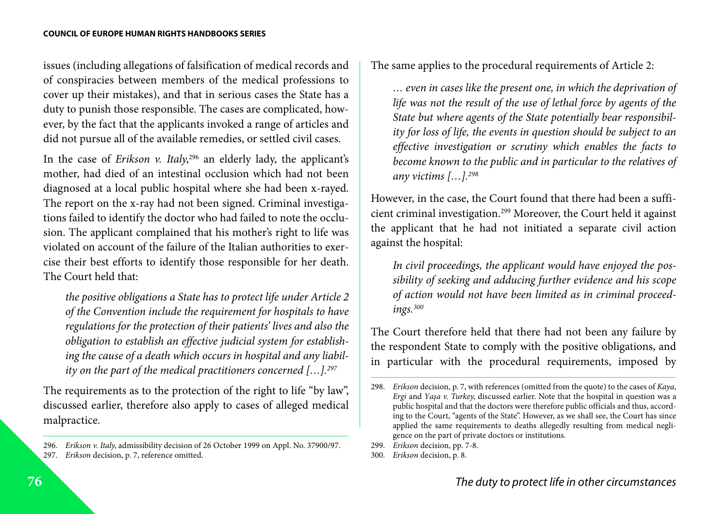issues (including allegations of falsification of medical records and of conspiracies between members of the medical professions to cover up their mistakes), and that in serious cases the State has a duty to punish those responsible. The cases are complicated, however, by the fact that the applicants invoked a range of articles and did not pursue all of the available remedies, or settled civil cases.

In the case of *Erikson v. Italy*,[296] an elderly lady, the applicant's mother, had died of an intestinal occlusion which had not been diagnosed at a local public hospital where she had been x-rayed. The report on the x-ray had not been signed. Criminal investigations failed to identify the doctor who had failed to note the occlusion. The applicant complained that his mother's right to life was violated on account of the failure of the Italian authorities to exercise their best efforts to identify those responsible for her death. The Court held that:

> *the positive obligations a State has to protect life under Article 2 of the Convention include the requirement for hospitals to have regulations for the protection of their patients' lives and also the obligation to establish an effective judicial system for establishing the cause of a death which occurs in hospital and any liability on the part of the medical practitioners concerned […].*[297]

The requirements as to the protection of the right to life "by law", discussed earlier, therefore also apply to cases of alleged medical malpractice.

The same applies to the procedural requirements of Article 2:

> *… even in cases like the present one, in which the deprivation of life was not the result of the use of lethal force by agents of the State but where agents of the State potentially bear responsibility for loss of life, the events in question should be subject to an effective investigation or scrutiny which enables the facts to become known to the public and in particular to the relatives of any victims […].*[298]

However, in the case, the Court found that there had been a sufficient criminal investigation.[299] Moreover, the Court held it against the applicant that he had not initiated a separate civil action against the hospital:

> *In civil proceedings, the applicant would have enjoyed the possibility of seeking and adducing further evidence and his scope of action would not have been limited as in criminal proceedings.*[300]

The Court therefore held that there had not been any failure by the respondent State to comply with the positive obligations, and in particular with the procedural requirements, imposed by

---

296. *Erikson v. Italy*, admissibility decision of 26 October 1999 on Appl. No. 37900/97.

297. *Erikson* decision, p. 7, reference omitted.

298. *Erikson* decision, p. 7, with references (omitted from the quote) to the cases of *Kaya*, *Ergi* and *Yaşa v. Turkey*, discussed earlier. Note that the hospital in question was a public hospital and that the doctors were therefore public officials and thus, according to the Court, "agents of the State". However, as we shall see, the Court has since applied the same requirements to deaths allegedly resulting from medical negligence on the part of private doctors or institutions.

299. *Erikson* decision, pp. 7-8.

300. *Erikson* decision, p. 8.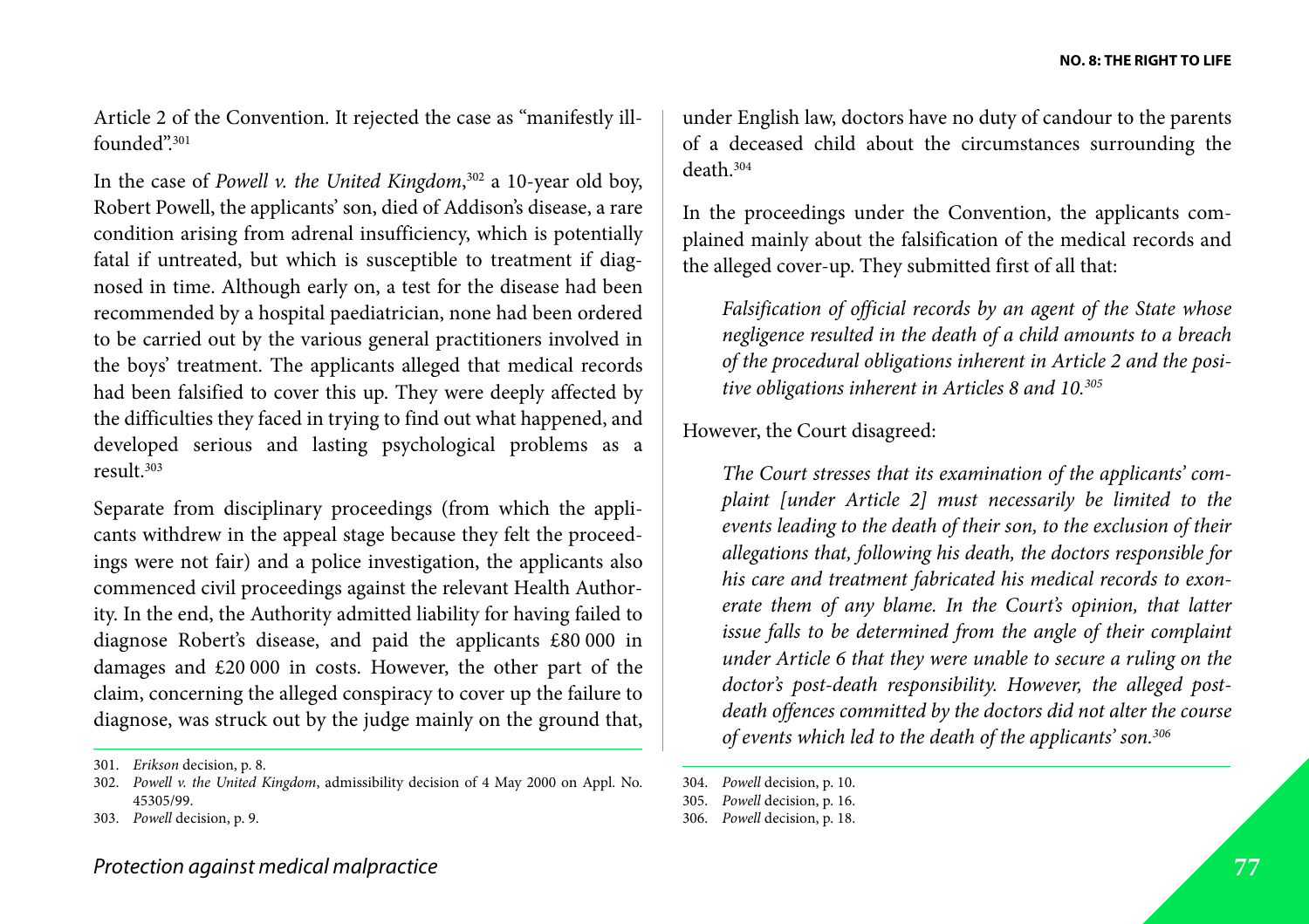Article 2 of the Convention. It rejected the case as "manifestly ill-founded".[301]

In the case of *Powell v. the United Kingdom*,[302] a 10-year old boy, Robert Powell, the applicants' son, died of Addison's disease, a rare condition arising from adrenal insufficiency, which is potentially fatal if untreated, but which is susceptible to treatment if diagnosed in time. Although early on, a test for the disease had been recommended by a hospital paediatrician, none had been ordered to be carried out by the various general practitioners involved in the boys' treatment. The applicants alleged that medical records had been falsified to cover this up. They were deeply affected by the difficulties they faced in trying to find out what happened, and developed serious and lasting psychological problems as a result.[303]

Separate from disciplinary proceedings (from which the applicants withdrew in the appeal stage because they felt the proceedings were not fair) and a police investigation, the applicants also commenced civil proceedings against the relevant Health Authority. In the end, the Authority admitted liability for having failed to diagnose Robert's disease, and paid the applicants £80 000 in damages and £20 000 in costs. However, the other part of the claim, concerning the alleged conspiracy to cover up the failure to diagnose, was struck out by the judge mainly on the ground that, under English law, doctors have no duty of candour to the parents of a deceased child about the circumstances surrounding the death.[304]

In the proceedings under the Convention, the applicants complained mainly about the falsification of the medical records and the alleged cover-up. They submitted first of all that:

> *Falsification of official records by an agent of the State whose negligence resulted in the death of a child amounts to a breach of the procedural obligations inherent in Article 2 and the positive obligations inherent in Articles 8 and 10.*[305]

However, the Court disagreed:

> *The Court stresses that its examination of the applicants' complaint [under Article 2] must necessarily be limited to the events leading to the death of their son, to the exclusion of their allegations that, following his death, the doctors responsible for his care and treatment fabricated his medical records to exonerate them of any blame. In the Court's opinion, that latter issue falls to be determined from the angle of their complaint under Article 6 that they were unable to secure a ruling on the doctor's post-death responsibility. However, the alleged post-death offences committed by the doctors did not alter the course of events which led to the death of the applicants' son.*[306]

---

301. *Erikson* decision, p. 8.
302. *Powell v. the United Kingdom*, admissibility decision of 4 May 2000 on Appl. No. 45305/99.
303. *Powell* decision, p. 9.
304. *Powell* decision, p. 10.
305. *Powell* decision, p. 16.
306. *Powell* decision, p. 18.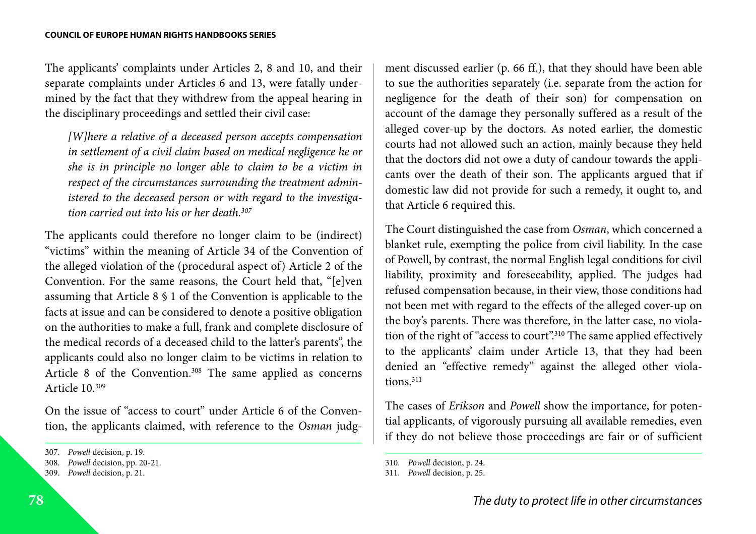The applicants' complaints under Articles 2, 8 and 10, and their separate complaints under Articles 6 and 13, were fatally undermined by the fact that they withdrew from the appeal hearing in the disciplinary proceedings and settled their civil case:

> *[W]here a relative of a deceased person accepts compensation in settlement of a civil claim based on medical negligence he or she is in principle no longer able to claim to be a victim in respect of the circumstances surrounding the treatment administered to the deceased person or with regard to the investigation carried out into his or her death.*[307]

The applicants could therefore no longer claim to be (indirect) "victims" within the meaning of Article 34 of the Convention of the alleged violation of the (procedural aspect of) Article 2 of the Convention. For the same reasons, the Court held that, "[e]ven assuming that Article 8 § 1 of the Convention is applicable to the facts at issue and can be considered to denote a positive obligation on the authorities to make a full, frank and complete disclosure of the medical records of a deceased child to the latter's parents", the applicants could also no longer claim to be victims in relation to Article 8 of the Convention.[308] The same applied as concerns Article 10.[309]

On the issue of "access to court" under Article 6 of the Convention, the applicants claimed, with reference to the *Osman* judgment discussed earlier (p. 66 ff.), that they should have been able to sue the authorities separately (i.e. separate from the action for negligence for the death of their son) for compensation on account of the damage they personally suffered as a result of the alleged cover-up by the doctors. As noted earlier, the domestic courts had not allowed such an action, mainly because they held that the doctors did not owe a duty of candour towards the applicants over the death of their son. The applicants argued that if domestic law did not provide for such a remedy, it ought to, and that Article 6 required this.

The Court distinguished the case from *Osman*, which concerned a blanket rule, exempting the police from civil liability. In the case of Powell, by contrast, the normal English legal conditions for civil liability, proximity and foreseeability, applied. The judges had refused compensation because, in their view, those conditions had not been met with regard to the effects of the alleged cover-up on the boy's parents. There was therefore, in the latter case, no violation of the right of "access to court".[310] The same applied effectively to the applicants' claim under Article 13, that they had been denied an "effective remedy" against the alleged other violations.[311]

The cases of *Erikson* and *Powell* show the importance, for potential applicants, of vigorously pursuing all available remedies, even if they do not believe those proceedings are fair or of sufficient

307. *Powell* decision, p. 19.
308. *Powell* decision, pp. 20-21.
309. *Powell* decision, p. 21.
310. *Powell* decision, p. 24.
311. *Powell* decision, p. 25.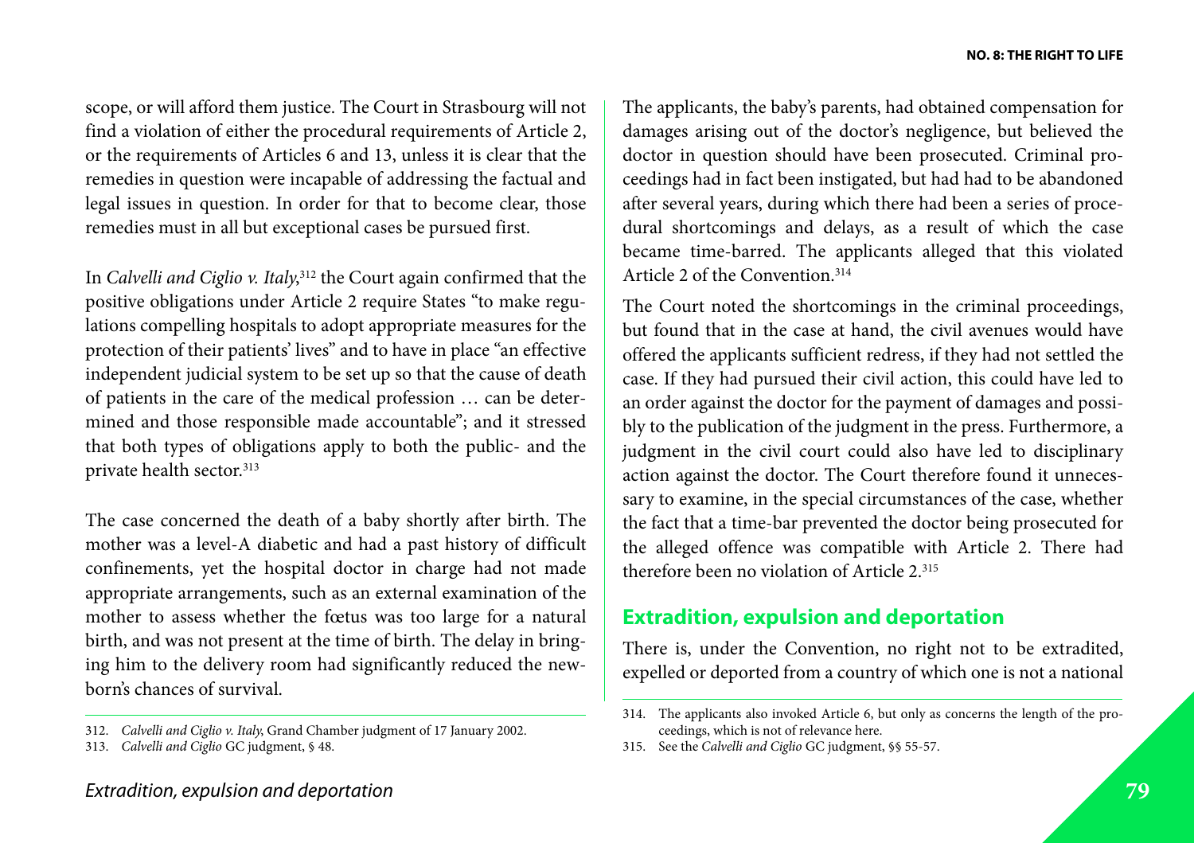scope, or will afford them justice. The Court in Strasbourg will not find a violation of either the procedural requirements of Article 2, or the requirements of Articles 6 and 13, unless it is clear that the remedies in question were incapable of addressing the factual and legal issues in question. In order for that to become clear, those remedies must in all but exceptional cases be pursued first.

In *Calvelli and Ciglio v. Italy*,[312] the Court again confirmed that the positive obligations under Article 2 require States "to make regulations compelling hospitals to adopt appropriate measures for the protection of their patients' lives" and to have in place "an effective independent judicial system to be set up so that the cause of death of patients in the care of the medical profession … can be determined and those responsible made accountable"; and it stressed that both types of obligations apply to both the public- and the private health sector.[313]

The case concerned the death of a baby shortly after birth. The mother was a level-A diabetic and had a past history of difficult confinements, yet the hospital doctor in charge had not made appropriate arrangements, such as an external examination of the mother to assess whether the fœtus was too large for a natural birth, and was not present at the time of birth. The delay in bringing him to the delivery room had significantly reduced the newborn's chances of survival.

The applicants, the baby's parents, had obtained compensation for damages arising out of the doctor's negligence, but believed the doctor in question should have been prosecuted. Criminal proceedings had in fact been instigated, but had had to be abandoned after several years, during which there had been a series of procedural shortcomings and delays, as a result of which the case became time-barred. The applicants alleged that this violated Article 2 of the Convention.[314]

The Court noted the shortcomings in the criminal proceedings, but found that in the case at hand, the civil avenues would have offered the applicants sufficient redress, if they had not settled the case. If they had pursued their civil action, this could have led to an order against the doctor for the payment of damages and possibly to the publication of the judgment in the press. Furthermore, a judgment in the civil court could also have led to disciplinary action against the doctor. The Court therefore found it unnecessary to examine, in the special circumstances of the case, whether the fact that a time-bar prevented the doctor being prosecuted for the alleged offence was compatible with Article 2. There had therefore been no violation of Article 2.[315]

## Extradition, expulsion and deportation

There is, under the Convention, no right not to be extradited, expelled or deported from a country of which one is not a national

312. *Calvelli and Ciglio v. Italy*, Grand Chamber judgment of 17 January 2002.

313. *Calvelli and Ciglio* GC judgment, § 48.

314. The applicants also invoked Article 6, but only as concerns the length of the proceedings, which is not of relevance here.

315. See the *Calvelli and Ciglio* GC judgment, §§ 55-57.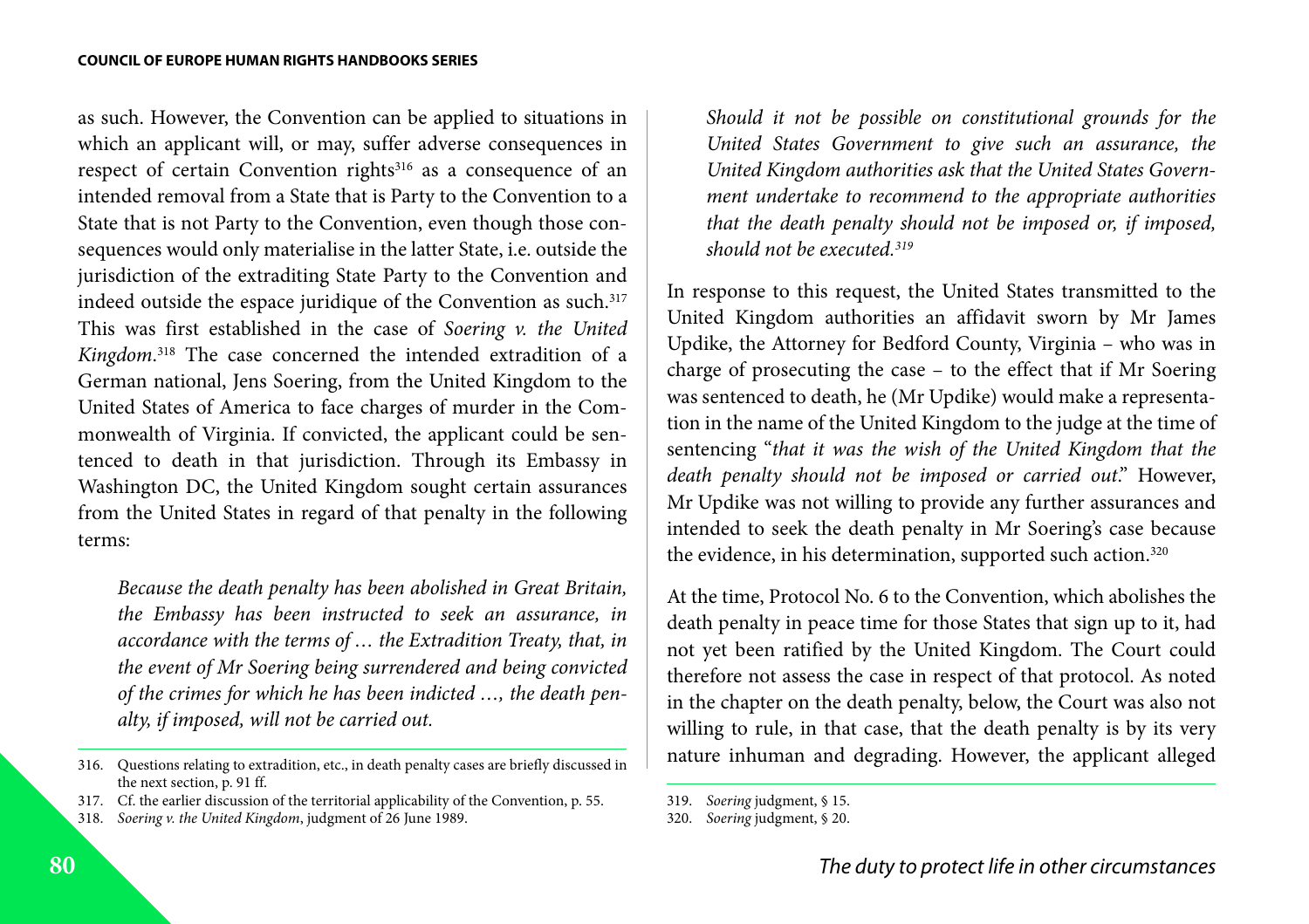as such. However, the Convention can be applied to situations in which an applicant will, or may, suffer adverse consequences in respect of certain Convention rights[316] as a consequence of an intended removal from a State that is Party to the Convention to a State that is not Party to the Convention, even though those consequences would only materialise in the latter State, i.e. outside the jurisdiction of the extraditing State Party to the Convention and indeed outside the espace juridique of the Convention as such.[317] This was first established in the case of *Soering v. the United Kingdom*.[318] The case concerned the intended extradition of a German national, Jens Soering, from the United Kingdom to the United States of America to face charges of murder in the Commonwealth of Virginia. If convicted, the applicant could be sentenced to death in that jurisdiction. Through its Embassy in Washington DC, the United Kingdom sought certain assurances from the United States in regard of that penalty in the following terms:

> *Because the death penalty has been abolished in Great Britain, the Embassy has been instructed to seek an assurance, in accordance with the terms of … the Extradition Treaty, that, in the event of Mr Soering being surrendered and being convicted of the crimes for which he has been indicted …, the death penalty, if imposed, will not be carried out.*
>
> *Should it not be possible on constitutional grounds for the United States Government to give such an assurance, the United Kingdom authorities ask that the United States Government undertake to recommend to the appropriate authorities that the death penalty should not be imposed or, if imposed, should not be executed.*[319]

In response to this request, the United States transmitted to the United Kingdom authorities an affidavit sworn by Mr James Updike, the Attorney for Bedford County, Virginia – who was in charge of prosecuting the case – to the effect that if Mr Soering was sentenced to death, he (Mr Updike) would make a representation in the name of the United Kingdom to the judge at the time of sentencing "*that it was the wish of the United Kingdom that the death penalty should not be imposed or carried out*." However, Mr Updike was not willing to provide any further assurances and intended to seek the death penalty in Mr Soering's case because the evidence, in his determination, supported such action.[320]

At the time, Protocol No. 6 to the Convention, which abolishes the death penalty in peace time for those States that sign up to it, had not yet been ratified by the United Kingdom. The Court could therefore not assess the case in respect of that protocol. As noted in the chapter on the death penalty, below, the Court was also not willing to rule, in that case, that the death penalty is by its very nature inhuman and degrading. However, the applicant alleged

---

316. Questions relating to extradition, etc., in death penalty cases are briefly discussed in the next section, p. 91 ff.
317. Cf. the earlier discussion of the territorial applicability of the Convention, p. 55.
318. *Soering v. the United Kingdom*, judgment of 26 June 1989.
319. *Soering* judgment, § 15.
320. *Soering* judgment, § 20.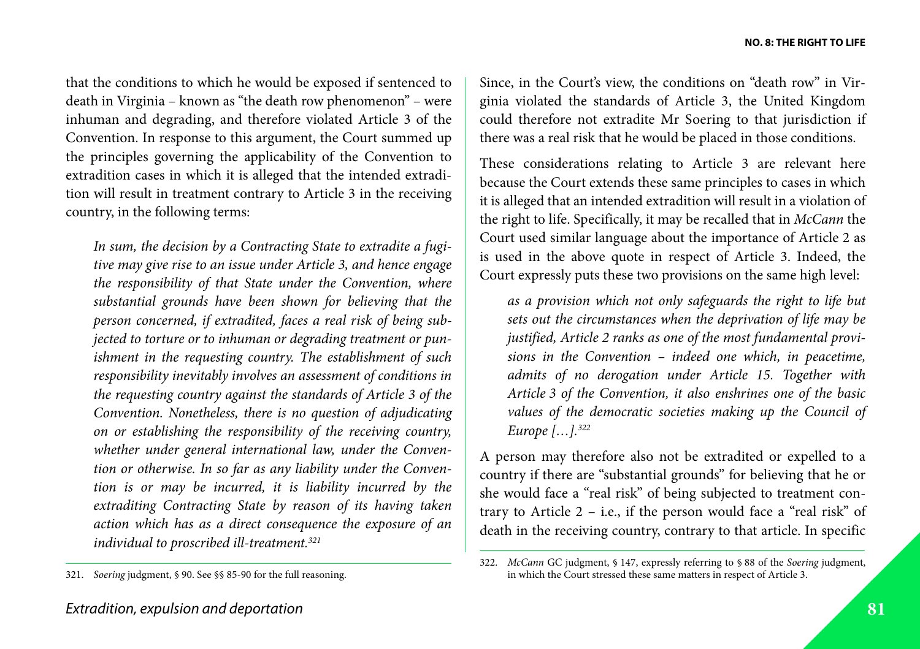that the conditions to which he would be exposed if sentenced to death in Virginia – known as "the death row phenomenon" – were inhuman and degrading, and therefore violated Article 3 of the Convention. In response to this argument, the Court summed up the principles governing the applicability of the Convention to extradition cases in which it is alleged that the intended extradition will result in treatment contrary to Article 3 in the receiving country, in the following terms:

> *In sum, the decision by a Contracting State to extradite a fugitive may give rise to an issue under Article 3, and hence engage the responsibility of that State under the Convention, where substantial grounds have been shown for believing that the person concerned, if extradited, faces a real risk of being subjected to torture or to inhuman or degrading treatment or punishment in the requesting country. The establishment of such responsibility inevitably involves an assessment of conditions in the requesting country against the standards of Article 3 of the Convention. Nonetheless, there is no question of adjudicating on or establishing the responsibility of the receiving country, whether under general international law, under the Convention or otherwise. In so far as any liability under the Convention is or may be incurred, it is liability incurred by the extraditing Contracting State by reason of its having taken action which has as a direct consequence the exposure of an individual to proscribed ill-treatment.*[321]

Since, in the Court's view, the conditions on "death row" in Virginia violated the standards of Article 3, the United Kingdom could therefore not extradite Mr Soering to that jurisdiction if there was a real risk that he would be placed in those conditions.

These considerations relating to Article 3 are relevant here because the Court extends these same principles to cases in which it is alleged that an intended extradition will result in a violation of the right to life. Specifically, it may be recalled that in *McCann* the Court used similar language about the importance of Article 2 as is used in the above quote in respect of Article 3. Indeed, the Court expressly puts these two provisions on the same high level:

> *as a provision which not only safeguards the right to life but sets out the circumstances when the deprivation of life may be justified, Article 2 ranks as one of the most fundamental provisions in the Convention – indeed one which, in peacetime, admits of no derogation under Article 15. Together with Article 3 of the Convention, it also enshrines one of the basic values of the democratic societies making up the Council of Europe […].*[322]

A person may therefore also not be extradited or expelled to a country if there are "substantial grounds" for believing that he or she would face a "real risk" of being subjected to treatment contrary to Article 2 – i.e., if the person would face a "real risk" of death in the receiving country, contrary to that article. In specific

---

321. *Soering* judgment, § 90. See §§ 85-90 for the full reasoning.

322. *McCann* GC judgment, § 147, expressly referring to § 88 of the *Soering* judgment, in which the Court stressed these same matters in respect of Article 3.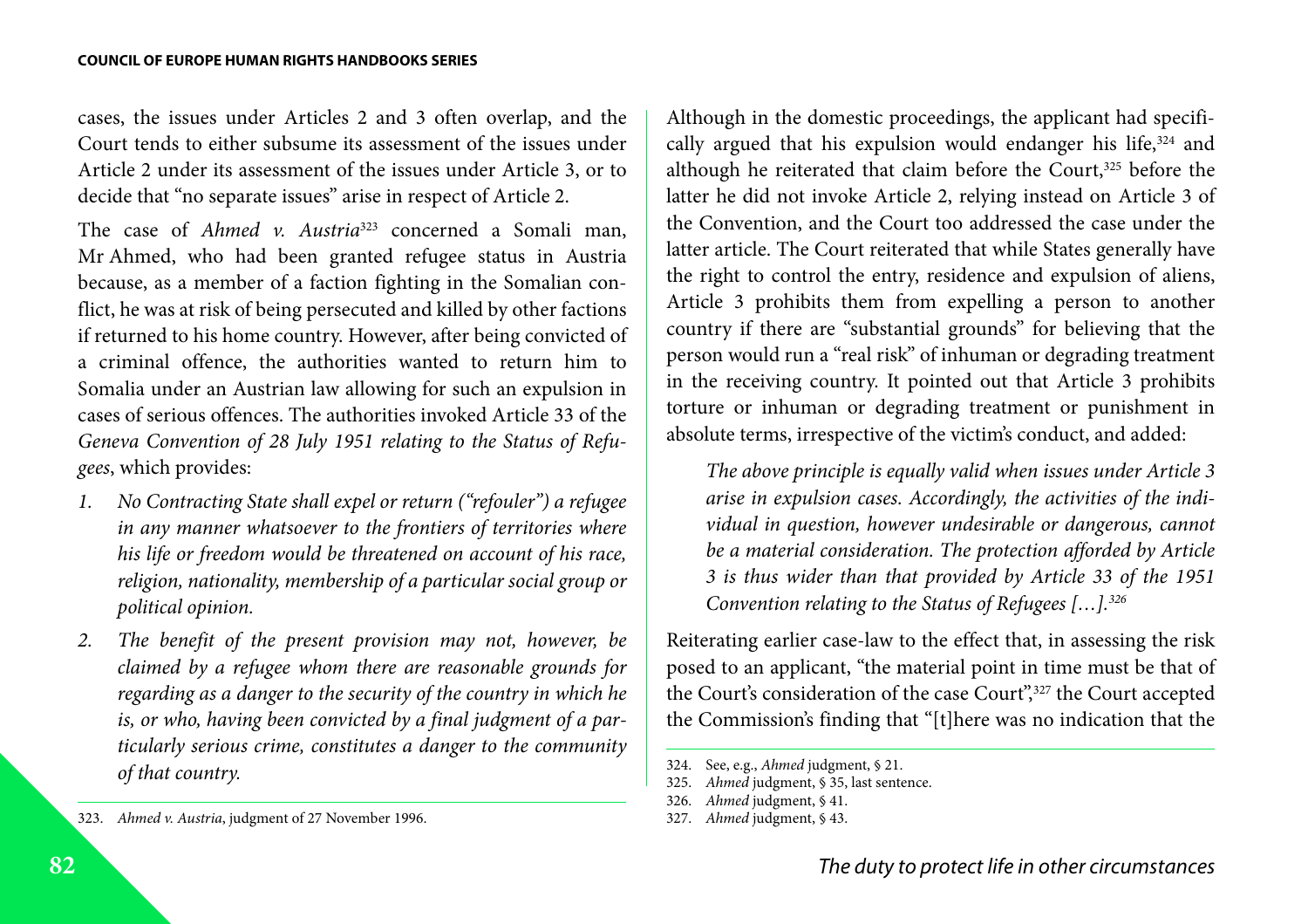cases, the issues under Articles 2 and 3 often overlap, and the Court tends to either subsume its assessment of the issues under Article 2 under its assessment of the issues under Article 3, or to decide that "no separate issues" arise in respect of Article 2.

The case of *Ahmed v. Austria*[323] concerned a Somali man, Mr Ahmed, who had been granted refugee status in Austria because, as a member of a faction fighting in the Somalian conflict, he was at risk of being persecuted and killed by other factions if returned to his home country. However, after being convicted of a criminal offence, the authorities wanted to return him to Somalia under an Austrian law allowing for such an expulsion in cases of serious offences. The authorities invoked Article 33 of the *Geneva Convention of 28 July 1951 relating to the Status of Refugees*, which provides:

1. *No Contracting State shall expel or return ("refouler") a refugee in any manner whatsoever to the frontiers of territories where his life or freedom would be threatened on account of his race, religion, nationality, membership of a particular social group or political opinion.*
2. *The benefit of the present provision may not, however, be claimed by a refugee whom there are reasonable grounds for regarding as a danger to the security of the country in which he is, or who, having been convicted by a final judgment of a particularly serious crime, constitutes a danger to the community of that country.*

Although in the domestic proceedings, the applicant had specifically argued that his expulsion would endanger his life,[324] and although he reiterated that claim before the Court,[325] before the latter he did not invoke Article 2, relying instead on Article 3 of the Convention, and the Court too addressed the case under the latter article. The Court reiterated that while States generally have the right to control the entry, residence and expulsion of aliens, Article 3 prohibits them from expelling a person to another country if there are "substantial grounds" for believing that the person would run a "real risk" of inhuman or degrading treatment in the receiving country. It pointed out that Article 3 prohibits torture or inhuman or degrading treatment or punishment in absolute terms, irrespective of the victim's conduct, and added:

> *The above principle is equally valid when issues under Article 3 arise in expulsion cases. Accordingly, the activities of the individual in question, however undesirable or dangerous, cannot be a material consideration. The protection afforded by Article 3 is thus wider than that provided by Article 33 of the 1951 Convention relating to the Status of Refugees […].*[326]

Reiterating earlier case-law to the effect that, in assessing the risk posed to an applicant, "the material point in time must be that of the Court's consideration of the case Court",[327] the Court accepted the Commission's finding that "[t]here was no indication that the

---

323. *Ahmed v. Austria*, judgment of 27 November 1996.

324. See, e.g., *Ahmed* judgment, § 21.

325. *Ahmed* judgment, § 35, last sentence.

326. *Ahmed* judgment, § 41.

327. *Ahmed* judgment, § 43.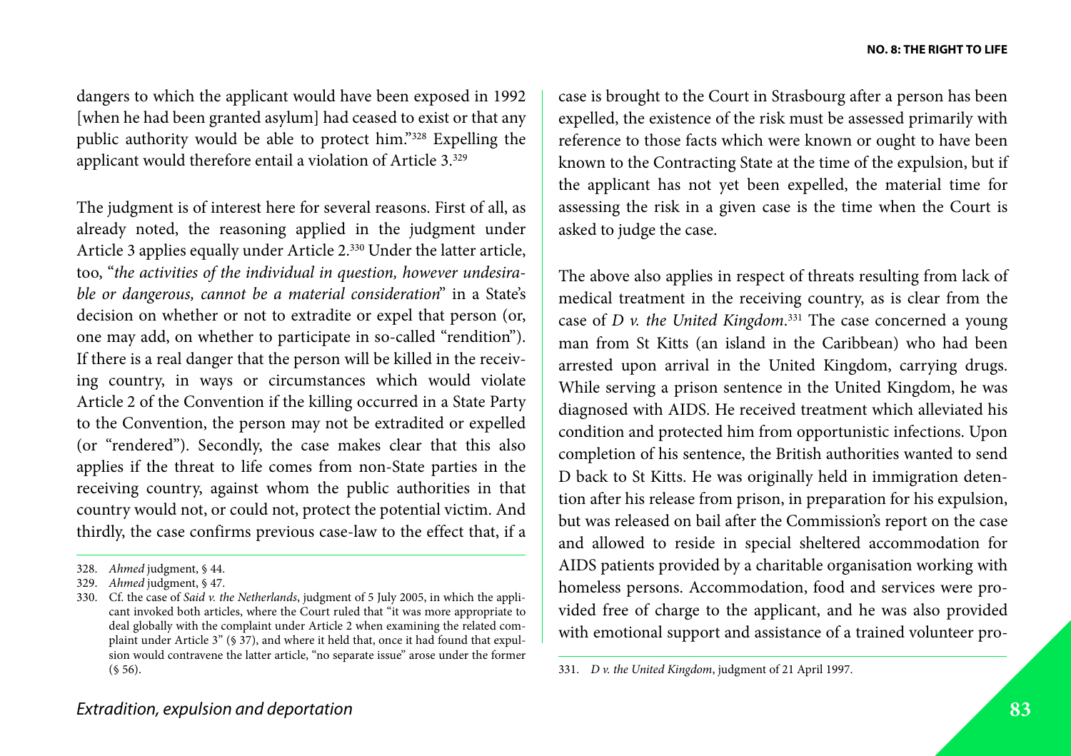dangers to which the applicant would have been exposed in 1992 [when he had been granted asylum] had ceased to exist or that any public authority would be able to protect him."[328] Expelling the applicant would therefore entail a violation of Article 3.[329]

The judgment is of interest here for several reasons. First of all, as already noted, the reasoning applied in the judgment under Article 3 applies equally under Article 2.[330] Under the latter article, too, "*the activities of the individual in question, however undesirable or dangerous, cannot be a material consideration*" in a State's decision on whether or not to extradite or expel that person (or, one may add, on whether to participate in so-called "rendition"). If there is a real danger that the person will be killed in the receiving country, in ways or circumstances which would violate Article 2 of the Convention if the killing occurred in a State Party to the Convention, the person may not be extradited or expelled (or "rendered"). Secondly, the case makes clear that this also applies if the threat to life comes from non-State parties in the receiving country, against whom the public authorities in that country would not, or could not, protect the potential victim. And thirdly, the case confirms previous case-law to the effect that, if a case is brought to the Court in Strasbourg after a person has been expelled, the existence of the risk must be assessed primarily with reference to those facts which were known or ought to have been known to the Contracting State at the time of the expulsion, but if the applicant has not yet been expelled, the material time for assessing the risk in a given case is the time when the Court is asked to judge the case.

The above also applies in respect of threats resulting from lack of medical treatment in the receiving country, as is clear from the case of *D v. the United Kingdom*.[331] The case concerned a young man from St Kitts (an island in the Caribbean) who had been arrested upon arrival in the United Kingdom, carrying drugs. While serving a prison sentence in the United Kingdom, he was diagnosed with AIDS. He received treatment which alleviated his condition and protected him from opportunistic infections. Upon completion of his sentence, the British authorities wanted to send D back to St Kitts. He was originally held in immigration detention after his release from prison, in preparation for his expulsion, but was released on bail after the Commission's report on the case and allowed to reside in special sheltered accommodation for AIDS patients provided by a charitable organisation working with homeless persons. Accommodation, food and services were provided free of charge to the applicant, and he was also provided with emotional support and assistance of a trained volunteer pro-

---

328. *Ahmed* judgment, § 44.

329. *Ahmed* judgment, § 47.

330. Cf. the case of *Said v. the Netherlands*, judgment of 5 July 2005, in which the applicant invoked both articles, where the Court ruled that "it was more appropriate to deal globally with the complaint under Article 2 when examining the related complaint under Article 3" (§ 37), and where it held that, once it had found that expulsion would contravene the latter article, "no separate issue" arose under the former (§ 56).

331. *D v. the United Kingdom*, judgment of 21 April 1997.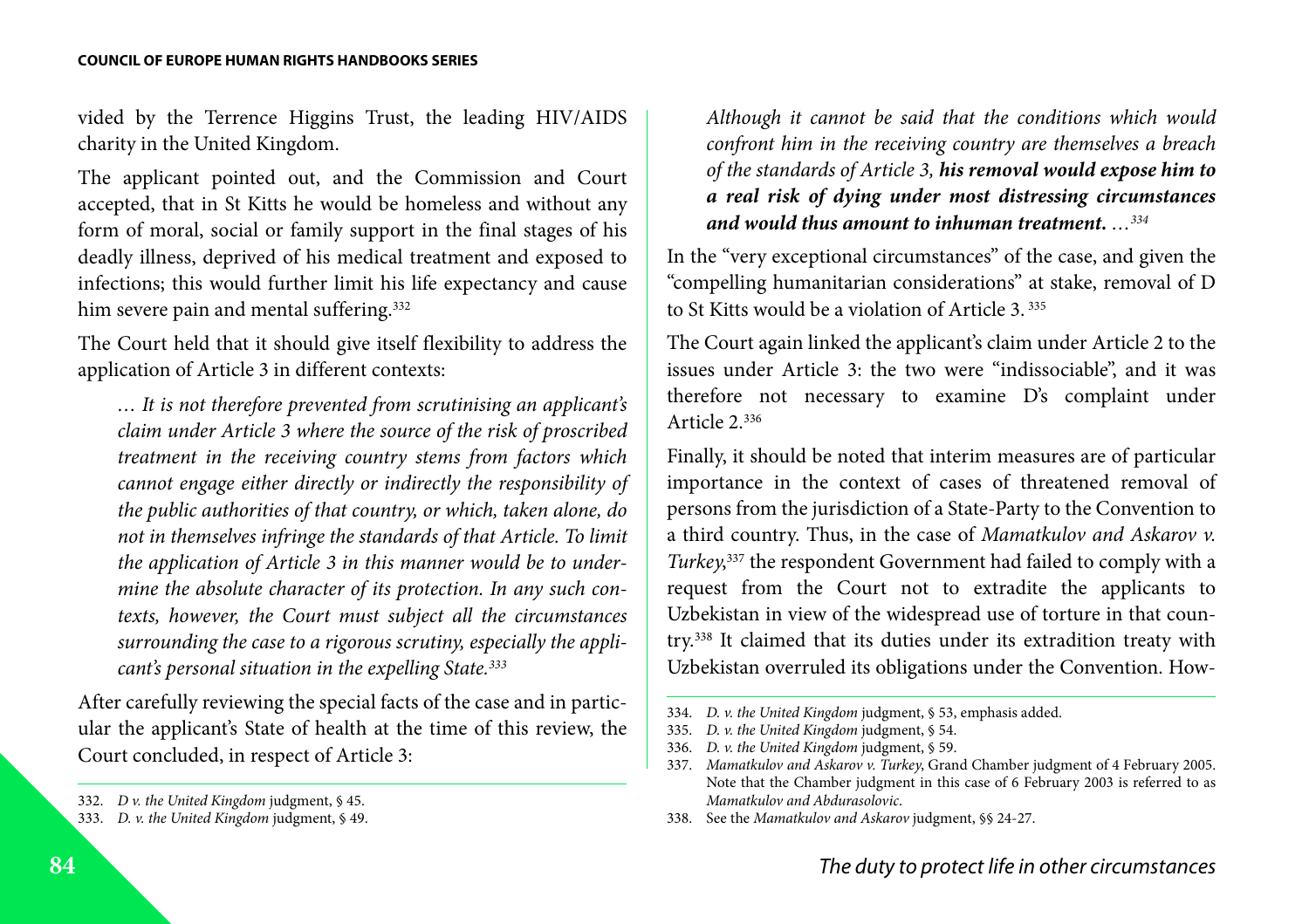vided by the Terrence Higgins Trust, the leading HIV/AIDS charity in the United Kingdom.

The applicant pointed out, and the Commission and Court accepted, that in St Kitts he would be homeless and without any form of moral, social or family support in the final stages of his deadly illness, deprived of his medical treatment and exposed to infections; this would further limit his life expectancy and cause him severe pain and mental suffering.[332]

The Court held that it should give itself flexibility to address the application of Article 3 in different contexts:

> *… It is not therefore prevented from scrutinising an applicant's claim under Article 3 where the source of the risk of proscribed treatment in the receiving country stems from factors which cannot engage either directly or indirectly the responsibility of the public authorities of that country, or which, taken alone, do not in themselves infringe the standards of that Article. To limit the application of Article 3 in this manner would be to undermine the absolute character of its protection. In any such contexts, however, the Court must subject all the circumstances surrounding the case to a rigorous scrutiny, especially the applicant's personal situation in the expelling State.*[333]

After carefully reviewing the special facts of the case and in particular the applicant's State of health at the time of this review, the Court concluded, in respect of Article 3:

> *Although it cannot be said that the conditions which would confront him in the receiving country are themselves a breach of the standards of Article 3,* ***his removal would expose him to a real risk of dying under most distressing circumstances and would thus amount to inhuman treatment.*** *…*[334]

In the "very exceptional circumstances" of the case, and given the "compelling humanitarian considerations" at stake, removal of D to St Kitts would be a violation of Article 3.[335]

The Court again linked the applicant's claim under Article 2 to the issues under Article 3: the two were "indissociable", and it was therefore not necessary to examine D's complaint under Article 2.[336]

Finally, it should be noted that interim measures are of particular importance in the context of cases of threatened removal of persons from the jurisdiction of a State-Party to the Convention to a third country. Thus, in the case of *Mamatkulov and Askarov v. Turkey*,[337] the respondent Government had failed to comply with a request from the Court not to extradite the applicants to Uzbekistan in view of the widespread use of torture in that country.[338] It claimed that its duties under its extradition treaty with Uzbekistan overruled its obligations under the Convention. How-

---

332. *D v. the United Kingdom* judgment, § 45.
333. *D. v. the United Kingdom* judgment, § 49.
334. *D. v. the United Kingdom* judgment, § 53, emphasis added.
335. *D. v. the United Kingdom* judgment, § 54.
336. *D. v. the United Kingdom* judgment, § 59.
337. *Mamatkulov and Askarov v. Turkey*, Grand Chamber judgment of 4 February 2005. Note that the Chamber judgment in this case of 6 February 2003 is referred to as *Mamatkulov and Abdurasolovic*.
338. See the *Mamatkulov and Askarov* judgment, §§ 24-27.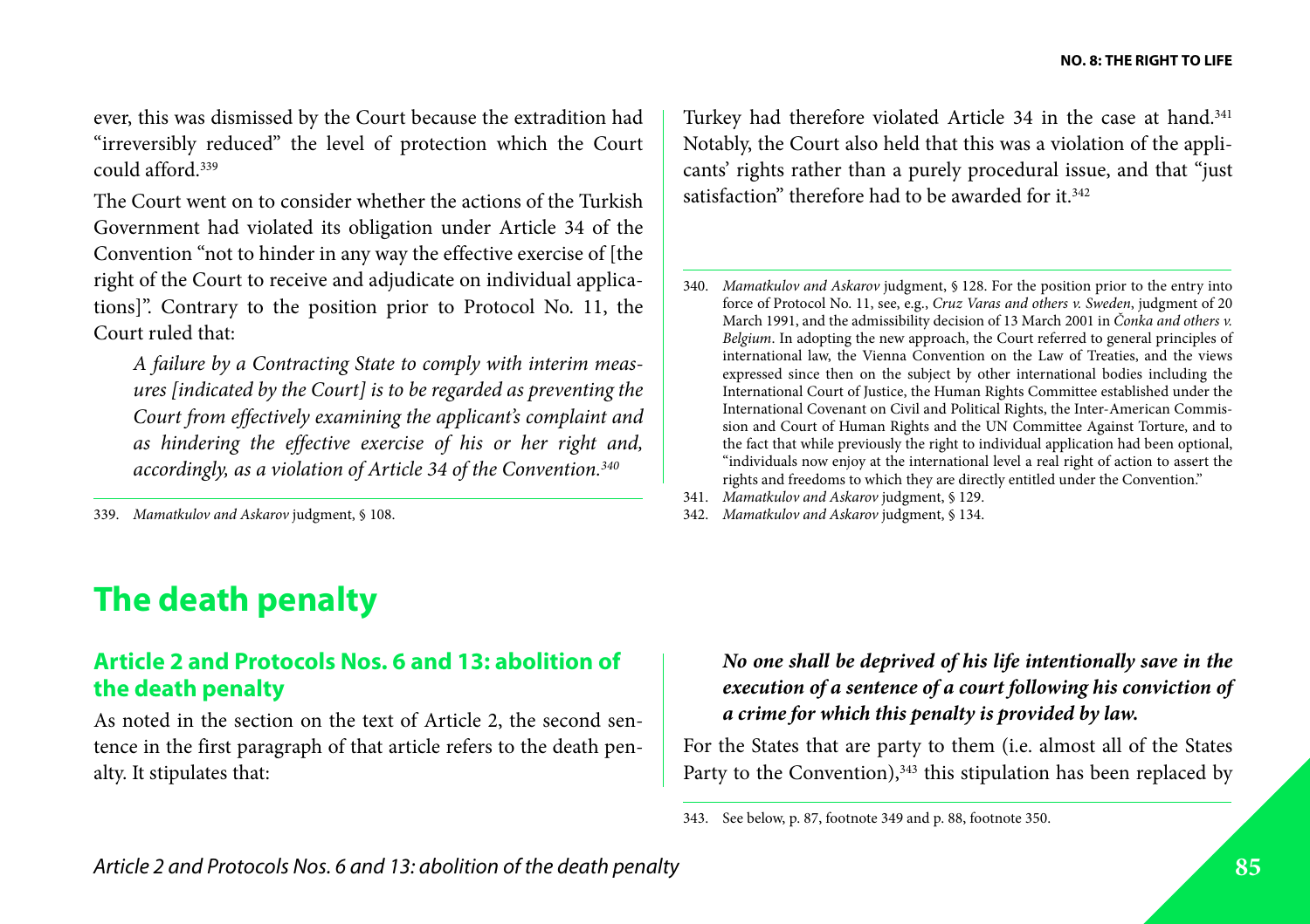ever, this was dismissed by the Court because the extradition had "irreversibly reduced" the level of protection which the Court could afford.[339]

The Court went on to consider whether the actions of the Turkish Government had violated its obligation under Article 34 of the Convention "not to hinder in any way the effective exercise of [the right of the Court to receive and adjudicate on individual applications]". Contrary to the position prior to Protocol No. 11, the Court ruled that:

> *A failure by a Contracting State to comply with interim measures [indicated by the Court] is to be regarded as preventing the Court from effectively examining the applicant's complaint and as hindering the effective exercise of his or her right and, accordingly, as a violation of Article 34 of the Convention.*[340]

Turkey had therefore violated Article 34 in the case at hand.[341] Notably, the Court also held that this was a violation of the applicants' rights rather than a purely procedural issue, and that "just satisfaction" therefore had to be awarded for it.[342]

339. *Mamatkulov and Askarov* judgment, § 108.

340. *Mamatkulov and Askarov* judgment, § 128. For the position prior to the entry into force of Protocol No. 11, see, e.g., *Cruz Varas and others v. Sweden*, judgment of 20 March 1991, and the admissibility decision of 13 March 2001 in *Čonka and others v. Belgium*. In adopting the new approach, the Court referred to general principles of international law, the Vienna Convention on the Law of Treaties, and the views expressed since then on the subject by other international bodies including the International Court of Justice, the Human Rights Committee established under the International Covenant on Civil and Political Rights, the Inter-American Commission and Court of Human Rights and the UN Committee Against Torture, and to the fact that while previously the right to individual application had been optional, "individuals now enjoy at the international level a real right of action to assert the rights and freedoms to which they are directly entitled under the Convention."

341. *Mamatkulov and Askarov* judgment, § 129.

342. *Mamatkulov and Askarov* judgment, § 134.

# The death penalty

## Article 2 and Protocols Nos. 6 and 13: abolition of the death penalty

As noted in the section on the text of Article 2, the second sentence in the first paragraph of that article refers to the death penalty. It stipulates that:

> ***No one shall be deprived of his life intentionally save in the execution of a sentence of a court following his conviction of a crime for which this penalty is provided by law.***

For the States that are party to them (i.e. almost all of the States Party to the Convention),[343] this stipulation has been replaced by

343. See below, p. 87, footnote 349 and p. 88, footnote 350.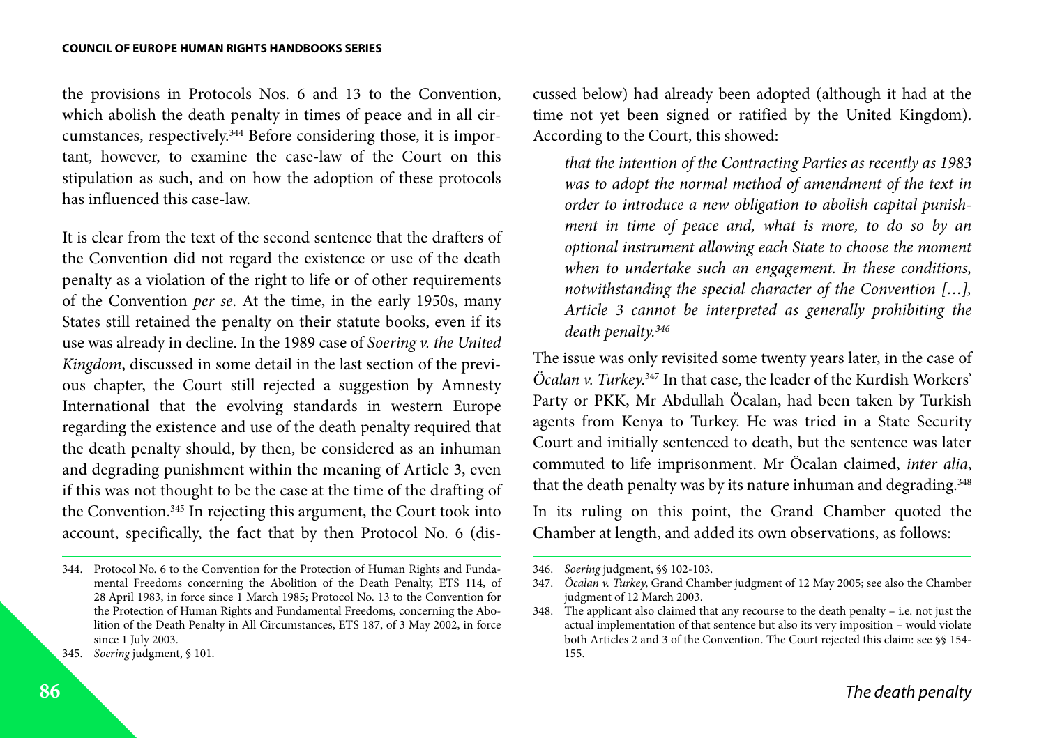the provisions in Protocols Nos. 6 and 13 to the Convention, which abolish the death penalty in times of peace and in all circumstances, respectively.[344] Before considering those, it is important, however, to examine the case-law of the Court on this stipulation as such, and on how the adoption of these protocols has influenced this case-law.

It is clear from the text of the second sentence that the drafters of the Convention did not regard the existence or use of the death penalty as a violation of the right to life or of other requirements of the Convention *per se*. At the time, in the early 1950s, many States still retained the penalty on their statute books, even if its use was already in decline. In the 1989 case of *Soering v. the United Kingdom*, discussed in some detail in the last section of the previous chapter, the Court still rejected a suggestion by Amnesty International that the evolving standards in western Europe regarding the existence and use of the death penalty required that the death penalty should, by then, be considered as an inhuman and degrading punishment within the meaning of Article 3, even if this was not thought to be the case at the time of the drafting of the Convention.[345] In rejecting this argument, the Court took into account, specifically, the fact that by then Protocol No. 6 (discussed below) had already been adopted (although it had at the time not yet been signed or ratified by the United Kingdom). According to the Court, this showed:

> *that the intention of the Contracting Parties as recently as 1983 was to adopt the normal method of amendment of the text in order to introduce a new obligation to abolish capital punishment in time of peace and, what is more, to do so by an optional instrument allowing each State to choose the moment when to undertake such an engagement. In these conditions, notwithstanding the special character of the Convention […], Article 3 cannot be interpreted as generally prohibiting the death penalty.*[346]

The issue was only revisited some twenty years later, in the case of *Öcalan v. Turkey*.[347] In that case, the leader of the Kurdish Workers' Party or PKK, Mr Abdullah Öcalan, had been taken by Turkish agents from Kenya to Turkey. He was tried in a State Security Court and initially sentenced to death, but the sentence was later commuted to life imprisonment. Mr Öcalan claimed, *inter alia*, that the death penalty was by its nature inhuman and degrading.[348]

In its ruling on this point, the Grand Chamber quoted the Chamber at length, and added its own observations, as follows:

---

344. Protocol No. 6 to the Convention for the Protection of Human Rights and Fundamental Freedoms concerning the Abolition of the Death Penalty, ETS 114, of 28 April 1983, in force since 1 March 1985; Protocol No. 13 to the Convention for the Protection of Human Rights and Fundamental Freedoms, concerning the Abolition of the Death Penalty in All Circumstances, ETS 187, of 3 May 2002, in force since 1 July 2003.

345. *Soering* judgment, § 101.

346. *Soering* judgment, §§ 102-103.

347. *Öcalan v. Turkey*, Grand Chamber judgment of 12 May 2005; see also the Chamber judgment of 12 March 2003.

348. The applicant also claimed that any recourse to the death penalty – i.e. not just the actual implementation of that sentence but also its very imposition – would violate both Articles 2 and 3 of the Convention. The Court rejected this claim: see §§ 154-155.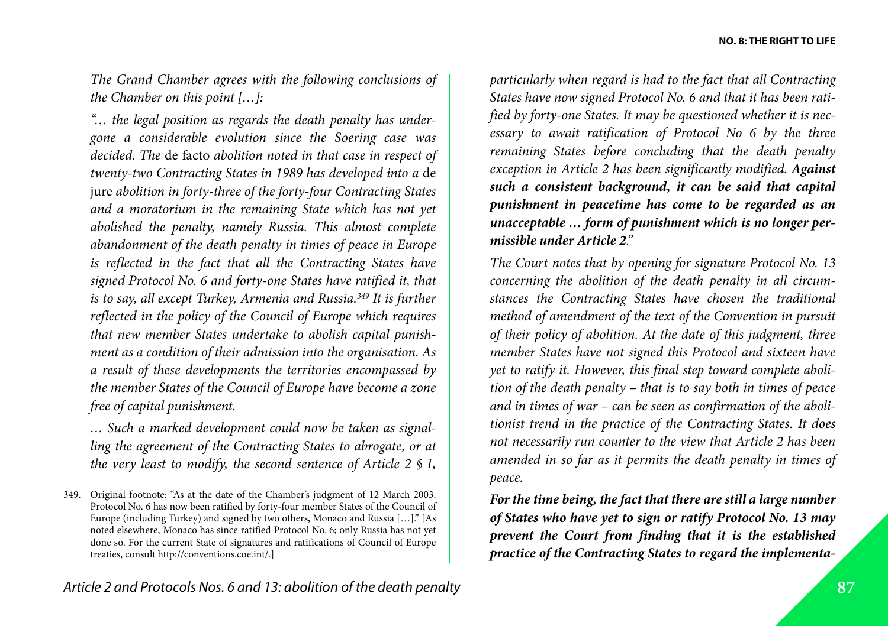*The Grand Chamber agrees with the following conclusions of the Chamber on this point […]:*

*"… the legal position as regards the death penalty has undergone a considerable evolution since the Soering case was decided. The* de facto *abolition noted in that case in respect of twenty-two Contracting States in 1989 has developed into a* de jure *abolition in forty-three of the forty-four Contracting States and a moratorium in the remaining State which has not yet abolished the penalty, namely Russia. This almost complete abandonment of the death penalty in times of peace in Europe is reflected in the fact that all the Contracting States have signed Protocol No. 6 and forty-one States have ratified it, that is to say, all except Turkey, Armenia and Russia.*[349] *It is further reflected in the policy of the Council of Europe which requires that new member States undertake to abolish capital punishment as a condition of their admission into the organisation. As a result of these developments the territories encompassed by the member States of the Council of Europe have become a zone free of capital punishment.*

*… Such a marked development could now be taken as signalling the agreement of the Contracting States to abrogate, or at the very least to modify, the second sentence of Article 2 § 1, particularly when regard is had to the fact that all Contracting States have now signed Protocol No. 6 and that it has been ratified by forty-one States. It may be questioned whether it is necessary to await ratification of Protocol No 6 by the three remaining States before concluding that the death penalty exception in Article 2 has been significantly modified.* ***Against such a consistent background, it can be said that capital punishment in peacetime has come to be regarded as an unacceptable … form of punishment which is no longer permissible under Article 2****."*

*The Court notes that by opening for signature Protocol No. 13 concerning the abolition of the death penalty in all circumstances the Contracting States have chosen the traditional method of amendment of the text of the Convention in pursuit of their policy of abolition. At the date of this judgment, three member States have not signed this Protocol and sixteen have yet to ratify it. However, this final step toward complete abolition of the death penalty – that is to say both in times of peace and in times of war – can be seen as confirmation of the abolitionist trend in the practice of the Contracting States. It does not necessarily run counter to the view that Article 2 has been amended in so far as it permits the death penalty in times of peace.*

***For the time being, the fact that there are still a large number of States who have yet to sign or ratify Protocol No. 13 may prevent the Court from finding that it is the established practice of the Contracting States to regard the implementa-***

---

349. Original footnote: "As at the date of the Chamber's judgment of 12 March 2003. Protocol No. 6 has now been ratified by forty-four member States of the Council of Europe (including Turkey) and signed by two others, Monaco and Russia […]." [As noted elsewhere, Monaco has since ratified Protocol No. 6; only Russia has not yet done so. For the current State of signatures and ratifications of Council of Europe treaties, consult http://conventions.coe.int/.]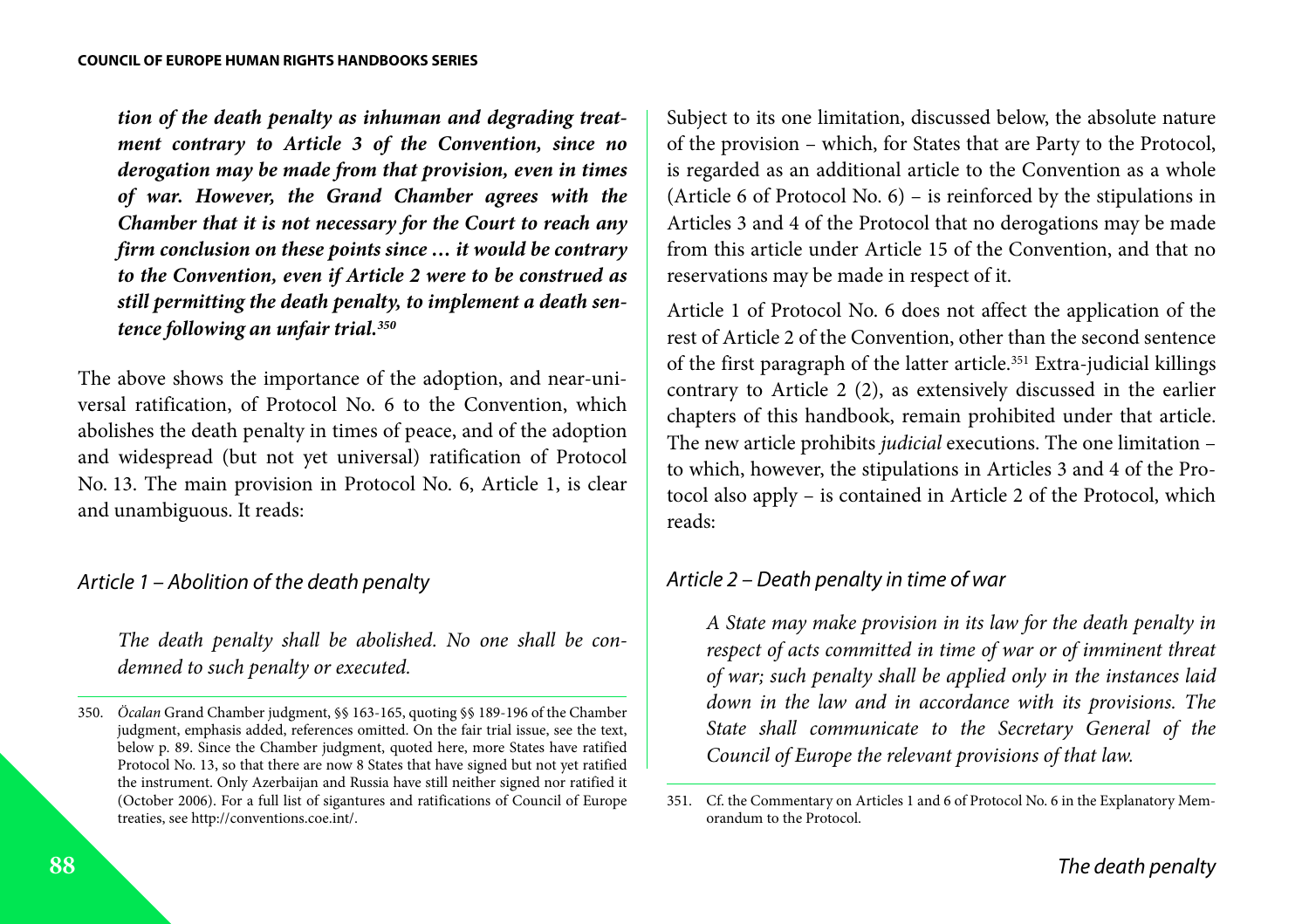***tion of the death penalty as inhuman and degrading treatment contrary to Article 3 of the Convention, since no derogation may be made from that provision, even in times of war. However, the Grand Chamber agrees with the Chamber that it is not necessary for the Court to reach any firm conclusion on these points since … it would be contrary to the Convention, even if Article 2 were to be construed as still permitting the death penalty, to implement a death sentence following an unfair trial.***[350]

The above shows the importance of the adoption, and near-universal ratification, of Protocol No. 6 to the Convention, which abolishes the death penalty in times of peace, and of the adoption and widespread (but not yet universal) ratification of Protocol No. 13. The main provision in Protocol No. 6, Article 1, is clear and unambiguous. It reads:

*Article 1 – Abolition of the death penalty*

> *The death penalty shall be abolished. No one shall be condemned to such penalty or executed.*

Subject to its one limitation, discussed below, the absolute nature of the provision – which, for States that are Party to the Protocol, is regarded as an additional article to the Convention as a whole (Article 6 of Protocol No. 6) – is reinforced by the stipulations in Articles 3 and 4 of the Protocol that no derogations may be made from this article under Article 15 of the Convention, and that no reservations may be made in respect of it.

Article 1 of Protocol No. 6 does not affect the application of the rest of Article 2 of the Convention, other than the second sentence of the first paragraph of the latter article.[351] Extra-judicial killings contrary to Article 2 (2), as extensively discussed in the earlier chapters of this handbook, remain prohibited under that article. The new article prohibits *judicial* executions. The one limitation – to which, however, the stipulations in Articles 3 and 4 of the Protocol also apply – is contained in Article 2 of the Protocol, which reads:

*Article 2 – Death penalty in time of war*

> *A State may make provision in its law for the death penalty in respect of acts committed in time of war or of imminent threat of war; such penalty shall be applied only in the instances laid down in the law and in accordance with its provisions. The State shall communicate to the Secretary General of the Council of Europe the relevant provisions of that law.*

---

350. *Öcalan* Grand Chamber judgment, §§ 163-165, quoting §§ 189-196 of the Chamber judgment, emphasis added, references omitted. On the fair trial issue, see the text, below p. 89. Since the Chamber judgment, quoted here, more States have ratified Protocol No. 13, so that there are now 8 States that have signed but not yet ratified the instrument. Only Azerbaijan and Russia have still neither signed nor ratified it (October 2006). For a full list of sigantures and ratifications of Council of Europe treaties, see http://conventions.coe.int/.

351. Cf. the Commentary on Articles 1 and 6 of Protocol No. 6 in the Explanatory Memorandum to the Protocol.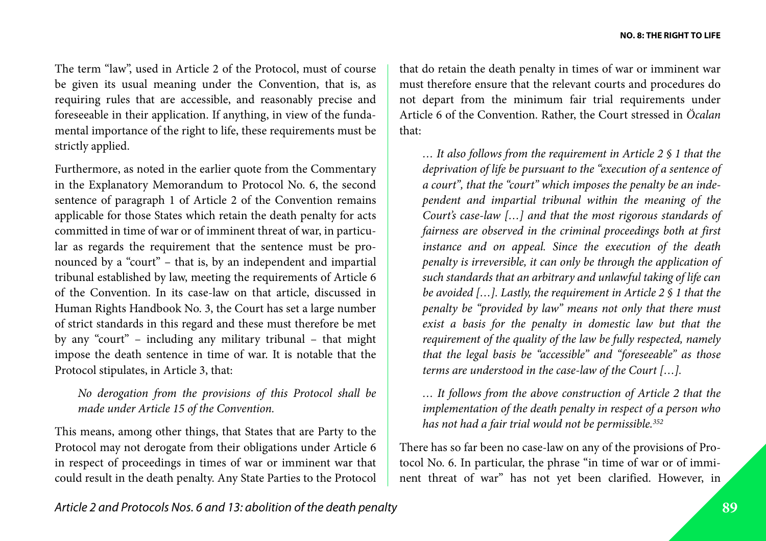The term "law", used in Article 2 of the Protocol, must of course be given its usual meaning under the Convention, that is, as requiring rules that are accessible, and reasonably precise and foreseeable in their application. If anything, in view of the fundamental importance of the right to life, these requirements must be strictly applied.

Furthermore, as noted in the earlier quote from the Commentary in the Explanatory Memorandum to Protocol No. 6, the second sentence of paragraph 1 of Article 2 of the Convention remains applicable for those States which retain the death penalty for acts committed in time of war or of imminent threat of war, in particular as regards the requirement that the sentence must be pronounced by a "court" – that is, by an independent and impartial tribunal established by law, meeting the requirements of Article 6 of the Convention. In its case-law on that article, discussed in Human Rights Handbook No. 3, the Court has set a large number of strict standards in this regard and these must therefore be met by any "court" – including any military tribunal – that might impose the death sentence in time of war. It is notable that the Protocol stipulates, in Article 3, that:

> *No derogation from the provisions of this Protocol shall be made under Article 15 of the Convention.*

This means, among other things, that States that are Party to the Protocol may not derogate from their obligations under Article 6 in respect of proceedings in times of war or imminent war that could result in the death penalty. Any State Parties to the Protocol that do retain the death penalty in times of war or imminent war must therefore ensure that the relevant courts and procedures do not depart from the minimum fair trial requirements under Article 6 of the Convention. Rather, the Court stressed in *Öcalan* that:

> *… It also follows from the requirement in Article 2 § 1 that the deprivation of life be pursuant to the "execution of a sentence of a court", that the "court" which imposes the penalty be an independent and impartial tribunal within the meaning of the Court's case-law […] and that the most rigorous standards of fairness are observed in the criminal proceedings both at first instance and on appeal. Since the execution of the death penalty is irreversible, it can only be through the application of such standards that an arbitrary and unlawful taking of life can be avoided […]. Lastly, the requirement in Article 2 § 1 that the penalty be "provided by law" means not only that there must exist a basis for the penalty in domestic law but that the requirement of the quality of the law be fully respected, namely that the legal basis be "accessible" and "foreseeable" as those terms are understood in the case-law of the Court […].*
>
> *… It follows from the above construction of Article 2 that the implementation of the death penalty in respect of a person who has not had a fair trial would not be permissible.*[352]

There has so far been no case-law on any of the provisions of Protocol No. 6. In particular, the phrase "in time of war or of imminent threat of war" has not yet been clarified. However, in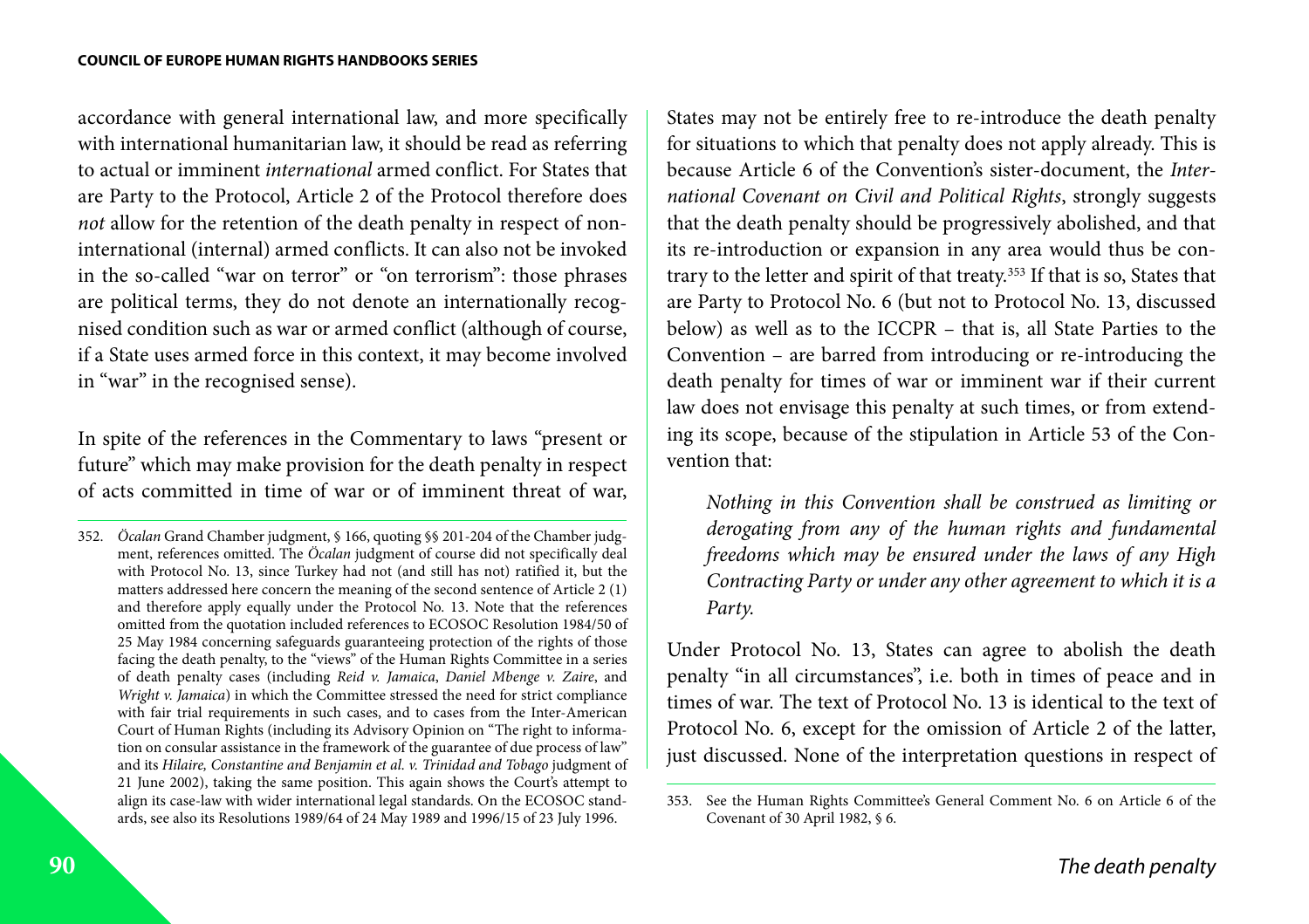accordance with general international law, and more specifically with international humanitarian law, it should be read as referring to actual or imminent *international* armed conflict. For States that are Party to the Protocol, Article 2 of the Protocol therefore does *not* allow for the retention of the death penalty in respect of non-international (internal) armed conflicts. It can also not be invoked in the so-called "war on terror" or "on terrorism": those phrases are political terms, they do not denote an internationally recognised condition such as war or armed conflict (although of course, if a State uses armed force in this context, it may become involved in "war" in the recognised sense).

In spite of the references in the Commentary to laws "present or future" which may make provision for the death penalty in respect of acts committed in time of war or of imminent threat of war, States may not be entirely free to re-introduce the death penalty for situations to which that penalty does not apply already. This is because Article 6 of the Convention's sister-document, the *International Covenant on Civil and Political Rights*, strongly suggests that the death penalty should be progressively abolished, and that its re-introduction or expansion in any area would thus be contrary to the letter and spirit of that treaty.[353] If that is so, States that are Party to Protocol No. 6 (but not to Protocol No. 13, discussed below) as well as to the ICCPR – that is, all State Parties to the Convention – are barred from introducing or re-introducing the death penalty for times of war or imminent war if their current law does not envisage this penalty at such times, or from extending its scope, because of the stipulation in Article 53 of the Convention that:

> *Nothing in this Convention shall be construed as limiting or derogating from any of the human rights and fundamental freedoms which may be ensured under the laws of any High Contracting Party or under any other agreement to which it is a Party.*

Under Protocol No. 13, States can agree to abolish the death penalty "in all circumstances", i.e. both in times of peace and in times of war. The text of Protocol No. 13 is identical to the text of Protocol No. 6, except for the omission of Article 2 of the latter, just discussed. None of the interpretation questions in respect of

---

352. *Öcalan* Grand Chamber judgment, § 166, quoting §§ 201-204 of the Chamber judgment, references omitted. The *Öcalan* judgment of course did not specifically deal with Protocol No. 13, since Turkey had not (and still has not) ratified it, but the matters addressed here concern the meaning of the second sentence of Article 2 (1) and therefore apply equally under the Protocol No. 13. Note that the references omitted from the quotation included references to ECOSOC Resolution 1984/50 of 25 May 1984 concerning safeguards guaranteeing protection of the rights of those facing the death penalty, to the "views" of the Human Rights Committee in a series of death penalty cases (including *Reid v. Jamaica*, *Daniel Mbenge v. Zaire*, and *Wright v. Jamaica*) in which the Committee stressed the need for strict compliance with fair trial requirements in such cases, and to cases from the Inter-American Court of Human Rights (including its Advisory Opinion on "The right to information on consular assistance in the framework of the guarantee of due process of law" and its *Hilaire, Constantine and Benjamin et al. v. Trinidad and Tobago* judgment of 21 June 2002), taking the same position. This again shows the Court's attempt to align its case-law with wider international legal standards. On the ECOSOC standards, see also its Resolutions 1989/64 of 24 May 1989 and 1996/15 of 23 July 1996.

353. See the Human Rights Committee's General Comment No. 6 on Article 6 of the Covenant of 30 April 1982, § 6.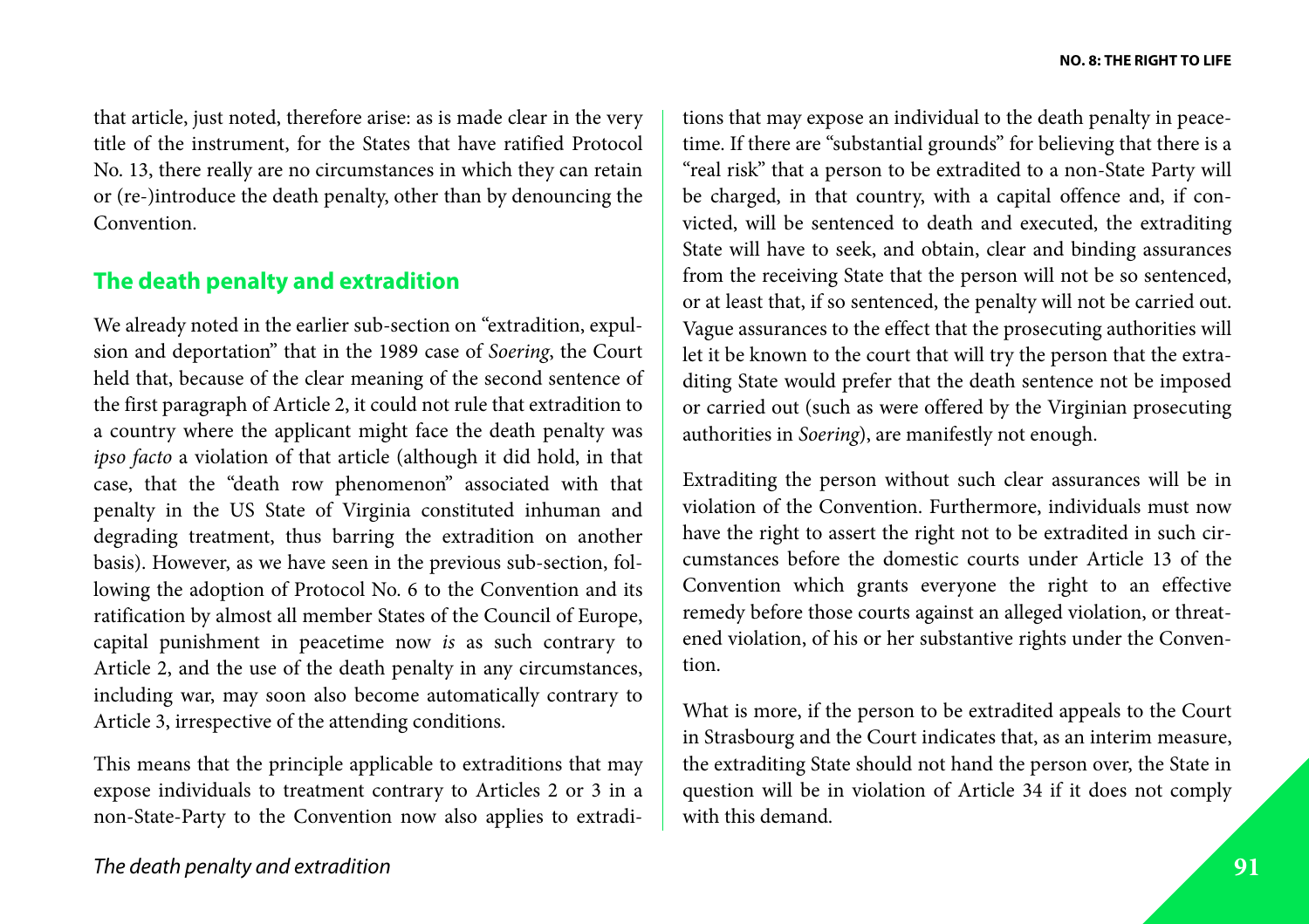that article, just noted, therefore arise: as is made clear in the very title of the instrument, for the States that have ratified Protocol No. 13, there really are no circumstances in which they can retain or (re-)introduce the death penalty, other than by denouncing the Convention.

## The death penalty and extradition

We already noted in the earlier sub-section on "extradition, expulsion and deportation" that in the 1989 case of *Soering*, the Court held that, because of the clear meaning of the second sentence of the first paragraph of Article 2, it could not rule that extradition to a country where the applicant might face the death penalty was *ipso facto* a violation of that article (although it did hold, in that case, that the "death row phenomenon" associated with that penalty in the US State of Virginia constituted inhuman and degrading treatment, thus barring the extradition on another basis). However, as we have seen in the previous sub-section, following the adoption of Protocol No. 6 to the Convention and its ratification by almost all member States of the Council of Europe, capital punishment in peacetime now *is* as such contrary to Article 2, and the use of the death penalty in any circumstances, including war, may soon also become automatically contrary to Article 3, irrespective of the attending conditions.

This means that the principle applicable to extraditions that may expose individuals to treatment contrary to Articles 2 or 3 in a non-State-Party to the Convention now also applies to extraditions that may expose an individual to the death penalty in peacetime. If there are "substantial grounds" for believing that there is a "real risk" that a person to be extradited to a non-State Party will be charged, in that country, with a capital offence and, if convicted, will be sentenced to death and executed, the extraditing State will have to seek, and obtain, clear and binding assurances from the receiving State that the person will not be so sentenced, or at least that, if so sentenced, the penalty will not be carried out. Vague assurances to the effect that the prosecuting authorities will let it be known to the court that will try the person that the extraditing State would prefer that the death sentence not be imposed or carried out (such as were offered by the Virginian prosecuting authorities in *Soering*), are manifestly not enough.

Extraditing the person without such clear assurances will be in violation of the Convention. Furthermore, individuals must now have the right to assert the right not to be extradited in such circumstances before the domestic courts under Article 13 of the Convention which grants everyone the right to an effective remedy before those courts against an alleged violation, or threatened violation, of his or her substantive rights under the Convention.

What is more, if the person to be extradited appeals to the Court in Strasbourg and the Court indicates that, as an interim measure, the extraditing State should not hand the person over, the State in question will be in violation of Article 34 if it does not comply with this demand.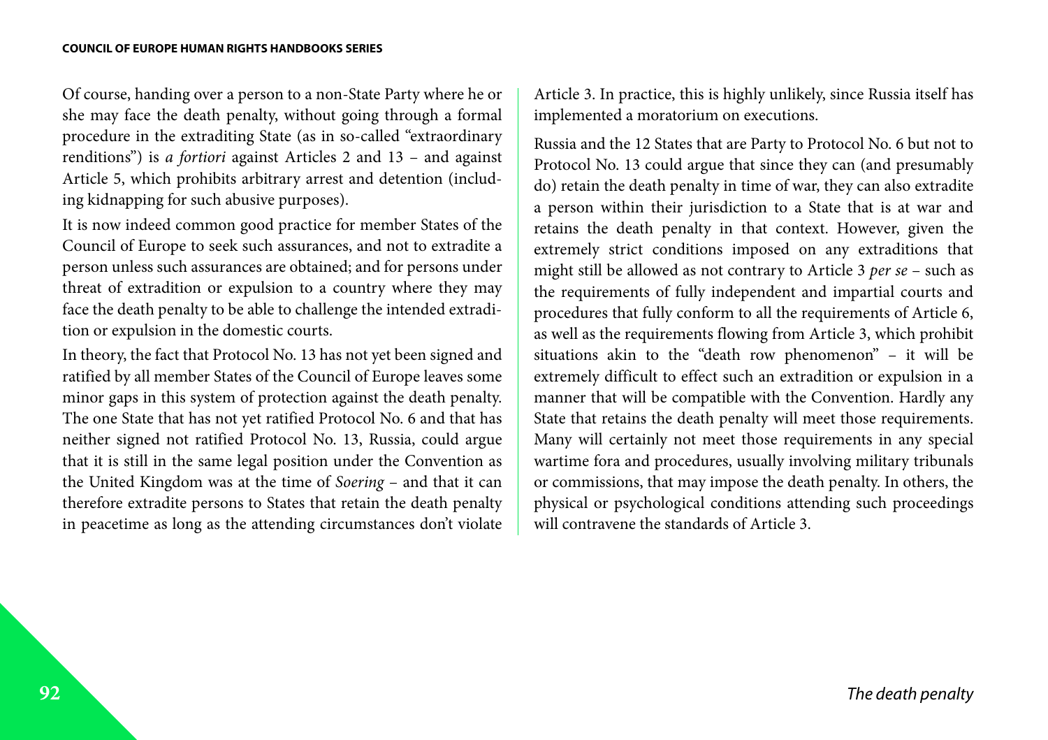Of course, handing over a person to a non-State Party where he or she may face the death penalty, without going through a formal procedure in the extraditing State (as in so-called "extraordinary renditions") is *a fortiori* against Articles 2 and 13 – and against Article 5, which prohibits arbitrary arrest and detention (including kidnapping for such abusive purposes).

It is now indeed common good practice for member States of the Council of Europe to seek such assurances, and not to extradite a person unless such assurances are obtained; and for persons under threat of extradition or expulsion to a country where they may face the death penalty to be able to challenge the intended extradition or expulsion in the domestic courts.

In theory, the fact that Protocol No. 13 has not yet been signed and ratified by all member States of the Council of Europe leaves some minor gaps in this system of protection against the death penalty. The one State that has not yet ratified Protocol No. 6 and that has neither signed not ratified Protocol No. 13, Russia, could argue that it is still in the same legal position under the Convention as the United Kingdom was at the time of *Soering* – and that it can therefore extradite persons to States that retain the death penalty in peacetime as long as the attending circumstances don't violate Article 3. In practice, this is highly unlikely, since Russia itself has implemented a moratorium on executions.

Russia and the 12 States that are Party to Protocol No. 6 but not to Protocol No. 13 could argue that since they can (and presumably do) retain the death penalty in time of war, they can also extradite a person within their jurisdiction to a State that is at war and retains the death penalty in that context. However, given the extremely strict conditions imposed on any extraditions that might still be allowed as not contrary to Article 3 *per se* – such as the requirements of fully independent and impartial courts and procedures that fully conform to all the requirements of Article 6, as well as the requirements flowing from Article 3, which prohibit situations akin to the "death row phenomenon" – it will be extremely difficult to effect such an extradition or expulsion in a manner that will be compatible with the Convention. Hardly any State that retains the death penalty will meet those requirements. Many will certainly not meet those requirements in any special wartime fora and procedures, usually involving military tribunals or commissions, that may impose the death penalty. In others, the physical or psychological conditions attending such proceedings will contravene the standards of Article 3.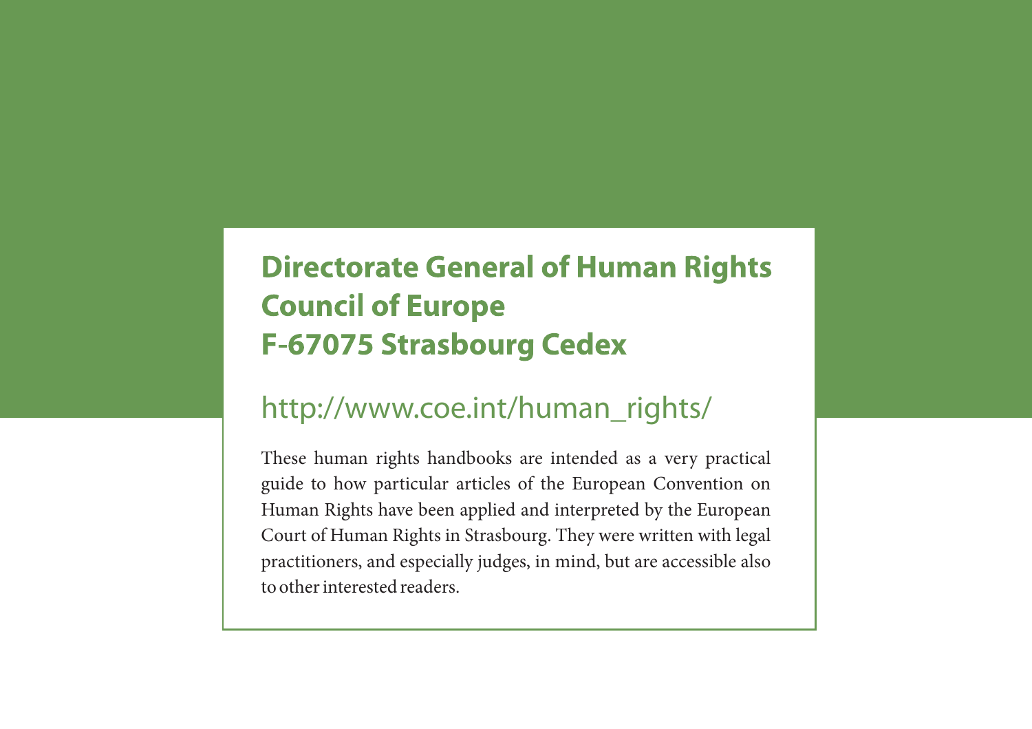**Directorate General of Human Rights**
**Council of Europe**
**F-67075 Strasbourg Cedex**

http://www.coe.int/human_rights/

These human rights handbooks are intended as a very practical guide to how particular articles of the European Convention on Human Rights have been applied and interpreted by the European Court of Human Rights in Strasbourg. They were written with legal practitioners, and especially judges, in mind, but are accessible also to other interested readers.